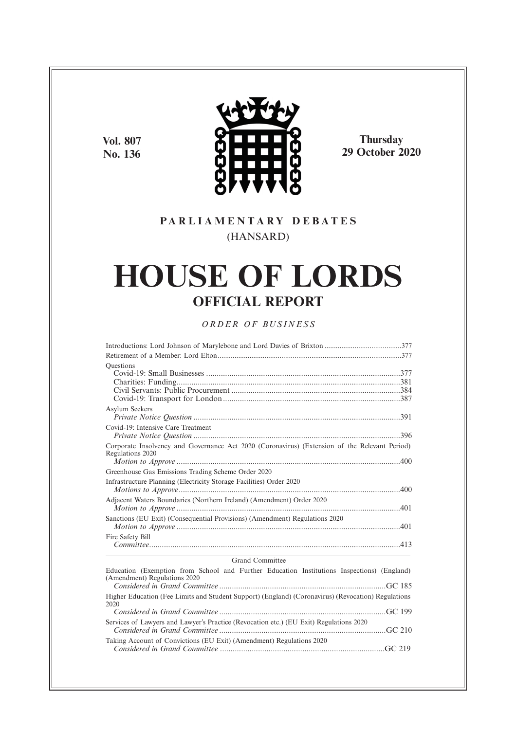**Vol. 807**
**No. 136**

**Thursday**
**29 October 2020**

**PARLIAMENTARY DEBATES**

(HANSARD)

# HOUSE OF LORDS

## OFFICIAL REPORT

*ORDER OF BUSINESS*

Introductions: Lord Johnson of Marylebone and Lord Davies of Brixton ....................377

Retirement of a Member: Lord Elton ....................377

Questions

Covid-19: Small Businesses ....................377

Charities: Funding ....................381

Civil Servants: Public Procurement ....................384

Covid-19: Transport for London ....................387

Asylum Seekers

*Private Notice Question* ....................391

Covid-19: Intensive Care Treatment

*Private Notice Question* ....................396

Corporate Insolvency and Governance Act 2020 (Coronavirus) (Extension of the Relevant Period) Regulations 2020

*Motion to Approve* ....................400

Greenhouse Gas Emissions Trading Scheme Order 2020

Infrastructure Planning (Electricity Storage Facilities) Order 2020

*Motions to Approve* ....................400

Adjacent Waters Boundaries (Northern Ireland) (Amendment) Order 2020

*Motion to Approve* ....................401

Sanctions (EU Exit) (Consequential Provisions) (Amendment) Regulations 2020

*Motion to Approve* ....................401

Fire Safety Bill

*Committee* ....................413

---

Grand Committee

Education (Exemption from School and Further Education Institutions Inspections) (England) (Amendment) Regulations 2020

*Considered in Grand Committee* ....................GC 185

Higher Education (Fee Limits and Student Support) (England) (Coronavirus) (Revocation) Regulations 2020

*Considered in Grand Committee* ....................GC 199

Services of Lawyers and Lawyer's Practice (Revocation etc.) (EU Exit) Regulations 2020

*Considered in Grand Committee* ....................GC 210

Taking Account of Convictions (EU Exit) (Amendment) Regulations 2020

*Considered in Grand Committee* ....................GC 219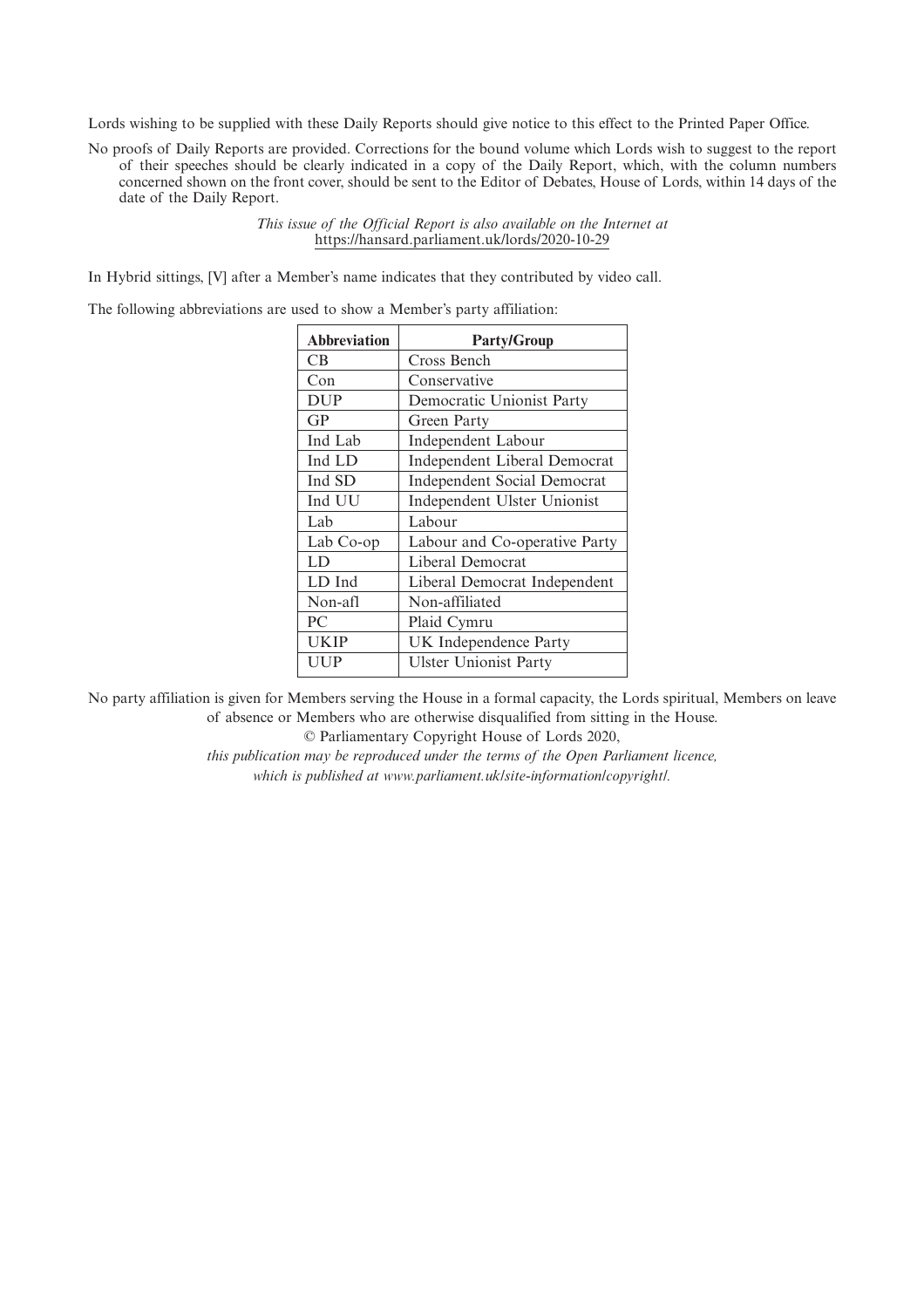Lords wishing to be supplied with these Daily Reports should give notice to this effect to the Printed Paper Office.

No proofs of Daily Reports are provided. Corrections for the bound volume which Lords wish to suggest to the report of their speeches should be clearly indicated in a copy of the Daily Report, which, with the column numbers concerned shown on the front cover, should be sent to the Editor of Debates, House of Lords, within 14 days of the date of the Daily Report.

*This issue of the Official Report is also available on the Internet at* https://hansard.parliament.uk/lords/2020-10-29

In Hybrid sittings, [V] after a Member's name indicates that they contributed by video call.

The following abbreviations are used to show a Member's party affiliation:

| Abbreviation | Party/Group |
| --- | --- |
| CB | Cross Bench |
| Con | Conservative |
| DUP | Democratic Unionist Party |
| GP | Green Party |
| Ind Lab | Independent Labour |
| Ind LD | Independent Liberal Democrat |
| Ind SD | Independent Social Democrat |
| Ind UU | Independent Ulster Unionist |
| Lab | Labour |
| Lab Co-op | Labour and Co-operative Party |
| LD | Liberal Democrat |
| LD Ind | Liberal Democrat Independent |
| Non-afl | Non-affiliated |
| PC | Plaid Cymru |
| UKIP | UK Independence Party |
| UUP | Ulster Unionist Party |

No party affiliation is given for Members serving the House in a formal capacity, the Lords spiritual, Members on leave of absence or Members who are otherwise disqualified from sitting in the House.

© Parliamentary Copyright House of Lords 2020,

*this publication may be reproduced under the terms of the Open Parliament licence, which is published at www.parliament.uk/site-information/copyright/.*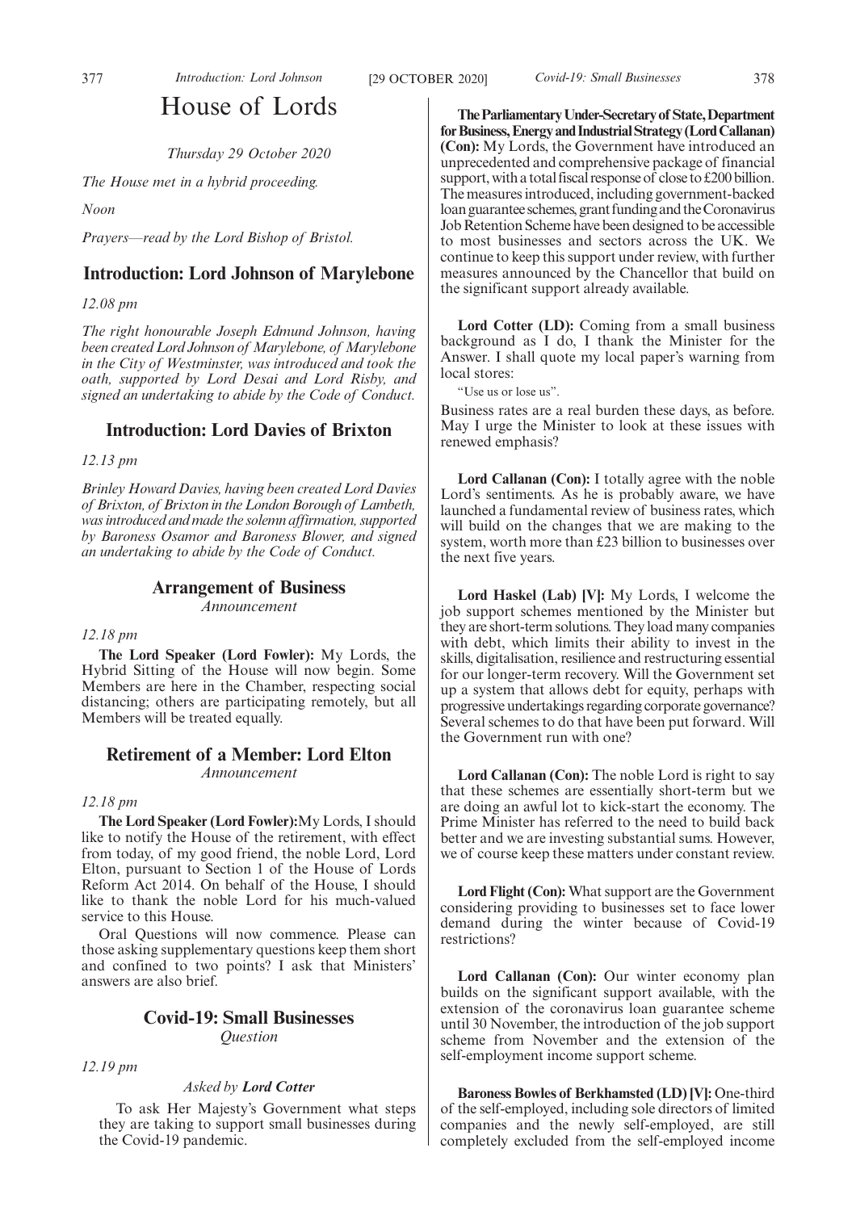# House of Lords

*Thursday 29 October 2020*

*The House met in a hybrid proceeding.*

*Noon*

*Prayers—read by the Lord Bishop of Bristol.*

## Introduction: Lord Johnson of Marylebone

*12.08 pm*

*The right honourable Joseph Edmund Johnson, having been created Lord Johnson of Marylebone, of Marylebone in the City of Westminster, was introduced and took the oath, supported by Lord Desai and Lord Risby, and signed an undertaking to abide by the Code of Conduct.*

## Introduction: Lord Davies of Brixton

*12.13 pm*

*Brinley Howard Davies, having been created Lord Davies of Brixton, of Brixton in the London Borough of Lambeth, was introduced and made the solemn affirmation, supported by Baroness Osamor and Baroness Blower, and signed an undertaking to abide by the Code of Conduct.*

## Arrangement of Business

*Announcement*

*12.18 pm*

**The Lord Speaker (Lord Fowler):** My Lords, the Hybrid Sitting of the House will now begin. Some Members are here in the Chamber, respecting social distancing; others are participating remotely, but all Members will be treated equally.

## Retirement of a Member: Lord Elton

*Announcement*

*12.18 pm*

**The Lord Speaker (Lord Fowler):** My Lords, I should like to notify the House of the retirement, with effect from today, of my good friend, the noble Lord, Lord Elton, pursuant to Section 1 of the House of Lords Reform Act 2014. On behalf of the House, I should like to thank the noble Lord for his much-valued service to this House.

Oral Questions will now commence. Please can those asking supplementary questions keep them short and confined to two points? I ask that Ministers' answers are also brief.

## Covid-19: Small Businesses

*Question*

*12.19 pm*

*Asked by **Lord Cotter***

To ask Her Majesty's Government what steps they are taking to support small businesses during the Covid-19 pandemic.

**The Parliamentary Under-Secretary of State, Department for Business, Energy and Industrial Strategy (Lord Callanan) (Con):** My Lords, the Government have introduced an unprecedented and comprehensive package of financial support, with a total fiscal response of close to £200 billion. The measures introduced, including government-backed loan guarantee schemes, grant funding and the Coronavirus Job Retention Scheme have been designed to be accessible to most businesses and sectors across the UK. We continue to keep this support under review, with further measures announced by the Chancellor that build on the significant support already available.

**Lord Cotter (LD):** Coming from a small business background as I do, I thank the Minister for the Answer. I shall quote my local paper's warning from local stores:

"Use us or lose us".

Business rates are a real burden these days, as before. May I urge the Minister to look at these issues with renewed emphasis?

**Lord Callanan (Con):** I totally agree with the noble Lord's sentiments. As he is probably aware, we have launched a fundamental review of business rates, which will build on the changes that we are making to the system, worth more than £23 billion to businesses over the next five years.

**Lord Haskel (Lab) [V]:** My Lords, I welcome the job support schemes mentioned by the Minister but they are short-term solutions. They load many companies with debt, which limits their ability to invest in the skills, digitalisation, resilience and restructuring essential for our longer-term recovery. Will the Government set up a system that allows debt for equity, perhaps with progressive undertakings regarding corporate governance? Several schemes to do that have been put forward. Will the Government run with one?

**Lord Callanan (Con):** The noble Lord is right to say that these schemes are essentially short-term but we are doing an awful lot to kick-start the economy. The Prime Minister has referred to the need to build back better and we are investing substantial sums. However, we of course keep these matters under constant review.

**Lord Flight (Con):** What support are the Government considering providing to businesses set to face lower demand during the winter because of Covid-19 restrictions?

**Lord Callanan (Con):** Our winter economy plan builds on the significant support available, with the extension of the coronavirus loan guarantee scheme until 30 November, the introduction of the job support scheme from November and the extension of the self-employment income support scheme.

**Baroness Bowles of Berkhamsted (LD) [V]:** One-third of the self-employed, including sole directors of limited companies and the newly self-employed, are still completely excluded from the self-employed income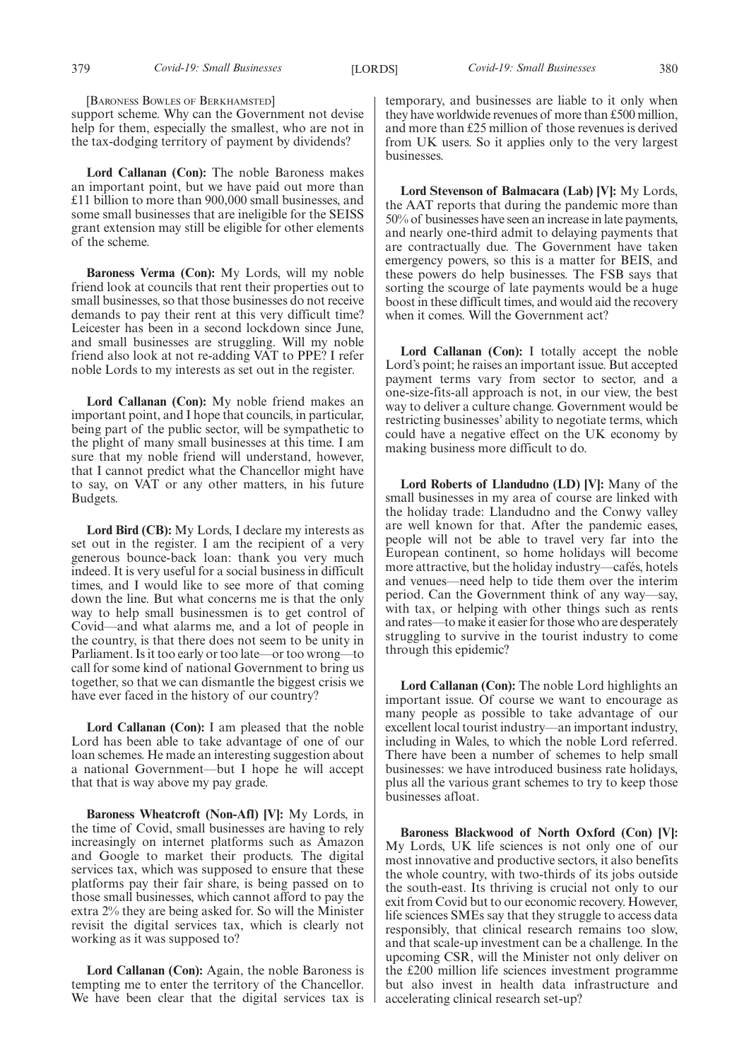[Baroness Bowles of Berkhamsted]

support scheme. Why can the Government not devise help for them, especially the smallest, who are not in the tax-dodging territory of payment by dividends?

**Lord Callanan (Con):** The noble Baroness makes an important point, but we have paid out more than £11 billion to more than 900,000 small businesses, and some small businesses that are ineligible for the SEISS grant extension may still be eligible for other elements of the scheme.

**Baroness Verma (Con):** My Lords, will my noble friend look at councils that rent their properties out to small businesses, so that those businesses do not receive demands to pay their rent at this very difficult time? Leicester has been in a second lockdown since June, and small businesses are struggling. Will my noble friend also look at not re-adding VAT to PPE? I refer noble Lords to my interests as set out in the register.

**Lord Callanan (Con):** My noble friend makes an important point, and I hope that councils, in particular, being part of the public sector, will be sympathetic to the plight of many small businesses at this time. I am sure that my noble friend will understand, however, that I cannot predict what the Chancellor might have to say, on VAT or any other matters, in his future Budgets.

**Lord Bird (CB):** My Lords, I declare my interests as set out in the register. I am the recipient of a very generous bounce-back loan: thank you very much indeed. It is very useful for a social business in difficult times, and I would like to see more of that coming down the line. But what concerns me is that the only way to help small businessmen is to get control of Covid—and what alarms me, and a lot of people in the country, is that there does not seem to be unity in Parliament. Is it too early or too late—or too wrong—to call for some kind of national Government to bring us together, so that we can dismantle the biggest crisis we have ever faced in the history of our country?

**Lord Callanan (Con):** I am pleased that the noble Lord has been able to take advantage of one of our loan schemes. He made an interesting suggestion about a national Government—but I hope he will accept that that is way above my pay grade.

**Baroness Wheatcroft (Non-Afl) [V]:** My Lords, in the time of Covid, small businesses are having to rely increasingly on internet platforms such as Amazon and Google to market their products. The digital services tax, which was supposed to ensure that these platforms pay their fair share, is being passed on to those small businesses, which cannot afford to pay the extra 2% they are being asked for. So will the Minister revisit the digital services tax, which is clearly not working as it was supposed to?

**Lord Callanan (Con):** Again, the noble Baroness is tempting me to enter the territory of the Chancellor. We have been clear that the digital services tax is temporary, and businesses are liable to it only when they have worldwide revenues of more than £500 million, and more than £25 million of those revenues is derived from UK users. So it applies only to the very largest businesses.

**Lord Stevenson of Balmacara (Lab) [V]:** My Lords, the AAT reports that during the pandemic more than 50% of businesses have seen an increase in late payments, and nearly one-third admit to delaying payments that are contractually due. The Government have taken emergency powers, so this is a matter for BEIS, and these powers do help businesses. The FSB says that sorting the scourge of late payments would be a huge boost in these difficult times, and would aid the recovery when it comes. Will the Government act?

**Lord Callanan (Con):** I totally accept the noble Lord's point; he raises an important issue. But accepted payment terms vary from sector to sector, and a one-size-fits-all approach is not, in our view, the best way to deliver a culture change. Government would be restricting businesses' ability to negotiate terms, which could have a negative effect on the UK economy by making business more difficult to do.

**Lord Roberts of Llandudno (LD) [V]:** Many of the small businesses in my area of course are linked with the holiday trade: Llandudno and the Conwy valley are well known for that. After the pandemic eases, people will not be able to travel very far into the European continent, so home holidays will become more attractive, but the holiday industry—cafés, hotels and venues—need help to tide them over the interim period. Can the Government think of any way—say, with tax, or helping with other things such as rents and rates—to make it easier for those who are desperately struggling to survive in the tourist industry to come through this epidemic?

**Lord Callanan (Con):** The noble Lord highlights an important issue. Of course we want to encourage as many people as possible to take advantage of our excellent local tourist industry—an important industry, including in Wales, to which the noble Lord referred. There have been a number of schemes to help small businesses: we have introduced business rate holidays, plus all the various grant schemes to try to keep those businesses afloat.

**Baroness Blackwood of North Oxford (Con) [V]:** My Lords, UK life sciences is not only one of our most innovative and productive sectors, it also benefits the whole country, with two-thirds of its jobs outside the south-east. Its thriving is crucial not only to our exit from Covid but to our economic recovery. However, life sciences SMEs say that they struggle to access data responsibly, that clinical research remains too slow, and that scale-up investment can be a challenge. In the upcoming CSR, will the Minister not only deliver on the £200 million life sciences investment programme but also invest in health data infrastructure and accelerating clinical research set-up?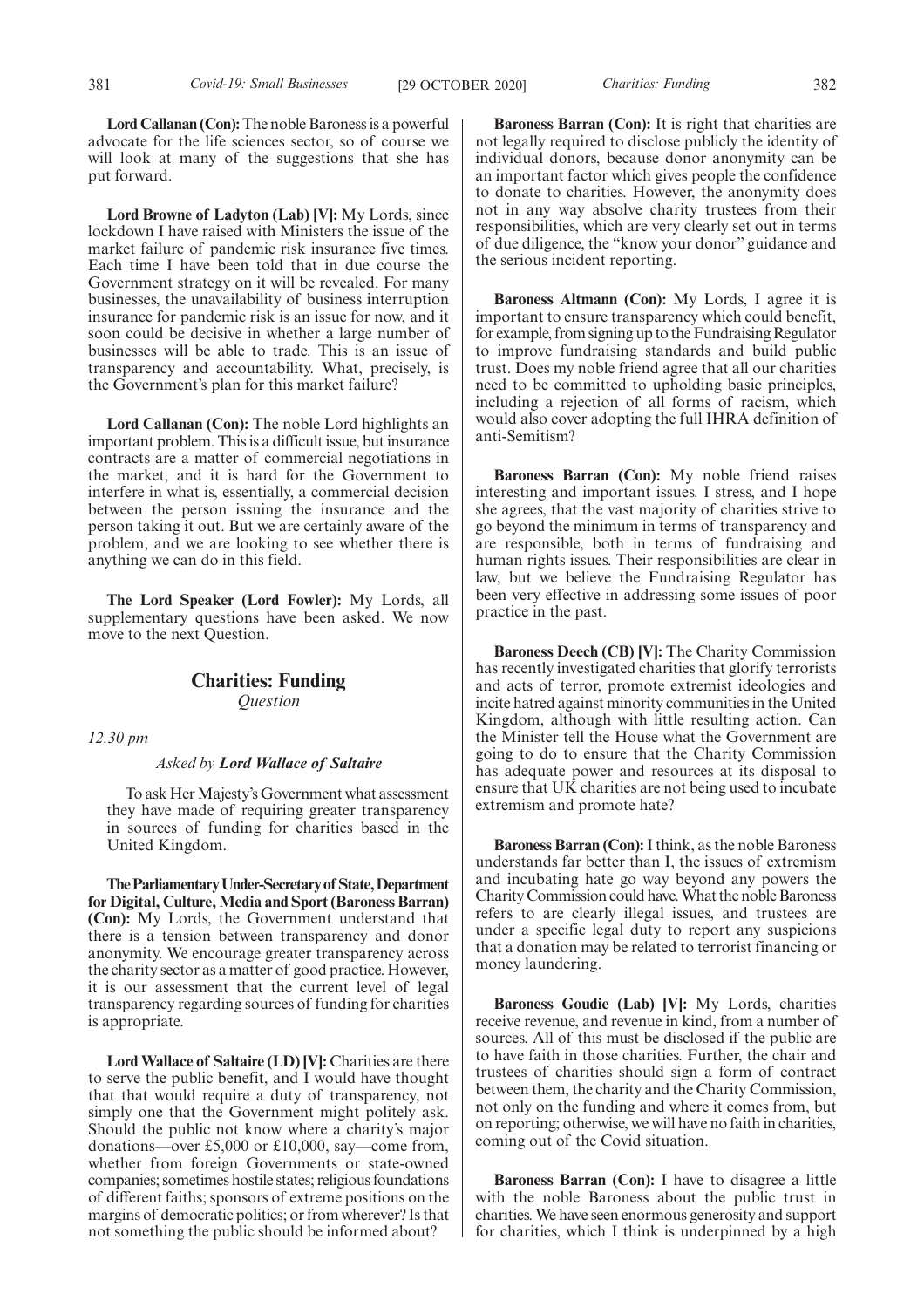**Lord Callanan (Con):** The noble Baroness is a powerful advocate for the life sciences sector, so of course we will look at many of the suggestions that she has put forward.

**Lord Browne of Ladyton (Lab) [V]:** My Lords, since lockdown I have raised with Ministers the issue of the market failure of pandemic risk insurance five times. Each time I have been told that in due course the Government strategy on it will be revealed. For many businesses, the unavailability of business interruption insurance for pandemic risk is an issue for now, and it soon could be decisive in whether a large number of businesses will be able to trade. This is an issue of transparency and accountability. What, precisely, is the Government's plan for this market failure?

**Lord Callanan (Con):** The noble Lord highlights an important problem. This is a difficult issue, but insurance contracts are a matter of commercial negotiations in the market, and it is hard for the Government to interfere in what is, essentially, a commercial decision between the person issuing the insurance and the person taking it out. But we are certainly aware of the problem, and we are looking to see whether there is anything we can do in this field.

**The Lord Speaker (Lord Fowler):** My Lords, all supplementary questions have been asked. We now move to the next Question.

## Charities: Funding

*Question*

*12.30 pm*

*Asked by* ***Lord Wallace of Saltaire***

To ask Her Majesty's Government what assessment they have made of requiring greater transparency in sources of funding for charities based in the United Kingdom.

**The Parliamentary Under-Secretary of State, Department for Digital, Culture, Media and Sport (Baroness Barran) (Con):** My Lords, the Government understand that there is a tension between transparency and donor anonymity. We encourage greater transparency across the charity sector as a matter of good practice. However, it is our assessment that the current level of legal transparency regarding sources of funding for charities is appropriate.

**Lord Wallace of Saltaire (LD) [V]:** Charities are there to serve the public benefit, and I would have thought that that would require a duty of transparency, not simply one that the Government might politely ask. Should the public not know where a charity's major donations—over £5,000 or £10,000, say—come from, whether from foreign Governments or state-owned companies; sometimes hostile states; religious foundations of different faiths; sponsors of extreme positions on the margins of democratic politics; or from wherever? Is that not something the public should be informed about?

**Baroness Barran (Con):** It is right that charities are not legally required to disclose publicly the identity of individual donors, because donor anonymity can be an important factor which gives people the confidence to donate to charities. However, the anonymity does not in any way absolve charity trustees from their responsibilities, which are very clearly set out in terms of due diligence, the "know your donor" guidance and the serious incident reporting.

**Baroness Altmann (Con):** My Lords, I agree it is important to ensure transparency which could benefit, for example, from signing up to the Fundraising Regulator to improve fundraising standards and build public trust. Does my noble friend agree that all our charities need to be committed to upholding basic principles, including a rejection of all forms of racism, which would also cover adopting the full IHRA definition of anti-Semitism?

**Baroness Barran (Con):** My noble friend raises interesting and important issues. I stress, and I hope she agrees, that the vast majority of charities strive to go beyond the minimum in terms of transparency and are responsible, both in terms of fundraising and human rights issues. Their responsibilities are clear in law, but we believe the Fundraising Regulator has been very effective in addressing some issues of poor practice in the past.

**Baroness Deech (CB) [V]:** The Charity Commission has recently investigated charities that glorify terrorists and acts of terror, promote extremist ideologies and incite hatred against minority communities in the United Kingdom, although with little resulting action. Can the Minister tell the House what the Government are going to do to ensure that the Charity Commission has adequate power and resources at its disposal to ensure that UK charities are not being used to incubate extremism and promote hate?

**Baroness Barran (Con):** I think, as the noble Baroness understands far better than I, the issues of extremism and incubating hate go way beyond any powers the Charity Commission could have. What the noble Baroness refers to are clearly illegal issues, and trustees are under a specific legal duty to report any suspicions that a donation may be related to terrorist financing or money laundering.

**Baroness Goudie (Lab) [V]:** My Lords, charities receive revenue, and revenue in kind, from a number of sources. All of this must be disclosed if the public are to have faith in those charities. Further, the chair and trustees of charities should sign a form of contract between them, the charity and the Charity Commission, not only on the funding and where it comes from, but on reporting; otherwise, we will have no faith in charities, coming out of the Covid situation.

**Baroness Barran (Con):** I have to disagree a little with the noble Baroness about the public trust in charities. We have seen enormous generosity and support for charities, which I think is underpinned by a high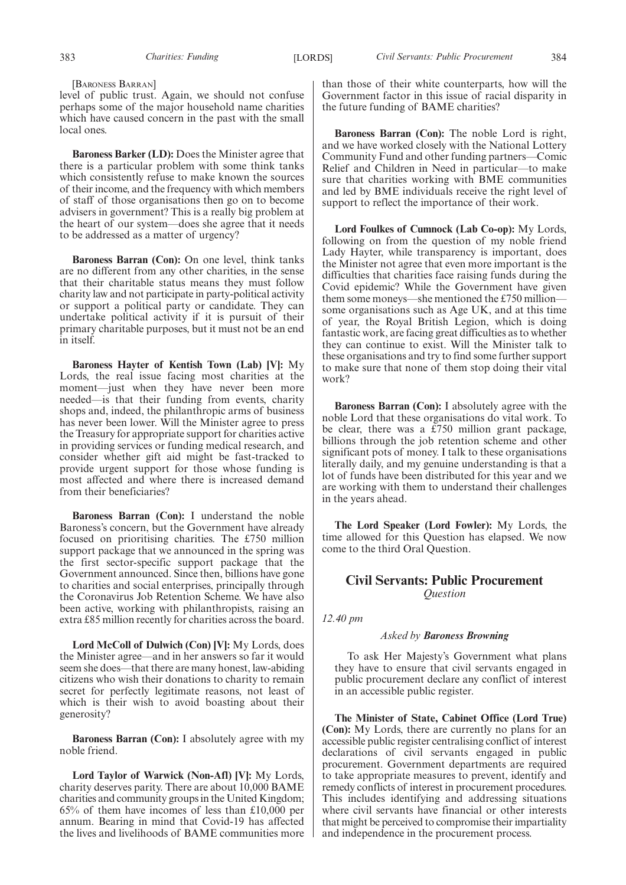[Baroness Barran]

level of public trust. Again, we should not confuse perhaps some of the major household name charities which have caused concern in the past with the small local ones.

**Baroness Barker (LD):** Does the Minister agree that there is a particular problem with some think tanks which consistently refuse to make known the sources of their income, and the frequency with which members of staff of those organisations then go on to become advisers in government? This is a really big problem at the heart of our system—does she agree that it needs to be addressed as a matter of urgency?

**Baroness Barran (Con):** On one level, think tanks are no different from any other charities, in the sense that their charitable status means they must follow charity law and not participate in party-political activity or support a political party or candidate. They can undertake political activity if it is pursuit of their primary charitable purposes, but it must not be an end in itself.

**Baroness Hayter of Kentish Town (Lab) [V]:** My Lords, the real issue facing most charities at the moment—just when they have never been more needed—is that their funding from events, charity shops and, indeed, the philanthropic arms of business has never been lower. Will the Minister agree to press the Treasury for appropriate support for charities active in providing services or funding medical research, and consider whether gift aid might be fast-tracked to provide urgent support for those whose funding is most affected and where there is increased demand from their beneficiaries?

**Baroness Barran (Con):** I understand the noble Baroness's concern, but the Government have already focused on prioritising charities. The £750 million support package that we announced in the spring was the first sector-specific support package that the Government announced. Since then, billions have gone to charities and social enterprises, principally through the Coronavirus Job Retention Scheme. We have also been active, working with philanthropists, raising an extra £85 million recently for charities across the board.

**Lord McColl of Dulwich (Con) [V]:** My Lords, does the Minister agree—and in her answers so far it would seem she does—that there are many honest, law-abiding citizens who wish their donations to charity to remain secret for perfectly legitimate reasons, not least of which is their wish to avoid boasting about their generosity?

**Baroness Barran (Con):** I absolutely agree with my noble friend.

**Lord Taylor of Warwick (Non-Afl) [V]:** My Lords, charity deserves parity. There are about 10,000 BAME charities and community groups in the United Kingdom; 65% of them have incomes of less than £10,000 per annum. Bearing in mind that Covid-19 has affected the lives and livelihoods of BAME communities more than those of their white counterparts, how will the Government factor in this issue of racial disparity in the future funding of BAME charities?

**Baroness Barran (Con):** The noble Lord is right, and we have worked closely with the National Lottery Community Fund and other funding partners—Comic Relief and Children in Need in particular—to make sure that charities working with BME communities and led by BME individuals receive the right level of support to reflect the importance of their work.

**Lord Foulkes of Cumnock (Lab Co-op):** My Lords, following on from the question of my noble friend Lady Hayter, while transparency is important, does the Minister not agree that even more important is the difficulties that charities face raising funds during the Covid epidemic? While the Government have given them some moneys—she mentioned the £750 million—some organisations such as Age UK, and at this time of year, the Royal British Legion, which is doing fantastic work, are facing great difficulties as to whether they can continue to exist. Will the Minister talk to these organisations and try to find some further support to make sure that none of them stop doing their vital work?

**Baroness Barran (Con):** I absolutely agree with the noble Lord that these organisations do vital work. To be clear, there was a £750 million grant package, billions through the job retention scheme and other significant pots of money. I talk to these organisations literally daily, and my genuine understanding is that a lot of funds have been distributed for this year and we are working with them to understand their challenges in the years ahead.

**The Lord Speaker (Lord Fowler):** My Lords, the time allowed for this Question has elapsed. We now come to the third Oral Question.

## Civil Servants: Public Procurement
*Question*

*12.40 pm*

*Asked by* ***Baroness Browning***

To ask Her Majesty's Government what plans they have to ensure that civil servants engaged in public procurement declare any conflict of interest in an accessible public register.

**The Minister of State, Cabinet Office (Lord True) (Con):** My Lords, there are currently no plans for an accessible public register centralising conflict of interest declarations of civil servants engaged in public procurement. Government departments are required to take appropriate measures to prevent, identify and remedy conflicts of interest in procurement procedures. This includes identifying and addressing situations where civil servants have financial or other interests that might be perceived to compromise their impartiality and independence in the procurement process.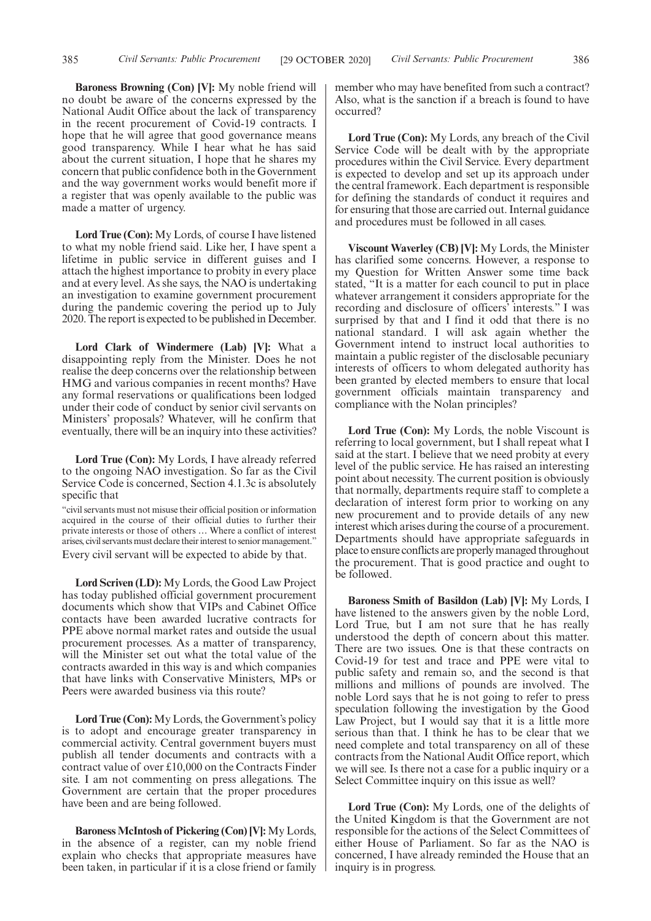**Baroness Browning (Con) [V]:** My noble friend will no doubt be aware of the concerns expressed by the National Audit Office about the lack of transparency in the recent procurement of Covid-19 contracts. I hope that he will agree that good governance means good transparency. While I hear what he has said about the current situation, I hope that he shares my concern that public confidence both in the Government and the way government works would benefit more if a register that was openly available to the public was made a matter of urgency.

**Lord True (Con):** My Lords, of course I have listened to what my noble friend said. Like her, I have spent a lifetime in public service in different guises and I attach the highest importance to probity in every place and at every level. As she says, the NAO is undertaking an investigation to examine government procurement during the pandemic covering the period up to July 2020. The report is expected to be published in December.

**Lord Clark of Windermere (Lab) [V]:** What a disappointing reply from the Minister. Does he not realise the deep concerns over the relationship between HMG and various companies in recent months? Have any formal reservations or qualifications been lodged under their code of conduct by senior civil servants on Ministers' proposals? Whatever, will he confirm that eventually, there will be an inquiry into these activities?

**Lord True (Con):** My Lords, I have already referred to the ongoing NAO investigation. So far as the Civil Service Code is concerned, Section 4.1.3c is absolutely specific that

"civil servants must not misuse their official position or information acquired in the course of their official duties to further their private interests or those of others … Where a conflict of interest arises, civil servants must declare their interest to senior management."

Every civil servant will be expected to abide by that.

**Lord Scriven (LD):** My Lords, the Good Law Project has today published official government procurement documents which show that VIPs and Cabinet Office contacts have been awarded lucrative contracts for PPE above normal market rates and outside the usual procurement processes. As a matter of transparency, will the Minister set out what the total value of the contracts awarded in this way is and which companies that have links with Conservative Ministers, MPs or Peers were awarded business via this route?

**Lord True (Con):** My Lords, the Government's policy is to adopt and encourage greater transparency in commercial activity. Central government buyers must publish all tender documents and contracts with a contract value of over £10,000 on the Contracts Finder site. I am not commenting on press allegations. The Government are certain that the proper procedures have been and are being followed.

**Baroness McIntosh of Pickering (Con) [V]:** My Lords, in the absence of a register, can my noble friend explain who checks that appropriate measures have been taken, in particular if it is a close friend or family member who may have benefited from such a contract? Also, what is the sanction if a breach is found to have occurred?

**Lord True (Con):** My Lords, any breach of the Civil Service Code will be dealt with by the appropriate procedures within the Civil Service. Every department is expected to develop and set up its approach under the central framework. Each department is responsible for defining the standards of conduct it requires and for ensuring that those are carried out. Internal guidance and procedures must be followed in all cases.

**Viscount Waverley (CB) [V]:** My Lords, the Minister has clarified some concerns. However, a response to my Question for Written Answer some time back stated, "It is a matter for each council to put in place whatever arrangement it considers appropriate for the recording and disclosure of officers' interests." I was surprised by that and I find it odd that there is no national standard. I will ask again whether the Government intend to instruct local authorities to maintain a public register of the disclosable pecuniary interests of officers to whom delegated authority has been granted by elected members to ensure that local government officials maintain transparency and compliance with the Nolan principles?

**Lord True (Con):** My Lords, the noble Viscount is referring to local government, but I shall repeat what I said at the start. I believe that we need probity at every level of the public service. He has raised an interesting point about necessity. The current position is obviously that normally, departments require staff to complete a declaration of interest form prior to working on any new procurement and to provide details of any new interest which arises during the course of a procurement. Departments should have appropriate safeguards in place to ensure conflicts are properly managed throughout the procurement. That is good practice and ought to be followed.

**Baroness Smith of Basildon (Lab) [V]:** My Lords, I have listened to the answers given by the noble Lord, Lord True, but I am not sure that he has really understood the depth of concern about this matter. There are two issues. One is that these contracts on Covid-19 for test and trace and PPE were vital to public safety and remain so, and the second is that millions and millions of pounds are involved. The noble Lord says that he is not going to refer to press speculation following the investigation by the Good Law Project, but I would say that it is a little more serious than that. I think he has to be clear that we need complete and total transparency on all of these contracts from the National Audit Office report, which we will see. Is there not a case for a public inquiry or a Select Committee inquiry on this issue as well?

**Lord True (Con):** My Lords, one of the delights of the United Kingdom is that the Government are not responsible for the actions of the Select Committees of either House of Parliament. So far as the NAO is concerned, I have already reminded the House that an inquiry is in progress.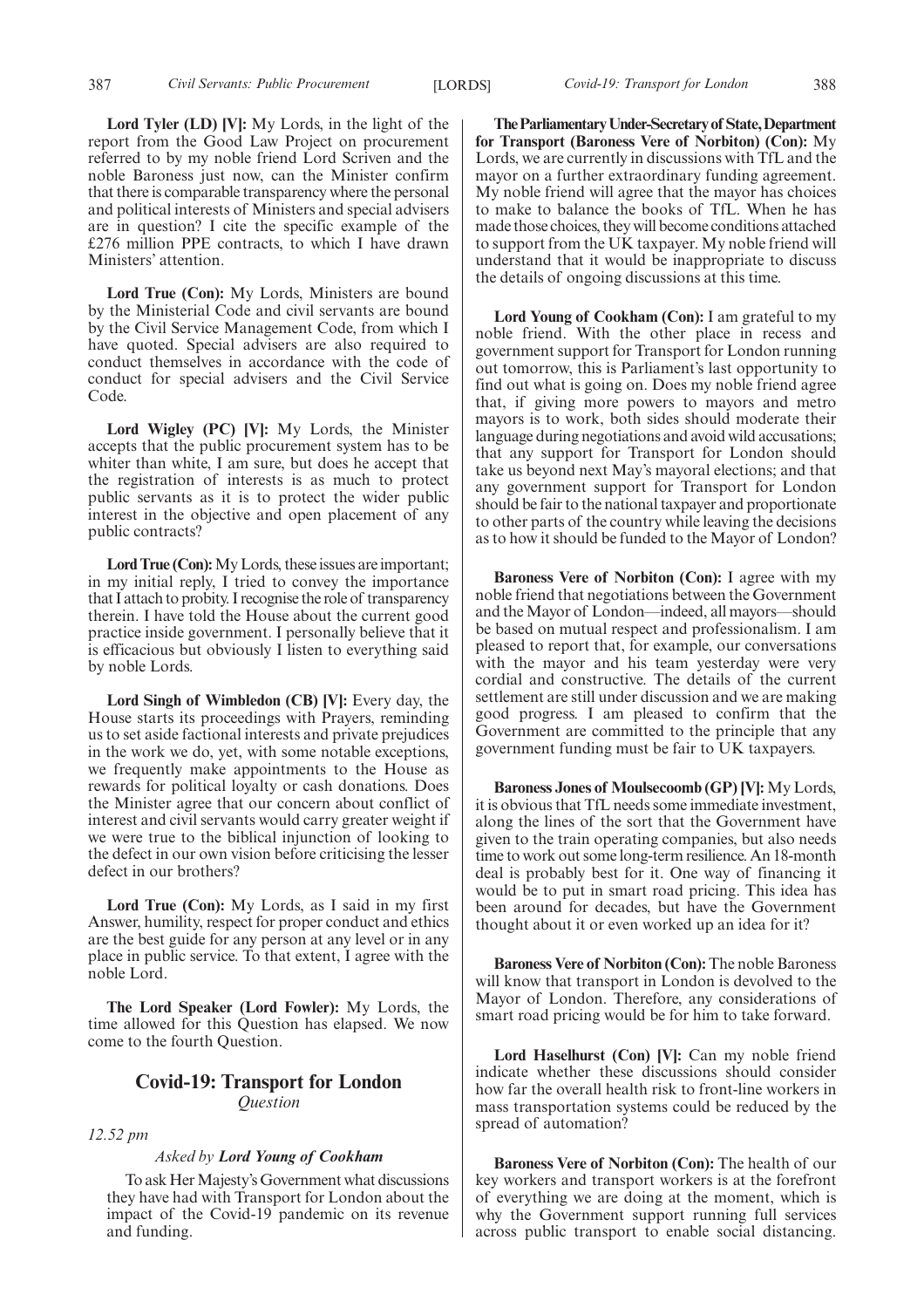**Lord Tyler (LD) [V]:** My Lords, in the light of the report from the Good Law Project on procurement referred to by my noble friend Lord Scriven and the noble Baroness just now, can the Minister confirm that there is comparable transparency where the personal and political interests of Ministers and special advisers are in question? I cite the specific example of the £276 million PPE contracts, to which I have drawn Ministers' attention.

**Lord True (Con):** My Lords, Ministers are bound by the Ministerial Code and civil servants are bound by the Civil Service Management Code, from which I have quoted. Special advisers are also required to conduct themselves in accordance with the code of conduct for special advisers and the Civil Service Code.

**Lord Wigley (PC) [V]:** My Lords, the Minister accepts that the public procurement system has to be whiter than white, I am sure, but does he accept that the registration of interests is as much to protect public servants as it is to protect the wider public interest in the objective and open placement of any public contracts?

**Lord True (Con):** My Lords, these issues are important; in my initial reply, I tried to convey the importance that I attach to probity. I recognise the role of transparency therein. I have told the House about the current good practice inside government. I personally believe that it is efficacious but obviously I listen to everything said by noble Lords.

**Lord Singh of Wimbledon (CB) [V]:** Every day, the House starts its proceedings with Prayers, reminding us to set aside factional interests and private prejudices in the work we do, yet, with some notable exceptions, we frequently make appointments to the House as rewards for political loyalty or cash donations. Does the Minister agree that our concern about conflict of interest and civil servants would carry greater weight if we were true to the biblical injunction of looking to the defect in our own vision before criticising the lesser defect in our brothers?

**Lord True (Con):** My Lords, as I said in my first Answer, humility, respect for proper conduct and ethics are the best guide for any person at any level or in any place in public service. To that extent, I agree with the noble Lord.

**The Lord Speaker (Lord Fowler):** My Lords, the time allowed for this Question has elapsed. We now come to the fourth Question.

## Covid-19: Transport for London

*Question*

*12.52 pm*

*Asked by* ***Lord Young of Cookham***

To ask Her Majesty's Government what discussions they have had with Transport for London about the impact of the Covid-19 pandemic on its revenue and funding.

**The Parliamentary Under-Secretary of State, Department for Transport (Baroness Vere of Norbiton) (Con):** My Lords, we are currently in discussions with TfL and the mayor on a further extraordinary funding agreement. My noble friend will agree that the mayor has choices to make to balance the books of TfL. When he has made those choices, they will become conditions attached to support from the UK taxpayer. My noble friend will understand that it would be inappropriate to discuss the details of ongoing discussions at this time.

**Lord Young of Cookham (Con):** I am grateful to my noble friend. With the other place in recess and government support for Transport for London running out tomorrow, this is Parliament's last opportunity to find out what is going on. Does my noble friend agree that, if giving more powers to mayors and metro mayors is to work, both sides should moderate their language during negotiations and avoid wild accusations; that any support for Transport for London should take us beyond next May's mayoral elections; and that any government support for Transport for London should be fair to the national taxpayer and proportionate to other parts of the country while leaving the decisions as to how it should be funded to the Mayor of London?

**Baroness Vere of Norbiton (Con):** I agree with my noble friend that negotiations between the Government and the Mayor of London—indeed, all mayors—should be based on mutual respect and professionalism. I am pleased to report that, for example, our conversations with the mayor and his team yesterday were very cordial and constructive. The details of the current settlement are still under discussion and we are making good progress. I am pleased to confirm that the Government are committed to the principle that any government funding must be fair to UK taxpayers.

**Baroness Jones of Moulsecoomb (GP) [V]:** My Lords, it is obvious that TfL needs some immediate investment, along the lines of the sort that the Government have given to the train operating companies, but also needs time to work out some long-term resilience. An 18-month deal is probably best for it. One way of financing it would be to put in smart road pricing. This idea has been around for decades, but have the Government thought about it or even worked up an idea for it?

**Baroness Vere of Norbiton (Con):** The noble Baroness will know that transport in London is devolved to the Mayor of London. Therefore, any considerations of smart road pricing would be for him to take forward.

**Lord Haselhurst (Con) [V]:** Can my noble friend indicate whether these discussions should consider how far the overall health risk to front-line workers in mass transportation systems could be reduced by the spread of automation?

**Baroness Vere of Norbiton (Con):** The health of our key workers and transport workers is at the forefront of everything we are doing at the moment, which is why the Government support running full services across public transport to enable social distancing.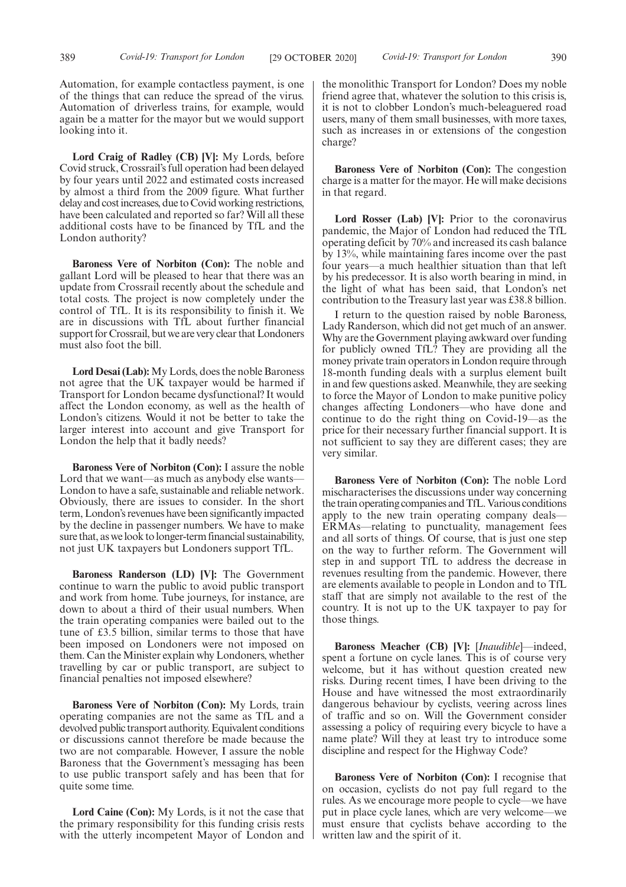Automation, for example contactless payment, is one of the things that can reduce the spread of the virus. Automation of driverless trains, for example, would again be a matter for the mayor but we would support looking into it.

**Lord Craig of Radley (CB) [V]:** My Lords, before Covid struck, Crossrail's full operation had been delayed by four years until 2022 and estimated costs increased by almost a third from the 2009 figure. What further delay and cost increases, due to Covid working restrictions, have been calculated and reported so far? Will all these additional costs have to be financed by TfL and the London authority?

**Baroness Vere of Norbiton (Con):** The noble and gallant Lord will be pleased to hear that there was an update from Crossrail recently about the schedule and total costs. The project is now completely under the control of TfL. It is its responsibility to finish it. We are in discussions with TfL about further financial support for Crossrail, but we are very clear that Londoners must also foot the bill.

**Lord Desai (Lab):** My Lords, does the noble Baroness not agree that the UK taxpayer would be harmed if Transport for London became dysfunctional? It would affect the London economy, as well as the health of London's citizens. Would it not be better to take the larger interest into account and give Transport for London the help that it badly needs?

**Baroness Vere of Norbiton (Con):** I assure the noble Lord that we want—as much as anybody else wants—London to have a safe, sustainable and reliable network. Obviously, there are issues to consider. In the short term, London's revenues have been significantly impacted by the decline in passenger numbers. We have to make sure that, as we look to longer-term financial sustainability, not just UK taxpayers but Londoners support TfL.

**Baroness Randerson (LD) [V]:** The Government continue to warn the public to avoid public transport and work from home. Tube journeys, for instance, are down to about a third of their usual numbers. When the train operating companies were bailed out to the tune of £3.5 billion, similar terms to those that have been imposed on Londoners were not imposed on them. Can the Minister explain why Londoners, whether travelling by car or public transport, are subject to financial penalties not imposed elsewhere?

**Baroness Vere of Norbiton (Con):** My Lords, train operating companies are not the same as TfL and a devolved public transport authority. Equivalent conditions or discussions cannot therefore be made because the two are not comparable. However, I assure the noble Baroness that the Government's messaging has been to use public transport safely and has been that for quite some time.

**Lord Caine (Con):** My Lords, is it not the case that the primary responsibility for this funding crisis rests with the utterly incompetent Mayor of London and the monolithic Transport for London? Does my noble friend agree that, whatever the solution to this crisis is, it is not to clobber London's much-beleaguered road users, many of them small businesses, with more taxes, such as increases in or extensions of the congestion charge?

**Baroness Vere of Norbiton (Con):** The congestion charge is a matter for the mayor. He will make decisions in that regard.

**Lord Rosser (Lab) [V]:** Prior to the coronavirus pandemic, the Major of London had reduced the TfL operating deficit by 70% and increased its cash balance by 13%, while maintaining fares income over the past four years—a much healthier situation than that left by his predecessor. It is also worth bearing in mind, in the light of what has been said, that London's net contribution to the Treasury last year was £38.8 billion.

I return to the question raised by noble Baroness, Lady Randerson, which did not get much of an answer. Why are the Government playing awkward over funding for publicly owned TfL? They are providing all the money private train operators in London require through 18-month funding deals with a surplus element built in and few questions asked. Meanwhile, they are seeking to force the Mayor of London to make punitive policy changes affecting Londoners—who have done and continue to do the right thing on Covid-19—as the price for their necessary further financial support. It is not sufficient to say they are different cases; they are very similar.

**Baroness Vere of Norbiton (Con):** The noble Lord mischaracterises the discussions under way concerning the train operating companies and TfL. Various conditions apply to the new train operating company deals—ERMAs—relating to punctuality, management fees and all sorts of things. Of course, that is just one step on the way to further reform. The Government will step in and support TfL to address the decrease in revenues resulting from the pandemic. However, there are elements available to people in London and to TfL staff that are simply not available to the rest of the country. It is not up to the UK taxpayer to pay for those things.

**Baroness Meacher (CB) [V]:** [*Inaudible*]—indeed, spent a fortune on cycle lanes. This is of course very welcome, but it has without question created new risks. During recent times, I have been driving to the House and have witnessed the most extraordinarily dangerous behaviour by cyclists, veering across lines of traffic and so on. Will the Government consider assessing a policy of requiring every bicycle to have a name plate? Will they at least try to introduce some discipline and respect for the Highway Code?

**Baroness Vere of Norbiton (Con):** I recognise that on occasion, cyclists do not pay full regard to the rules. As we encourage more people to cycle—we have put in place cycle lanes, which are very welcome—we must ensure that cyclists behave according to the written law and the spirit of it.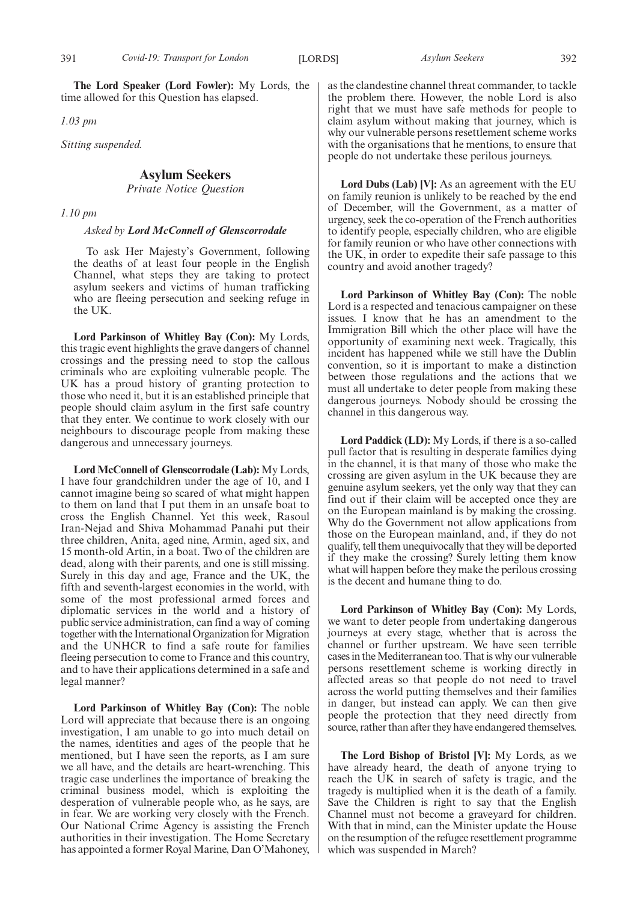**The Lord Speaker (Lord Fowler):** My Lords, the time allowed for this Question has elapsed.

*1.03 pm*

*Sitting suspended.*

## Asylum Seekers

*Private Notice Question*

*1.10 pm*

*Asked by* ***Lord McConnell of Glenscorrodale***

To ask Her Majesty's Government, following the deaths of at least four people in the English Channel, what steps they are taking to protect asylum seekers and victims of human trafficking who are fleeing persecution and seeking refuge in the UK.

**Lord Parkinson of Whitley Bay (Con):** My Lords, this tragic event highlights the grave dangers of channel crossings and the pressing need to stop the callous criminals who are exploiting vulnerable people. The UK has a proud history of granting protection to those who need it, but it is an established principle that people should claim asylum in the first safe country that they enter. We continue to work closely with our neighbours to discourage people from making these dangerous and unnecessary journeys.

**Lord McConnell of Glenscorrodale (Lab):** My Lords, I have four grandchildren under the age of 10, and I cannot imagine being so scared of what might happen to them on land that I put them in an unsafe boat to cross the English Channel. Yet this week, Rasoul Iran-Nejad and Shiva Mohammad Panahi put their three children, Anita, aged nine, Armin, aged six, and 15 month-old Artin, in a boat. Two of the children are dead, along with their parents, and one is still missing. Surely in this day and age, France and the UK, the fifth and seventh-largest economies in the world, with some of the most professional armed forces and diplomatic services in the world and a history of public service administration, can find a way of coming together with the International Organization for Migration and the UNHCR to find a safe route for families fleeing persecution to come to France and this country, and to have their applications determined in a safe and legal manner?

**Lord Parkinson of Whitley Bay (Con):** The noble Lord will appreciate that because there is an ongoing investigation, I am unable to go into much detail on the names, identities and ages of the people that he mentioned, but I have seen the reports, as I am sure we all have, and the details are heart-wrenching. This tragic case underlines the importance of breaking the criminal business model, which is exploiting the desperation of vulnerable people who, as he says, are in fear. We are working very closely with the French. Our National Crime Agency is assisting the French authorities in their investigation. The Home Secretary has appointed a former Royal Marine, Dan O'Mahoney, as the clandestine channel threat commander, to tackle the problem there. However, the noble Lord is also right that we must have safe methods for people to claim asylum without making that journey, which is why our vulnerable persons resettlement scheme works with the organisations that he mentions, to ensure that people do not undertake these perilous journeys.

**Lord Dubs (Lab) [V]:** As an agreement with the EU on family reunion is unlikely to be reached by the end of December, will the Government, as a matter of urgency, seek the co-operation of the French authorities to identify people, especially children, who are eligible for family reunion or who have other connections with the UK, in order to expedite their safe passage to this country and avoid another tragedy?

**Lord Parkinson of Whitley Bay (Con):** The noble Lord is a respected and tenacious campaigner on these issues. I know that he has an amendment to the Immigration Bill which the other place will have the opportunity of examining next week. Tragically, this incident has happened while we still have the Dublin convention, so it is important to make a distinction between those regulations and the actions that we must all undertake to deter people from making these dangerous journeys. Nobody should be crossing the channel in this dangerous way.

**Lord Paddick (LD):** My Lords, if there is a so-called pull factor that is resulting in desperate families dying in the channel, it is that many of those who make the crossing are given asylum in the UK because they are genuine asylum seekers, yet the only way that they can find out if their claim will be accepted once they are on the European mainland is by making the crossing. Why do the Government not allow applications from those on the European mainland, and, if they do not qualify, tell them unequivocally that they will be deported if they make the crossing? Surely letting them know what will happen before they make the perilous crossing is the decent and humane thing to do.

**Lord Parkinson of Whitley Bay (Con):** My Lords, we want to deter people from undertaking dangerous journeys at every stage, whether that is across the channel or further upstream. We have seen terrible cases in the Mediterranean too. That is why our vulnerable persons resettlement scheme is working directly in affected areas so that people do not need to travel across the world putting themselves and their families in danger, but instead can apply. We can then give people the protection that they need directly from source, rather than after they have endangered themselves.

**The Lord Bishop of Bristol [V]:** My Lords, as we have already heard, the death of anyone trying to reach the UK in search of safety is tragic, and the tragedy is multiplied when it is the death of a family. Save the Children is right to say that the English Channel must not become a graveyard for children. With that in mind, can the Minister update the House on the resumption of the refugee resettlement programme which was suspended in March?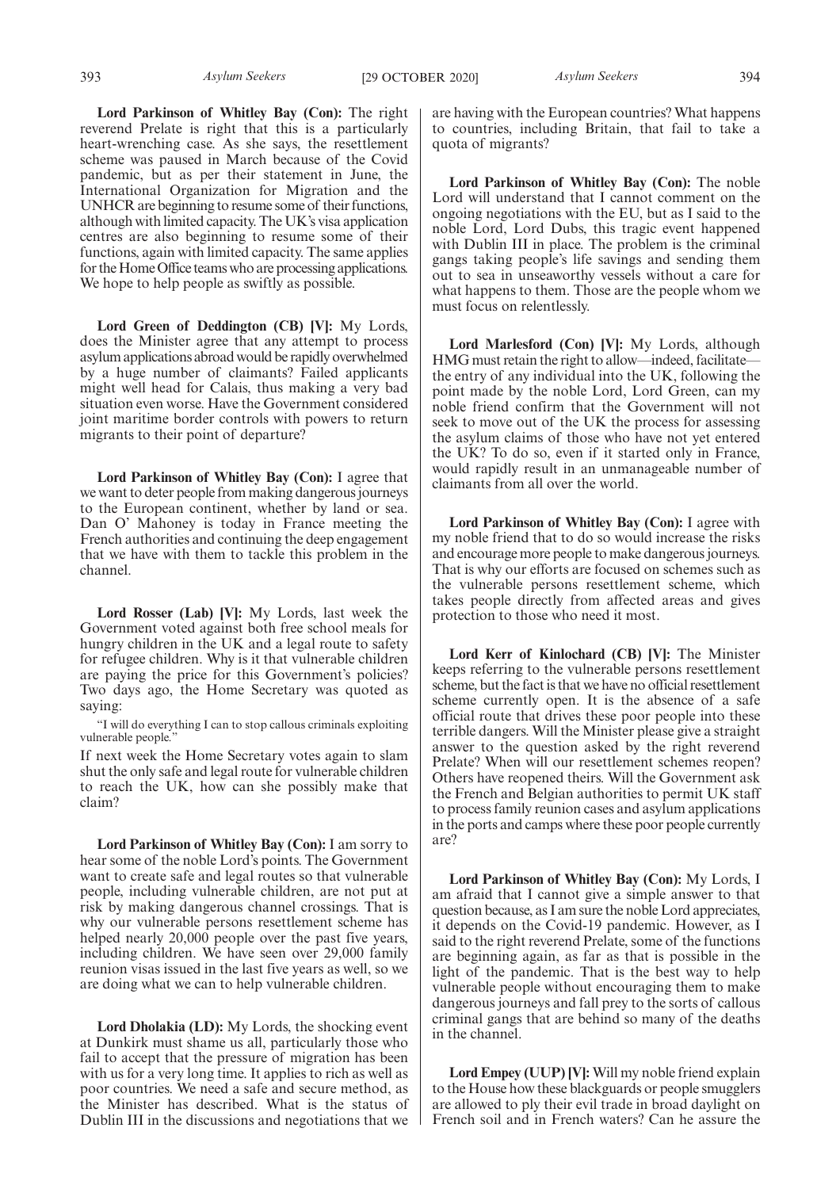**Lord Parkinson of Whitley Bay (Con):** The right reverend Prelate is right that this is a particularly heart-wrenching case. As she says, the resettlement scheme was paused in March because of the Covid pandemic, but as per their statement in June, the International Organization for Migration and the UNHCR are beginning to resume some of their functions, although with limited capacity. The UK's visa application centres are also beginning to resume some of their functions, again with limited capacity. The same applies for the Home Office teams who are processing applications. We hope to help people as swiftly as possible.

**Lord Green of Deddington (CB) [V]:** My Lords, does the Minister agree that any attempt to process asylum applications abroad would be rapidly overwhelmed by a huge number of claimants? Failed applicants might well head for Calais, thus making a very bad situation even worse. Have the Government considered joint maritime border controls with powers to return migrants to their point of departure?

**Lord Parkinson of Whitley Bay (Con):** I agree that we want to deter people from making dangerous journeys to the European continent, whether by land or sea. Dan O' Mahoney is today in France meeting the French authorities and continuing the deep engagement that we have with them to tackle this problem in the channel.

**Lord Rosser (Lab) [V]:** My Lords, last week the Government voted against both free school meals for hungry children in the UK and a legal route to safety for refugee children. Why is it that vulnerable children are paying the price for this Government's policies? Two days ago, the Home Secretary was quoted as saying:

"I will do everything I can to stop callous criminals exploiting vulnerable people."

If next week the Home Secretary votes again to slam shut the only safe and legal route for vulnerable children to reach the UK, how can she possibly make that claim?

**Lord Parkinson of Whitley Bay (Con):** I am sorry to hear some of the noble Lord's points. The Government want to create safe and legal routes so that vulnerable people, including vulnerable children, are not put at risk by making dangerous channel crossings. That is why our vulnerable persons resettlement scheme has helped nearly 20,000 people over the past five years, including children. We have seen over 29,000 family reunion visas issued in the last five years as well, so we are doing what we can to help vulnerable children.

**Lord Dholakia (LD):** My Lords, the shocking event at Dunkirk must shame us all, particularly those who fail to accept that the pressure of migration has been with us for a very long time. It applies to rich as well as poor countries. We need a safe and secure method, as the Minister has described. What is the status of Dublin III in the discussions and negotiations that we are having with the European countries? What happens to countries, including Britain, that fail to take a quota of migrants?

**Lord Parkinson of Whitley Bay (Con):** The noble Lord will understand that I cannot comment on the ongoing negotiations with the EU, but as I said to the noble Lord, Lord Dubs, this tragic event happened with Dublin III in place. The problem is the criminal gangs taking people's life savings and sending them out to sea in unseaworthy vessels without a care for what happens to them. Those are the people whom we must focus on relentlessly.

**Lord Marlesford (Con) [V]:** My Lords, although HMG must retain the right to allow—indeed, facilitate—the entry of any individual into the UK, following the point made by the noble Lord, Lord Green, can my noble friend confirm that the Government will not seek to move out of the UK the process for assessing the asylum claims of those who have not yet entered the UK? To do so, even if it started only in France, would rapidly result in an unmanageable number of claimants from all over the world.

**Lord Parkinson of Whitley Bay (Con):** I agree with my noble friend that to do so would increase the risks and encourage more people to make dangerous journeys. That is why our efforts are focused on schemes such as the vulnerable persons resettlement scheme, which takes people directly from affected areas and gives protection to those who need it most.

**Lord Kerr of Kinlochard (CB) [V]:** The Minister keeps referring to the vulnerable persons resettlement scheme, but the fact is that we have no official resettlement scheme currently open. It is the absence of a safe official route that drives these poor people into these terrible dangers. Will the Minister please give a straight answer to the question asked by the right reverend Prelate? When will our resettlement schemes reopen? Others have reopened theirs. Will the Government ask the French and Belgian authorities to permit UK staff to process family reunion cases and asylum applications in the ports and camps where these poor people currently are?

**Lord Parkinson of Whitley Bay (Con):** My Lords, I am afraid that I cannot give a simple answer to that question because, as I am sure the noble Lord appreciates, it depends on the Covid-19 pandemic. However, as I said to the right reverend Prelate, some of the functions are beginning again, as far as that is possible in the light of the pandemic. That is the best way to help vulnerable people without encouraging them to make dangerous journeys and fall prey to the sorts of callous criminal gangs that are behind so many of the deaths in the channel.

**Lord Empey (UUP) [V]:** Will my noble friend explain to the House how these blackguards or people smugglers are allowed to ply their evil trade in broad daylight on French soil and in French waters? Can he assure the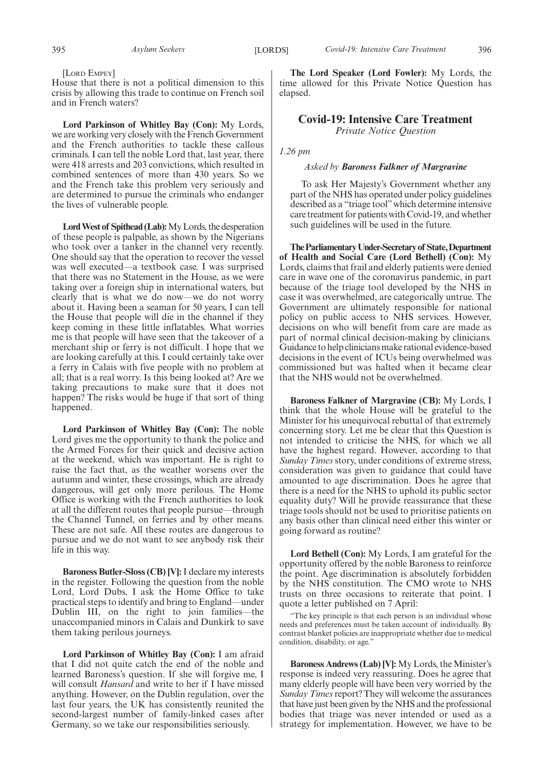[Lord Empey]

House that there is not a political dimension to this crisis by allowing this trade to continue on French soil and in French waters?

**Lord Parkinson of Whitley Bay (Con):** My Lords, we are working very closely with the French Government and the French authorities to tackle these callous criminals. I can tell the noble Lord that, last year, there were 418 arrests and 203 convictions, which resulted in combined sentences of more than 430 years. So we and the French take this problem very seriously and are determined to pursue the criminals who endanger the lives of vulnerable people.

**Lord West of Spithead (Lab):** My Lords, the desperation of these people is palpable, as shown by the Nigerians who took over a tanker in the channel very recently. One should say that the operation to recover the vessel was well executed—a textbook case. I was surprised that there was no Statement in the House, as we were taking over a foreign ship in international waters, but clearly that is what we do now—we do not worry about it. Having been a seaman for 50 years, I can tell the House that people will die in the channel if they keep coming in these little inflatables. What worries me is that people will have seen that the takeover of a merchant ship or ferry is not difficult. I hope that we are looking carefully at this. I could certainly take over a ferry in Calais with five people with no problem at all; that is a real worry. Is this being looked at? Are we taking precautions to make sure that it does not happen? The risks would be huge if that sort of thing happened.

**Lord Parkinson of Whitley Bay (Con):** The noble Lord gives me the opportunity to thank the police and the Armed Forces for their quick and decisive action at the weekend, which was important. He is right to raise the fact that, as the weather worsens over the autumn and winter, these crossings, which are already dangerous, will get only more perilous. The Home Office is working with the French authorities to look at all the different routes that people pursue—through the Channel Tunnel, on ferries and by other means. These are not safe. All these routes are dangerous to pursue and we do not want to see anybody risk their life in this way.

**Baroness Butler-Sloss (CB) [V]:** I declare my interests in the register. Following the question from the noble Lord, Lord Dubs, I ask the Home Office to take practical steps to identify and bring to England—under Dublin III, on the right to join families—the unaccompanied minors in Calais and Dunkirk to save them taking perilous journeys.

**Lord Parkinson of Whitley Bay (Con):** I am afraid that I did not quite catch the end of the noble and learned Baroness's question. If she will forgive me, I will consult *Hansard* and write to her if I have missed anything. However, on the Dublin regulation, over the last four years, the UK has consistently reunited the second-largest number of family-linked cases after Germany, so we take our responsibilities seriously.

**The Lord Speaker (Lord Fowler):** My Lords, the time allowed for this Private Notice Question has elapsed.

## Covid-19: Intensive Care Treatment

*Private Notice Question*

*1.26 pm*

*Asked by* ***Baroness Falkner of Margravine***

To ask Her Majesty's Government whether any part of the NHS has operated under policy guidelines described as a "triage tool" which determine intensive care treatment for patients with Covid-19, and whether such guidelines will be used in the future.

**The Parliamentary Under-Secretary of State, Department of Health and Social Care (Lord Bethell) (Con):** My Lords, claims that frail and elderly patients were denied care in wave one of the coronavirus pandemic, in part because of the triage tool developed by the NHS in case it was overwhelmed, are categorically untrue. The Government are ultimately responsible for national policy on public access to NHS services. However, decisions on who will benefit from care are made as part of normal clinical decision-making by clinicians. Guidance to help clinicians make rational evidence-based decisions in the event of ICUs being overwhelmed was commissioned but was halted when it became clear that the NHS would not be overwhelmed.

**Baroness Falkner of Margravine (CB):** My Lords, I think that the whole House will be grateful to the Minister for his unequivocal rebuttal of that extremely concerning story. Let me be clear that this Question is not intended to criticise the NHS, for which we all have the highest regard. However, according to that *Sunday Times* story, under conditions of extreme stress, consideration was given to guidance that could have amounted to age discrimination. Does he agree that there is a need for the NHS to uphold its public sector equality duty? Will he provide reassurance that these triage tools should not be used to prioritise patients on any basis other than clinical need either this winter or going forward as routine?

**Lord Bethell (Con):** My Lords, I am grateful for the opportunity offered by the noble Baroness to reinforce the point. Age discrimination is absolutely forbidden by the NHS constitution. The CMO wrote to NHS trusts on three occasions to reiterate that point. I quote a letter published on 7 April:

> "The key principle is that each person is an individual whose needs and preferences must be taken account of individually. By contrast blanket policies are inappropriate whether due to medical condition, disability, or age."

**Baroness Andrews (Lab) [V]:** My Lords, the Minister's response is indeed very reassuring. Does he agree that many elderly people will have been very worried by the *Sunday Times* report? They will welcome the assurances that have just been given by the NHS and the professional bodies that triage was never intended or used as a strategy for implementation. However, we have to be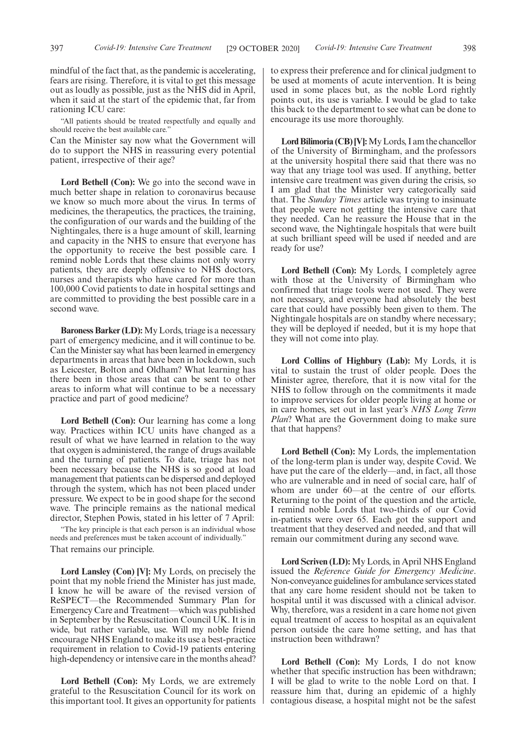mindful of the fact that, as the pandemic is accelerating, fears are rising. Therefore, it is vital to get this message out as loudly as possible, just as the NHS did in April, when it said at the start of the epidemic that, far from rationing ICU care:

"All patients should be treated respectfully and equally and should receive the best available care."

Can the Minister say now what the Government will do to support the NHS in reassuring every potential patient, irrespective of their age?

**Lord Bethell (Con):** We go into the second wave in much better shape in relation to coronavirus because we know so much more about the virus. In terms of medicines, the therapeutics, the practices, the training, the configuration of our wards and the building of the Nightingales, there is a huge amount of skill, learning and capacity in the NHS to ensure that everyone has the opportunity to receive the best possible care. I remind noble Lords that these claims not only worry patients, they are deeply offensive to NHS doctors, nurses and therapists who have cared for more than 100,000 Covid patients to date in hospital settings and are committed to providing the best possible care in a second wave.

**Baroness Barker (LD):** My Lords, triage is a necessary part of emergency medicine, and it will continue to be. Can the Minister say what has been learned in emergency departments in areas that have been in lockdown, such as Leicester, Bolton and Oldham? What learning has there been in those areas that can be sent to other areas to inform what will continue to be a necessary practice and part of good medicine?

**Lord Bethell (Con):** Our learning has come a long way. Practices within ICU units have changed as a result of what we have learned in relation to the way that oxygen is administered, the range of drugs available and the turning of patients. To date, triage has not been necessary because the NHS is so good at load management that patients can be dispersed and deployed through the system, which has not been placed under pressure. We expect to be in good shape for the second wave. The principle remains as the national medical director, Stephen Powis, stated in his letter of 7 April:

"The key principle is that each person is an individual whose needs and preferences must be taken account of individually."

That remains our principle.

**Lord Lansley (Con) [V]:** My Lords, on precisely the point that my noble friend the Minister has just made, I know he will be aware of the revised version of ReSPECT—the Recommended Summary Plan for Emergency Care and Treatment—which was published in September by the Resuscitation Council UK. It is in wide, but rather variable, use. Will my noble friend encourage NHS England to make its use a best-practice requirement in relation to Covid-19 patients entering high-dependency or intensive care in the months ahead?

**Lord Bethell (Con):** My Lords, we are extremely grateful to the Resuscitation Council for its work on this important tool. It gives an opportunity for patients to express their preference and for clinical judgment to be used at moments of acute intervention. It is being used in some places but, as the noble Lord rightly points out, its use is variable. I would be glad to take this back to the department to see what can be done to encourage its use more thoroughly.

**Lord Bilimoria (CB) [V]:** My Lords, I am the chancellor of the University of Birmingham, and the professors at the university hospital there said that there was no way that any triage tool was used. If anything, better intensive care treatment was given during the crisis, so I am glad that the Minister very categorically said that. The *Sunday Times* article was trying to insinuate that people were not getting the intensive care that they needed. Can he reassure the House that in the second wave, the Nightingale hospitals that were built at such brilliant speed will be used if needed and are ready for use?

**Lord Bethell (Con):** My Lords, I completely agree with those at the University of Birmingham who confirmed that triage tools were not used. They were not necessary, and everyone had absolutely the best care that could have possibly been given to them. The Nightingale hospitals are on standby where necessary; they will be deployed if needed, but it is my hope that they will not come into play.

**Lord Collins of Highbury (Lab):** My Lords, it is vital to sustain the trust of older people. Does the Minister agree, therefore, that it is now vital for the NHS to follow through on the commitments it made to improve services for older people living at home or in care homes, set out in last year's *NHS Long Term Plan*? What are the Government doing to make sure that that happens?

**Lord Bethell (Con):** My Lords, the implementation of the long-term plan is under way, despite Covid. We have put the care of the elderly—and, in fact, all those who are vulnerable and in need of social care, half of whom are under 60—at the centre of our efforts. Returning to the point of the question and the article, I remind noble Lords that two-thirds of our Covid in-patients were over 65. Each got the support and treatment that they deserved and needed, and that will remain our commitment during any second wave.

**Lord Scriven (LD):** My Lords, in April NHS England issued the *Reference Guide for Emergency Medicine*. Non-conveyance guidelines for ambulance services stated that any care home resident should not be taken to hospital until it was discussed with a clinical advisor. Why, therefore, was a resident in a care home not given equal treatment of access to hospital as an equivalent person outside the care home setting, and has that instruction been withdrawn?

**Lord Bethell (Con):** My Lords, I do not know whether that specific instruction has been withdrawn; I will be glad to write to the noble Lord on that. I reassure him that, during an epidemic of a highly contagious disease, a hospital might not be the safest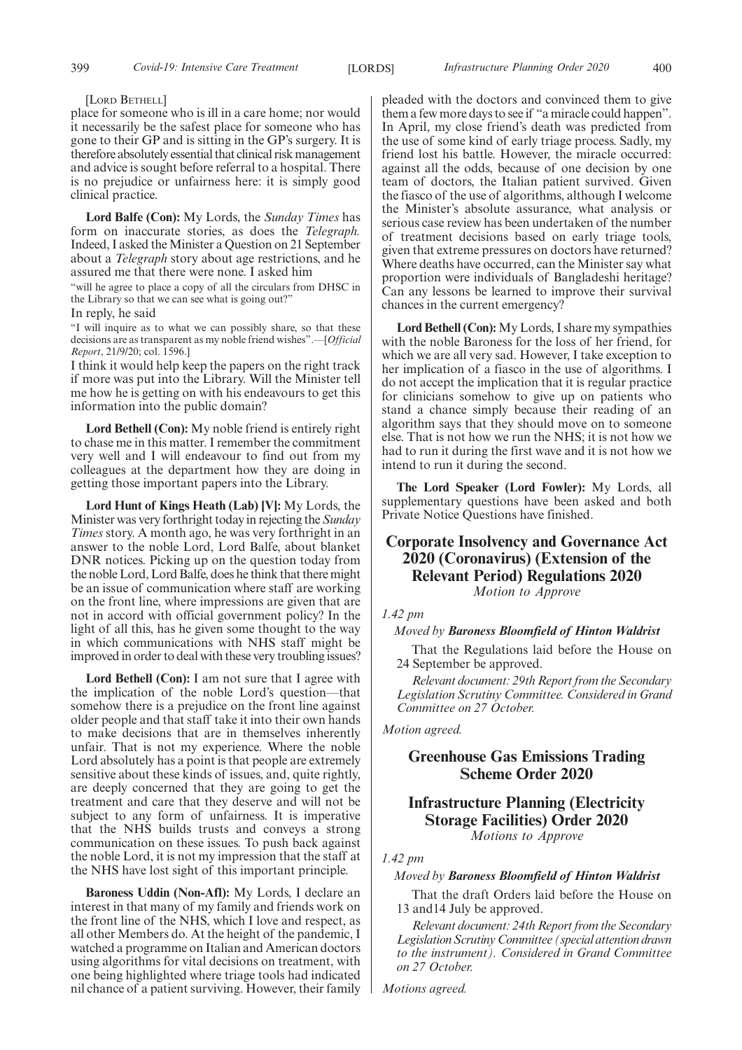[Lord Bethell]

place for someone who is ill in a care home; nor would it necessarily be the safest place for someone who has gone to their GP and is sitting in the GP's surgery. It is therefore absolutely essential that clinical risk management and advice is sought before referral to a hospital. There is no prejudice or unfairness here: it is simply good clinical practice.

**Lord Balfe (Con):** My Lords, the *Sunday Times* has form on inaccurate stories, as does the *Telegraph.* Indeed, I asked the Minister a Question on 21 September about a *Telegraph* story about age restrictions, and he assured me that there were none. I asked him

"will he agree to place a copy of all the circulars from DHSC in the Library so that we can see what is going out?"

In reply, he said

"I will inquire as to what we can possibly share, so that these decisions are as transparent as my noble friend wishes".—[*Official Report*, 21/9/20; col. 1596.]

I think it would help keep the papers on the right track if more was put into the Library. Will the Minister tell me how he is getting on with his endeavours to get this information into the public domain?

**Lord Bethell (Con):** My noble friend is entirely right to chase me in this matter. I remember the commitment very well and I will endeavour to find out from my colleagues at the department how they are doing in getting those important papers into the Library.

**Lord Hunt of Kings Heath (Lab) [V]:** My Lords, the Minister was very forthright today in rejecting the *Sunday Times* story. A month ago, he was very forthright in an answer to the noble Lord, Lord Balfe, about blanket DNR notices. Picking up on the question today from the noble Lord, Lord Balfe, does he think that there might be an issue of communication where staff are working on the front line, where impressions are given that are not in accord with official government policy? In the light of all this, has he given some thought to the way in which communications with NHS staff might be improved in order to deal with these very troubling issues?

**Lord Bethell (Con):** I am not sure that I agree with the implication of the noble Lord's question—that somehow there is a prejudice on the front line against older people and that staff take it into their own hands to make decisions that are in themselves inherently unfair. That is not my experience. Where the noble Lord absolutely has a point is that people are extremely sensitive about these kinds of issues, and, quite rightly, are deeply concerned that they are going to get the treatment and care that they deserve and will not be subject to any form of unfairness. It is imperative that the NHS builds trusts and conveys a strong communication on these issues. To push back against the noble Lord, it is not my impression that the staff at the NHS have lost sight of this important principle.

**Baroness Uddin (Non-Afl):** My Lords, I declare an interest in that many of my family and friends work on the front line of the NHS, which I love and respect, as all other Members do. At the height of the pandemic, I watched a programme on Italian and American doctors using algorithms for vital decisions on treatment, with one being highlighted where triage tools had indicated nil chance of a patient surviving. However, their family pleaded with the doctors and convinced them to give them a few more days to see if "a miracle could happen". In April, my close friend's death was predicted from the use of some kind of early triage process. Sadly, my friend lost his battle. However, the miracle occurred: against all the odds, because of one decision by one team of doctors, the Italian patient survived. Given the fiasco of the use of algorithms, although I welcome the Minister's absolute assurance, what analysis or serious case review has been undertaken of the number of treatment decisions based on early triage tools, given that extreme pressures on doctors have returned? Where deaths have occurred, can the Minister say what proportion were individuals of Bangladeshi heritage? Can any lessons be learned to improve their survival chances in the current emergency?

**Lord Bethell (Con):** My Lords, I share my sympathies with the noble Baroness for the loss of her friend, for which we are all very sad. However, I take exception to her implication of a fiasco in the use of algorithms. I do not accept the implication that it is regular practice for clinicians somehow to give up on patients who stand a chance simply because their reading of an algorithm says that they should move on to someone else. That is not how we run the NHS; it is not how we had to run it during the first wave and it is not how we intend to run it during the second.

**The Lord Speaker (Lord Fowler):** My Lords, all supplementary questions have been asked and both Private Notice Questions have finished.

## Corporate Insolvency and Governance Act 2020 (Coronavirus) (Extension of the Relevant Period) Regulations 2020

*Motion to Approve*

*1.42 pm*

*Moved by* ***Baroness Bloomfield of Hinton Waldrist***

That the Regulations laid before the House on 24 September be approved.

*Relevant document: 29th Report from the Secondary Legislation Scrutiny Committee. Considered in Grand Committee on 27 October.*

*Motion agreed.*

## Greenhouse Gas Emissions Trading Scheme Order 2020

## Infrastructure Planning (Electricity Storage Facilities) Order 2020

*Motions to Approve*

*1.42 pm*

*Moved by* ***Baroness Bloomfield of Hinton Waldrist***

That the draft Orders laid before the House on 13 and14 July be approved.

*Relevant document: 24th Report from the Secondary Legislation Scrutiny Committee (special attention drawn to the instrument). Considered in Grand Committee on 27 October.*

*Motions agreed.*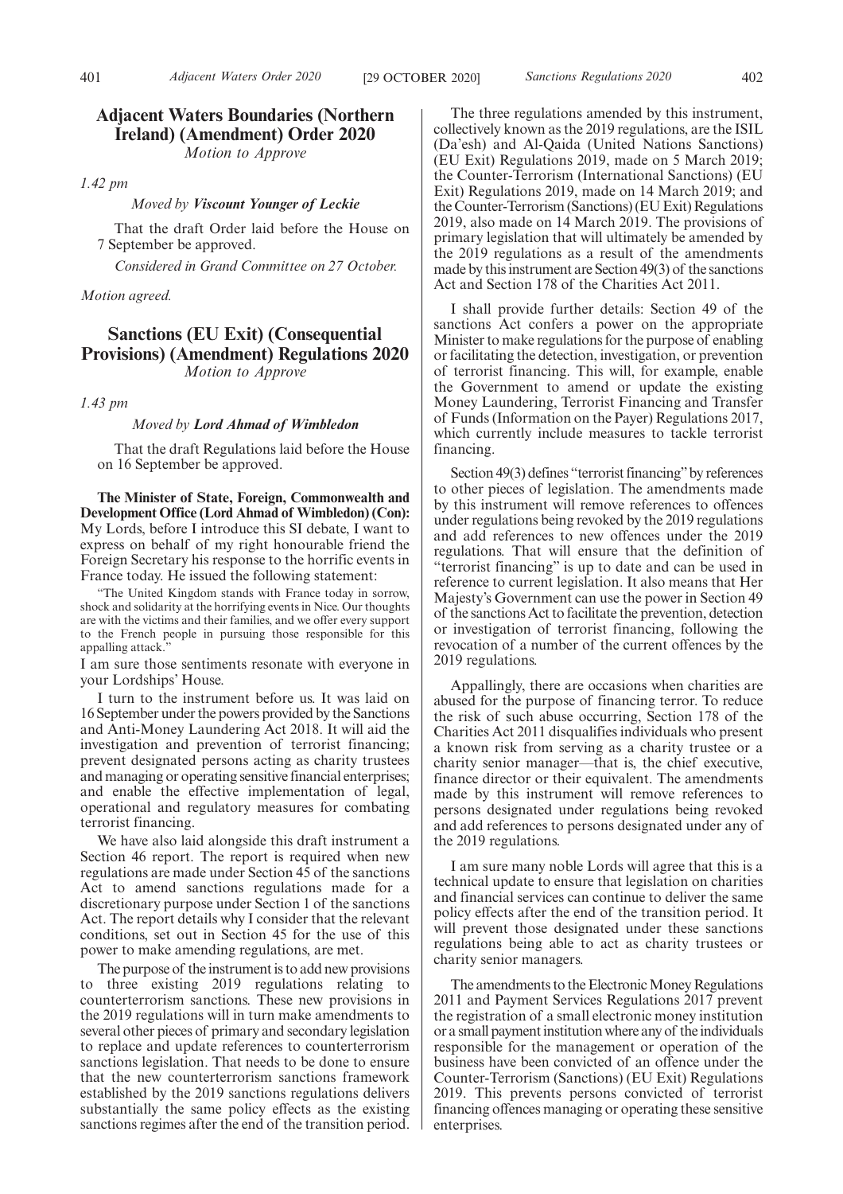## Adjacent Waters Boundaries (Northern Ireland) (Amendment) Order 2020

*Motion to Approve*

*1.42 pm*

*Moved by* ***Viscount Younger of Leckie***

That the draft Order laid before the House on 7 September be approved.

*Considered in Grand Committee on 27 October.*

*Motion agreed.*

## Sanctions (EU Exit) (Consequential Provisions) (Amendment) Regulations 2020

*Motion to Approve*

*1.43 pm*

*Moved by* ***Lord Ahmad of Wimbledon***

That the draft Regulations laid before the House on 16 September be approved.

**The Minister of State, Foreign, Commonwealth and Development Office (Lord Ahmad of Wimbledon) (Con):** My Lords, before I introduce this SI debate, I want to express on behalf of my right honourable friend the Foreign Secretary his response to the horrific events in France today. He issued the following statement:

"The United Kingdom stands with France today in sorrow, shock and solidarity at the horrifying events in Nice. Our thoughts are with the victims and their families, and we offer every support to the French people in pursuing those responsible for this appalling attack."

I am sure those sentiments resonate with everyone in your Lordships' House.

I turn to the instrument before us. It was laid on 16 September under the powers provided by the Sanctions and Anti-Money Laundering Act 2018. It will aid the investigation and prevention of terrorist financing; prevent designated persons acting as charity trustees and managing or operating sensitive financial enterprises; and enable the effective implementation of legal, operational and regulatory measures for combating terrorist financing.

We have also laid alongside this draft instrument a Section 46 report. The report is required when new regulations are made under Section 45 of the sanctions Act to amend sanctions regulations made for a discretionary purpose under Section 1 of the sanctions Act. The report details why I consider that the relevant conditions, set out in Section 45 for the use of this power to make amending regulations, are met.

The purpose of the instrument is to add new provisions to three existing 2019 regulations relating to counterterrorism sanctions. These new provisions in the 2019 regulations will in turn make amendments to several other pieces of primary and secondary legislation to replace and update references to counterterrorism sanctions legislation. That needs to be done to ensure that the new counterterrorism sanctions framework established by the 2019 sanctions regulations delivers substantially the same policy effects as the existing sanctions regimes after the end of the transition period.

The three regulations amended by this instrument, collectively known as the 2019 regulations, are the ISIL (Da'esh) and Al-Qaida (United Nations Sanctions) (EU Exit) Regulations 2019, made on 5 March 2019; the Counter-Terrorism (International Sanctions) (EU Exit) Regulations 2019, made on 14 March 2019; and the Counter-Terrorism (Sanctions) (EU Exit) Regulations 2019, also made on 14 March 2019. The provisions of primary legislation that will ultimately be amended by the 2019 regulations as a result of the amendments made by this instrument are Section 49(3) of the sanctions Act and Section 178 of the Charities Act 2011.

I shall provide further details: Section 49 of the sanctions Act confers a power on the appropriate Minister to make regulations for the purpose of enabling or facilitating the detection, investigation, or prevention of terrorist financing. This will, for example, enable the Government to amend or update the existing Money Laundering, Terrorist Financing and Transfer of Funds (Information on the Payer) Regulations 2017, which currently include measures to tackle terrorist financing.

Section 49(3) defines "terrorist financing" by references to other pieces of legislation. The amendments made by this instrument will remove references to offences under regulations being revoked by the 2019 regulations and add references to new offences under the 2019 regulations. That will ensure that the definition of "terrorist financing" is up to date and can be used in reference to current legislation. It also means that Her Majesty's Government can use the power in Section 49 of the sanctions Act to facilitate the prevention, detection or investigation of terrorist financing, following the revocation of a number of the current offences by the 2019 regulations.

Appallingly, there are occasions when charities are abused for the purpose of financing terror. To reduce the risk of such abuse occurring, Section 178 of the Charities Act 2011 disqualifies individuals who present a known risk from serving as a charity trustee or a charity senior manager—that is, the chief executive, finance director or their equivalent. The amendments made by this instrument will remove references to persons designated under regulations being revoked and add references to persons designated under any of the 2019 regulations.

I am sure many noble Lords will agree that this is a technical update to ensure that legislation on charities and financial services can continue to deliver the same policy effects after the end of the transition period. It will prevent those designated under these sanctions regulations being able to act as charity trustees or charity senior managers.

The amendments to the Electronic Money Regulations 2011 and Payment Services Regulations 2017 prevent the registration of a small electronic money institution or a small payment institution where any of the individuals responsible for the management or operation of the business have been convicted of an offence under the Counter-Terrorism (Sanctions) (EU Exit) Regulations 2019. This prevents persons convicted of terrorist financing offences managing or operating these sensitive enterprises.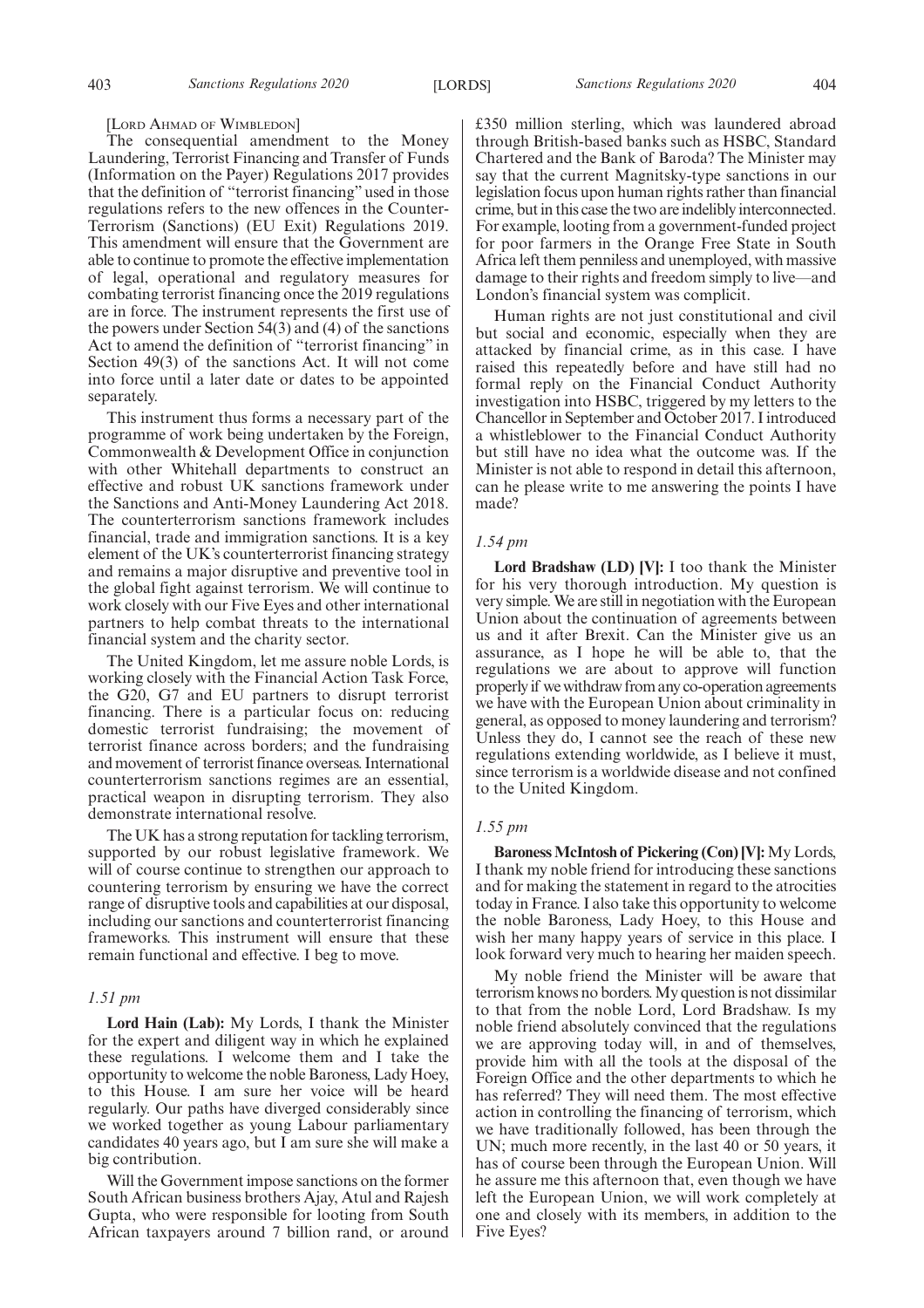[LORD AHMAD OF WIMBLEDON]

The consequential amendment to the Money Laundering, Terrorist Financing and Transfer of Funds (Information on the Payer) Regulations 2017 provides that the definition of "terrorist financing" used in those regulations refers to the new offences in the Counter-Terrorism (Sanctions) (EU Exit) Regulations 2019. This amendment will ensure that the Government are able to continue to promote the effective implementation of legal, operational and regulatory measures for combating terrorist financing once the 2019 regulations are in force. The instrument represents the first use of the powers under Section 54(3) and (4) of the sanctions Act to amend the definition of "terrorist financing" in Section 49(3) of the sanctions Act. It will not come into force until a later date or dates to be appointed separately.

This instrument thus forms a necessary part of the programme of work being undertaken by the Foreign, Commonwealth & Development Office in conjunction with other Whitehall departments to construct an effective and robust UK sanctions framework under the Sanctions and Anti-Money Laundering Act 2018. The counterterrorism sanctions framework includes financial, trade and immigration sanctions. It is a key element of the UK's counterterrorist financing strategy and remains a major disruptive and preventive tool in the global fight against terrorism. We will continue to work closely with our Five Eyes and other international partners to help combat threats to the international financial system and the charity sector.

The United Kingdom, let me assure noble Lords, is working closely with the Financial Action Task Force, the G20, G7 and EU partners to disrupt terrorist financing. There is a particular focus on: reducing domestic terrorist fundraising; the movement of terrorist finance across borders; and the fundraising and movement of terrorist finance overseas. International counterterrorism sanctions regimes are an essential, practical weapon in disrupting terrorism. They also demonstrate international resolve.

The UK has a strong reputation for tackling terrorism, supported by our robust legislative framework. We will of course continue to strengthen our approach to countering terrorism by ensuring we have the correct range of disruptive tools and capabilities at our disposal, including our sanctions and counterterrorist financing frameworks. This instrument will ensure that these remain functional and effective. I beg to move.

*1.51 pm*

**Lord Hain (Lab):** My Lords, I thank the Minister for the expert and diligent way in which he explained these regulations. I welcome them and I take the opportunity to welcome the noble Baroness, Lady Hoey, to this House. I am sure her voice will be heard regularly. Our paths have diverged considerably since we worked together as young Labour parliamentary candidates 40 years ago, but I am sure she will make a big contribution.

Will the Government impose sanctions on the former South African business brothers Ajay, Atul and Rajesh Gupta, who were responsible for looting from South African taxpayers around 7 billion rand, or around £350 million sterling, which was laundered abroad through British-based banks such as HSBC, Standard Chartered and the Bank of Baroda? The Minister may say that the current Magnitsky-type sanctions in our legislation focus upon human rights rather than financial crime, but in this case the two are indelibly interconnected. For example, looting from a government-funded project for poor farmers in the Orange Free State in South Africa left them penniless and unemployed, with massive damage to their rights and freedom simply to live—and London's financial system was complicit.

Human rights are not just constitutional and civil but social and economic, especially when they are attacked by financial crime, as in this case. I have raised this repeatedly before and have still had no formal reply on the Financial Conduct Authority investigation into HSBC, triggered by my letters to the Chancellor in September and October 2017. I introduced a whistleblower to the Financial Conduct Authority but still have no idea what the outcome was. If the Minister is not able to respond in detail this afternoon, can he please write to me answering the points I have made?

*1.54 pm*

**Lord Bradshaw (LD) [V]:** I too thank the Minister for his very thorough introduction. My question is very simple. We are still in negotiation with the European Union about the continuation of agreements between us and it after Brexit. Can the Minister give us an assurance, as I hope he will be able to, that the regulations we are about to approve will function properly if we withdraw from any co-operation agreements we have with the European Union about criminality in general, as opposed to money laundering and terrorism? Unless they do, I cannot see the reach of these new regulations extending worldwide, as I believe it must, since terrorism is a worldwide disease and not confined to the United Kingdom.

*1.55 pm*

**Baroness McIntosh of Pickering (Con) [V]:** My Lords, I thank my noble friend for introducing these sanctions and for making the statement in regard to the atrocities today in France. I also take this opportunity to welcome the noble Baroness, Lady Hoey, to this House and wish her many happy years of service in this place. I look forward very much to hearing her maiden speech.

My noble friend the Minister will be aware that terrorism knows no borders. My question is not dissimilar to that from the noble Lord, Lord Bradshaw. Is my noble friend absolutely convinced that the regulations we are approving today will, in and of themselves, provide him with all the tools at the disposal of the Foreign Office and the other departments to which he has referred? They will need them. The most effective action in controlling the financing of terrorism, which we have traditionally followed, has been through the UN; much more recently, in the last 40 or 50 years, it has of course been through the European Union. Will he assure me this afternoon that, even though we have left the European Union, we will work completely at one and closely with its members, in addition to the Five Eyes?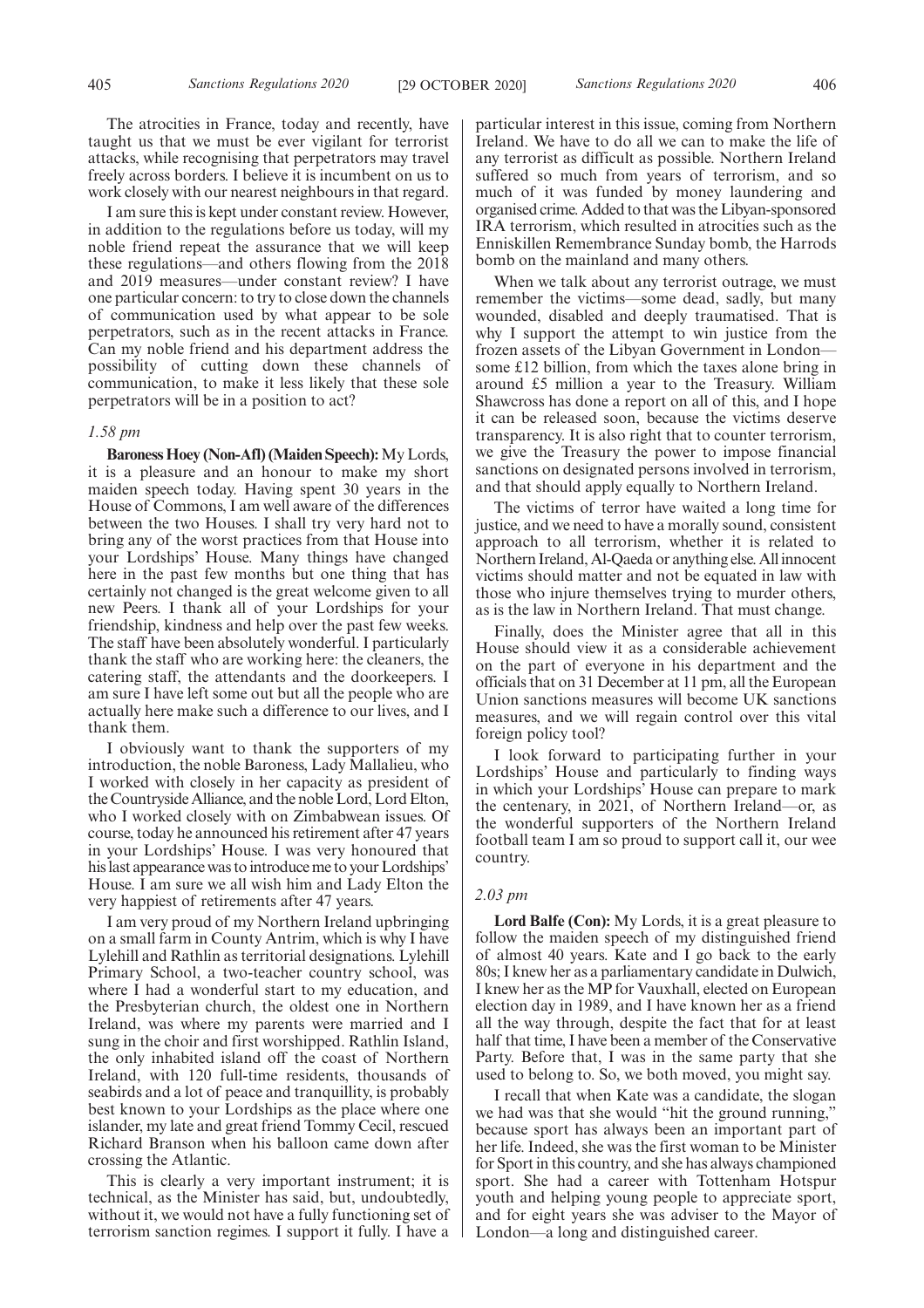The atrocities in France, today and recently, have taught us that we must be ever vigilant for terrorist attacks, while recognising that perpetrators may travel freely across borders. I believe it is incumbent on us to work closely with our nearest neighbours in that regard.

I am sure this is kept under constant review. However, in addition to the regulations before us today, will my noble friend repeat the assurance that we will keep these regulations—and others flowing from the 2018 and 2019 measures—under constant review? I have one particular concern: to try to close down the channels of communication used by what appear to be sole perpetrators, such as in the recent attacks in France. Can my noble friend and his department address the possibility of cutting down these channels of communication, to make it less likely that these sole perpetrators will be in a position to act?

*1.58 pm*

**Baroness Hoey (Non-Afl) (Maiden Speech):** My Lords, it is a pleasure and an honour to make my short maiden speech today. Having spent 30 years in the House of Commons, I am well aware of the differences between the two Houses. I shall try very hard not to bring any of the worst practices from that House into your Lordships' House. Many things have changed here in the past few months but one thing that has certainly not changed is the great welcome given to all new Peers. I thank all of your Lordships for your friendship, kindness and help over the past few weeks. The staff have been absolutely wonderful. I particularly thank the staff who are working here: the cleaners, the catering staff, the attendants and the doorkeepers. I am sure I have left some out but all the people who are actually here make such a difference to our lives, and I thank them.

I obviously want to thank the supporters of my introduction, the noble Baroness, Lady Mallalieu, who I worked with closely in her capacity as president of the Countryside Alliance, and the noble Lord, Lord Elton, who I worked closely with on Zimbabwean issues. Of course, today he announced his retirement after 47 years in your Lordships' House. I was very honoured that his last appearance was to introduce me to your Lordships' House. I am sure we all wish him and Lady Elton the very happiest of retirements after 47 years.

I am very proud of my Northern Ireland upbringing on a small farm in County Antrim, which is why I have Lylehill and Rathlin as territorial designations. Lylehill Primary School, a two-teacher country school, was where I had a wonderful start to my education, and the Presbyterian church, the oldest one in Northern Ireland, was where my parents were married and I sung in the choir and first worshipped. Rathlin Island, the only inhabited island off the coast of Northern Ireland, with 120 full-time residents, thousands of seabirds and a lot of peace and tranquillity, is probably best known to your Lordships as the place where one islander, my late and great friend Tommy Cecil, rescued Richard Branson when his balloon came down after crossing the Atlantic.

This is clearly a very important instrument; it is technical, as the Minister has said, but, undoubtedly, without it, we would not have a fully functioning set of terrorism sanction regimes. I support it fully. I have a particular interest in this issue, coming from Northern Ireland. We have to do all we can to make the life of any terrorist as difficult as possible. Northern Ireland suffered so much from years of terrorism, and so much of it was funded by money laundering and organised crime. Added to that was the Libyan-sponsored IRA terrorism, which resulted in atrocities such as the Enniskillen Remembrance Sunday bomb, the Harrods bomb on the mainland and many others.

When we talk about any terrorist outrage, we must remember the victims—some dead, sadly, but many wounded, disabled and deeply traumatised. That is why I support the attempt to win justice from the frozen assets of the Libyan Government in London—some £12 billion, from which the taxes alone bring in around £5 million a year to the Treasury. William Shawcross has done a report on all of this, and I hope it can be released soon, because the victims deserve transparency. It is also right that to counter terrorism, we give the Treasury the power to impose financial sanctions on designated persons involved in terrorism, and that should apply equally to Northern Ireland.

The victims of terror have waited a long time for justice, and we need to have a morally sound, consistent approach to all terrorism, whether it is related to Northern Ireland, Al-Qaeda or anything else. All innocent victims should matter and not be equated in law with those who injure themselves trying to murder others, as is the law in Northern Ireland. That must change.

Finally, does the Minister agree that all in this House should view it as a considerable achievement on the part of everyone in his department and the officials that on 31 December at 11 pm, all the European Union sanctions measures will become UK sanctions measures, and we will regain control over this vital foreign policy tool?

I look forward to participating further in your Lordships' House and particularly to finding ways in which your Lordships' House can prepare to mark the centenary, in 2021, of Northern Ireland—or, as the wonderful supporters of the Northern Ireland football team I am so proud to support call it, our wee country.

*2.03 pm*

**Lord Balfe (Con):** My Lords, it is a great pleasure to follow the maiden speech of my distinguished friend of almost 40 years. Kate and I go back to the early 80s; I knew her as a parliamentary candidate in Dulwich, I knew her as the MP for Vauxhall, elected on European election day in 1989, and I have known her as a friend all the way through, despite the fact that for at least half that time, I have been a member of the Conservative Party. Before that, I was in the same party that she used to belong to. So, we both moved, you might say.

I recall that when Kate was a candidate, the slogan we had was that she would "hit the ground running," because sport has always been an important part of her life. Indeed, she was the first woman to be Minister for Sport in this country, and she has always championed sport. She had a career with Tottenham Hotspur youth and helping young people to appreciate sport, and for eight years she was adviser to the Mayor of London—a long and distinguished career.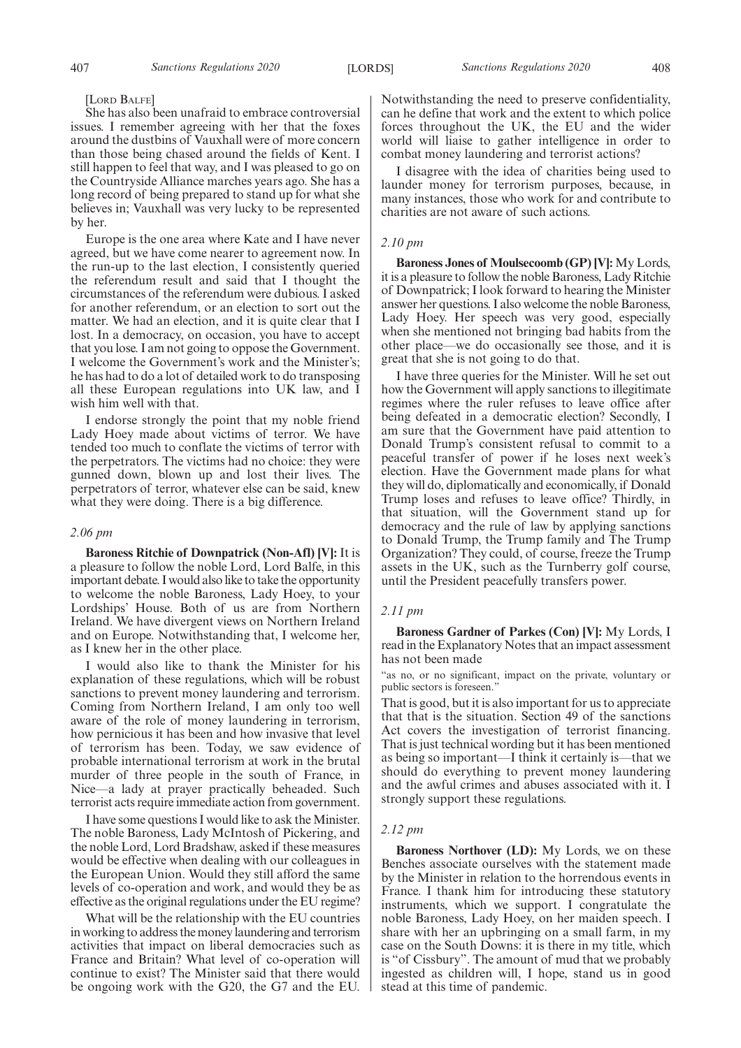[LORD BALFE]

She has also been unafraid to embrace controversial issues. I remember agreeing with her that the foxes around the dustbins of Vauxhall were of more concern than those being chased around the fields of Kent. I still happen to feel that way, and I was pleased to go on the Countryside Alliance marches years ago. She has a long record of being prepared to stand up for what she believes in; Vauxhall was very lucky to be represented by her.

Europe is the one area where Kate and I have never agreed, but we have come nearer to agreement now. In the run-up to the last election, I consistently queried the referendum result and said that I thought the circumstances of the referendum were dubious. I asked for another referendum, or an election to sort out the matter. We had an election, and it is quite clear that I lost. In a democracy, on occasion, you have to accept that you lose. I am not going to oppose the Government. I welcome the Government's work and the Minister's; he has had to do a lot of detailed work to do transposing all these European regulations into UK law, and I wish him well with that.

I endorse strongly the point that my noble friend Lady Hoey made about victims of terror. We have tended too much to conflate the victims of terror with the perpetrators. The victims had no choice: they were gunned down, blown up and lost their lives. The perpetrators of terror, whatever else can be said, knew what they were doing. There is a big difference.

*2.06 pm*

**Baroness Ritchie of Downpatrick (Non-Afl) [V]:** It is a pleasure to follow the noble Lord, Lord Balfe, in this important debate. I would also like to take the opportunity to welcome the noble Baroness, Lady Hoey, to your Lordships' House. Both of us are from Northern Ireland. We have divergent views on Northern Ireland and on Europe. Notwithstanding that, I welcome her, as I knew her in the other place.

I would also like to thank the Minister for his explanation of these regulations, which will be robust sanctions to prevent money laundering and terrorism. Coming from Northern Ireland, I am only too well aware of the role of money laundering in terrorism, how pernicious it has been and how invasive that level of terrorism has been. Today, we saw evidence of probable international terrorism at work in the brutal murder of three people in the south of France, in Nice—a lady at prayer practically beheaded. Such terrorist acts require immediate action from government.

I have some questions I would like to ask the Minister. The noble Baroness, Lady McIntosh of Pickering, and the noble Lord, Lord Bradshaw, asked if these measures would be effective when dealing with our colleagues in the European Union. Would they still afford the same levels of co-operation and work, and would they be as effective as the original regulations under the EU regime?

What will be the relationship with the EU countries in working to address the money laundering and terrorism activities that impact on liberal democracies such as France and Britain? What level of co-operation will continue to exist? The Minister said that there would be ongoing work with the G20, the G7 and the EU. Notwithstanding the need to preserve confidentiality, can he define that work and the extent to which police forces throughout the UK, the EU and the wider world will liaise to gather intelligence in order to combat money laundering and terrorist actions?

I disagree with the idea of charities being used to launder money for terrorism purposes, because, in many instances, those who work for and contribute to charities are not aware of such actions.

*2.10 pm*

**Baroness Jones of Moulsecoomb (GP) [V]:** My Lords, it is a pleasure to follow the noble Baroness, Lady Ritchie of Downpatrick; I look forward to hearing the Minister answer her questions. I also welcome the noble Baroness, Lady Hoey. Her speech was very good, especially when she mentioned not bringing bad habits from the other place—we do occasionally see those, and it is great that she is not going to do that.

I have three queries for the Minister. Will he set out how the Government will apply sanctions to illegitimate regimes where the ruler refuses to leave office after being defeated in a democratic election? Secondly, I am sure that the Government have paid attention to Donald Trump's consistent refusal to commit to a peaceful transfer of power if he loses next week's election. Have the Government made plans for what they will do, diplomatically and economically, if Donald Trump loses and refuses to leave office? Thirdly, in that situation, will the Government stand up for democracy and the rule of law by applying sanctions to Donald Trump, the Trump family and The Trump Organization? They could, of course, freeze the Trump assets in the UK, such as the Turnberry golf course, until the President peacefully transfers power.

*2.11 pm*

**Baroness Gardner of Parkes (Con) [V]:** My Lords, I read in the Explanatory Notes that an impact assessment has not been made

"as no, or no significant, impact on the private, voluntary or public sectors is foreseen."

That is good, but it is also important for us to appreciate that that is the situation. Section 49 of the sanctions Act covers the investigation of terrorist financing. That is just technical wording but it has been mentioned as being so important—I think it certainly is—that we should do everything to prevent money laundering and the awful crimes and abuses associated with it. I strongly support these regulations.

*2.12 pm*

**Baroness Northover (LD):** My Lords, we on these Benches associate ourselves with the statement made by the Minister in relation to the horrendous events in France. I thank him for introducing these statutory instruments, which we support. I congratulate the noble Baroness, Lady Hoey, on her maiden speech. I share with her an upbringing on a small farm, in my case on the South Downs: it is there in my title, which is "of Cissbury". The amount of mud that we probably ingested as children will, I hope, stand us in good stead at this time of pandemic.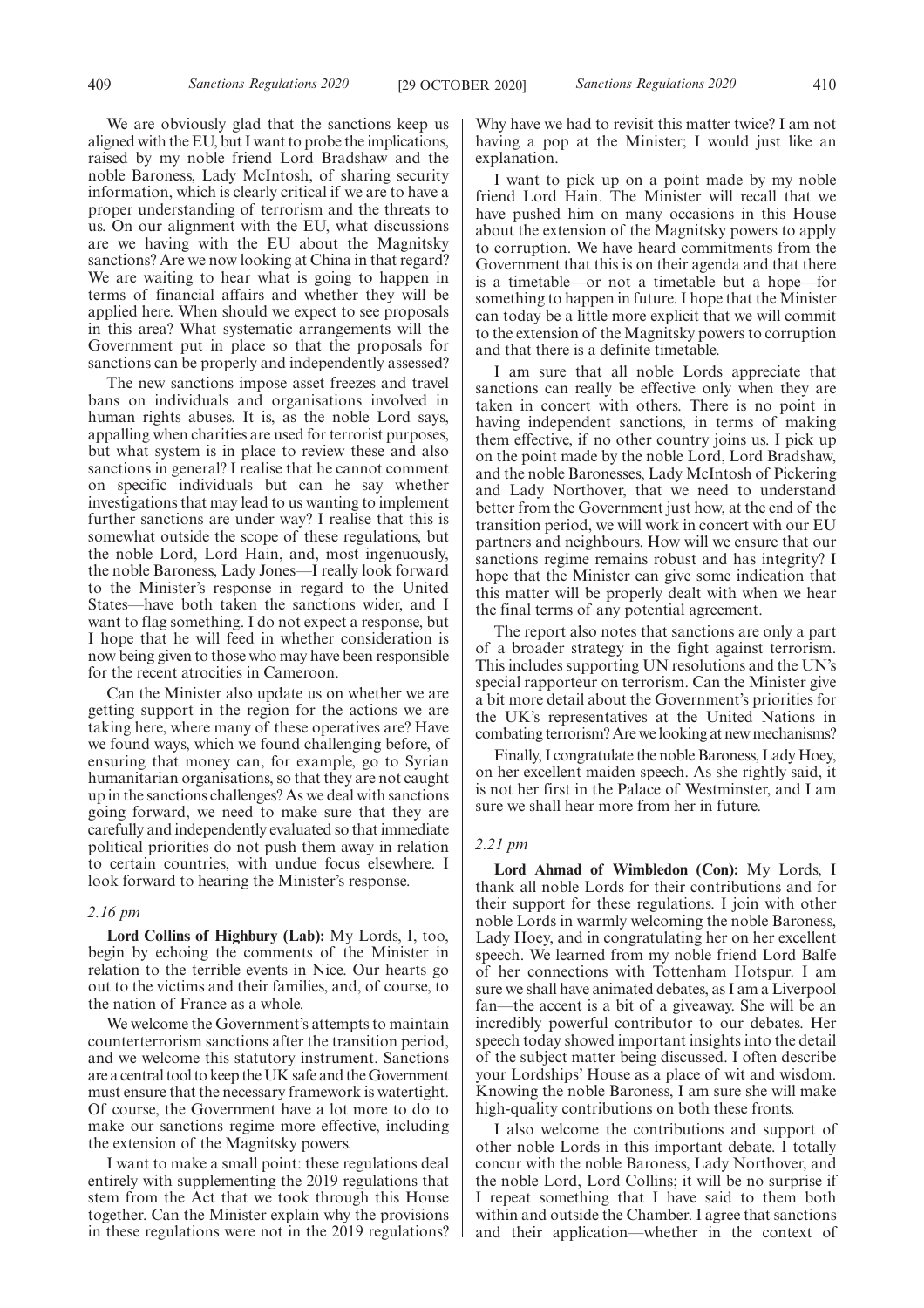We are obviously glad that the sanctions keep us aligned with the EU, but I want to probe the implications, raised by my noble friend Lord Bradshaw and the noble Baroness, Lady McIntosh, of sharing security information, which is clearly critical if we are to have a proper understanding of terrorism and the threats to us. On our alignment with the EU, what discussions are we having with the EU about the Magnitsky sanctions? Are we now looking at China in that regard? We are waiting to hear what is going to happen in terms of financial affairs and whether they will be applied here. When should we expect to see proposals in this area? What systematic arrangements will the Government put in place so that the proposals for sanctions can be properly and independently assessed?

The new sanctions impose asset freezes and travel bans on individuals and organisations involved in human rights abuses. It is, as the noble Lord says, appalling when charities are used for terrorist purposes, but what system is in place to review these and also sanctions in general? I realise that he cannot comment on specific individuals but can he say whether investigations that may lead to us wanting to implement further sanctions are under way? I realise that this is somewhat outside the scope of these regulations, but the noble Lord, Lord Hain, and, most ingenuously, the noble Baroness, Lady Jones—I really look forward to the Minister's response in regard to the United States—have both taken the sanctions wider, and I want to flag something. I do not expect a response, but I hope that he will feed in whether consideration is now being given to those who may have been responsible for the recent atrocities in Cameroon.

Can the Minister also update us on whether we are getting support in the region for the actions we are taking here, where many of these operatives are? Have we found ways, which we found challenging before, of ensuring that money can, for example, go to Syrian humanitarian organisations, so that they are not caught up in the sanctions challenges? As we deal with sanctions going forward, we need to make sure that they are carefully and independently evaluated so that immediate political priorities do not push them away in relation to certain countries, with undue focus elsewhere. I look forward to hearing the Minister's response.

*2.16 pm*

**Lord Collins of Highbury (Lab):** My Lords, I, too, begin by echoing the comments of the Minister in relation to the terrible events in Nice. Our hearts go out to the victims and their families, and, of course, to the nation of France as a whole.

We welcome the Government's attempts to maintain counterterrorism sanctions after the transition period, and we welcome this statutory instrument. Sanctions are a central tool to keep the UK safe and the Government must ensure that the necessary framework is watertight. Of course, the Government have a lot more to do to make our sanctions regime more effective, including the extension of the Magnitsky powers.

I want to make a small point: these regulations deal entirely with supplementing the 2019 regulations that stem from the Act that we took through this House together. Can the Minister explain why the provisions in these regulations were not in the 2019 regulations? Why have we had to revisit this matter twice? I am not having a pop at the Minister; I would just like an explanation.

I want to pick up on a point made by my noble friend Lord Hain. The Minister will recall that we have pushed him on many occasions in this House about the extension of the Magnitsky powers to apply to corruption. We have heard commitments from the Government that this is on their agenda and that there is a timetable—or not a timetable but a hope—for something to happen in future. I hope that the Minister can today be a little more explicit that we will commit to the extension of the Magnitsky powers to corruption and that there is a definite timetable.

I am sure that all noble Lords appreciate that sanctions can really be effective only when they are taken in concert with others. There is no point in having independent sanctions, in terms of making them effective, if no other country joins us. I pick up on the point made by the noble Lord, Lord Bradshaw, and the noble Baronesses, Lady McIntosh of Pickering and Lady Northover, that we need to understand better from the Government just how, at the end of the transition period, we will work in concert with our EU partners and neighbours. How will we ensure that our sanctions regime remains robust and has integrity? I hope that the Minister can give some indication that this matter will be properly dealt with when we hear the final terms of any potential agreement.

The report also notes that sanctions are only a part of a broader strategy in the fight against terrorism. This includes supporting UN resolutions and the UN's special rapporteur on terrorism. Can the Minister give a bit more detail about the Government's priorities for the UK's representatives at the United Nations in combating terrorism? Are we looking at new mechanisms?

Finally, I congratulate the noble Baroness, Lady Hoey, on her excellent maiden speech. As she rightly said, it is not her first in the Palace of Westminster, and I am sure we shall hear more from her in future.

*2.21 pm*

**Lord Ahmad of Wimbledon (Con):** My Lords, I thank all noble Lords for their contributions and for their support for these regulations. I join with other noble Lords in warmly welcoming the noble Baroness, Lady Hoey, and in congratulating her on her excellent speech. We learned from my noble friend Lord Balfe of her connections with Tottenham Hotspur. I am sure we shall have animated debates, as I am a Liverpool fan—the accent is a bit of a giveaway. She will be an incredibly powerful contributor to our debates. Her speech today showed important insights into the detail of the subject matter being discussed. I often describe your Lordships' House as a place of wit and wisdom. Knowing the noble Baroness, I am sure she will make high-quality contributions on both these fronts.

I also welcome the contributions and support of other noble Lords in this important debate. I totally concur with the noble Baroness, Lady Northover, and the noble Lord, Lord Collins; it will be no surprise if I repeat something that I have said to them both within and outside the Chamber. I agree that sanctions and their application—whether in the context of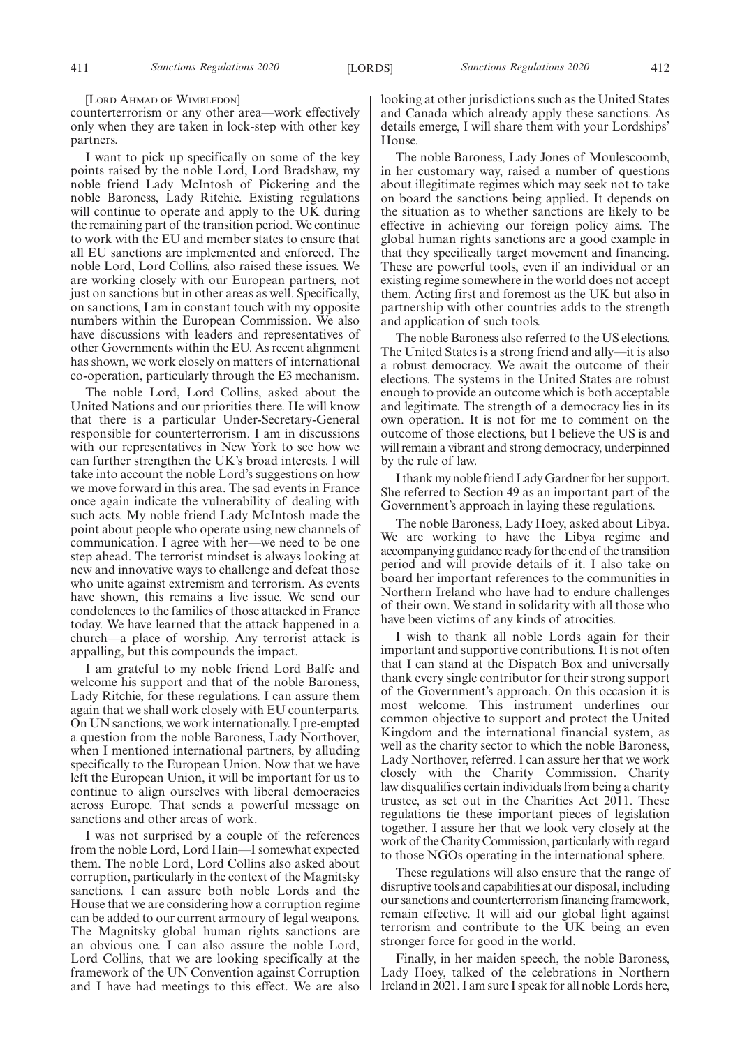[LORD AHMAD OF WIMBLEDON]

counterterrorism or any other area—work effectively only when they are taken in lock-step with other key partners.

I want to pick up specifically on some of the key points raised by the noble Lord, Lord Bradshaw, my noble friend Lady McIntosh of Pickering and the noble Baroness, Lady Ritchie. Existing regulations will continue to operate and apply to the UK during the remaining part of the transition period. We continue to work with the EU and member states to ensure that all EU sanctions are implemented and enforced. The noble Lord, Lord Collins, also raised these issues. We are working closely with our European partners, not just on sanctions but in other areas as well. Specifically, on sanctions, I am in constant touch with my opposite numbers within the European Commission. We also have discussions with leaders and representatives of other Governments within the EU. As recent alignment has shown, we work closely on matters of international co-operation, particularly through the E3 mechanism.

The noble Lord, Lord Collins, asked about the United Nations and our priorities there. He will know that there is a particular Under-Secretary-General responsible for counterterrorism. I am in discussions with our representatives in New York to see how we can further strengthen the UK's broad interests. I will take into account the noble Lord's suggestions on how we move forward in this area. The sad events in France once again indicate the vulnerability of dealing with such acts. My noble friend Lady McIntosh made the point about people who operate using new channels of communication. I agree with her—we need to be one step ahead. The terrorist mindset is always looking at new and innovative ways to challenge and defeat those who unite against extremism and terrorism. As events have shown, this remains a live issue. We send our condolences to the families of those attacked in France today. We have learned that the attack happened in a church—a place of worship. Any terrorist attack is appalling, but this compounds the impact.

I am grateful to my noble friend Lord Balfe and welcome his support and that of the noble Baroness, Lady Ritchie, for these regulations. I can assure them again that we shall work closely with EU counterparts. On UN sanctions, we work internationally. I pre-empted a question from the noble Baroness, Lady Northover, when I mentioned international partners, by alluding specifically to the European Union. Now that we have left the European Union, it will be important for us to continue to align ourselves with liberal democracies across Europe. That sends a powerful message on sanctions and other areas of work.

I was not surprised by a couple of the references from the noble Lord, Lord Hain—I somewhat expected them. The noble Lord, Lord Collins also asked about corruption, particularly in the context of the Magnitsky sanctions. I can assure both noble Lords and the House that we are considering how a corruption regime can be added to our current armoury of legal weapons. The Magnitsky global human rights sanctions are an obvious one. I can also assure the noble Lord, Lord Collins, that we are looking specifically at the framework of the UN Convention against Corruption and I have had meetings to this effect. We are also looking at other jurisdictions such as the United States and Canada which already apply these sanctions. As details emerge, I will share them with your Lordships' House.

The noble Baroness, Lady Jones of Moulescoomb, in her customary way, raised a number of questions about illegitimate regimes which may seek not to take on board the sanctions being applied. It depends on the situation as to whether sanctions are likely to be effective in achieving our foreign policy aims. The global human rights sanctions are a good example in that they specifically target movement and financing. These are powerful tools, even if an individual or an existing regime somewhere in the world does not accept them. Acting first and foremost as the UK but also in partnership with other countries adds to the strength and application of such tools.

The noble Baroness also referred to the US elections. The United States is a strong friend and ally—it is also a robust democracy. We await the outcome of their elections. The systems in the United States are robust enough to provide an outcome which is both acceptable and legitimate. The strength of a democracy lies in its own operation. It is not for me to comment on the outcome of those elections, but I believe the US is and will remain a vibrant and strong democracy, underpinned by the rule of law.

I thank my noble friend Lady Gardner for her support. She referred to Section 49 as an important part of the Government's approach in laying these regulations.

The noble Baroness, Lady Hoey, asked about Libya. We are working to have the Libya regime and accompanying guidance ready for the end of the transition period and will provide details of it. I also take on board her important references to the communities in Northern Ireland who have had to endure challenges of their own. We stand in solidarity with all those who have been victims of any kinds of atrocities.

I wish to thank all noble Lords again for their important and supportive contributions. It is not often that I can stand at the Dispatch Box and universally thank every single contributor for their strong support of the Government's approach. On this occasion it is most welcome. This instrument underlines our common objective to support and protect the United Kingdom and the international financial system, as well as the charity sector to which the noble Baroness, Lady Northover, referred. I can assure her that we work closely with the Charity Commission. Charity law disqualifies certain individuals from being a charity trustee, as set out in the Charities Act 2011. These regulations tie these important pieces of legislation together. I assure her that we look very closely at the work of the Charity Commission, particularly with regard to those NGOs operating in the international sphere.

These regulations will also ensure that the range of disruptive tools and capabilities at our disposal, including our sanctions and counterterrorism financing framework, remain effective. It will aid our global fight against terrorism and contribute to the UK being an even stronger force for good in the world.

Finally, in her maiden speech, the noble Baroness, Lady Hoey, talked of the celebrations in Northern Ireland in 2021. I am sure I speak for all noble Lords here,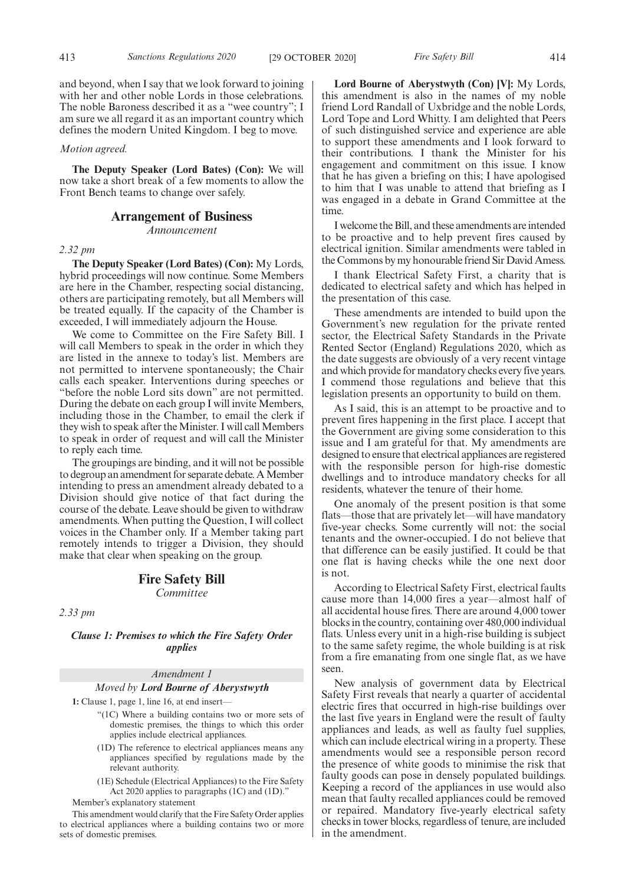and beyond, when I say that we look forward to joining with her and other noble Lords in those celebrations. The noble Baroness described it as a "wee country"; I am sure we all regard it as an important country which defines the modern United Kingdom. I beg to move.

*Motion agreed.*

**The Deputy Speaker (Lord Bates) (Con):** We will now take a short break of a few moments to allow the Front Bench teams to change over safely.

## Arrangement of Business

*Announcement*

*2.32 pm*

**The Deputy Speaker (Lord Bates) (Con):** My Lords, hybrid proceedings will now continue. Some Members are here in the Chamber, respecting social distancing, others are participating remotely, but all Members will be treated equally. If the capacity of the Chamber is exceeded, I will immediately adjourn the House.

We come to Committee on the Fire Safety Bill. I will call Members to speak in the order in which they are listed in the annexe to today's list. Members are not permitted to intervene spontaneously; the Chair calls each speaker. Interventions during speeches or "before the noble Lord sits down" are not permitted. During the debate on each group I will invite Members, including those in the Chamber, to email the clerk if they wish to speak after the Minister. I will call Members to speak in order of request and will call the Minister to reply each time.

The groupings are binding, and it will not be possible to degroup an amendment for separate debate. A Member intending to press an amendment already debated to a Division should give notice of that fact during the course of the debate. Leave should be given to withdraw amendments. When putting the Question, I will collect voices in the Chamber only. If a Member taking part remotely intends to trigger a Division, they should make that clear when speaking on the group.

## Fire Safety Bill

*Committee*

*2.33 pm*

### *Clause 1: Premises to which the Fire Safety Order applies*

*Amendment 1*

*Moved by* ***Lord Bourne of Aberystwyth***

**1:** Clause 1, page 1, line 16, at end insert—

"(1C) Where a building contains two or more sets of domestic premises, the things to which this order applies include electrical appliances.

(1D) The reference to electrical appliances means any appliances specified by regulations made by the relevant authority.

(1E) Schedule (Electrical Appliances) to the Fire Safety Act 2020 applies to paragraphs (1C) and (1D)."

Member's explanatory statement

This amendment would clarify that the Fire Safety Order applies to electrical appliances where a building contains two or more sets of domestic premises.

**Lord Bourne of Aberystwyth (Con) [V]:** My Lords, this amendment is also in the names of my noble friend Lord Randall of Uxbridge and the noble Lords, Lord Tope and Lord Whitty. I am delighted that Peers of such distinguished service and experience are able to support these amendments and I look forward to their contributions. I thank the Minister for his engagement and commitment on this issue. I know that he has given a briefing on this; I have apologised to him that I was unable to attend that briefing as I was engaged in a debate in Grand Committee at the time.

I welcome the Bill, and these amendments are intended to be proactive and to help prevent fires caused by electrical ignition. Similar amendments were tabled in the Commons by my honourable friend Sir David Amess.

I thank Electrical Safety First, a charity that is dedicated to electrical safety and which has helped in the presentation of this case.

These amendments are intended to build upon the Government's new regulation for the private rented sector, the Electrical Safety Standards in the Private Rented Sector (England) Regulations 2020, which as the date suggests are obviously of a very recent vintage and which provide for mandatory checks every five years. I commend those regulations and believe that this legislation presents an opportunity to build on them.

As I said, this is an attempt to be proactive and to prevent fires happening in the first place. I accept that the Government are giving some consideration to this issue and I am grateful for that. My amendments are designed to ensure that electrical appliances are registered with the responsible person for high-rise domestic dwellings and to introduce mandatory checks for all residents, whatever the tenure of their home.

One anomaly of the present position is that some flats—those that are privately let—will have mandatory five-year checks. Some currently will not: the social tenants and the owner-occupied. I do not believe that that difference can be easily justified. It could be that one flat is having checks while the one next door is not.

According to Electrical Safety First, electrical faults cause more than 14,000 fires a year—almost half of all accidental house fires. There are around 4,000 tower blocks in the country, containing over 480,000 individual flats. Unless every unit in a high-rise building is subject to the same safety regime, the whole building is at risk from a fire emanating from one single flat, as we have seen.

New analysis of government data by Electrical Safety First reveals that nearly a quarter of accidental electric fires that occurred in high-rise buildings over the last five years in England were the result of faulty appliances and leads, as well as faulty fuel supplies, which can include electrical wiring in a property. These amendments would see a responsible person record the presence of white goods to minimise the risk that faulty goods can pose in densely populated buildings. Keeping a record of the appliances in use would also mean that faulty recalled appliances could be removed or repaired. Mandatory five-yearly electrical safety checks in tower blocks, regardless of tenure, are included in the amendment.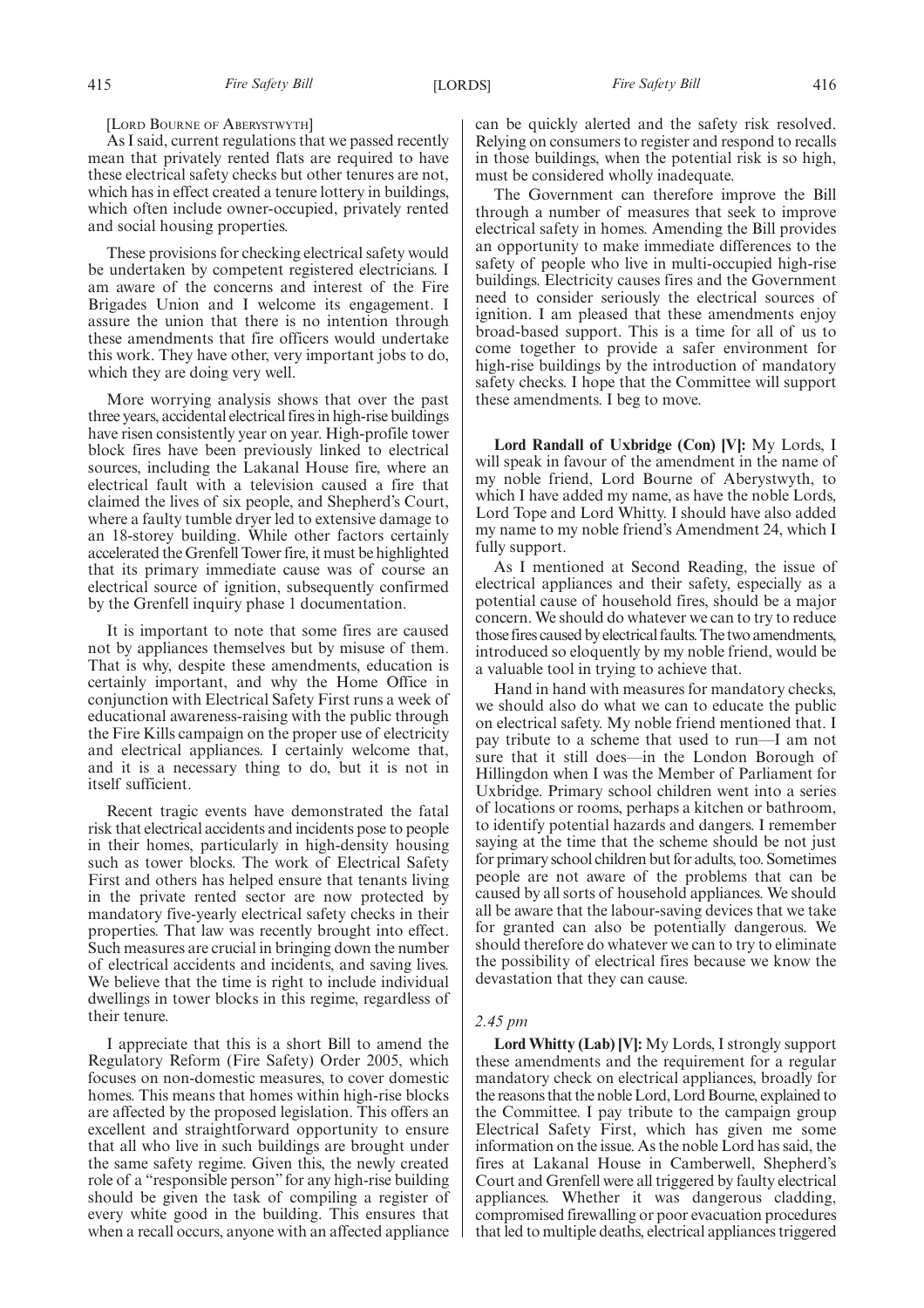[LORD BOURNE OF ABERYSTWYTH]

As I said, current regulations that we passed recently mean that privately rented flats are required to have these electrical safety checks but other tenures are not, which has in effect created a tenure lottery in buildings, which often include owner-occupied, privately rented and social housing properties.

These provisions for checking electrical safety would be undertaken by competent registered electricians. I am aware of the concerns and interest of the Fire Brigades Union and I welcome its engagement. I assure the union that there is no intention through these amendments that fire officers would undertake this work. They have other, very important jobs to do, which they are doing very well.

More worrying analysis shows that over the past three years, accidental electrical fires in high-rise buildings have risen consistently year on year. High-profile tower block fires have been previously linked to electrical sources, including the Lakanal House fire, where an electrical fault with a television caused a fire that claimed the lives of six people, and Shepherd's Court, where a faulty tumble dryer led to extensive damage to an 18-storey building. While other factors certainly accelerated the Grenfell Tower fire, it must be highlighted that its primary immediate cause was of course an electrical source of ignition, subsequently confirmed by the Grenfell inquiry phase 1 documentation.

It is important to note that some fires are caused not by appliances themselves but by misuse of them. That is why, despite these amendments, education is certainly important, and why the Home Office in conjunction with Electrical Safety First runs a week of educational awareness-raising with the public through the Fire Kills campaign on the proper use of electricity and electrical appliances. I certainly welcome that, and it is a necessary thing to do, but it is not in itself sufficient.

Recent tragic events have demonstrated the fatal risk that electrical accidents and incidents pose to people in their homes, particularly in high-density housing such as tower blocks. The work of Electrical Safety First and others has helped ensure that tenants living in the private rented sector are now protected by mandatory five-yearly electrical safety checks in their properties. That law was recently brought into effect. Such measures are crucial in bringing down the number of electrical accidents and incidents, and saving lives. We believe that the time is right to include individual dwellings in tower blocks in this regime, regardless of their tenure.

I appreciate that this is a short Bill to amend the Regulatory Reform (Fire Safety) Order 2005, which focuses on non-domestic measures, to cover domestic homes. This means that homes within high-rise blocks are affected by the proposed legislation. This offers an excellent and straightforward opportunity to ensure that all who live in such buildings are brought under the same safety regime. Given this, the newly created role of a "responsible person" for any high-rise building should be given the task of compiling a register of every white good in the building. This ensures that when a recall occurs, anyone with an affected appliance can be quickly alerted and the safety risk resolved. Relying on consumers to register and respond to recalls in those buildings, when the potential risk is so high, must be considered wholly inadequate.

The Government can therefore improve the Bill through a number of measures that seek to improve electrical safety in homes. Amending the Bill provides an opportunity to make immediate differences to the safety of people who live in multi-occupied high-rise buildings. Electricity causes fires and the Government need to consider seriously the electrical sources of ignition. I am pleased that these amendments enjoy broad-based support. This is a time for all of us to come together to provide a safer environment for high-rise buildings by the introduction of mandatory safety checks. I hope that the Committee will support these amendments. I beg to move.

**Lord Randall of Uxbridge (Con) [V]:** My Lords, I will speak in favour of the amendment in the name of my noble friend, Lord Bourne of Aberystwyth, to which I have added my name, as have the noble Lords, Lord Tope and Lord Whitty. I should have also added my name to my noble friend's Amendment 24, which I fully support.

As I mentioned at Second Reading, the issue of electrical appliances and their safety, especially as a potential cause of household fires, should be a major concern. We should do whatever we can to try to reduce those fires caused by electrical faults. The two amendments, introduced so eloquently by my noble friend, would be a valuable tool in trying to achieve that.

Hand in hand with measures for mandatory checks, we should also do what we can to educate the public on electrical safety. My noble friend mentioned that. I pay tribute to a scheme that used to run—I am not sure that it still does—in the London Borough of Hillingdon when I was the Member of Parliament for Uxbridge. Primary school children went into a series of locations or rooms, perhaps a kitchen or bathroom, to identify potential hazards and dangers. I remember saying at the time that the scheme should be not just for primary school children but for adults, too. Sometimes people are not aware of the problems that can be caused by all sorts of household appliances. We should all be aware that the labour-saving devices that we take for granted can also be potentially dangerous. We should therefore do whatever we can to try to eliminate the possibility of electrical fires because we know the devastation that they can cause.

*2.45 pm*

**Lord Whitty (Lab) [V]:** My Lords, I strongly support these amendments and the requirement for a regular mandatory check on electrical appliances, broadly for the reasons that the noble Lord, Lord Bourne, explained to the Committee. I pay tribute to the campaign group Electrical Safety First, which has given me some information on the issue. As the noble Lord has said, the fires at Lakanal House in Camberwell, Shepherd's Court and Grenfell were all triggered by faulty electrical appliances. Whether it was dangerous cladding, compromised firewalling or poor evacuation procedures that led to multiple deaths, electrical appliances triggered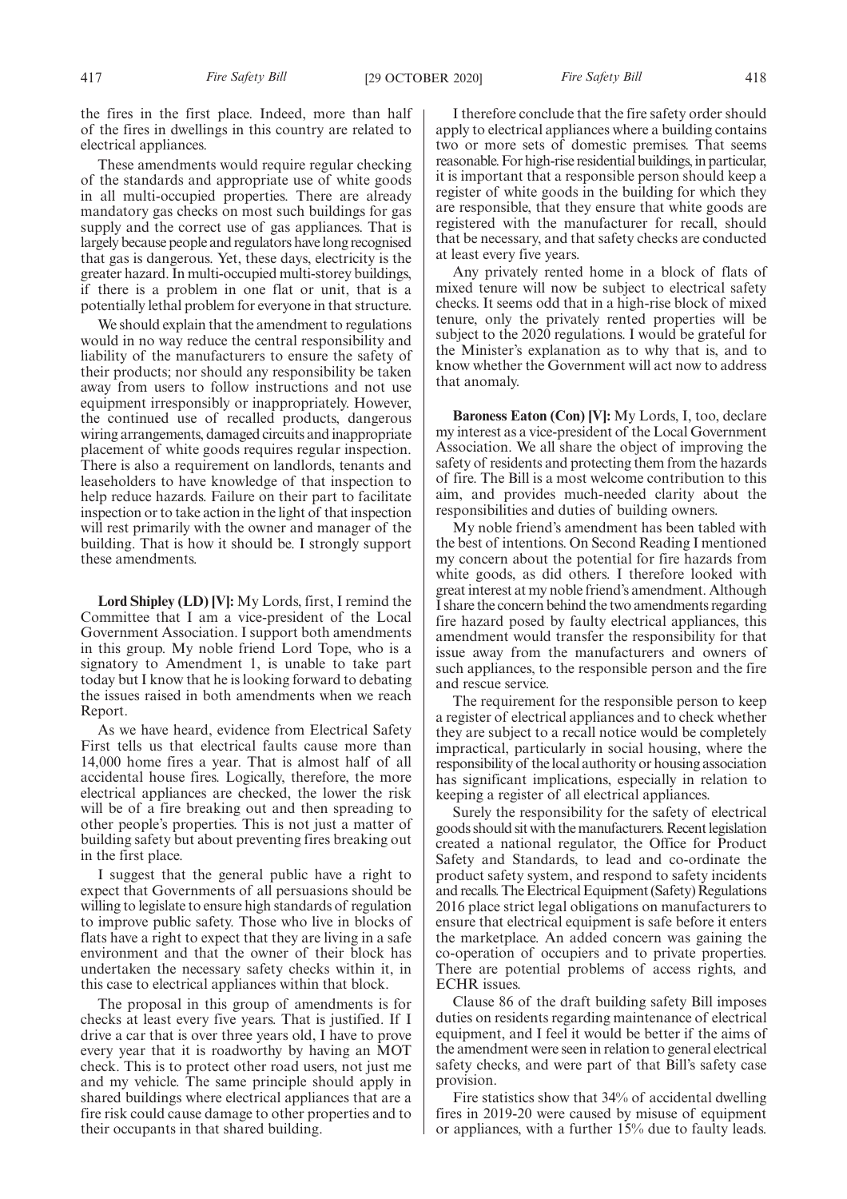the fires in the first place. Indeed, more than half of the fires in dwellings in this country are related to electrical appliances.

These amendments would require regular checking of the standards and appropriate use of white goods in all multi-occupied properties. There are already mandatory gas checks on most such buildings for gas supply and the correct use of gas appliances. That is largely because people and regulators have long recognised that gas is dangerous. Yet, these days, electricity is the greater hazard. In multi-occupied multi-storey buildings, if there is a problem in one flat or unit, that is a potentially lethal problem for everyone in that structure.

We should explain that the amendment to regulations would in no way reduce the central responsibility and liability of the manufacturers to ensure the safety of their products; nor should any responsibility be taken away from users to follow instructions and not use equipment irresponsibly or inappropriately. However, the continued use of recalled products, dangerous wiring arrangements, damaged circuits and inappropriate placement of white goods requires regular inspection. There is also a requirement on landlords, tenants and leaseholders to have knowledge of that inspection to help reduce hazards. Failure on their part to facilitate inspection or to take action in the light of that inspection will rest primarily with the owner and manager of the building. That is how it should be. I strongly support these amendments.

**Lord Shipley (LD) [V]:** My Lords, first, I remind the Committee that I am a vice-president of the Local Government Association. I support both amendments in this group. My noble friend Lord Tope, who is a signatory to Amendment 1, is unable to take part today but I know that he is looking forward to debating the issues raised in both amendments when we reach Report.

As we have heard, evidence from Electrical Safety First tells us that electrical faults cause more than 14,000 home fires a year. That is almost half of all accidental house fires. Logically, therefore, the more electrical appliances are checked, the lower the risk will be of a fire breaking out and then spreading to other people's properties. This is not just a matter of building safety but about preventing fires breaking out in the first place.

I suggest that the general public have a right to expect that Governments of all persuasions should be willing to legislate to ensure high standards of regulation to improve public safety. Those who live in blocks of flats have a right to expect that they are living in a safe environment and that the owner of their block has undertaken the necessary safety checks within it, in this case to electrical appliances within that block.

The proposal in this group of amendments is for checks at least every five years. That is justified. If I drive a car that is over three years old, I have to prove every year that it is roadworthy by having an MOT check. This is to protect other road users, not just me and my vehicle. The same principle should apply in shared buildings where electrical appliances that are a fire risk could cause damage to other properties and to their occupants in that shared building.

I therefore conclude that the fire safety order should apply to electrical appliances where a building contains two or more sets of domestic premises. That seems reasonable. For high-rise residential buildings, in particular, it is important that a responsible person should keep a register of white goods in the building for which they are responsible, that they ensure that white goods are registered with the manufacturer for recall, should that be necessary, and that safety checks are conducted at least every five years.

Any privately rented home in a block of flats of mixed tenure will now be subject to electrical safety checks. It seems odd that in a high-rise block of mixed tenure, only the privately rented properties will be subject to the 2020 regulations. I would be grateful for the Minister's explanation as to why that is, and to know whether the Government will act now to address that anomaly.

**Baroness Eaton (Con) [V]:** My Lords, I, too, declare my interest as a vice-president of the Local Government Association. We all share the object of improving the safety of residents and protecting them from the hazards of fire. The Bill is a most welcome contribution to this aim, and provides much-needed clarity about the responsibilities and duties of building owners.

My noble friend's amendment has been tabled with the best of intentions. On Second Reading I mentioned my concern about the potential for fire hazards from white goods, as did others. I therefore looked with great interest at my noble friend's amendment. Although I share the concern behind the two amendments regarding fire hazard posed by faulty electrical appliances, this amendment would transfer the responsibility for that issue away from the manufacturers and owners of such appliances, to the responsible person and the fire and rescue service.

The requirement for the responsible person to keep a register of electrical appliances and to check whether they are subject to a recall notice would be completely impractical, particularly in social housing, where the responsibility of the local authority or housing association has significant implications, especially in relation to keeping a register of all electrical appliances.

Surely the responsibility for the safety of electrical goods should sit with the manufacturers. Recent legislation created a national regulator, the Office for Product Safety and Standards, to lead and co-ordinate the product safety system, and respond to safety incidents and recalls. The Electrical Equipment (Safety) Regulations 2016 place strict legal obligations on manufacturers to ensure that electrical equipment is safe before it enters the marketplace. An added concern was gaining the co-operation of occupiers and to private properties. There are potential problems of access rights, and ECHR issues.

Clause 86 of the draft building safety Bill imposes duties on residents regarding maintenance of electrical equipment, and I feel it would be better if the aims of the amendment were seen in relation to general electrical safety checks, and were part of that Bill's safety case provision.

Fire statistics show that 34% of accidental dwelling fires in 2019-20 were caused by misuse of equipment or appliances, with a further 15% due to faulty leads.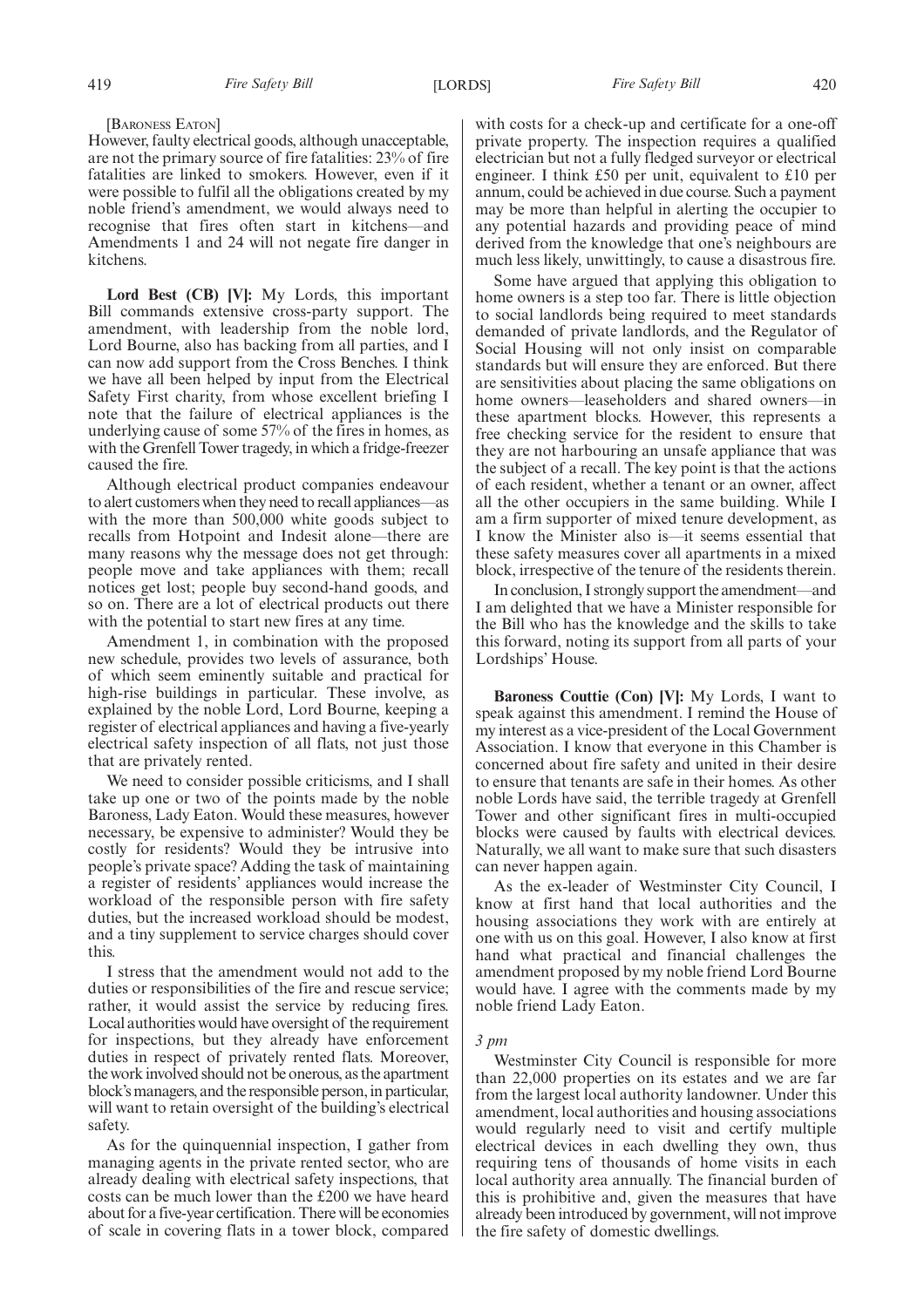[BARONESS EATON]

However, faulty electrical goods, although unacceptable, are not the primary source of fire fatalities: 23% of fire fatalities are linked to smokers. However, even if it were possible to fulfil all the obligations created by my noble friend's amendment, we would always need to recognise that fires often start in kitchens—and Amendments 1 and 24 will not negate fire danger in kitchens.

**Lord Best (CB) [V]:** My Lords, this important Bill commands extensive cross-party support. The amendment, with leadership from the noble lord, Lord Bourne, also has backing from all parties, and I can now add support from the Cross Benches. I think we have all been helped by input from the Electrical Safety First charity, from whose excellent briefing I note that the failure of electrical appliances is the underlying cause of some 57% of the fires in homes, as with the Grenfell Tower tragedy, in which a fridge-freezer caused the fire.

Although electrical product companies endeavour to alert customers when they need to recall appliances—as with the more than 500,000 white goods subject to recalls from Hotpoint and Indesit alone—there are many reasons why the message does not get through: people move and take appliances with them; recall notices get lost; people buy second-hand goods, and so on. There are a lot of electrical products out there with the potential to start new fires at any time.

Amendment 1, in combination with the proposed new schedule, provides two levels of assurance, both of which seem eminently suitable and practical for high-rise buildings in particular. These involve, as explained by the noble Lord, Lord Bourne, keeping a register of electrical appliances and having a five-yearly electrical safety inspection of all flats, not just those that are privately rented.

We need to consider possible criticisms, and I shall take up one or two of the points made by the noble Baroness, Lady Eaton. Would these measures, however necessary, be expensive to administer? Would they be costly for residents? Would they be intrusive into people's private space? Adding the task of maintaining a register of residents' appliances would increase the workload of the responsible person with fire safety duties, but the increased workload should be modest, and a tiny supplement to service charges should cover this.

I stress that the amendment would not add to the duties or responsibilities of the fire and rescue service; rather, it would assist the service by reducing fires. Local authorities would have oversight of the requirement for inspections, but they already have enforcement duties in respect of privately rented flats. Moreover, the work involved should not be onerous, as the apartment block's managers, and the responsible person, in particular, will want to retain oversight of the building's electrical safety.

As for the quinquennial inspection, I gather from managing agents in the private rented sector, who are already dealing with electrical safety inspections, that costs can be much lower than the £200 we have heard about for a five-year certification. There will be economies of scale in covering flats in a tower block, compared with costs for a check-up and certificate for a one-off private property. The inspection requires a qualified electrician but not a fully fledged surveyor or electrical engineer. I think £50 per unit, equivalent to £10 per annum, could be achieved in due course. Such a payment may be more than helpful in alerting the occupier to any potential hazards and providing peace of mind derived from the knowledge that one's neighbours are much less likely, unwittingly, to cause a disastrous fire.

Some have argued that applying this obligation to home owners is a step too far. There is little objection to social landlords being required to meet standards demanded of private landlords, and the Regulator of Social Housing will not only insist on comparable standards but will ensure they are enforced. But there are sensitivities about placing the same obligations on home owners—leaseholders and shared owners—in these apartment blocks. However, this represents a free checking service for the resident to ensure that they are not harbouring an unsafe appliance that was the subject of a recall. The key point is that the actions of each resident, whether a tenant or an owner, affect all the other occupiers in the same building. While I am a firm supporter of mixed tenure development, as I know the Minister also is—it seems essential that these safety measures cover all apartments in a mixed block, irrespective of the tenure of the residents therein.

In conclusion, I strongly support the amendment—and I am delighted that we have a Minister responsible for the Bill who has the knowledge and the skills to take this forward, noting its support from all parts of your Lordships' House.

**Baroness Couttie (Con) [V]:** My Lords, I want to speak against this amendment. I remind the House of my interest as a vice-president of the Local Government Association. I know that everyone in this Chamber is concerned about fire safety and united in their desire to ensure that tenants are safe in their homes. As other noble Lords have said, the terrible tragedy at Grenfell Tower and other significant fires in multi-occupied blocks were caused by faults with electrical devices. Naturally, we all want to make sure that such disasters can never happen again.

As the ex-leader of Westminster City Council, I know at first hand that local authorities and the housing associations they work with are entirely at one with us on this goal. However, I also know at first hand what practical and financial challenges the amendment proposed by my noble friend Lord Bourne would have. I agree with the comments made by my noble friend Lady Eaton.

*3 pm*

Westminster City Council is responsible for more than 22,000 properties on its estates and we are far from the largest local authority landowner. Under this amendment, local authorities and housing associations would regularly need to visit and certify multiple electrical devices in each dwelling they own, thus requiring tens of thousands of home visits in each local authority area annually. The financial burden of this is prohibitive and, given the measures that have already been introduced by government, will not improve the fire safety of domestic dwellings.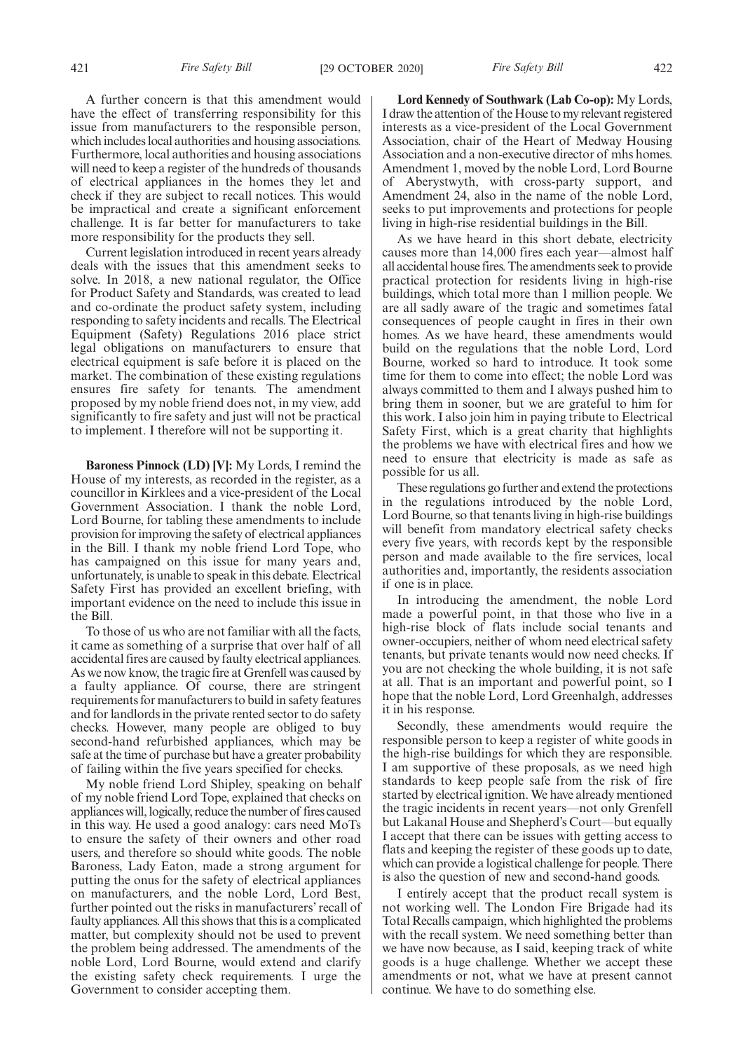A further concern is that this amendment would have the effect of transferring responsibility for this issue from manufacturers to the responsible person, which includes local authorities and housing associations. Furthermore, local authorities and housing associations will need to keep a register of the hundreds of thousands of electrical appliances in the homes they let and check if they are subject to recall notices. This would be impractical and create a significant enforcement challenge. It is far better for manufacturers to take more responsibility for the products they sell.

Current legislation introduced in recent years already deals with the issues that this amendment seeks to solve. In 2018, a new national regulator, the Office for Product Safety and Standards, was created to lead and co-ordinate the product safety system, including responding to safety incidents and recalls. The Electrical Equipment (Safety) Regulations 2016 place strict legal obligations on manufacturers to ensure that electrical equipment is safe before it is placed on the market. The combination of these existing regulations ensures fire safety for tenants. The amendment proposed by my noble friend does not, in my view, add significantly to fire safety and just will not be practical to implement. I therefore will not be supporting it.

**Baroness Pinnock (LD) [V]:** My Lords, I remind the House of my interests, as recorded in the register, as a councillor in Kirklees and a vice-president of the Local Government Association. I thank the noble Lord, Lord Bourne, for tabling these amendments to include provision for improving the safety of electrical appliances in the Bill. I thank my noble friend Lord Tope, who has campaigned on this issue for many years and, unfortunately, is unable to speak in this debate. Electrical Safety First has provided an excellent briefing, with important evidence on the need to include this issue in the Bill.

To those of us who are not familiar with all the facts, it came as something of a surprise that over half of all accidental fires are caused by faulty electrical appliances. As we now know, the tragic fire at Grenfell was caused by a faulty appliance. Of course, there are stringent requirements for manufacturers to build in safety features and for landlords in the private rented sector to do safety checks. However, many people are obliged to buy second-hand refurbished appliances, which may be safe at the time of purchase but have a greater probability of failing within the five years specified for checks.

My noble friend Lord Shipley, speaking on behalf of my noble friend Lord Tope, explained that checks on appliances will, logically, reduce the number of fires caused in this way. He used a good analogy: cars need MoTs to ensure the safety of their owners and other road users, and therefore so should white goods. The noble Baroness, Lady Eaton, made a strong argument for putting the onus for the safety of electrical appliances on manufacturers, and the noble Lord, Lord Best, further pointed out the risks in manufacturers' recall of faulty appliances. All this shows that this is a complicated matter, but complexity should not be used to prevent the problem being addressed. The amendments of the noble Lord, Lord Bourne, would extend and clarify the existing safety check requirements. I urge the Government to consider accepting them.

**Lord Kennedy of Southwark (Lab Co-op):** My Lords, I draw the attention of the House to my relevant registered interests as a vice-president of the Local Government Association, chair of the Heart of Medway Housing Association and a non-executive director of mhs homes. Amendment 1, moved by the noble Lord, Lord Bourne of Aberystwyth, with cross-party support, and Amendment 24, also in the name of the noble Lord, seeks to put improvements and protections for people living in high-rise residential buildings in the Bill.

As we have heard in this short debate, electricity causes more than 14,000 fires each year—almost half all accidental house fires. The amendments seek to provide practical protection for residents living in high-rise buildings, which total more than 1 million people. We are all sadly aware of the tragic and sometimes fatal consequences of people caught in fires in their own homes. As we have heard, these amendments would build on the regulations that the noble Lord, Lord Bourne, worked so hard to introduce. It took some time for them to come into effect; the noble Lord was always committed to them and I always pushed him to bring them in sooner, but we are grateful to him for this work. I also join him in paying tribute to Electrical Safety First, which is a great charity that highlights the problems we have with electrical fires and how we need to ensure that electricity is made as safe as possible for us all.

These regulations go further and extend the protections in the regulations introduced by the noble Lord, Lord Bourne, so that tenants living in high-rise buildings will benefit from mandatory electrical safety checks every five years, with records kept by the responsible person and made available to the fire services, local authorities and, importantly, the residents association if one is in place.

In introducing the amendment, the noble Lord made a powerful point, in that those who live in a high-rise block of flats include social tenants and owner-occupiers, neither of whom need electrical safety tenants, but private tenants would now need checks. If you are not checking the whole building, it is not safe at all. That is an important and powerful point, so I hope that the noble Lord, Lord Greenhalgh, addresses it in his response.

Secondly, these amendments would require the responsible person to keep a register of white goods in the high-rise buildings for which they are responsible. I am supportive of these proposals, as we need high standards to keep people safe from the risk of fire started by electrical ignition. We have already mentioned the tragic incidents in recent years—not only Grenfell but Lakanal House and Shepherd's Court—but equally I accept that there can be issues with getting access to flats and keeping the register of these goods up to date, which can provide a logistical challenge for people. There is also the question of new and second-hand goods.

I entirely accept that the product recall system is not working well. The London Fire Brigade had its Total Recalls campaign, which highlighted the problems with the recall system. We need something better than we have now because, as I said, keeping track of white goods is a huge challenge. Whether we accept these amendments or not, what we have at present cannot continue. We have to do something else.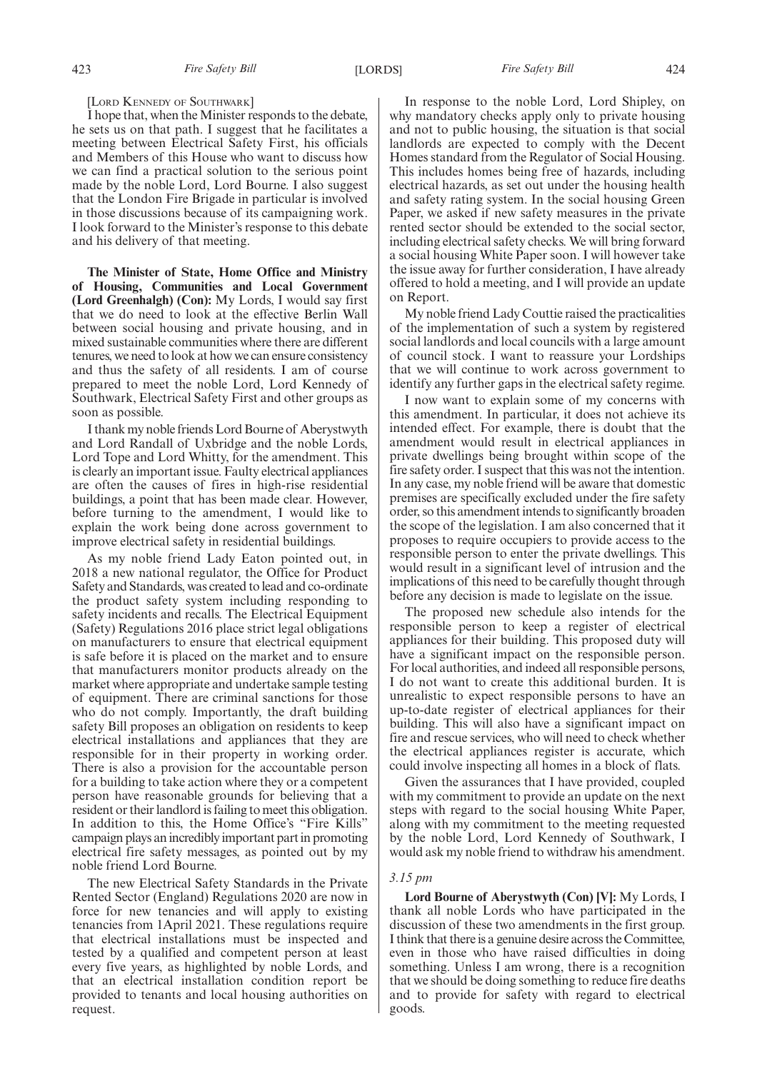[LORD KENNEDY OF SOUTHWARK]

I hope that, when the Minister responds to the debate, he sets us on that path. I suggest that he facilitates a meeting between Electrical Safety First, his officials and Members of this House who want to discuss how we can find a practical solution to the serious point made by the noble Lord, Lord Bourne. I also suggest that the London Fire Brigade in particular is involved in those discussions because of its campaigning work. I look forward to the Minister's response to this debate and his delivery of that meeting.

**The Minister of State, Home Office and Ministry of Housing, Communities and Local Government (Lord Greenhalgh) (Con):** My Lords, I would say first that we do need to look at the effective Berlin Wall between social housing and private housing, and in mixed sustainable communities where there are different tenures, we need to look at how we can ensure consistency and thus the safety of all residents. I am of course prepared to meet the noble Lord, Lord Kennedy of Southwark, Electrical Safety First and other groups as soon as possible.

I thank my noble friends Lord Bourne of Aberystwyth and Lord Randall of Uxbridge and the noble Lords, Lord Tope and Lord Whitty, for the amendment. This is clearly an important issue. Faulty electrical appliances are often the causes of fires in high-rise residential buildings, a point that has been made clear. However, before turning to the amendment, I would like to explain the work being done across government to improve electrical safety in residential buildings.

As my noble friend Lady Eaton pointed out, in 2018 a new national regulator, the Office for Product Safety and Standards, was created to lead and co-ordinate the product safety system including responding to safety incidents and recalls. The Electrical Equipment (Safety) Regulations 2016 place strict legal obligations on manufacturers to ensure that electrical equipment is safe before it is placed on the market and to ensure that manufacturers monitor products already on the market where appropriate and undertake sample testing of equipment. There are criminal sanctions for those who do not comply. Importantly, the draft building safety Bill proposes an obligation on residents to keep electrical installations and appliances that they are responsible for in their property in working order. There is also a provision for the accountable person for a building to take action where they or a competent person have reasonable grounds for believing that a resident or their landlord is failing to meet this obligation. In addition to this, the Home Office's "Fire Kills" campaign plays an incredibly important part in promoting electrical fire safety messages, as pointed out by my noble friend Lord Bourne.

The new Electrical Safety Standards in the Private Rented Sector (England) Regulations 2020 are now in force for new tenancies and will apply to existing tenancies from 1April 2021. These regulations require that electrical installations must be inspected and tested by a qualified and competent person at least every five years, as highlighted by noble Lords, and that an electrical installation condition report be provided to tenants and local housing authorities on request.

In response to the noble Lord, Lord Shipley, on why mandatory checks apply only to private housing and not to public housing, the situation is that social landlords are expected to comply with the Decent Homes standard from the Regulator of Social Housing. This includes homes being free of hazards, including electrical hazards, as set out under the housing health and safety rating system. In the social housing Green Paper, we asked if new safety measures in the private rented sector should be extended to the social sector, including electrical safety checks. We will bring forward a social housing White Paper soon. I will however take the issue away for further consideration, I have already offered to hold a meeting, and I will provide an update on Report.

My noble friend Lady Couttie raised the practicalities of the implementation of such a system by registered social landlords and local councils with a large amount of council stock. I want to reassure your Lordships that we will continue to work across government to identify any further gaps in the electrical safety regime.

I now want to explain some of my concerns with this amendment. In particular, it does not achieve its intended effect. For example, there is doubt that the amendment would result in electrical appliances in private dwellings being brought within scope of the fire safety order. I suspect that this was not the intention. In any case, my noble friend will be aware that domestic premises are specifically excluded under the fire safety order, so this amendment intends to significantly broaden the scope of the legislation. I am also concerned that it proposes to require occupiers to provide access to the responsible person to enter the private dwellings. This would result in a significant level of intrusion and the implications of this need to be carefully thought through before any decision is made to legislate on the issue.

The proposed new schedule also intends for the responsible person to keep a register of electrical appliances for their building. This proposed duty will have a significant impact on the responsible person. For local authorities, and indeed all responsible persons, I do not want to create this additional burden. It is unrealistic to expect responsible persons to have an up-to-date register of electrical appliances for their building. This will also have a significant impact on fire and rescue services, who will need to check whether the electrical appliances register is accurate, which could involve inspecting all homes in a block of flats.

Given the assurances that I have provided, coupled with my commitment to provide an update on the next steps with regard to the social housing White Paper, along with my commitment to the meeting requested by the noble Lord, Lord Kennedy of Southwark, I would ask my noble friend to withdraw his amendment.

*3.15 pm*

**Lord Bourne of Aberystwyth (Con) [V]:** My Lords, I thank all noble Lords who have participated in the discussion of these two amendments in the first group. I think that there is a genuine desire across the Committee, even in those who have raised difficulties in doing something. Unless I am wrong, there is a recognition that we should be doing something to reduce fire deaths and to provide for safety with regard to electrical goods.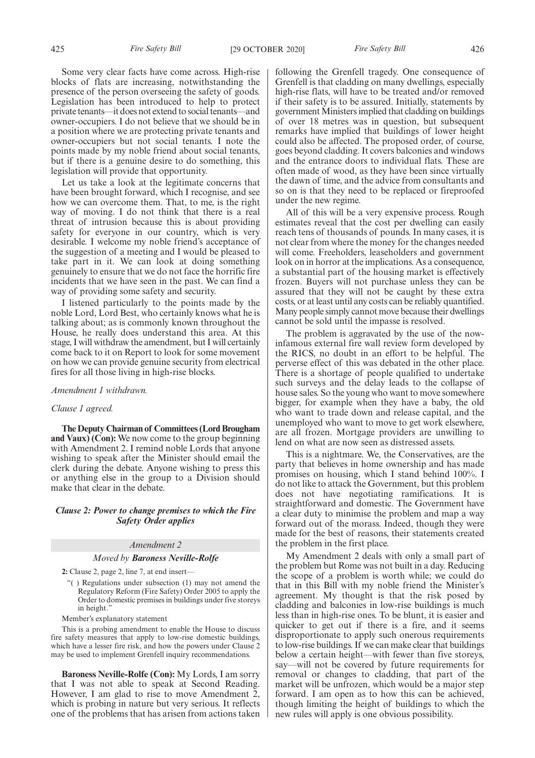Some very clear facts have come across. High-rise blocks of flats are increasing, notwithstanding the presence of the person overseeing the safety of goods. Legislation has been introduced to help to protect private tenants—it does not extend to social tenants—and owner-occupiers. I do not believe that we should be in a position where we are protecting private tenants and owner-occupiers but not social tenants. I note the points made by my noble friend about social tenants, but if there is a genuine desire to do something, this legislation will provide that opportunity.

Let us take a look at the legitimate concerns that have been brought forward, which I recognise, and see how we can overcome them. That, to me, is the right way of moving. I do not think that there is a real threat of intrusion because this is about providing safety for everyone in our country, which is very desirable. I welcome my noble friend's acceptance of the suggestion of a meeting and I would be pleased to take part in it. We can look at doing something genuinely to ensure that we do not face the horrific fire incidents that we have seen in the past. We can find a way of providing some safety and security.

I listened particularly to the points made by the noble Lord, Lord Best, who certainly knows what he is talking about; as is commonly known throughout the House, he really does understand this area. At this stage, I will withdraw the amendment, but I will certainly come back to it on Report to look for some movement on how we can provide genuine security from electrical fires for all those living in high-rise blocks.

*Amendment 1 withdrawn.*

*Clause 1 agreed.*

**The Deputy Chairman of Committees (Lord Brougham and Vaux) (Con):** We now come to the group beginning with Amendment 2. I remind noble Lords that anyone wishing to speak after the Minister should email the clerk during the debate. Anyone wishing to press this or anything else in the group to a Division should make that clear in the debate.

### *Clause 2: Power to change premises to which the Fire Safety Order applies*

*Amendment 2*

*Moved by* ***Baroness Neville-Rolfe***

**2:** Clause 2, page 2, line 7, at end insert—

"( ) Regulations under subsection (1) may not amend the Regulatory Reform (Fire Safety) Order 2005 to apply the Order to domestic premises in buildings under five storeys in height."

Member's explanatory statement

This is a probing amendment to enable the House to discuss fire safety measures that apply to low-rise domestic buildings, which have a lesser fire risk, and how the powers under Clause 2 may be used to implement Grenfell inquiry recommendations.

**Baroness Neville-Rolfe (Con):** My Lords, I am sorry that I was not able to speak at Second Reading. However, I am glad to rise to move Amendment 2, which is probing in nature but very serious. It reflects one of the problems that has arisen from actions taken following the Grenfell tragedy. One consequence of Grenfell is that cladding on many dwellings, especially high-rise flats, will have to be treated and/or removed if their safety is to be assured. Initially, statements by government Ministers implied that cladding on buildings of over 18 metres was in question, but subsequent remarks have implied that buildings of lower height could also be affected. The proposed order, of course, goes beyond cladding. It covers balconies and windows and the entrance doors to individual flats. These are often made of wood, as they have been since virtually the dawn of time, and the advice from consultants and so on is that they need to be replaced or fireproofed under the new regime.

All of this will be a very expensive process. Rough estimates reveal that the cost per dwelling can easily reach tens of thousands of pounds. In many cases, it is not clear from where the money for the changes needed will come. Freeholders, leaseholders and government look on in horror at the implications. As a consequence, a substantial part of the housing market is effectively frozen. Buyers will not purchase unless they can be assured that they will not be caught by these extra costs, or at least until any costs can be reliably quantified. Many people simply cannot move because their dwellings cannot be sold until the impasse is resolved.

The problem is aggravated by the use of the now-infamous external fire wall review form developed by the RICS, no doubt in an effort to be helpful. The perverse effect of this was debated in the other place. There is a shortage of people qualified to undertake such surveys and the delay leads to the collapse of house sales. So the young who want to move somewhere bigger, for example when they have a baby, the old who want to trade down and release capital, and the unemployed who want to move to get work elsewhere, are all frozen. Mortgage providers are unwilling to lend on what are now seen as distressed assets.

This is a nightmare. We, the Conservatives, are the party that believes in home ownership and has made promises on housing, which I stand behind 100%. I do not like to attack the Government, but this problem does not have negotiating ramifications. It is straightforward and domestic. The Government have a clear duty to minimise the problem and map a way forward out of the morass. Indeed, though they were made for the best of reasons, their statements created the problem in the first place.

My Amendment 2 deals with only a small part of the problem but Rome was not built in a day. Reducing the scope of a problem is worth while; we could do that in this Bill with my noble friend the Minister's agreement. My thought is that the risk posed by cladding and balconies in low-rise buildings is much less than in high-rise ones. To be blunt, it is easier and quicker to get out if there is a fire, and it seems disproportionate to apply such onerous requirements to low-rise buildings. If we can make clear that buildings below a certain height—with fewer than five storeys, say—will not be covered by future requirements for removal or changes to cladding, that part of the market will be unfrozen, which would be a major step forward. I am open as to how this can be achieved, though limiting the height of buildings to which the new rules will apply is one obvious possibility.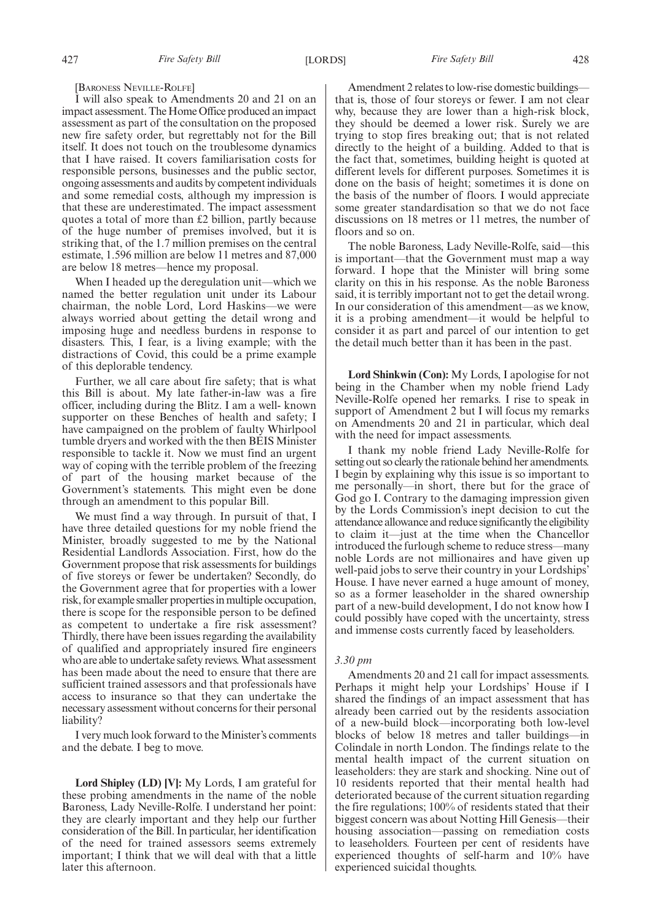[Baroness Neville-Rolfe]

I will also speak to Amendments 20 and 21 on an impact assessment. The Home Office produced an impact assessment as part of the consultation on the proposed new fire safety order, but regrettably not for the Bill itself. It does not touch on the troublesome dynamics that I have raised. It covers familiarisation costs for responsible persons, businesses and the public sector, ongoing assessments and audits by competent individuals and some remedial costs, although my impression is that these are underestimated. The impact assessment quotes a total of more than £2 billion, partly because of the huge number of premises involved, but it is striking that, of the 1.7 million premises on the central estimate, 1.596 million are below 11 metres and 87,000 are below 18 metres—hence my proposal.

When I headed up the deregulation unit—which we named the better regulation unit under its Labour chairman, the noble Lord, Lord Haskins—we were always worried about getting the detail wrong and imposing huge and needless burdens in response to disasters. This, I fear, is a living example; with the distractions of Covid, this could be a prime example of this deplorable tendency.

Further, we all care about fire safety; that is what this Bill is about. My late father-in-law was a fire officer, including during the Blitz. I am a well- known supporter on these Benches of health and safety; I have campaigned on the problem of faulty Whirlpool tumble dryers and worked with the then BEIS Minister responsible to tackle it. Now we must find an urgent way of coping with the terrible problem of the freezing of part of the housing market because of the Government's statements. This might even be done through an amendment to this popular Bill.

We must find a way through. In pursuit of that, I have three detailed questions for my noble friend the Minister, broadly suggested to me by the National Residential Landlords Association. First, how do the Government propose that risk assessments for buildings of five storeys or fewer be undertaken? Secondly, do the Government agree that for properties with a lower risk, for example smaller properties in multiple occupation, there is scope for the responsible person to be defined as competent to undertake a fire risk assessment? Thirdly, there have been issues regarding the availability of qualified and appropriately insured fire engineers who are able to undertake safety reviews. What assessment has been made about the need to ensure that there are sufficient trained assessors and that professionals have access to insurance so that they can undertake the necessary assessment without concerns for their personal liability?

I very much look forward to the Minister's comments and the debate. I beg to move.

**Lord Shipley (LD) [V]:** My Lords, I am grateful for these probing amendments in the name of the noble Baroness, Lady Neville-Rolfe. I understand her point: they are clearly important and they help our further consideration of the Bill. In particular, her identification of the need for trained assessors seems extremely important; I think that we will deal with that a little later this afternoon.

Amendment 2 relates to low-rise domestic buildings—that is, those of four storeys or fewer. I am not clear why, because they are lower than a high-risk block, they should be deemed a lower risk. Surely we are trying to stop fires breaking out; that is not related directly to the height of a building. Added to that is the fact that, sometimes, building height is quoted at different levels for different purposes. Sometimes it is done on the basis of height; sometimes it is done on the basis of the number of floors. I would appreciate some greater standardisation so that we do not face discussions on 18 metres or 11 metres, the number of floors and so on.

The noble Baroness, Lady Neville-Rolfe, said—this is important—that the Government must map a way forward. I hope that the Minister will bring some clarity on this in his response. As the noble Baroness said, it is terribly important not to get the detail wrong. In our consideration of this amendment—as we know, it is a probing amendment—it would be helpful to consider it as part and parcel of our intention to get the detail much better than it has been in the past.

**Lord Shinkwin (Con):** My Lords, I apologise for not being in the Chamber when my noble friend Lady Neville-Rolfe opened her remarks. I rise to speak in support of Amendment 2 but I will focus my remarks on Amendments 20 and 21 in particular, which deal with the need for impact assessments.

I thank my noble friend Lady Neville-Rolfe for setting out so clearly the rationale behind her amendments. I begin by explaining why this issue is so important to me personally—in short, there but for the grace of God go I. Contrary to the damaging impression given by the Lords Commission's inept decision to cut the attendance allowance and reduce significantly the eligibility to claim it—just at the time when the Chancellor introduced the furlough scheme to reduce stress—many noble Lords are not millionaires and have given up well-paid jobs to serve their country in your Lordships' House. I have never earned a huge amount of money, so as a former leaseholder in the shared ownership part of a new-build development, I do not know how I could possibly have coped with the uncertainty, stress and immense costs currently faced by leaseholders.

*3.30 pm*

Amendments 20 and 21 call for impact assessments. Perhaps it might help your Lordships' House if I shared the findings of an impact assessment that has already been carried out by the residents association of a new-build block—incorporating both low-level blocks of below 18 metres and taller buildings—in Colindale in north London. The findings relate to the mental health impact of the current situation on leaseholders: they are stark and shocking. Nine out of 10 residents reported that their mental health had deteriorated because of the current situation regarding the fire regulations; 100% of residents stated that their biggest concern was about Notting Hill Genesis—their housing association—passing on remediation costs to leaseholders. Fourteen per cent of residents have experienced thoughts of self-harm and 10% have experienced suicidal thoughts.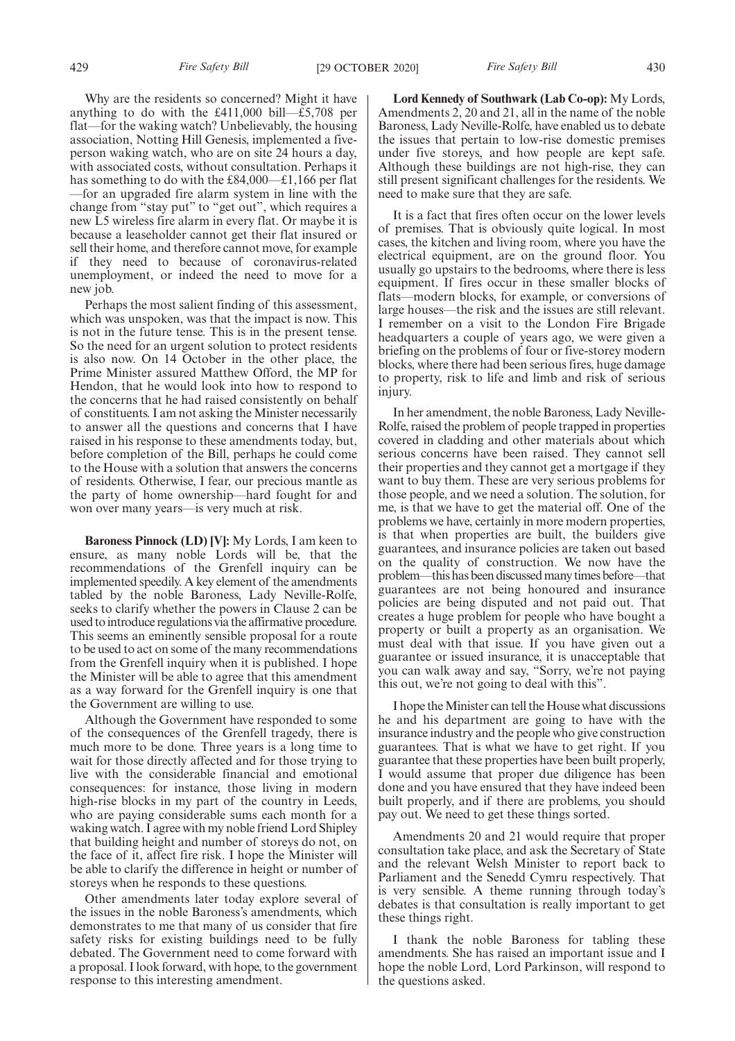Why are the residents so concerned? Might it have anything to do with the £411,000 bill—£5,708 per flat—for the waking watch? Unbelievably, the housing association, Notting Hill Genesis, implemented a five-person waking watch, who are on site 24 hours a day, with associated costs, without consultation. Perhaps it has something to do with the £84,000—£1,166 per flat—for an upgraded fire alarm system in line with the change from "stay put" to "get out", which requires a new L5 wireless fire alarm in every flat. Or maybe it is because a leaseholder cannot get their flat insured or sell their home, and therefore cannot move, for example if they need to because of coronavirus-related unemployment, or indeed the need to move for a new job.

Perhaps the most salient finding of this assessment, which was unspoken, was that the impact is now. This is not in the future tense. This is in the present tense. So the need for an urgent solution to protect residents is also now. On 14 October in the other place, the Prime Minister assured Matthew Offord, the MP for Hendon, that he would look into how to respond to the concerns that he had raised consistently on behalf of constituents. I am not asking the Minister necessarily to answer all the questions and concerns that I have raised in his response to these amendments today, but, before completion of the Bill, perhaps he could come to the House with a solution that answers the concerns of residents. Otherwise, I fear, our precious mantle as the party of home ownership—hard fought for and won over many years—is very much at risk.

**Baroness Pinnock (LD) [V]:** My Lords, I am keen to ensure, as many noble Lords will be, that the recommendations of the Grenfell inquiry can be implemented speedily. A key element of the amendments tabled by the noble Baroness, Lady Neville-Rolfe, seeks to clarify whether the powers in Clause 2 can be used to introduce regulations via the affirmative procedure. This seems an eminently sensible proposal for a route to be used to act on some of the many recommendations from the Grenfell inquiry when it is published. I hope the Minister will be able to agree that this amendment as a way forward for the Grenfell inquiry is one that the Government are willing to use.

Although the Government have responded to some of the consequences of the Grenfell tragedy, there is much more to be done. Three years is a long time to wait for those directly affected and for those trying to live with the considerable financial and emotional consequences: for instance, those living in modern high-rise blocks in my part of the country in Leeds, who are paying considerable sums each month for a waking watch. I agree with my noble friend Lord Shipley that building height and number of storeys do not, on the face of it, affect fire risk. I hope the Minister will be able to clarify the difference in height or number of storeys when he responds to these questions.

Other amendments later today explore several of the issues in the noble Baroness's amendments, which demonstrates to me that many of us consider that fire safety risks for existing buildings need to be fully debated. The Government need to come forward with a proposal. I look forward, with hope, to the government response to this interesting amendment.

**Lord Kennedy of Southwark (Lab Co-op):** My Lords, Amendments 2, 20 and 21, all in the name of the noble Baroness, Lady Neville-Rolfe, have enabled us to debate the issues that pertain to low-rise domestic premises under five storeys, and how people are kept safe. Although these buildings are not high-rise, they can still present significant challenges for the residents. We need to make sure that they are safe.

It is a fact that fires often occur on the lower levels of premises. That is obviously quite logical. In most cases, the kitchen and living room, where you have the electrical equipment, are on the ground floor. You usually go upstairs to the bedrooms, where there is less equipment. If fires occur in these smaller blocks of flats—modern blocks, for example, or conversions of large houses—the risk and the issues are still relevant. I remember on a visit to the London Fire Brigade headquarters a couple of years ago, we were given a briefing on the problems of four or five-storey modern blocks, where there had been serious fires, huge damage to property, risk to life and limb and risk of serious injury.

In her amendment, the noble Baroness, Lady Neville-Rolfe, raised the problem of people trapped in properties covered in cladding and other materials about which serious concerns have been raised. They cannot sell their properties and they cannot get a mortgage if they want to buy them. These are very serious problems for those people, and we need a solution. The solution, for me, is that we have to get the material off. One of the problems we have, certainly in more modern properties, is that when properties are built, the builders give guarantees, and insurance policies are taken out based on the quality of construction. We now have the problem—this has been discussed many times before—that guarantees are not being honoured and insurance policies are being disputed and not paid out. That creates a huge problem for people who have bought a property or built a property as an organisation. We must deal with that issue. If you have given out a guarantee or issued insurance, it is unacceptable that you can walk away and say, "Sorry, we're not paying this out, we're not going to deal with this".

I hope the Minister can tell the House what discussions he and his department are going to have with the insurance industry and the people who give construction guarantees. That is what we have to get right. If you guarantee that these properties have been built properly, I would assume that proper due diligence has been done and you have ensured that they have indeed been built properly, and if there are problems, you should pay out. We need to get these things sorted.

Amendments 20 and 21 would require that proper consultation take place, and ask the Secretary of State and the relevant Welsh Minister to report back to Parliament and the Senedd Cymru respectively. That is very sensible. A theme running through today's debates is that consultation is really important to get these things right.

I thank the noble Baroness for tabling these amendments. She has raised an important issue and I hope the noble Lord, Lord Parkinson, will respond to the questions asked.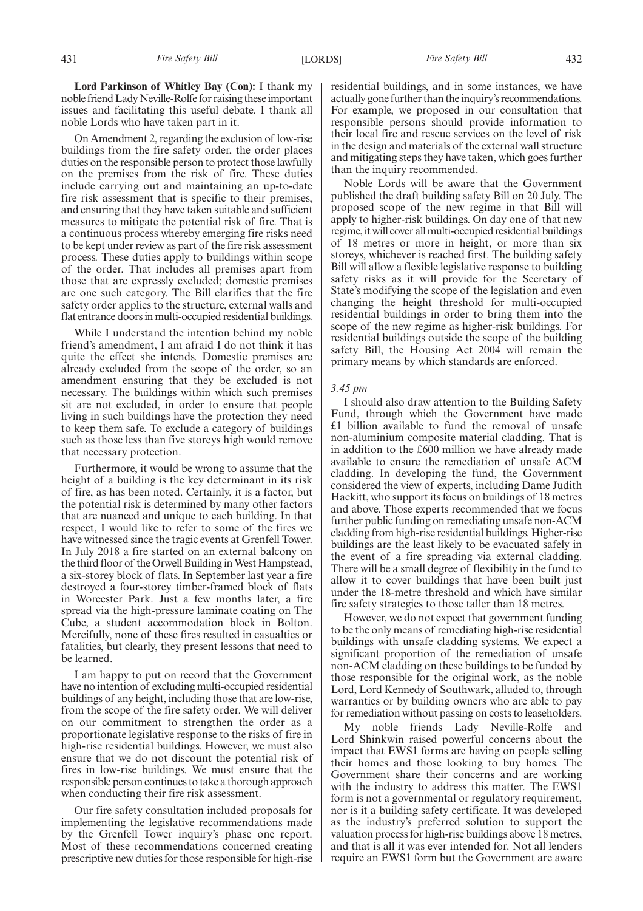**Lord Parkinson of Whitley Bay (Con):** I thank my noble friend Lady Neville-Rolfe for raising these important issues and facilitating this useful debate. I thank all noble Lords who have taken part in it.

On Amendment 2, regarding the exclusion of low-rise buildings from the fire safety order, the order places duties on the responsible person to protect those lawfully on the premises from the risk of fire. These duties include carrying out and maintaining an up-to-date fire risk assessment that is specific to their premises, and ensuring that they have taken suitable and sufficient measures to mitigate the potential risk of fire. That is a continuous process whereby emerging fire risks need to be kept under review as part of the fire risk assessment process. These duties apply to buildings within scope of the order. That includes all premises apart from those that are expressly excluded; domestic premises are one such category. The Bill clarifies that the fire safety order applies to the structure, external walls and flat entrance doors in multi-occupied residential buildings.

While I understand the intention behind my noble friend's amendment, I am afraid I do not think it has quite the effect she intends. Domestic premises are already excluded from the scope of the order, so an amendment ensuring that they be excluded is not necessary. The buildings within which such premises sit are not excluded, in order to ensure that people living in such buildings have the protection they need to keep them safe. To exclude a category of buildings such as those less than five storeys high would remove that necessary protection.

Furthermore, it would be wrong to assume that the height of a building is the key determinant in its risk of fire, as has been noted. Certainly, it is a factor, but the potential risk is determined by many other factors that are nuanced and unique to each building. In that respect, I would like to refer to some of the fires we have witnessed since the tragic events at Grenfell Tower. In July 2018 a fire started on an external balcony on the third floor of the Orwell Building in West Hampstead, a six-storey block of flats. In September last year a fire destroyed a four-storey timber-framed block of flats in Worcester Park. Just a few months later, a fire spread via the high-pressure laminate coating on The Cube, a student accommodation block in Bolton. Mercifully, none of these fires resulted in casualties or fatalities, but clearly, they present lessons that need to be learned.

I am happy to put on record that the Government have no intention of excluding multi-occupied residential buildings of any height, including those that are low-rise, from the scope of the fire safety order. We will deliver on our commitment to strengthen the order as a proportionate legislative response to the risks of fire in high-rise residential buildings. However, we must also ensure that we do not discount the potential risk of fires in low-rise buildings. We must ensure that the responsible person continues to take a thorough approach when conducting their fire risk assessment.

Our fire safety consultation included proposals for implementing the legislative recommendations made by the Grenfell Tower inquiry's phase one report. Most of these recommendations concerned creating prescriptive new duties for those responsible for high-rise residential buildings, and in some instances, we have actually gone further than the inquiry's recommendations. For example, we proposed in our consultation that responsible persons should provide information to their local fire and rescue services on the level of risk in the design and materials of the external wall structure and mitigating steps they have taken, which goes further than the inquiry recommended.

Noble Lords will be aware that the Government published the draft building safety Bill on 20 July. The proposed scope of the new regime in that Bill will apply to higher-risk buildings. On day one of that new regime, it will cover all multi-occupied residential buildings of 18 metres or more in height, or more than six storeys, whichever is reached first. The building safety Bill will allow a flexible legislative response to building safety risks as it will provide for the Secretary of State's modifying the scope of the legislation and even changing the height threshold for multi-occupied residential buildings in order to bring them into the scope of the new regime as higher-risk buildings. For residential buildings outside the scope of the building safety Bill, the Housing Act 2004 will remain the primary means by which standards are enforced.

*3.45 pm*

I should also draw attention to the Building Safety Fund, through which the Government have made £1 billion available to fund the removal of unsafe non-aluminium composite material cladding. That is in addition to the £600 million we have already made available to ensure the remediation of unsafe ACM cladding. In developing the fund, the Government considered the view of experts, including Dame Judith Hackitt, who support its focus on buildings of 18 metres and above. Those experts recommended that we focus further public funding on remediating unsafe non-ACM cladding from high-rise residential buildings. Higher-rise buildings are the least likely to be evacuated safely in the event of a fire spreading via external cladding. There will be a small degree of flexibility in the fund to allow it to cover buildings that have been built just under the 18-metre threshold and which have similar fire safety strategies to those taller than 18 metres.

However, we do not expect that government funding to be the only means of remediating high-rise residential buildings with unsafe cladding systems. We expect a significant proportion of the remediation of unsafe non-ACM cladding on these buildings to be funded by those responsible for the original work, as the noble Lord, Lord Kennedy of Southwark, alluded to, through warranties or by building owners who are able to pay for remediation without passing on costs to leaseholders.

My noble friends Lady Neville-Rolfe and Lord Shinkwin raised powerful concerns about the impact that EWS1 forms are having on people selling their homes and those looking to buy homes. The Government share their concerns and are working with the industry to address this matter. The EWS1 form is not a governmental or regulatory requirement, nor is it a building safety certificate. It was developed as the industry's preferred solution to support the valuation process for high-rise buildings above 18 metres, and that is all it was ever intended for. Not all lenders require an EWS1 form but the Government are aware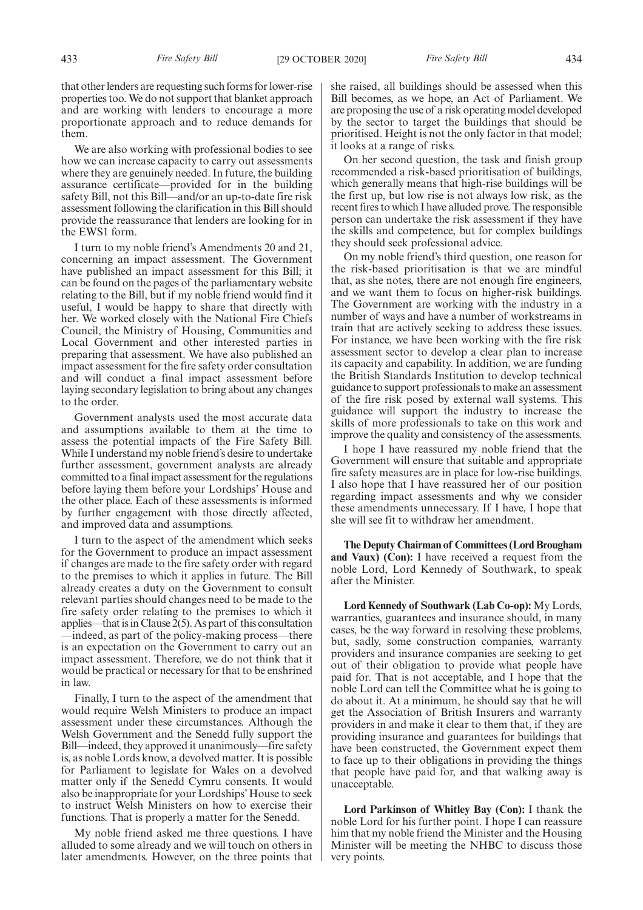that other lenders are requesting such forms for lower-rise properties too. We do not support that blanket approach and are working with lenders to encourage a more proportionate approach and to reduce demands for them.

We are also working with professional bodies to see how we can increase capacity to carry out assessments where they are genuinely needed. In future, the building assurance certificate—provided for in the building safety Bill, not this Bill—and/or an up-to-date fire risk assessment following the clarification in this Bill should provide the reassurance that lenders are looking for in the EWS1 form.

I turn to my noble friend's Amendments 20 and 21, concerning an impact assessment. The Government have published an impact assessment for this Bill; it can be found on the pages of the parliamentary website relating to the Bill, but if my noble friend would find it useful, I would be happy to share that directly with her. We worked closely with the National Fire Chiefs Council, the Ministry of Housing, Communities and Local Government and other interested parties in preparing that assessment. We have also published an impact assessment for the fire safety order consultation and will conduct a final impact assessment before laying secondary legislation to bring about any changes to the order.

Government analysts used the most accurate data and assumptions available to them at the time to assess the potential impacts of the Fire Safety Bill. While I understand my noble friend's desire to undertake further assessment, government analysts are already committed to a final impact assessment for the regulations before laying them before your Lordships' House and the other place. Each of these assessments is informed by further engagement with those directly affected, and improved data and assumptions.

I turn to the aspect of the amendment which seeks for the Government to produce an impact assessment if changes are made to the fire safety order with regard to the premises to which it applies in future. The Bill already creates a duty on the Government to consult relevant parties should changes need to be made to the fire safety order relating to the premises to which it applies—that is in Clause 2(5). As part of this consultation—indeed, as part of the policy-making process—there is an expectation on the Government to carry out an impact assessment. Therefore, we do not think that it would be practical or necessary for that to be enshrined in law.

Finally, I turn to the aspect of the amendment that would require Welsh Ministers to produce an impact assessment under these circumstances. Although the Welsh Government and the Senedd fully support the Bill—indeed, they approved it unanimously—fire safety is, as noble Lords know, a devolved matter. It is possible for Parliament to legislate for Wales on a devolved matter only if the Senedd Cymru consents. It would also be inappropriate for your Lordships' House to seek to instruct Welsh Ministers on how to exercise their functions. That is properly a matter for the Senedd.

My noble friend asked me three questions. I have alluded to some already and we will touch on others in later amendments. However, on the three points that she raised, all buildings should be assessed when this Bill becomes, as we hope, an Act of Parliament. We are proposing the use of a risk operating model developed by the sector to target the buildings that should be prioritised. Height is not the only factor in that model; it looks at a range of risks.

On her second question, the task and finish group recommended a risk-based prioritisation of buildings, which generally means that high-rise buildings will be the first up, but low rise is not always low risk, as the recent fires to which I have alluded prove. The responsible person can undertake the risk assessment if they have the skills and competence, but for complex buildings they should seek professional advice.

On my noble friend's third question, one reason for the risk-based prioritisation is that we are mindful that, as she notes, there are not enough fire engineers, and we want them to focus on higher-risk buildings. The Government are working with the industry in a number of ways and have a number of workstreams in train that are actively seeking to address these issues. For instance, we have been working with the fire risk assessment sector to develop a clear plan to increase its capacity and capability. In addition, we are funding the British Standards Institution to develop technical guidance to support professionals to make an assessment of the fire risk posed by external wall systems. This guidance will support the industry to increase the skills of more professionals to take on this work and improve the quality and consistency of the assessments.

I hope I have reassured my noble friend that the Government will ensure that suitable and appropriate fire safety measures are in place for low-rise buildings. I also hope that I have reassured her of our position regarding impact assessments and why we consider these amendments unnecessary. If I have, I hope that she will see fit to withdraw her amendment.

**The Deputy Chairman of Committees (Lord Brougham and Vaux) (Con):** I have received a request from the noble Lord, Lord Kennedy of Southwark, to speak after the Minister.

**Lord Kennedy of Southwark (Lab Co-op):** My Lords, warranties, guarantees and insurance should, in many cases, be the way forward in resolving these problems, but, sadly, some construction companies, warranty providers and insurance companies are seeking to get out of their obligation to provide what people have paid for. That is not acceptable, and I hope that the noble Lord can tell the Committee what he is going to do about it. At a minimum, he should say that he will get the Association of British Insurers and warranty providers in and make it clear to them that, if they are providing insurance and guarantees for buildings that have been constructed, the Government expect them to face up to their obligations in providing the things that people have paid for, and that walking away is unacceptable.

**Lord Parkinson of Whitley Bay (Con):** I thank the noble Lord for his further point. I hope I can reassure him that my noble friend the Minister and the Housing Minister will be meeting the NHBC to discuss those very points.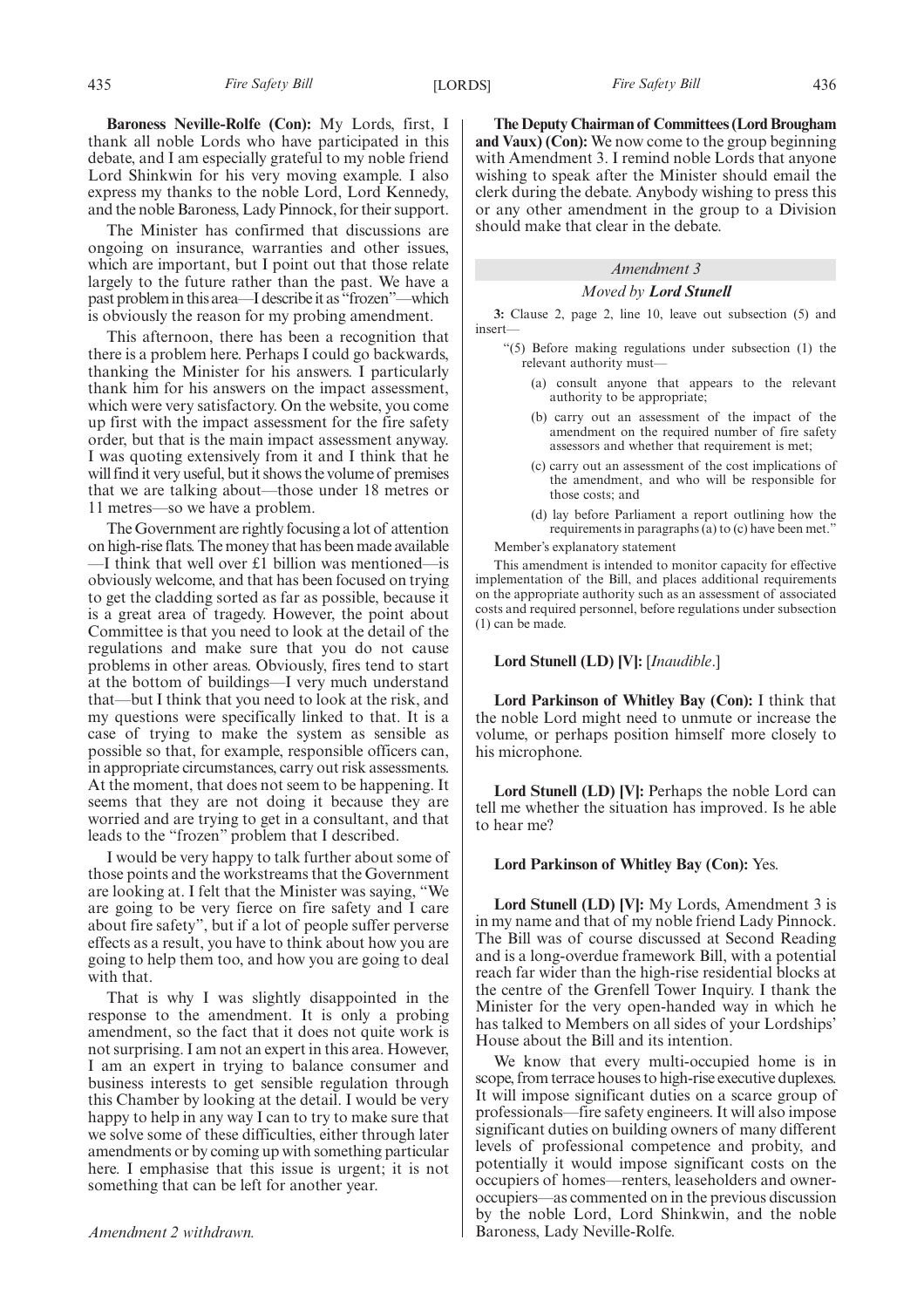**Baroness Neville-Rolfe (Con):** My Lords, first, I thank all noble Lords who have participated in this debate, and I am especially grateful to my noble friend Lord Shinkwin for his very moving example. I also express my thanks to the noble Lord, Lord Kennedy, and the noble Baroness, Lady Pinnock, for their support.

The Minister has confirmed that discussions are ongoing on insurance, warranties and other issues, which are important, but I point out that those relate largely to the future rather than the past. We have a past problem in this area—I describe it as "frozen"—which is obviously the reason for my probing amendment.

This afternoon, there has been a recognition that there is a problem here. Perhaps I could go backwards, thanking the Minister for his answers. I particularly thank him for his answers on the impact assessment, which were very satisfactory. On the website, you come up first with the impact assessment for the fire safety order, but that is the main impact assessment anyway. I was quoting extensively from it and I think that he will find it very useful, but it shows the volume of premises that we are talking about—those under 18 metres or 11 metres—so we have a problem.

The Government are rightly focusing a lot of attention on high-rise flats. The money that has been made available—I think that well over £1 billion was mentioned—is obviously welcome, and that has been focused on trying to get the cladding sorted as far as possible, because it is a great area of tragedy. However, the point about Committee is that you need to look at the detail of the regulations and make sure that you do not cause problems in other areas. Obviously, fires tend to start at the bottom of buildings—I very much understand that—but I think that you need to look at the risk, and my questions were specifically linked to that. It is a case of trying to make the system as sensible as possible so that, for example, responsible officers can, in appropriate circumstances, carry out risk assessments. At the moment, that does not seem to be happening. It seems that they are not doing it because they are worried and are trying to get in a consultant, and that leads to the "frozen" problem that I described.

I would be very happy to talk further about some of those points and the workstreams that the Government are looking at. I felt that the Minister was saying, "We are going to be very fierce on fire safety and I care about fire safety", but if a lot of people suffer perverse effects as a result, you have to think about how you are going to help them too, and how you are going to deal with that.

That is why I was slightly disappointed in the response to the amendment. It is only a probing amendment, so the fact that it does not quite work is not surprising. I am not an expert in this area. However, I am an expert in trying to balance consumer and business interests to get sensible regulation through this Chamber by looking at the detail. I would be very happy to help in any way I can to try to make sure that we solve some of these difficulties, either through later amendments or by coming up with something particular here. I emphasise that this issue is urgent; it is not something that can be left for another year.

*Amendment 2 withdrawn.*

**The Deputy Chairman of Committees (Lord Brougham and Vaux) (Con):** We now come to the group beginning with Amendment 3. I remind noble Lords that anyone wishing to speak after the Minister should email the clerk during the debate. Anybody wishing to press this or any other amendment in the group to a Division should make that clear in the debate.

*Amendment 3*

*Moved by* ***Lord Stunell***

**3:** Clause 2, page 2, line 10, leave out subsection (5) and insert—

"(5) Before making regulations under subsection (1) the relevant authority must—

(a) consult anyone that appears to the relevant authority to be appropriate;

(b) carry out an assessment of the impact of the amendment on the required number of fire safety assessors and whether that requirement is met;

(c) carry out an assessment of the cost implications of the amendment, and who will be responsible for those costs; and

(d) lay before Parliament a report outlining how the requirements in paragraphs (a) to (c) have been met."

Member's explanatory statement

This amendment is intended to monitor capacity for effective implementation of the Bill, and places additional requirements on the appropriate authority such as an assessment of associated costs and required personnel, before regulations under subsection (1) can be made.

**Lord Stunell (LD) [V]:** [*Inaudible*.]

**Lord Parkinson of Whitley Bay (Con):** I think that the noble Lord might need to unmute or increase the volume, or perhaps position himself more closely to his microphone.

**Lord Stunell (LD) [V]:** Perhaps the noble Lord can tell me whether the situation has improved. Is he able to hear me?

**Lord Parkinson of Whitley Bay (Con):** Yes.

**Lord Stunell (LD) [V]:** My Lords, Amendment 3 is in my name and that of my noble friend Lady Pinnock. The Bill was of course discussed at Second Reading and is a long-overdue framework Bill, with a potential reach far wider than the high-rise residential blocks at the centre of the Grenfell Tower Inquiry. I thank the Minister for the very open-handed way in which he has talked to Members on all sides of your Lordships' House about the Bill and its intention.

We know that every multi-occupied home is in scope, from terrace houses to high-rise executive duplexes. It will impose significant duties on a scarce group of professionals—fire safety engineers. It will also impose significant duties on building owners of many different levels of professional competence and probity, and potentially it would impose significant costs on the occupiers of homes—renters, leaseholders and owner-occupiers—as commented on in the previous discussion by the noble Lord, Lord Shinkwin, and the noble Baroness, Lady Neville-Rolfe.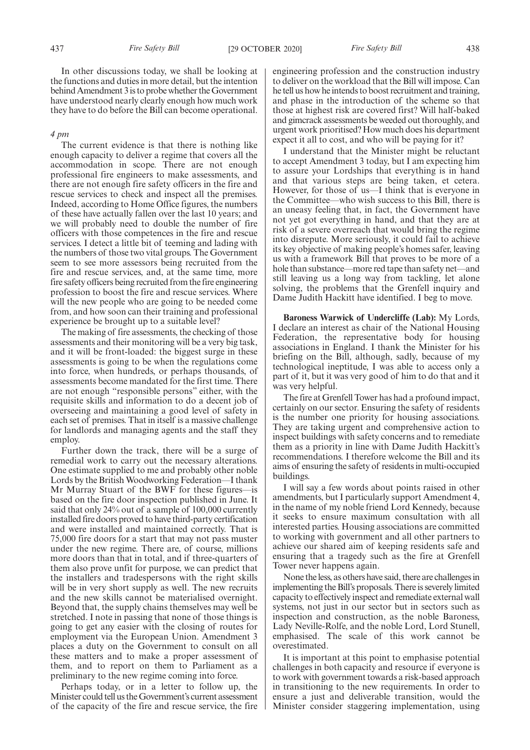In other discussions today, we shall be looking at the functions and duties in more detail, but the intention behind Amendment 3 is to probe whether the Government have understood nearly clearly enough how much work they have to do before the Bill can become operational.

*4 pm*

The current evidence is that there is nothing like enough capacity to deliver a regime that covers all the accommodation in scope. There are not enough professional fire engineers to make assessments, and there are not enough fire safety officers in the fire and rescue services to check and inspect all the premises. Indeed, according to Home Office figures, the numbers of these have actually fallen over the last 10 years; and we will probably need to double the number of fire officers with those competences in the fire and rescue services. I detect a little bit of teeming and lading with the numbers of those two vital groups. The Government seem to see more assessors being recruited from the fire and rescue services, and, at the same time, more fire safety officers being recruited from the fire engineering profession to boost the fire and rescue services. Where will the new people who are going to be needed come from, and how soon can their training and professional experience be brought up to a suitable level?

The making of fire assessments, the checking of those assessments and their monitoring will be a very big task, and it will be front-loaded: the biggest surge in these assessments is going to be when the regulations come into force, when hundreds, or perhaps thousands, of assessments become mandated for the first time. There are not enough "responsible persons" either, with the requisite skills and information to do a decent job of overseeing and maintaining a good level of safety in each set of premises. That in itself is a massive challenge for landlords and managing agents and the staff they employ.

Further down the track, there will be a surge of remedial work to carry out the necessary alterations. One estimate supplied to me and probably other noble Lords by the British Woodworking Federation—I thank Mr Murray Stuart of the BWF for these figures—is based on the fire door inspection published in June. It said that only 24% out of a sample of 100,000 currently installed fire doors proved to have third-party certification and were installed and maintained correctly. That is 75,000 fire doors for a start that may not pass muster under the new regime. There are, of course, millions more doors than that in total, and if three-quarters of them also prove unfit for purpose, we can predict that the installers and tradespersons with the right skills will be in very short supply as well. The new recruits and the new skills cannot be materialised overnight. Beyond that, the supply chains themselves may well be stretched. I note in passing that none of those things is going to get any easier with the closing of routes for employment via the European Union. Amendment 3 places a duty on the Government to consult on all these matters and to make a proper assessment of them, and to report on them to Parliament as a preliminary to the new regime coming into force.

Perhaps today, or in a letter to follow up, the Minister could tell us the Government's current assessment of the capacity of the fire and rescue service, the fire engineering profession and the construction industry to deliver on the workload that the Bill will impose. Can he tell us how he intends to boost recruitment and training, and phase in the introduction of the scheme so that those at highest risk are covered first? Will half-baked and gimcrack assessments be weeded out thoroughly, and urgent work prioritised? How much does his department expect it all to cost, and who will be paying for it?

I understand that the Minister might be reluctant to accept Amendment 3 today, but I am expecting him to assure your Lordships that everything is in hand and that various steps are being taken, et cetera. However, for those of us—I think that is everyone in the Committee—who wish success to this Bill, there is an uneasy feeling that, in fact, the Government have not yet got everything in hand, and that they are at risk of a severe overreach that would bring the regime into disrepute. More seriously, it could fail to achieve its key objective of making people's homes safer, leaving us with a framework Bill that proves to be more of a hole than substance—more red tape than safety net—and still leaving us a long way from tackling, let alone solving, the problems that the Grenfell inquiry and Dame Judith Hackitt have identified. I beg to move.

**Baroness Warwick of Undercliffe (Lab):** My Lords, I declare an interest as chair of the National Housing Federation, the representative body for housing associations in England. I thank the Minister for his briefing on the Bill, although, sadly, because of my technological ineptitude, I was able to access only a part of it, but it was very good of him to do that and it was very helpful.

The fire at Grenfell Tower has had a profound impact, certainly on our sector. Ensuring the safety of residents is the number one priority for housing associations. They are taking urgent and comprehensive action to inspect buildings with safety concerns and to remediate them as a priority in line with Dame Judith Hackitt's recommendations. I therefore welcome the Bill and its aims of ensuring the safety of residents in multi-occupied buildings.

I will say a few words about points raised in other amendments, but I particularly support Amendment 4, in the name of my noble friend Lord Kennedy, because it seeks to ensure maximum consultation with all interested parties. Housing associations are committed to working with government and all other partners to achieve our shared aim of keeping residents safe and ensuring that a tragedy such as the fire at Grenfell Tower never happens again.

None the less, as others have said, there are challenges in implementing the Bill's proposals. There is severely limited capacity to effectively inspect and remediate external wall systems, not just in our sector but in sectors such as inspection and construction, as the noble Baroness, Lady Neville-Rolfe, and the noble Lord, Lord Stunell, emphasised. The scale of this work cannot be overestimated.

It is important at this point to emphasise potential challenges in both capacity and resource if everyone is to work with government towards a risk-based approach in transitioning to the new requirements. In order to ensure a just and deliverable transition, would the Minister consider staggering implementation, using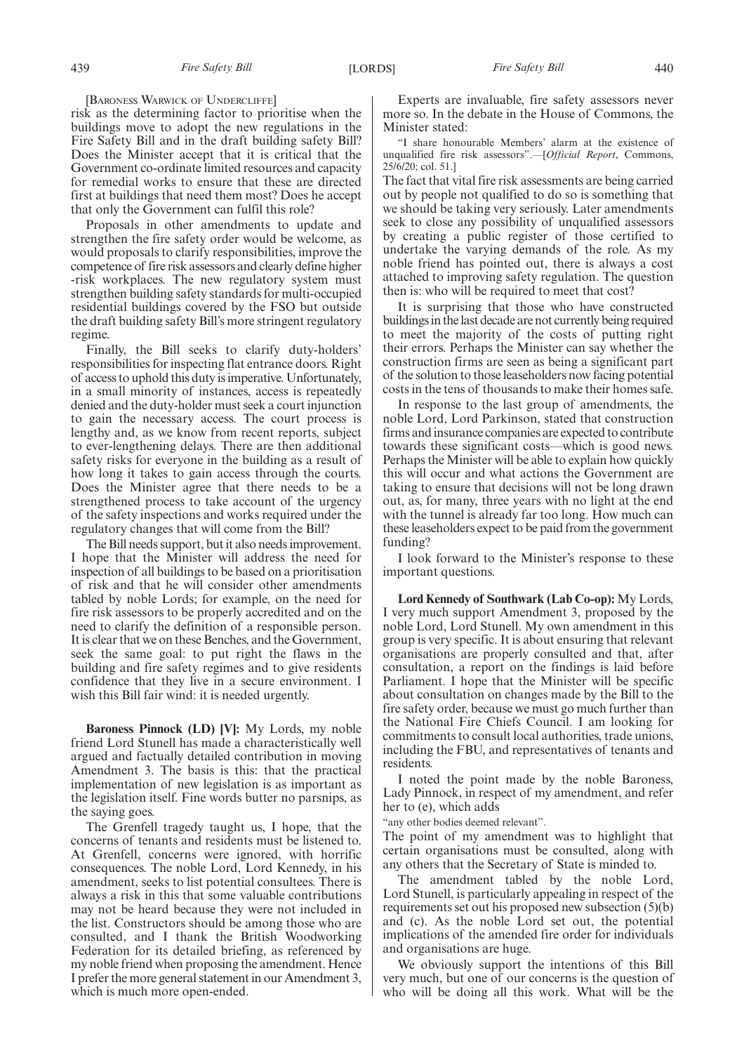[Baroness Warwick of Undercliffe]

risk as the determining factor to prioritise when the buildings move to adopt the new regulations in the Fire Safety Bill and in the draft building safety Bill? Does the Minister accept that it is critical that the Government co-ordinate limited resources and capacity for remedial works to ensure that these are directed first at buildings that need them most? Does he accept that only the Government can fulfil this role?

Proposals in other amendments to update and strengthen the fire safety order would be welcome, as would proposals to clarify responsibilities, improve the competence of fire risk assessors and clearly define higher-risk workplaces. The new regulatory system must strengthen building safety standards for multi-occupied residential buildings covered by the FSO but outside the draft building safety Bill's more stringent regulatory regime.

Finally, the Bill seeks to clarify duty-holders' responsibilities for inspecting flat entrance doors. Right of access to uphold this duty is imperative. Unfortunately, in a small minority of instances, access is repeatedly denied and the duty-holder must seek a court injunction to gain the necessary access. The court process is lengthy and, as we know from recent reports, subject to ever-lengthening delays. There are then additional safety risks for everyone in the building as a result of how long it takes to gain access through the courts. Does the Minister agree that there needs to be a strengthened process to take account of the urgency of the safety inspections and works required under the regulatory changes that will come from the Bill?

The Bill needs support, but it also needs improvement. I hope that the Minister will address the need for inspection of all buildings to be based on a prioritisation of risk and that he will consider other amendments tabled by noble Lords; for example, on the need for fire risk assessors to be properly accredited and on the need to clarify the definition of a responsible person. It is clear that we on these Benches, and the Government, seek the same goal: to put right the flaws in the building and fire safety regimes and to give residents confidence that they live in a secure environment. I wish this Bill fair wind: it is needed urgently.

**Baroness Pinnock (LD) [V]:** My Lords, my noble friend Lord Stunell has made a characteristically well argued and factually detailed contribution in moving Amendment 3. The basis is this: that the practical implementation of new legislation is as important as the legislation itself. Fine words butter no parsnips, as the saying goes.

The Grenfell tragedy taught us, I hope, that the concerns of tenants and residents must be listened to. At Grenfell, concerns were ignored, with horrific consequences. The noble Lord, Lord Kennedy, in his amendment, seeks to list potential consultees. There is always a risk in this that some valuable contributions may not be heard because they were not included in the list. Constructors should be among those who are consulted, and I thank the British Woodworking Federation for its detailed briefing, as referenced by my noble friend when proposing the amendment. Hence I prefer the more general statement in our Amendment 3, which is much more open-ended.

Experts are invaluable, fire safety assessors never more so. In the debate in the House of Commons, the Minister stated:

"I share honourable Members' alarm at the existence of unqualified fire risk assessors".—[*Official Report*, Commons, 25/6/20; col. 51.]

The fact that vital fire risk assessments are being carried out by people not qualified to do so is something that we should be taking very seriously. Later amendments seek to close any possibility of unqualified assessors by creating a public register of those certified to undertake the varying demands of the role. As my noble friend has pointed out, there is always a cost attached to improving safety regulation. The question then is: who will be required to meet that cost?

It is surprising that those who have constructed buildings in the last decade are not currently being required to meet the majority of the costs of putting right their errors. Perhaps the Minister can say whether the construction firms are seen as being a significant part of the solution to those leaseholders now facing potential costs in the tens of thousands to make their homes safe.

In response to the last group of amendments, the noble Lord, Lord Parkinson, stated that construction firms and insurance companies are expected to contribute towards these significant costs—which is good news. Perhaps the Minister will be able to explain how quickly this will occur and what actions the Government are taking to ensure that decisions will not be long drawn out, as, for many, three years with no light at the end with the tunnel is already far too long. How much can these leaseholders expect to be paid from the government funding?

I look forward to the Minister's response to these important questions.

**Lord Kennedy of Southwark (Lab Co-op):** My Lords, I very much support Amendment 3, proposed by the noble Lord, Lord Stunell. My own amendment in this group is very specific. It is about ensuring that relevant organisations are properly consulted and that, after consultation, a report on the findings is laid before Parliament. I hope that the Minister will be specific about consultation on changes made by the Bill to the fire safety order, because we must go much further than the National Fire Chiefs Council. I am looking for commitments to consult local authorities, trade unions, including the FBU, and representatives of tenants and residents.

I noted the point made by the noble Baroness, Lady Pinnock, in respect of my amendment, and refer her to (e), which adds

"any other bodies deemed relevant".

The point of my amendment was to highlight that certain organisations must be consulted, along with any others that the Secretary of State is minded to.

The amendment tabled by the noble Lord, Lord Stunell, is particularly appealing in respect of the requirements set out his proposed new subsection (5)(b) and (c). As the noble Lord set out, the potential implications of the amended fire order for individuals and organisations are huge.

We obviously support the intentions of this Bill very much, but one of our concerns is the question of who will be doing all this work. What will be the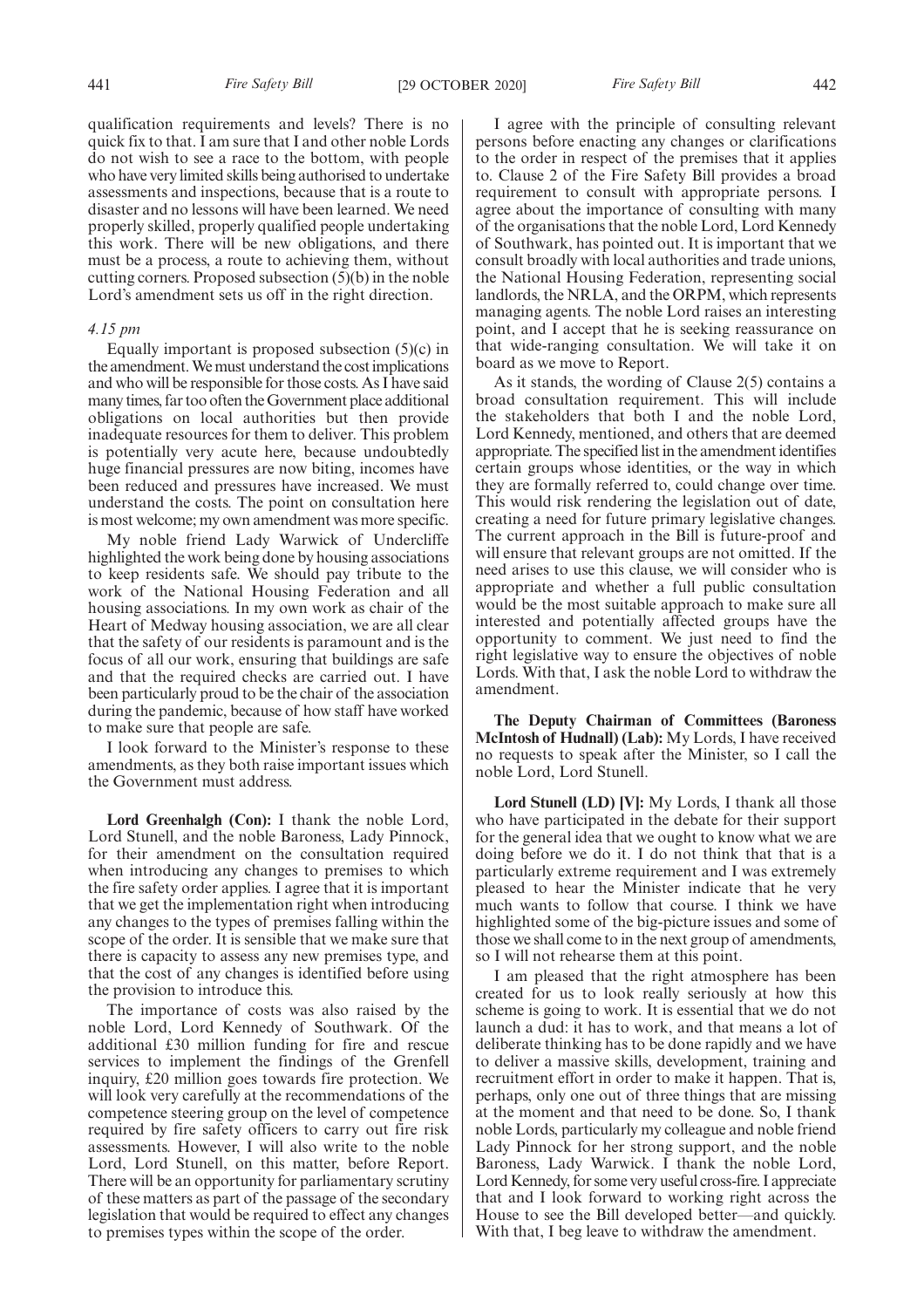qualification requirements and levels? There is no quick fix to that. I am sure that I and other noble Lords do not wish to see a race to the bottom, with people who have very limited skills being authorised to undertake assessments and inspections, because that is a route to disaster and no lessons will have been learned. We need properly skilled, properly qualified people undertaking this work. There will be new obligations, and there must be a process, a route to achieving them, without cutting corners. Proposed subsection (5)(b) in the noble Lord's amendment sets us off in the right direction.

*4.15 pm*

Equally important is proposed subsection (5)(c) in the amendment. We must understand the cost implications and who will be responsible for those costs. As I have said many times, far too often the Government place additional obligations on local authorities but then provide inadequate resources for them to deliver. This problem is potentially very acute here, because undoubtedly huge financial pressures are now biting, incomes have been reduced and pressures have increased. We must understand the costs. The point on consultation here is most welcome; my own amendment was more specific.

My noble friend Lady Warwick of Undercliffe highlighted the work being done by housing associations to keep residents safe. We should pay tribute to the work of the National Housing Federation and all housing associations. In my own work as chair of the Heart of Medway housing association, we are all clear that the safety of our residents is paramount and is the focus of all our work, ensuring that buildings are safe and that the required checks are carried out. I have been particularly proud to be the chair of the association during the pandemic, because of how staff have worked to make sure that people are safe.

I look forward to the Minister's response to these amendments, as they both raise important issues which the Government must address.

**Lord Greenhalgh (Con):** I thank the noble Lord, Lord Stunell, and the noble Baroness, Lady Pinnock, for their amendment on the consultation required when introducing any changes to premises to which the fire safety order applies. I agree that it is important that we get the implementation right when introducing any changes to the types of premises falling within the scope of the order. It is sensible that we make sure that there is capacity to assess any new premises type, and that the cost of any changes is identified before using the provision to introduce this.

The importance of costs was also raised by the noble Lord, Lord Kennedy of Southwark. Of the additional £30 million funding for fire and rescue services to implement the findings of the Grenfell inquiry, £20 million goes towards fire protection. We will look very carefully at the recommendations of the competence steering group on the level of competence required by fire safety officers to carry out fire risk assessments. However, I will also write to the noble Lord, Lord Stunell, on this matter, before Report. There will be an opportunity for parliamentary scrutiny of these matters as part of the passage of the secondary legislation that would be required to effect any changes to premises types within the scope of the order.

I agree with the principle of consulting relevant persons before enacting any changes or clarifications to the order in respect of the premises that it applies to. Clause 2 of the Fire Safety Bill provides a broad requirement to consult with appropriate persons. I agree about the importance of consulting with many of the organisations that the noble Lord, Lord Kennedy of Southwark, has pointed out. It is important that we consult broadly with local authorities and trade unions, the National Housing Federation, representing social landlords, the NRLA, and the ORPM, which represents managing agents. The noble Lord raises an interesting point, and I accept that he is seeking reassurance on that wide-ranging consultation. We will take it on board as we move to Report.

As it stands, the wording of Clause 2(5) contains a broad consultation requirement. This will include the stakeholders that both I and the noble Lord, Lord Kennedy, mentioned, and others that are deemed appropriate. The specified list in the amendment identifies certain groups whose identities, or the way in which they are formally referred to, could change over time. This would risk rendering the legislation out of date, creating a need for future primary legislative changes. The current approach in the Bill is future-proof and will ensure that relevant groups are not omitted. If the need arises to use this clause, we will consider who is appropriate and whether a full public consultation would be the most suitable approach to make sure all interested and potentially affected groups have the opportunity to comment. We just need to find the right legislative way to ensure the objectives of noble Lords. With that, I ask the noble Lord to withdraw the amendment.

**The Deputy Chairman of Committees (Baroness McIntosh of Hudnall) (Lab):** My Lords, I have received no requests to speak after the Minister, so I call the noble Lord, Lord Stunell.

**Lord Stunell (LD) [V]:** My Lords, I thank all those who have participated in the debate for their support for the general idea that we ought to know what we are doing before we do it. I do not think that that is a particularly extreme requirement and I was extremely pleased to hear the Minister indicate that he very much wants to follow that course. I think we have highlighted some of the big-picture issues and some of those we shall come to in the next group of amendments, so I will not rehearse them at this point.

I am pleased that the right atmosphere has been created for us to look really seriously at how this scheme is going to work. It is essential that we do not launch a dud: it has to work, and that means a lot of deliberate thinking has to be done rapidly and we have to deliver a massive skills, development, training and recruitment effort in order to make it happen. That is, perhaps, only one out of three things that are missing at the moment and that need to be done. So, I thank noble Lords, particularly my colleague and noble friend Lady Pinnock for her strong support, and the noble Baroness, Lady Warwick. I thank the noble Lord, Lord Kennedy, for some very useful cross-fire. I appreciate that and I look forward to working right across the House to see the Bill developed better—and quickly. With that, I beg leave to withdraw the amendment.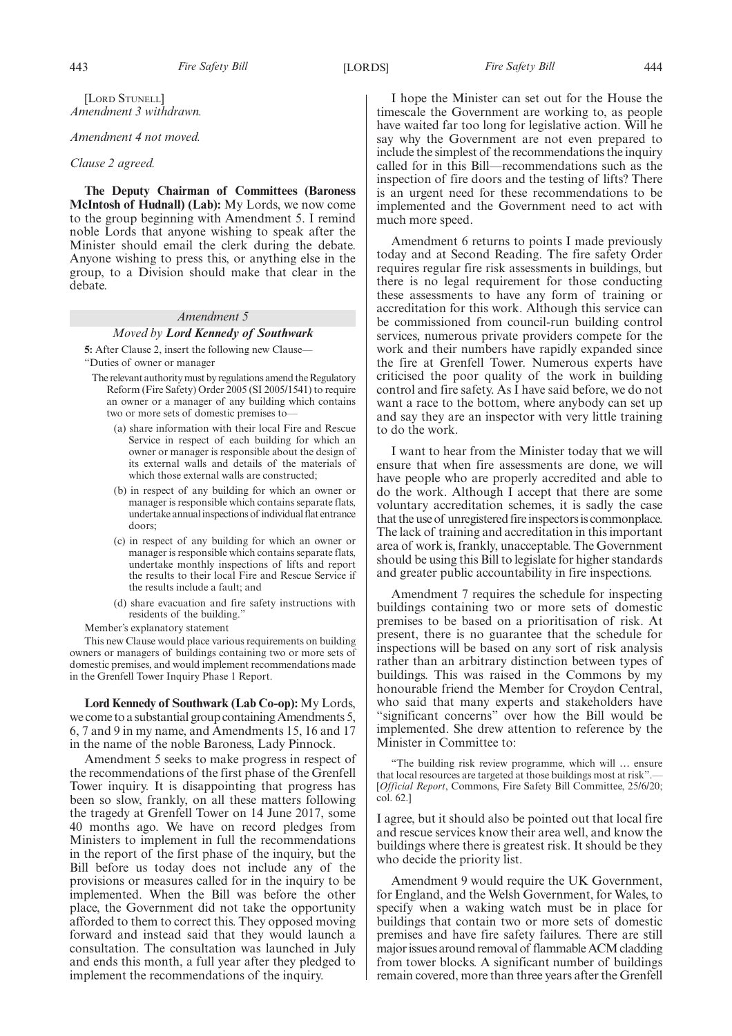[LORD STUNELL]
*Amendment 3 withdrawn.*

*Amendment 4 not moved.*

*Clause 2 agreed.*

**The Deputy Chairman of Committees (Baroness McIntosh of Hudnall) (Lab):** My Lords, we now come to the group beginning with Amendment 5. I remind noble Lords that anyone wishing to speak after the Minister should email the clerk during the debate. Anyone wishing to press this, or anything else in the group, to a Division should make that clear in the debate.

*Amendment 5*

*Moved by* ***Lord Kennedy of Southwark***

**5:** After Clause 2, insert the following new Clause—

"Duties of owner or manager

The relevant authority must by regulations amend the Regulatory Reform (Fire Safety) Order 2005 (SI 2005/1541) to require an owner or a manager of any building which contains two or more sets of domestic premises to—

(a) share information with their local Fire and Rescue Service in respect of each building for which an owner or manager is responsible about the design of its external walls and details of the materials of which those external walls are constructed;

(b) in respect of any building for which an owner or manager is responsible which contains separate flats, undertake annual inspections of individual flat entrance doors;

(c) in respect of any building for which an owner or manager is responsible which contains separate flats, undertake monthly inspections of lifts and report the results to their local Fire and Rescue Service if the results include a fault; and

(d) share evacuation and fire safety instructions with residents of the building."

Member's explanatory statement

This new Clause would place various requirements on building owners or managers of buildings containing two or more sets of domestic premises, and would implement recommendations made in the Grenfell Tower Inquiry Phase 1 Report.

**Lord Kennedy of Southwark (Lab Co-op):** My Lords, we come to a substantial group containing Amendments 5, 6, 7 and 9 in my name, and Amendments 15, 16 and 17 in the name of the noble Baroness, Lady Pinnock.

Amendment 5 seeks to make progress in respect of the recommendations of the first phase of the Grenfell Tower inquiry. It is disappointing that progress has been so slow, frankly, on all these matters following the tragedy at Grenfell Tower on 14 June 2017, some 40 months ago. We have on record pledges from Ministers to implement in full the recommendations in the report of the first phase of the inquiry, but the Bill before us today does not include any of the provisions or measures called for in the inquiry to be implemented. When the Bill was before the other place, the Government did not take the opportunity afforded to them to correct this. They opposed moving forward and instead said that they would launch a consultation. The consultation was launched in July and ends this month, a full year after they pledged to implement the recommendations of the inquiry.

I hope the Minister can set out for the House the timescale the Government are working to, as people have waited far too long for legislative action. Will he say why the Government are not even prepared to include the simplest of the recommendations the inquiry called for in this Bill—recommendations such as the inspection of fire doors and the testing of lifts? There is an urgent need for these recommendations to be implemented and the Government need to act with much more speed.

Amendment 6 returns to points I made previously today and at Second Reading. The fire safety Order requires regular fire risk assessments in buildings, but there is no legal requirement for those conducting these assessments to have any form of training or accreditation for this work. Although this service can be commissioned from council-run building control services, numerous private providers compete for the work and their numbers have rapidly expanded since the fire at Grenfell Tower. Numerous experts have criticised the poor quality of the work in building control and fire safety. As I have said before, we do not want a race to the bottom, where anybody can set up and say they are an inspector with very little training to do the work.

I want to hear from the Minister today that we will ensure that when fire assessments are done, we will have people who are properly accredited and able to do the work. Although I accept that there are some voluntary accreditation schemes, it is sadly the case that the use of unregistered fire inspectors is commonplace. The lack of training and accreditation in this important area of work is, frankly, unacceptable. The Government should be using this Bill to legislate for higher standards and greater public accountability in fire inspections.

Amendment 7 requires the schedule for inspecting buildings containing two or more sets of domestic premises to be based on a prioritisation of risk. At present, there is no guarantee that the schedule for inspections will be based on any sort of risk analysis rather than an arbitrary distinction between types of buildings. This was raised in the Commons by my honourable friend the Member for Croydon Central, who said that many experts and stakeholders have "significant concerns" over how the Bill would be implemented. She drew attention to reference by the Minister in Committee to:

"The building risk review programme, which will … ensure that local resources are targeted at those buildings most at risk".—[*Official Report*, Commons, Fire Safety Bill Committee, 25/6/20; col. 62.]

I agree, but it should also be pointed out that local fire and rescue services know their area well, and know the buildings where there is greatest risk. It should be they who decide the priority list.

Amendment 9 would require the UK Government, for England, and the Welsh Government, for Wales, to specify when a waking watch must be in place for buildings that contain two or more sets of domestic premises and have fire safety failures. There are still major issues around removal of flammable ACM cladding from tower blocks. A significant number of buildings remain covered, more than three years after the Grenfell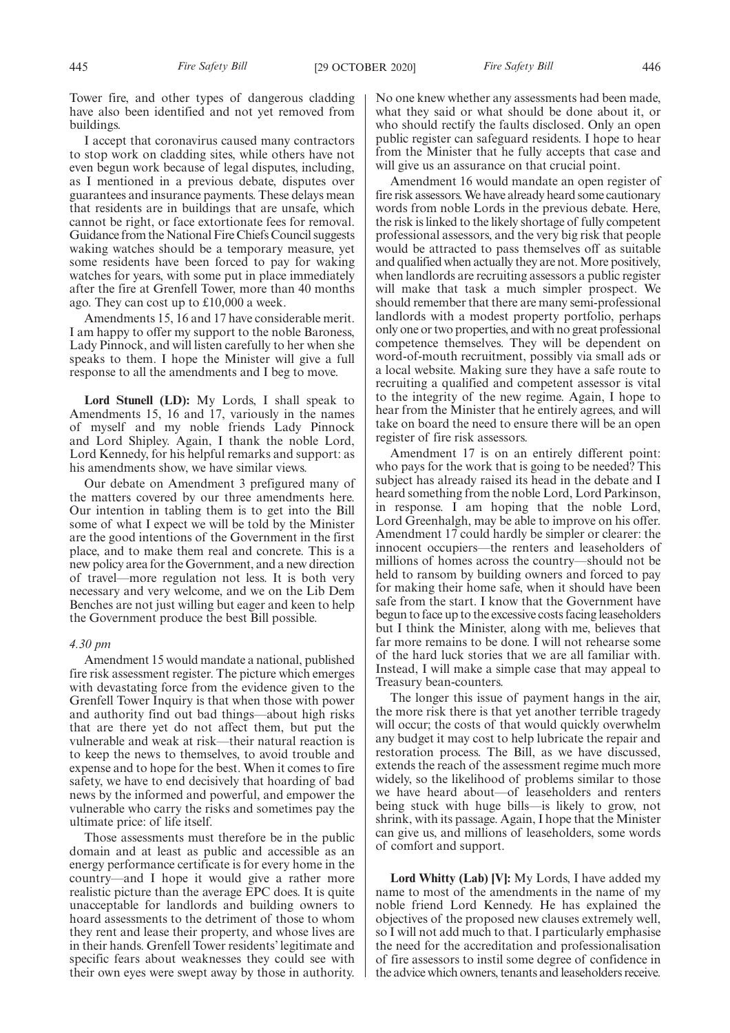Tower fire, and other types of dangerous cladding have also been identified and not yet removed from buildings.

I accept that coronavirus caused many contractors to stop work on cladding sites, while others have not even begun work because of legal disputes, including, as I mentioned in a previous debate, disputes over guarantees and insurance payments. These delays mean that residents are in buildings that are unsafe, which cannot be right, or face extortionate fees for removal. Guidance from the National Fire Chiefs Council suggests waking watches should be a temporary measure, yet some residents have been forced to pay for waking watches for years, with some put in place immediately after the fire at Grenfell Tower, more than 40 months ago. They can cost up to £10,000 a week.

Amendments 15, 16 and 17 have considerable merit. I am happy to offer my support to the noble Baroness, Lady Pinnock, and will listen carefully to her when she speaks to them. I hope the Minister will give a full response to all the amendments and I beg to move.

**Lord Stunell (LD):** My Lords, I shall speak to Amendments 15, 16 and 17, variously in the names of myself and my noble friends Lady Pinnock and Lord Shipley. Again, I thank the noble Lord, Lord Kennedy, for his helpful remarks and support: as his amendments show, we have similar views.

Our debate on Amendment 3 prefigured many of the matters covered by our three amendments here. Our intention in tabling them is to get into the Bill some of what I expect we will be told by the Minister are the good intentions of the Government in the first place, and to make them real and concrete. This is a new policy area for the Government, and a new direction of travel—more regulation not less. It is both very necessary and very welcome, and we on the Lib Dem Benches are not just willing but eager and keen to help the Government produce the best Bill possible.

*4.30 pm*

Amendment 15 would mandate a national, published fire risk assessment register. The picture which emerges with devastating force from the evidence given to the Grenfell Tower Inquiry is that when those with power and authority find out bad things—about high risks that are there yet do not affect them, but put the vulnerable and weak at risk—their natural reaction is to keep the news to themselves, to avoid trouble and expense and to hope for the best. When it comes to fire safety, we have to end decisively that hoarding of bad news by the informed and powerful, and empower the vulnerable who carry the risks and sometimes pay the ultimate price: of life itself.

Those assessments must therefore be in the public domain and at least as public and accessible as an energy performance certificate is for every home in the country—and I hope it would give a rather more realistic picture than the average EPC does. It is quite unacceptable for landlords and building owners to hoard assessments to the detriment of those to whom they rent and lease their property, and whose lives are in their hands. Grenfell Tower residents' legitimate and specific fears about weaknesses they could see with their own eyes were swept away by those in authority. No one knew whether any assessments had been made, what they said or what should be done about it, or who should rectify the faults disclosed. Only an open public register can safeguard residents. I hope to hear from the Minister that he fully accepts that case and will give us an assurance on that crucial point.

Amendment 16 would mandate an open register of fire risk assessors. We have already heard some cautionary words from noble Lords in the previous debate. Here, the risk is linked to the likely shortage of fully competent professional assessors, and the very big risk that people would be attracted to pass themselves off as suitable and qualified when actually they are not. More positively, when landlords are recruiting assessors a public register will make that task a much simpler prospect. We should remember that there are many semi-professional landlords with a modest property portfolio, perhaps only one or two properties, and with no great professional competence themselves. They will be dependent on word-of-mouth recruitment, possibly via small ads or a local website. Making sure they have a safe route to recruiting a qualified and competent assessor is vital to the integrity of the new regime. Again, I hope to hear from the Minister that he entirely agrees, and will take on board the need to ensure there will be an open register of fire risk assessors.

Amendment 17 is on an entirely different point: who pays for the work that is going to be needed? This subject has already raised its head in the debate and I heard something from the noble Lord, Lord Parkinson, in response. I am hoping that the noble Lord, Lord Greenhalgh, may be able to improve on his offer. Amendment 17 could hardly be simpler or clearer: the innocent occupiers—the renters and leaseholders of millions of homes across the country—should not be held to ransom by building owners and forced to pay for making their home safe, when it should have been safe from the start. I know that the Government have begun to face up to the excessive costs facing leaseholders but I think the Minister, along with me, believes that far more remains to be done. I will not rehearse some of the hard luck stories that we are all familiar with. Instead, I will make a simple case that may appeal to Treasury bean-counters.

The longer this issue of payment hangs in the air, the more risk there is that yet another terrible tragedy will occur; the costs of that would quickly overwhelm any budget it may cost to help lubricate the repair and restoration process. The Bill, as we have discussed, extends the reach of the assessment regime much more widely, so the likelihood of problems similar to those we have heard about—of leaseholders and renters being stuck with huge bills—is likely to grow, not shrink, with its passage. Again, I hope that the Minister can give us, and millions of leaseholders, some words of comfort and support.

**Lord Whitty (Lab) [V]:** My Lords, I have added my name to most of the amendments in the name of my noble friend Lord Kennedy. He has explained the objectives of the proposed new clauses extremely well, so I will not add much to that. I particularly emphasise the need for the accreditation and professionalisation of fire assessors to instil some degree of confidence in the advice which owners, tenants and leaseholders receive.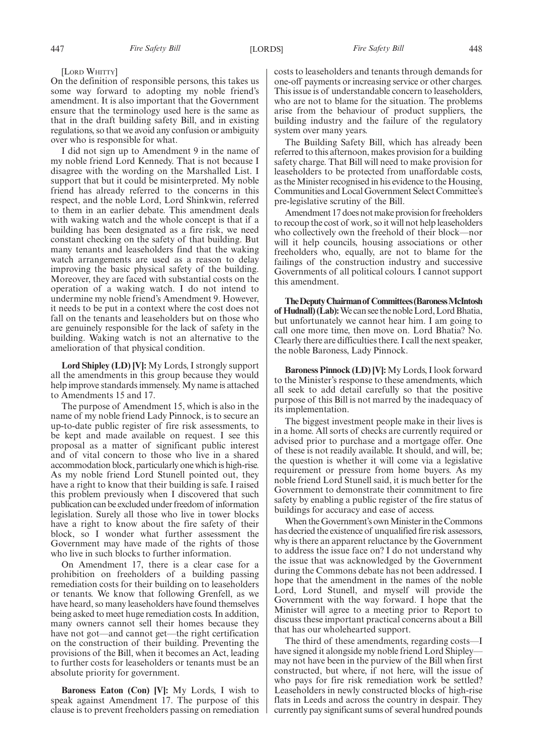[LORD WHITTY]

On the definition of responsible persons, this takes us some way forward to adopting my noble friend's amendment. It is also important that the Government ensure that the terminology used here is the same as that in the draft building safety Bill, and in existing regulations, so that we avoid any confusion or ambiguity over who is responsible for what.

I did not sign up to Amendment 9 in the name of my noble friend Lord Kennedy. That is not because I disagree with the wording on the Marshalled List. I support that but it could be misinterpreted. My noble friend has already referred to the concerns in this respect, and the noble Lord, Lord Shinkwin, referred to them in an earlier debate. This amendment deals with waking watch and the whole concept is that if a building has been designated as a fire risk, we need constant checking on the safety of that building. But many tenants and leaseholders find that the waking watch arrangements are used as a reason to delay improving the basic physical safety of the building. Moreover, they are faced with substantial costs on the operation of a waking watch. I do not intend to undermine my noble friend's Amendment 9. However, it needs to be put in a context where the cost does not fall on the tenants and leaseholders but on those who are genuinely responsible for the lack of safety in the building. Waking watch is not an alternative to the amelioration of that physical condition.

**Lord Shipley (LD) [V]:** My Lords, I strongly support all the amendments in this group because they would help improve standards immensely. My name is attached to Amendments 15 and 17.

The purpose of Amendment 15, which is also in the name of my noble friend Lady Pinnock, is to secure an up-to-date public register of fire risk assessments, to be kept and made available on request. I see this proposal as a matter of significant public interest and of vital concern to those who live in a shared accommodation block, particularly one which is high-rise. As my noble friend Lord Stunell pointed out, they have a right to know that their building is safe. I raised this problem previously when I discovered that such publication can be excluded under freedom of information legislation. Surely all those who live in tower blocks have a right to know about the fire safety of their block, so I wonder what further assessment the Government may have made of the rights of those who live in such blocks to further information.

On Amendment 17, there is a clear case for a prohibition on freeholders of a building passing remediation costs for their building on to leaseholders or tenants. We know that following Grenfell, as we have heard, so many leaseholders have found themselves being asked to meet huge remediation costs. In addition, many owners cannot sell their homes because they have not got—and cannot get—the right certification on the construction of their building. Preventing the provisions of the Bill, when it becomes an Act, leading to further costs for leaseholders or tenants must be an absolute priority for government.

**Baroness Eaton (Con) [V]:** My Lords, I wish to speak against Amendment 17. The purpose of this clause is to prevent freeholders passing on remediation costs to leaseholders and tenants through demands for one-off payments or increasing service or other charges. This issue is of understandable concern to leaseholders, who are not to blame for the situation. The problems arise from the behaviour of product suppliers, the building industry and the failure of the regulatory system over many years.

The Building Safety Bill, which has already been referred to this afternoon, makes provision for a building safety charge. That Bill will need to make provision for leaseholders to be protected from unaffordable costs, as the Minister recognised in his evidence to the Housing, Communities and Local Government Select Committee's pre-legislative scrutiny of the Bill.

Amendment 17 does not make provision for freeholders to recoup the cost of work, so it will not help leaseholders who collectively own the freehold of their block—nor will it help councils, housing associations or other freeholders who, equally, are not to blame for the failings of the construction industry and successive Governments of all political colours. I cannot support this amendment.

**The Deputy Chairman of Committees (Baroness McIntosh of Hudnall) (Lab):** We can see the noble Lord, Lord Bhatia, but unfortunately we cannot hear him. I am going to call one more time, then move on. Lord Bhatia? No. Clearly there are difficulties there. I call the next speaker, the noble Baroness, Lady Pinnock.

**Baroness Pinnock (LD) [V]:** My Lords, I look forward to the Minister's response to these amendments, which all seek to add detail carefully so that the positive purpose of this Bill is not marred by the inadequacy of its implementation.

The biggest investment people make in their lives is in a home. All sorts of checks are currently required or advised prior to purchase and a mortgage offer. One of these is not readily available. It should, and will, be; the question is whether it will come via a legislative requirement or pressure from home buyers. As my noble friend Lord Stunell said, it is much better for the Government to demonstrate their commitment to fire safety by enabling a public register of the fire status of buildings for accuracy and ease of access.

When the Government's own Minister in the Commons has decried the existence of unqualified fire risk assessors, why is there an apparent reluctance by the Government to address the issue face on? I do not understand why the issue that was acknowledged by the Government during the Commons debate has not been addressed. I hope that the amendment in the names of the noble Lord, Lord Stunell, and myself will provide the Government with the way forward. I hope that the Minister will agree to a meeting prior to Report to discuss these important practical concerns about a Bill that has our wholehearted support.

The third of these amendments, regarding costs—I have signed it alongside my noble friend Lord Shipley—may not have been in the purview of the Bill when first constructed, but where, if not here, will the issue of who pays for fire risk remediation work be settled? Leaseholders in newly constructed blocks of high-rise flats in Leeds and across the country in despair. They currently pay significant sums of several hundred pounds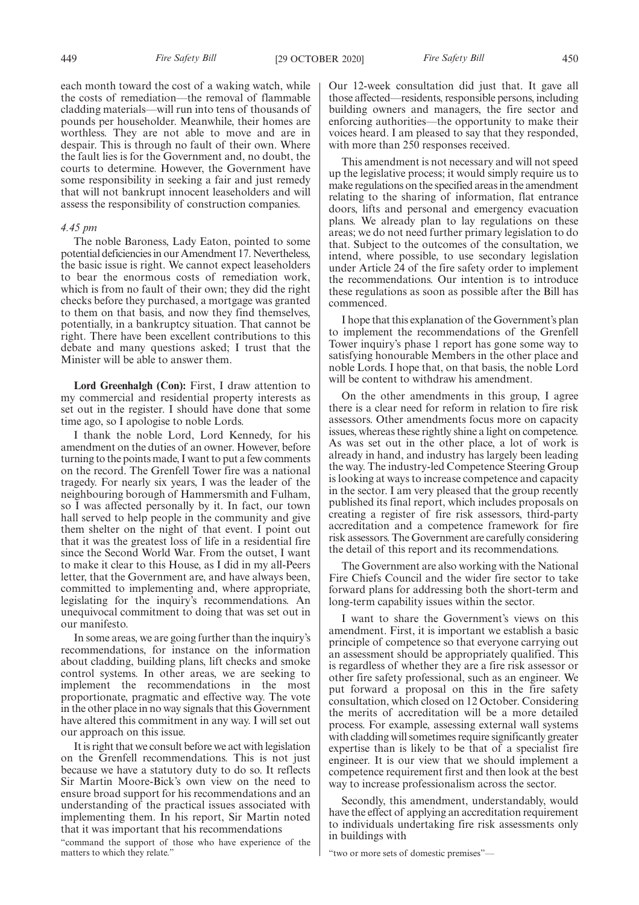each month toward the cost of a waking watch, while the costs of remediation—the removal of flammable cladding materials—will run into tens of thousands of pounds per householder. Meanwhile, their homes are worthless. They are not able to move and are in despair. This is through no fault of their own. Where the fault lies is for the Government and, no doubt, the courts to determine. However, the Government have some responsibility in seeking a fair and just remedy that will not bankrupt innocent leaseholders and will assess the responsibility of construction companies.

*4.45 pm*

The noble Baroness, Lady Eaton, pointed to some potential deficiencies in our Amendment 17. Nevertheless, the basic issue is right. We cannot expect leaseholders to bear the enormous costs of remediation work, which is from no fault of their own; they did the right checks before they purchased, a mortgage was granted to them on that basis, and now they find themselves, potentially, in a bankruptcy situation. That cannot be right. There have been excellent contributions to this debate and many questions asked; I trust that the Minister will be able to answer them.

**Lord Greenhalgh (Con):** First, I draw attention to my commercial and residential property interests as set out in the register. I should have done that some time ago, so I apologise to noble Lords.

I thank the noble Lord, Lord Kennedy, for his amendment on the duties of an owner. However, before turning to the points made, I want to put a few comments on the record. The Grenfell Tower fire was a national tragedy. For nearly six years, I was the leader of the neighbouring borough of Hammersmith and Fulham, so I was affected personally by it. In fact, our town hall served to help people in the community and give them shelter on the night of that event. I point out that it was the greatest loss of life in a residential fire since the Second World War. From the outset, I want to make it clear to this House, as I did in my all-Peers letter, that the Government are, and have always been, committed to implementing and, where appropriate, legislating for the inquiry's recommendations. An unequivocal commitment to doing that was set out in our manifesto.

In some areas, we are going further than the inquiry's recommendations, for instance on the information about cladding, building plans, lift checks and smoke control systems. In other areas, we are seeking to implement the recommendations in the most proportionate, pragmatic and effective way. The vote in the other place in no way signals that this Government have altered this commitment in any way. I will set out our approach on this issue.

It is right that we consult before we act with legislation on the Grenfell recommendations. This is not just because we have a statutory duty to do so. It reflects Sir Martin Moore-Bick's own view on the need to ensure broad support for his recommendations and an understanding of the practical issues associated with implementing them. In his report, Sir Martin noted that it was important that his recommendations

"command the support of those who have experience of the matters to which they relate."

Our 12-week consultation did just that. It gave all those affected—residents, responsible persons, including building owners and managers, the fire sector and enforcing authorities—the opportunity to make their voices heard. I am pleased to say that they responded, with more than 250 responses received.

This amendment is not necessary and will not speed up the legislative process; it would simply require us to make regulations on the specified areas in the amendment relating to the sharing of information, flat entrance doors, lifts and personal and emergency evacuation plans. We already plan to lay regulations on these areas; we do not need further primary legislation to do that. Subject to the outcomes of the consultation, we intend, where possible, to use secondary legislation under Article 24 of the fire safety order to implement the recommendations. Our intention is to introduce these regulations as soon as possible after the Bill has commenced.

I hope that this explanation of the Government's plan to implement the recommendations of the Grenfell Tower inquiry's phase 1 report has gone some way to satisfying honourable Members in the other place and noble Lords. I hope that, on that basis, the noble Lord will be content to withdraw his amendment.

On the other amendments in this group, I agree there is a clear need for reform in relation to fire risk assessors. Other amendments focus more on capacity issues, whereas these rightly shine a light on competence. As was set out in the other place, a lot of work is already in hand, and industry has largely been leading the way. The industry-led Competence Steering Group is looking at ways to increase competence and capacity in the sector. I am very pleased that the group recently published its final report, which includes proposals on creating a register of fire risk assessors, third-party accreditation and a competence framework for fire risk assessors. The Government are carefully considering the detail of this report and its recommendations.

The Government are also working with the National Fire Chiefs Council and the wider fire sector to take forward plans for addressing both the short-term and long-term capability issues within the sector.

I want to share the Government's views on this amendment. First, it is important we establish a basic principle of competence so that everyone carrying out an assessment should be appropriately qualified. This is regardless of whether they are a fire risk assessor or other fire safety professional, such as an engineer. We put forward a proposal on this in the fire safety consultation, which closed on 12 October. Considering the merits of accreditation will be a more detailed process. For example, assessing external wall systems with cladding will sometimes require significantly greater expertise than is likely to be that of a specialist fire engineer. It is our view that we should implement a competence requirement first and then look at the best way to increase professionalism across the sector.

Secondly, this amendment, understandably, would have the effect of applying an accreditation requirement to individuals undertaking fire risk assessments only in buildings with

"two or more sets of domestic premises"—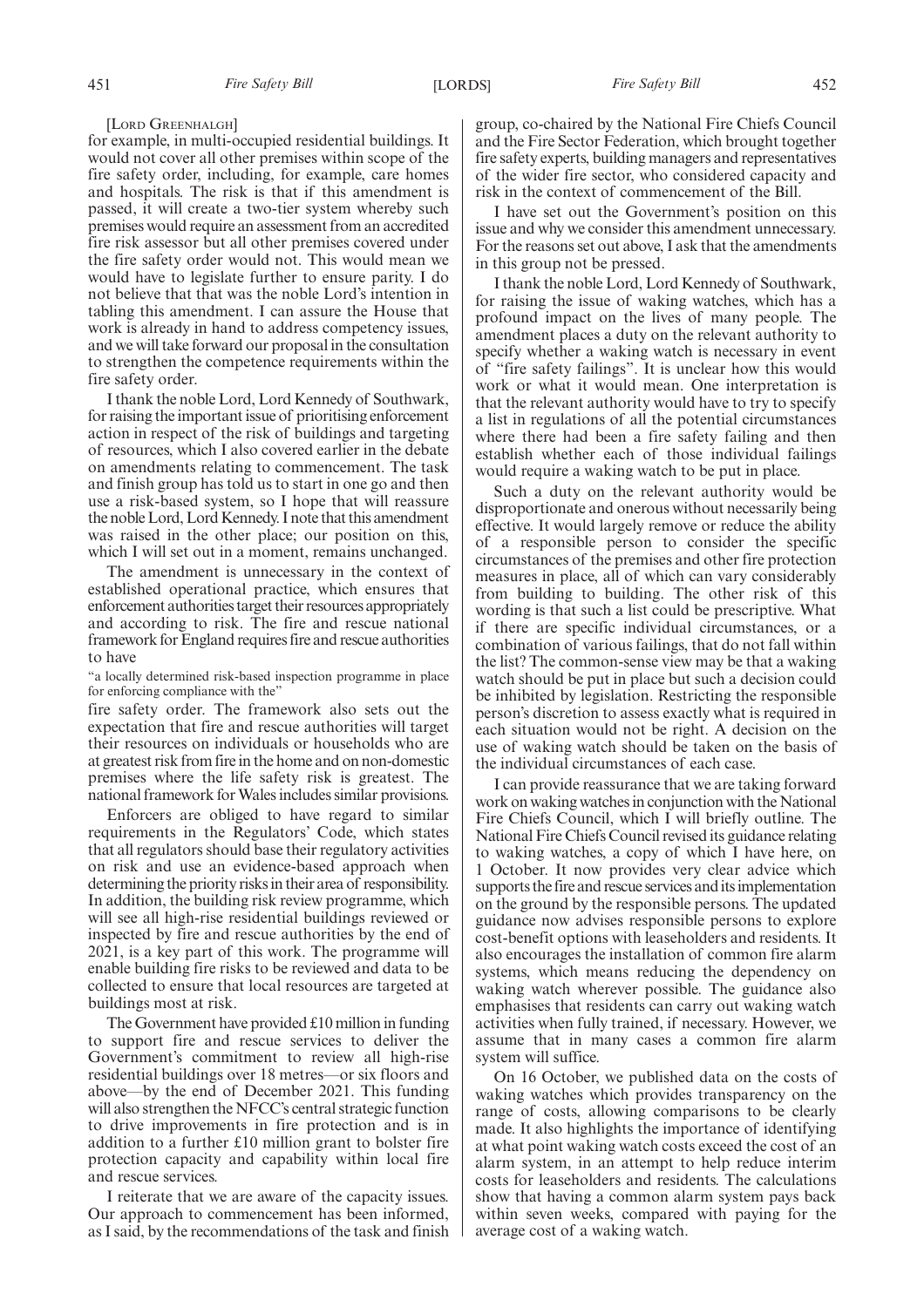[LORD GREENHALGH]

for example, in multi-occupied residential buildings. It would not cover all other premises within scope of the fire safety order, including, for example, care homes and hospitals. The risk is that if this amendment is passed, it will create a two-tier system whereby such premises would require an assessment from an accredited fire risk assessor but all other premises covered under the fire safety order would not. This would mean we would have to legislate further to ensure parity. I do not believe that that was the noble Lord's intention in tabling this amendment. I can assure the House that work is already in hand to address competency issues, and we will take forward our proposal in the consultation to strengthen the competence requirements within the fire safety order.

I thank the noble Lord, Lord Kennedy of Southwark, for raising the important issue of prioritising enforcement action in respect of the risk of buildings and targeting of resources, which I also covered earlier in the debate on amendments relating to commencement. The task and finish group has told us to start in one go and then use a risk-based system, so I hope that will reassure the noble Lord, Lord Kennedy. I note that this amendment was raised in the other place; our position on this, which I will set out in a moment, remains unchanged.

The amendment is unnecessary in the context of established operational practice, which ensures that enforcement authorities target their resources appropriately and according to risk. The fire and rescue national framework for England requires fire and rescue authorities to have

"a locally determined risk-based inspection programme in place for enforcing compliance with the"

fire safety order. The framework also sets out the expectation that fire and rescue authorities will target their resources on individuals or households who are at greatest risk from fire in the home and on non-domestic premises where the life safety risk is greatest. The national framework for Wales includes similar provisions.

Enforcers are obliged to have regard to similar requirements in the Regulators' Code, which states that all regulators should base their regulatory activities on risk and use an evidence-based approach when determining the priority risks in their area of responsibility. In addition, the building risk review programme, which will see all high-rise residential buildings reviewed or inspected by fire and rescue authorities by the end of 2021, is a key part of this work. The programme will enable building fire risks to be reviewed and data to be collected to ensure that local resources are targeted at buildings most at risk.

The Government have provided £10 million in funding to support fire and rescue services to deliver the Government's commitment to review all high-rise residential buildings over 18 metres—or six floors and above—by the end of December 2021. This funding will also strengthen the NFCC's central strategic function to drive improvements in fire protection and is in addition to a further £10 million grant to bolster fire protection capacity and capability within local fire and rescue services.

I reiterate that we are aware of the capacity issues. Our approach to commencement has been informed, as I said, by the recommendations of the task and finish group, co-chaired by the National Fire Chiefs Council and the Fire Sector Federation, which brought together fire safety experts, building managers and representatives of the wider fire sector, who considered capacity and risk in the context of commencement of the Bill.

I have set out the Government's position on this issue and why we consider this amendment unnecessary. For the reasons set out above, I ask that the amendments in this group not be pressed.

I thank the noble Lord, Lord Kennedy of Southwark, for raising the issue of waking watches, which has a profound impact on the lives of many people. The amendment places a duty on the relevant authority to specify whether a waking watch is necessary in event of "fire safety failings". It is unclear how this would work or what it would mean. One interpretation is that the relevant authority would have to try to specify a list in regulations of all the potential circumstances where there had been a fire safety failing and then establish whether each of those individual failings would require a waking watch to be put in place.

Such a duty on the relevant authority would be disproportionate and onerous without necessarily being effective. It would largely remove or reduce the ability of a responsible person to consider the specific circumstances of the premises and other fire protection measures in place, all of which can vary considerably from building to building. The other risk of this wording is that such a list could be prescriptive. What if there are specific individual circumstances, or a combination of various failings, that do not fall within the list? The common-sense view may be that a waking watch should be put in place but such a decision could be inhibited by legislation. Restricting the responsible person's discretion to assess exactly what is required in each situation would not be right. A decision on the use of waking watch should be taken on the basis of the individual circumstances of each case.

I can provide reassurance that we are taking forward work on waking watches in conjunction with the National Fire Chiefs Council, which I will briefly outline. The National Fire Chiefs Council revised its guidance relating to waking watches, a copy of which I have here, on 1 October. It now provides very clear advice which supports the fire and rescue services and its implementation on the ground by the responsible persons. The updated guidance now advises responsible persons to explore cost-benefit options with leaseholders and residents. It also encourages the installation of common fire alarm systems, which means reducing the dependency on waking watch wherever possible. The guidance also emphasises that residents can carry out waking watch activities when fully trained, if necessary. However, we assume that in many cases a common fire alarm system will suffice.

On 16 October, we published data on the costs of waking watches which provides transparency on the range of costs, allowing comparisons to be clearly made. It also highlights the importance of identifying at what point waking watch costs exceed the cost of an alarm system, in an attempt to help reduce interim costs for leaseholders and residents. The calculations show that having a common alarm system pays back within seven weeks, compared with paying for the average cost of a waking watch.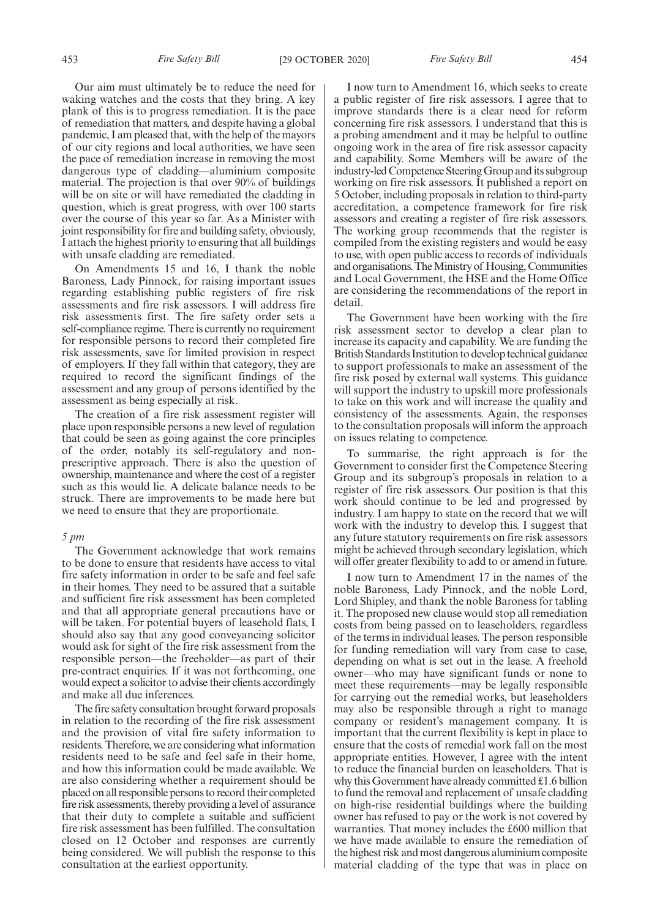Our aim must ultimately be to reduce the need for waking watches and the costs that they bring. A key plank of this is to progress remediation. It is the pace of remediation that matters, and despite having a global pandemic, I am pleased that, with the help of the mayors of our city regions and local authorities, we have seen the pace of remediation increase in removing the most dangerous type of cladding—aluminium composite material. The projection is that over 90% of buildings will be on site or will have remediated the cladding in question, which is great progress, with over 100 starts over the course of this year so far. As a Minister with joint responsibility for fire and building safety, obviously, I attach the highest priority to ensuring that all buildings with unsafe cladding are remediated.

On Amendments 15 and 16, I thank the noble Baroness, Lady Pinnock, for raising important issues regarding establishing public registers of fire risk assessments and fire risk assessors. I will address fire risk assessments first. The fire safety order sets a self-compliance regime. There is currently no requirement for responsible persons to record their completed fire risk assessments, save for limited provision in respect of employers. If they fall within that category, they are required to record the significant findings of the assessment and any group of persons identified by the assessment as being especially at risk.

The creation of a fire risk assessment register will place upon responsible persons a new level of regulation that could be seen as going against the core principles of the order, notably its self-regulatory and non-prescriptive approach. There is also the question of ownership, maintenance and where the cost of a register such as this would lie. A delicate balance needs to be struck. There are improvements to be made here but we need to ensure that they are proportionate.

*5 pm*

The Government acknowledge that work remains to be done to ensure that residents have access to vital fire safety information in order to be safe and feel safe in their homes. They need to be assured that a suitable and sufficient fire risk assessment has been completed and that all appropriate general precautions have or will be taken. For potential buyers of leasehold flats, I should also say that any good conveyancing solicitor would ask for sight of the fire risk assessment from the responsible person—the freeholder—as part of their pre-contract enquiries. If it was not forthcoming, one would expect a solicitor to advise their clients accordingly and make all due inferences.

The fire safety consultation brought forward proposals in relation to the recording of the fire risk assessment and the provision of vital fire safety information to residents. Therefore, we are considering what information residents need to be safe and feel safe in their home, and how this information could be made available. We are also considering whether a requirement should be placed on all responsible persons to record their completed fire risk assessments, thereby providing a level of assurance that their duty to complete a suitable and sufficient fire risk assessment has been fulfilled. The consultation closed on 12 October and responses are currently being considered. We will publish the response to this consultation at the earliest opportunity.

I now turn to Amendment 16, which seeks to create a public register of fire risk assessors. I agree that to improve standards there is a clear need for reform concerning fire risk assessors. I understand that this is a probing amendment and it may be helpful to outline ongoing work in the area of fire risk assessor capacity and capability. Some Members will be aware of the industry-led Competence Steering Group and its subgroup working on fire risk assessors. It published a report on 5 October, including proposals in relation to third-party accreditation, a competence framework for fire risk assessors and creating a register of fire risk assessors. The working group recommends that the register is compiled from the existing registers and would be easy to use, with open public access to records of individuals and organisations. The Ministry of Housing, Communities and Local Government, the HSE and the Home Office are considering the recommendations of the report in detail.

The Government have been working with the fire risk assessment sector to develop a clear plan to increase its capacity and capability. We are funding the British Standards Institution to develop technical guidance to support professionals to make an assessment of the fire risk posed by external wall systems. This guidance will support the industry to upskill more professionals to take on this work and will increase the quality and consistency of the assessments. Again, the responses to the consultation proposals will inform the approach on issues relating to competence.

To summarise, the right approach is for the Government to consider first the Competence Steering Group and its subgroup's proposals in relation to a register of fire risk assessors. Our position is that this work should continue to be led and progressed by industry. I am happy to state on the record that we will work with the industry to develop this. I suggest that any future statutory requirements on fire risk assessors might be achieved through secondary legislation, which will offer greater flexibility to add to or amend in future.

I now turn to Amendment 17 in the names of the noble Baroness, Lady Pinnock, and the noble Lord, Lord Shipley, and thank the noble Baroness for tabling it. The proposed new clause would stop all remediation costs from being passed on to leaseholders, regardless of the terms in individual leases. The person responsible for funding remediation will vary from case to case, depending on what is set out in the lease. A freehold owner—who may have significant funds or none to meet these requirements—may be legally responsible for carrying out the remedial works, but leaseholders may also be responsible through a right to manage company or resident's management company. It is important that the current flexibility is kept in place to ensure that the costs of remedial work fall on the most appropriate entities. However, I agree with the intent to reduce the financial burden on leaseholders. That is why this Government have already committed £1.6 billion to fund the removal and replacement of unsafe cladding on high-rise residential buildings where the building owner has refused to pay or the work is not covered by warranties. That money includes the £600 million that we have made available to ensure the remediation of the highest risk and most dangerous aluminium composite material cladding of the type that was in place on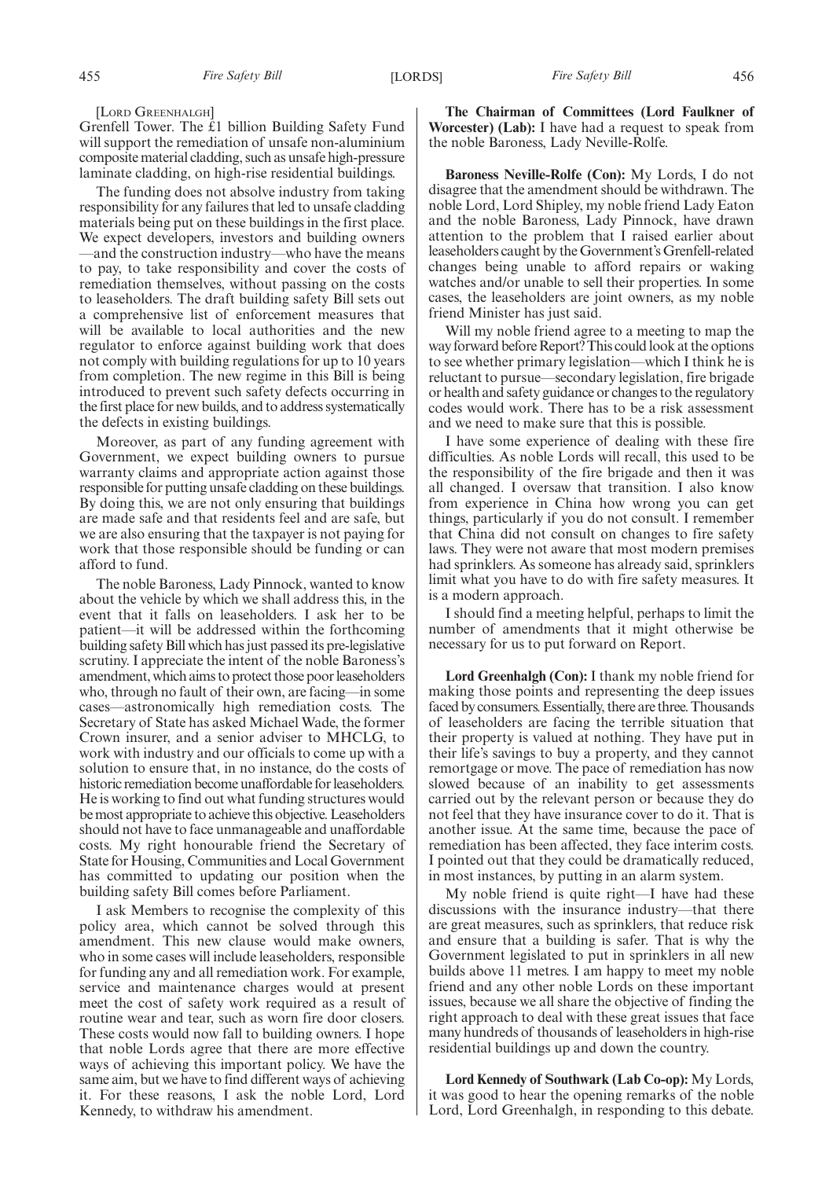[LORD GREENHALGH]

Grenfell Tower. The £1 billion Building Safety Fund will support the remediation of unsafe non-aluminium composite material cladding, such as unsafe high-pressure laminate cladding, on high-rise residential buildings.

The funding does not absolve industry from taking responsibility for any failures that led to unsafe cladding materials being put on these buildings in the first place. We expect developers, investors and building owners —and the construction industry—who have the means to pay, to take responsibility and cover the costs of remediation themselves, without passing on the costs to leaseholders. The draft building safety Bill sets out a comprehensive list of enforcement measures that will be available to local authorities and the new regulator to enforce against building work that does not comply with building regulations for up to 10 years from completion. The new regime in this Bill is being introduced to prevent such safety defects occurring in the first place for new builds, and to address systematically the defects in existing buildings.

Moreover, as part of any funding agreement with Government, we expect building owners to pursue warranty claims and appropriate action against those responsible for putting unsafe cladding on these buildings. By doing this, we are not only ensuring that buildings are made safe and that residents feel and are safe, but we are also ensuring that the taxpayer is not paying for work that those responsible should be funding or can afford to fund.

The noble Baroness, Lady Pinnock, wanted to know about the vehicle by which we shall address this, in the event that it falls on leaseholders. I ask her to be patient—it will be addressed within the forthcoming building safety Bill which has just passed its pre-legislative scrutiny. I appreciate the intent of the noble Baroness's amendment, which aims to protect those poor leaseholders who, through no fault of their own, are facing—in some cases—astronomically high remediation costs. The Secretary of State has asked Michael Wade, the former Crown insurer, and a senior adviser to MHCLG, to work with industry and our officials to come up with a solution to ensure that, in no instance, do the costs of historic remediation become unaffordable for leaseholders. He is working to find out what funding structures would be most appropriate to achieve this objective. Leaseholders should not have to face unmanageable and unaffordable costs. My right honourable friend the Secretary of State for Housing, Communities and Local Government has committed to updating our position when the building safety Bill comes before Parliament.

I ask Members to recognise the complexity of this policy area, which cannot be solved through this amendment. This new clause would make owners, who in some cases will include leaseholders, responsible for funding any and all remediation work. For example, service and maintenance charges would at present meet the cost of safety work required as a result of routine wear and tear, such as worn fire door closers. These costs would now fall to building owners. I hope that noble Lords agree that there are more effective ways of achieving this important policy. We have the same aim, but we have to find different ways of achieving it. For these reasons, I ask the noble Lord, Lord Kennedy, to withdraw his amendment.

**The Chairman of Committees (Lord Faulkner of Worcester) (Lab):** I have had a request to speak from the noble Baroness, Lady Neville-Rolfe.

**Baroness Neville-Rolfe (Con):** My Lords, I do not disagree that the amendment should be withdrawn. The noble Lord, Lord Shipley, my noble friend Lady Eaton and the noble Baroness, Lady Pinnock, have drawn attention to the problem that I raised earlier about leaseholders caught by the Government's Grenfell-related changes being unable to afford repairs or waking watches and/or unable to sell their properties. In some cases, the leaseholders are joint owners, as my noble friend Minister has just said.

Will my noble friend agree to a meeting to map the way forward before Report? This could look at the options to see whether primary legislation—which I think he is reluctant to pursue—secondary legislation, fire brigade or health and safety guidance or changes to the regulatory codes would work. There has to be a risk assessment and we need to make sure that this is possible.

I have some experience of dealing with these fire difficulties. As noble Lords will recall, this used to be the responsibility of the fire brigade and then it was all changed. I oversaw that transition. I also know from experience in China how wrong you can get things, particularly if you do not consult. I remember that China did not consult on changes to fire safety laws. They were not aware that most modern premises had sprinklers. As someone has already said, sprinklers limit what you have to do with fire safety measures. It is a modern approach.

I should find a meeting helpful, perhaps to limit the number of amendments that it might otherwise be necessary for us to put forward on Report.

**Lord Greenhalgh (Con):** I thank my noble friend for making those points and representing the deep issues faced by consumers. Essentially, there are three. Thousands of leaseholders are facing the terrible situation that their property is valued at nothing. They have put in their life's savings to buy a property, and they cannot remortgage or move. The pace of remediation has now slowed because of an inability to get assessments carried out by the relevant person or because they do not feel that they have insurance cover to do it. That is another issue. At the same time, because the pace of remediation has been affected, they face interim costs. I pointed out that they could be dramatically reduced, in most instances, by putting in an alarm system.

My noble friend is quite right—I have had these discussions with the insurance industry—that there are great measures, such as sprinklers, that reduce risk and ensure that a building is safer. That is why the Government legislated to put in sprinklers in all new builds above 11 metres. I am happy to meet my noble friend and any other noble Lords on these important issues, because we all share the objective of finding the right approach to deal with these great issues that face many hundreds of thousands of leaseholders in high-rise residential buildings up and down the country.

**Lord Kennedy of Southwark (Lab Co-op):** My Lords, it was good to hear the opening remarks of the noble Lord, Lord Greenhalgh, in responding to this debate.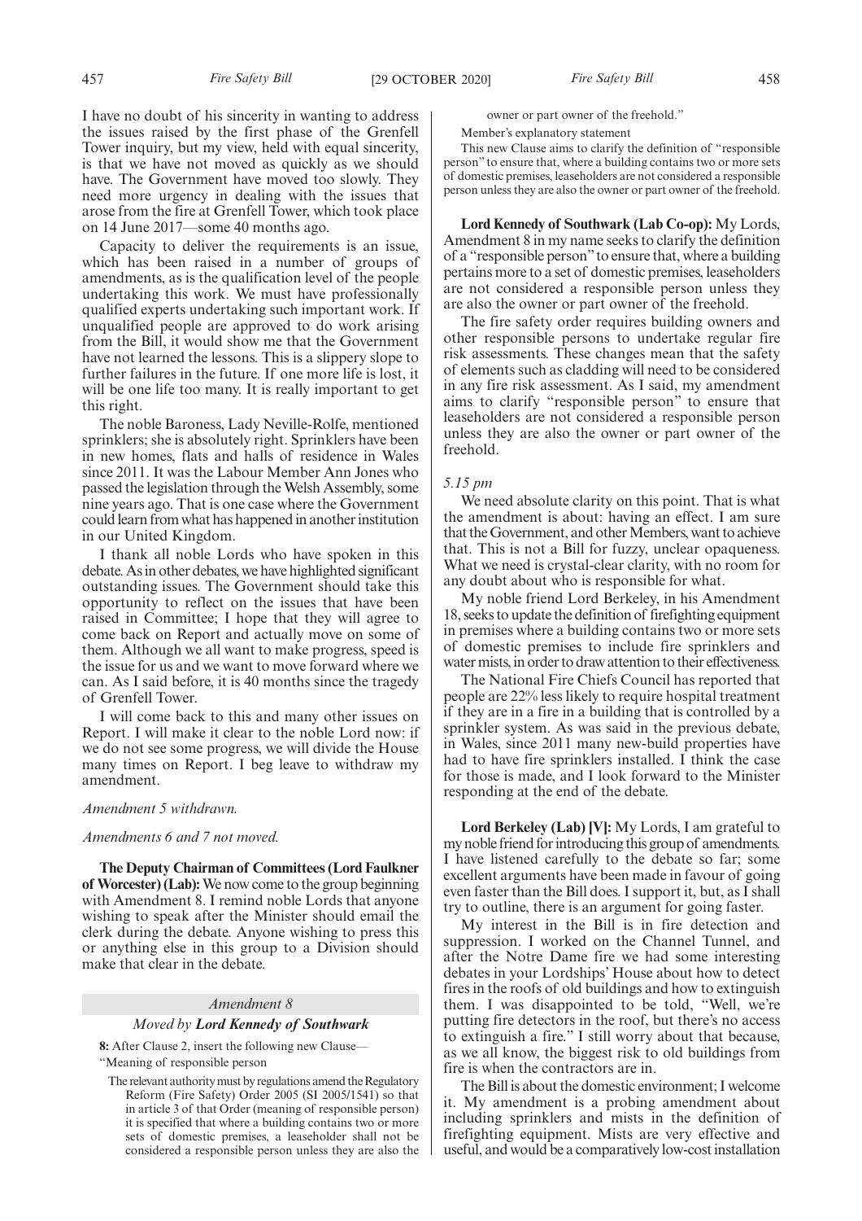I have no doubt of his sincerity in wanting to address the issues raised by the first phase of the Grenfell Tower inquiry, but my view, held with equal sincerity, is that we have not moved as quickly as we should have. The Government have moved too slowly. They need more urgency in dealing with the issues that arose from the fire at Grenfell Tower, which took place on 14 June 2017—some 40 months ago.

Capacity to deliver the requirements is an issue, which has been raised in a number of groups of amendments, as is the qualification level of the people undertaking this work. We must have professionally qualified experts undertaking such important work. If unqualified people are approved to do work arising from the Bill, it would show me that the Government have not learned the lessons. This is a slippery slope to further failures in the future. If one more life is lost, it will be one life too many. It is really important to get this right.

The noble Baroness, Lady Neville-Rolfe, mentioned sprinklers; she is absolutely right. Sprinklers have been in new homes, flats and halls of residence in Wales since 2011. It was the Labour Member Ann Jones who passed the legislation through the Welsh Assembly, some nine years ago. That is one case where the Government could learn from what has happened in another institution in our United Kingdom.

I thank all noble Lords who have spoken in this debate. As in other debates, we have highlighted significant outstanding issues. The Government should take this opportunity to reflect on the issues that have been raised in Committee; I hope that they will agree to come back on Report and actually move on some of them. Although we all want to make progress, speed is the issue for us and we want to move forward where we can. As I said before, it is 40 months since the tragedy of Grenfell Tower.

I will come back to this and many other issues on Report. I will make it clear to the noble Lord now: if we do not see some progress, we will divide the House many times on Report. I beg leave to withdraw my amendment.

*Amendment 5 withdrawn.*

*Amendments 6 and 7 not moved.*

**The Deputy Chairman of Committees (Lord Faulkner of Worcester) (Lab):** We now come to the group beginning with Amendment 8. I remind noble Lords that anyone wishing to speak after the Minister should email the clerk during the debate. Anyone wishing to press this or anything else in this group to a Division should make that clear in the debate.

### *Amendment 8*

#### *Moved by* ***Lord Kennedy of Southwark***

**8:** After Clause 2, insert the following new Clause—

"Meaning of responsible person

The relevant authority must by regulations amend the Regulatory Reform (Fire Safety) Order 2005 (SI 2005/1541) so that in article 3 of that Order (meaning of responsible person) it is specified that where a building contains two or more sets of domestic premises, a leaseholder shall not be considered a responsible person unless they are also the owner or part owner of the freehold."

Member's explanatory statement

This new Clause aims to clarify the definition of "responsible person" to ensure that, where a building contains two or more sets of domestic premises, leaseholders are not considered a responsible person unless they are also the owner or part owner of the freehold.

**Lord Kennedy of Southwark (Lab Co-op):** My Lords, Amendment 8 in my name seeks to clarify the definition of a "responsible person" to ensure that, where a building pertains more to a set of domestic premises, leaseholders are not considered a responsible person unless they are also the owner or part owner of the freehold.

The fire safety order requires building owners and other responsible persons to undertake regular fire risk assessments. These changes mean that the safety of elements such as cladding will need to be considered in any fire risk assessment. As I said, my amendment aims to clarify "responsible person" to ensure that leaseholders are not considered a responsible person unless they are also the owner or part owner of the freehold.

*5.15 pm*

We need absolute clarity on this point. That is what the amendment is about: having an effect. I am sure that the Government, and other Members, want to achieve that. This is not a Bill for fuzzy, unclear opaqueness. What we need is crystal-clear clarity, with no room for any doubt about who is responsible for what.

My noble friend Lord Berkeley, in his Amendment 18, seeks to update the definition of firefighting equipment in premises where a building contains two or more sets of domestic premises to include fire sprinklers and water mists, in order to draw attention to their effectiveness.

The National Fire Chiefs Council has reported that people are 22% less likely to require hospital treatment if they are in a fire in a building that is controlled by a sprinkler system. As was said in the previous debate, in Wales, since 2011 many new-build properties have had to have fire sprinklers installed. I think the case for those is made, and I look forward to the Minister responding at the end of the debate.

**Lord Berkeley (Lab) [V]:** My Lords, I am grateful to my noble friend for introducing this group of amendments. I have listened carefully to the debate so far; some excellent arguments have been made in favour of going even faster than the Bill does. I support it, but, as I shall try to outline, there is an argument for going faster.

My interest in the Bill is in fire detection and suppression. I worked on the Channel Tunnel, and after the Notre Dame fire we had some interesting debates in your Lordships' House about how to detect fires in the roofs of old buildings and how to extinguish them. I was disappointed to be told, "Well, we're putting fire detectors in the roof, but there's no access to extinguish a fire." I still worry about that because, as we all know, the biggest risk to old buildings from fire is when the contractors are in.

The Bill is about the domestic environment; I welcome it. My amendment is a probing amendment about including sprinklers and mists in the definition of firefighting equipment. Mists are very effective and useful, and would be a comparatively low-cost installation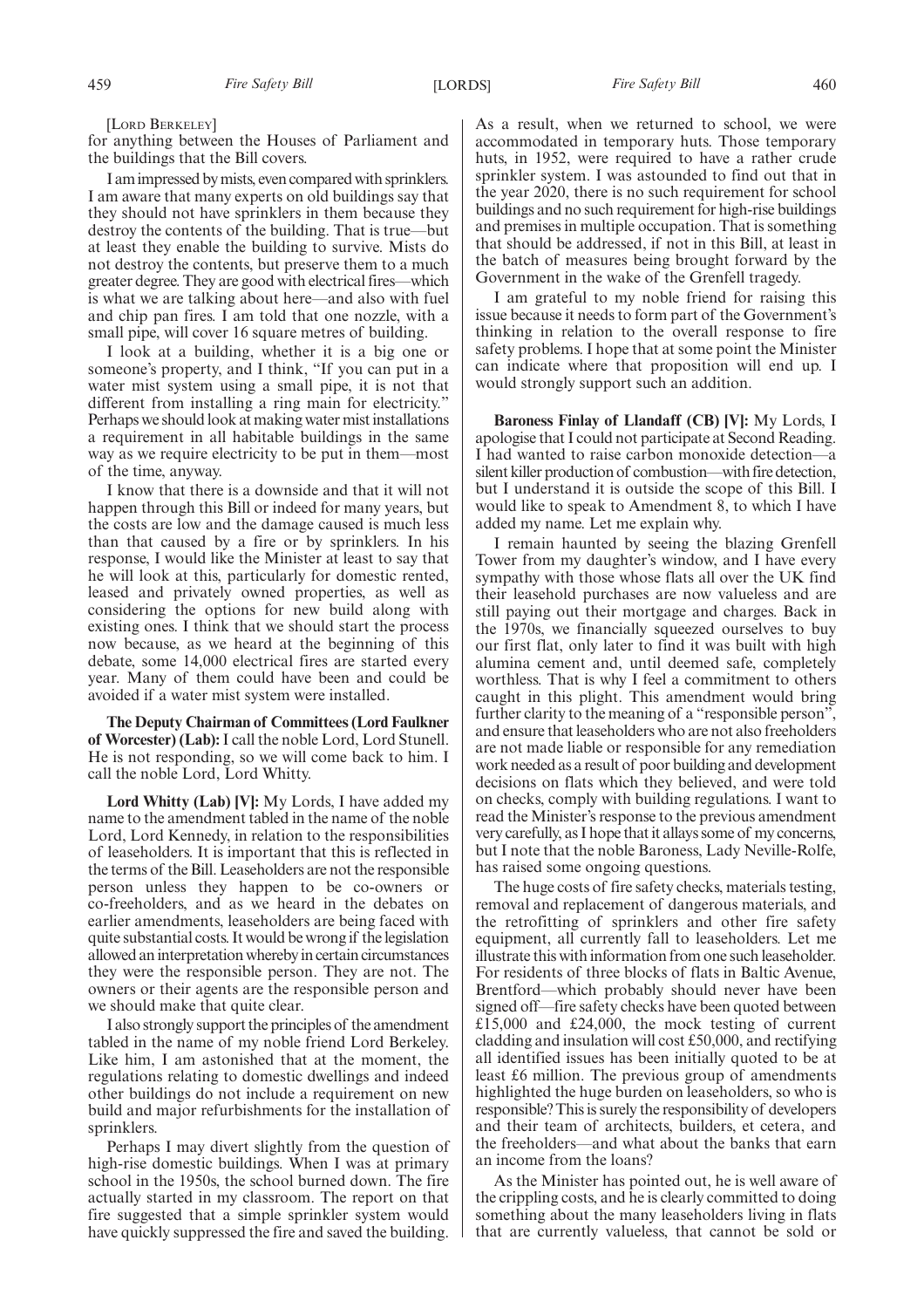[LORD BERKELEY]

for anything between the Houses of Parliament and the buildings that the Bill covers.

I am impressed by mists, even compared with sprinklers. I am aware that many experts on old buildings say that they should not have sprinklers in them because they destroy the contents of the building. That is true—but at least they enable the building to survive. Mists do not destroy the contents, but preserve them to a much greater degree. They are good with electrical fires—which is what we are talking about here—and also with fuel and chip pan fires. I am told that one nozzle, with a small pipe, will cover 16 square metres of building.

I look at a building, whether it is a big one or someone's property, and I think, "If you can put in a water mist system using a small pipe, it is not that different from installing a ring main for electricity." Perhaps we should look at making water mist installations a requirement in all habitable buildings in the same way as we require electricity to be put in them—most of the time, anyway.

I know that there is a downside and that it will not happen through this Bill or indeed for many years, but the costs are low and the damage caused is much less than that caused by a fire or by sprinklers. In his response, I would like the Minister at least to say that he will look at this, particularly for domestic rented, leased and privately owned properties, as well as considering the options for new build along with existing ones. I think that we should start the process now because, as we heard at the beginning of this debate, some 14,000 electrical fires are started every year. Many of them could have been and could be avoided if a water mist system were installed.

**The Deputy Chairman of Committees (Lord Faulkner of Worcester) (Lab):** I call the noble Lord, Lord Stunell. He is not responding, so we will come back to him. I call the noble Lord, Lord Whitty.

**Lord Whitty (Lab) [V]:** My Lords, I have added my name to the amendment tabled in the name of the noble Lord, Lord Kennedy, in relation to the responsibilities of leaseholders. It is important that this is reflected in the terms of the Bill. Leaseholders are not the responsible person unless they happen to be co-owners or co-freeholders, and as we heard in the debates on earlier amendments, leaseholders are being faced with quite substantial costs. It would be wrong if the legislation allowed an interpretation whereby in certain circumstances they were the responsible person. They are not. The owners or their agents are the responsible person and we should make that quite clear.

I also strongly support the principles of the amendment tabled in the name of my noble friend Lord Berkeley. Like him, I am astonished that at the moment, the regulations relating to domestic dwellings and indeed other buildings do not include a requirement on new build and major refurbishments for the installation of sprinklers.

Perhaps I may divert slightly from the question of high-rise domestic buildings. When I was at primary school in the 1950s, the school burned down. The fire actually started in my classroom. The report on that fire suggested that a simple sprinkler system would have quickly suppressed the fire and saved the building. As a result, when we returned to school, we were accommodated in temporary huts. Those temporary huts, in 1952, were required to have a rather crude sprinkler system. I was astounded to find out that in the year 2020, there is no such requirement for school buildings and no such requirement for high-rise buildings and premises in multiple occupation. That is something that should be addressed, if not in this Bill, at least in the batch of measures being brought forward by the Government in the wake of the Grenfell tragedy.

I am grateful to my noble friend for raising this issue because it needs to form part of the Government's thinking in relation to the overall response to fire safety problems. I hope that at some point the Minister can indicate where that proposition will end up. I would strongly support such an addition.

**Baroness Finlay of Llandaff (CB) [V]:** My Lords, I apologise that I could not participate at Second Reading. I had wanted to raise carbon monoxide detection—a silent killer production of combustion—with fire detection, but I understand it is outside the scope of this Bill. I would like to speak to Amendment 8, to which I have added my name. Let me explain why.

I remain haunted by seeing the blazing Grenfell Tower from my daughter's window, and I have every sympathy with those whose flats all over the UK find their leasehold purchases are now valueless and are still paying out their mortgage and charges. Back in the 1970s, we financially squeezed ourselves to buy our first flat, only later to find it was built with high alumina cement and, until deemed safe, completely worthless. That is why I feel a commitment to others caught in this plight. This amendment would bring further clarity to the meaning of a "responsible person", and ensure that leaseholders who are not also freeholders are not made liable or responsible for any remediation work needed as a result of poor building and development decisions on flats which they believed, and were told on checks, comply with building regulations. I want to read the Minister's response to the previous amendment very carefully, as I hope that it allays some of my concerns, but I note that the noble Baroness, Lady Neville-Rolfe, has raised some ongoing questions.

The huge costs of fire safety checks, materials testing, removal and replacement of dangerous materials, and the retrofitting of sprinklers and other fire safety equipment, all currently fall to leaseholders. Let me illustrate this with information from one such leaseholder. For residents of three blocks of flats in Baltic Avenue, Brentford—which probably should never have been signed off—fire safety checks have been quoted between £15,000 and £24,000, the mock testing of current cladding and insulation will cost £50,000, and rectifying all identified issues has been initially quoted to be at least £6 million. The previous group of amendments highlighted the huge burden on leaseholders, so who is responsible? This is surely the responsibility of developers and their team of architects, builders, et cetera, and the freeholders—and what about the banks that earn an income from the loans?

As the Minister has pointed out, he is well aware of the crippling costs, and he is clearly committed to doing something about the many leaseholders living in flats that are currently valueless, that cannot be sold or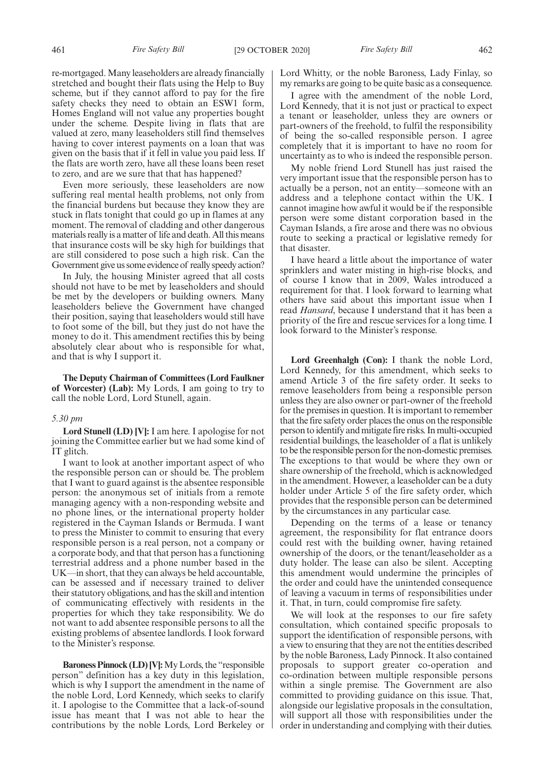re-mortgaged. Many leaseholders are already financially stretched and bought their flats using the Help to Buy scheme, but if they cannot afford to pay for the fire safety checks they need to obtain an ESW1 form, Homes England will not value any properties bought under the scheme. Despite living in flats that are valued at zero, many leaseholders still find themselves having to cover interest payments on a loan that was given on the basis that if it fell in value you paid less. If the flats are worth zero, have all these loans been reset to zero, and are we sure that that has happened?

Even more seriously, these leaseholders are now suffering real mental health problems, not only from the financial burdens but because they know they are stuck in flats tonight that could go up in flames at any moment. The removal of cladding and other dangerous materials really is a matter of life and death. All this means that insurance costs will be sky high for buildings that are still considered to pose such a high risk. Can the Government give us some evidence of really speedy action?

In July, the housing Minister agreed that all costs should not have to be met by leaseholders and should be met by the developers or building owners. Many leaseholders believe the Government have changed their position, saying that leaseholders would still have to foot some of the bill, but they just do not have the money to do it. This amendment rectifies this by being absolutely clear about who is responsible for what, and that is why I support it.

**The Deputy Chairman of Committees (Lord Faulkner of Worcester) (Lab):** My Lords, I am going to try to call the noble Lord, Lord Stunell, again.

*5.30 pm*

**Lord Stunell (LD) [V]:** I am here. I apologise for not joining the Committee earlier but we had some kind of IT glitch.

I want to look at another important aspect of who the responsible person can or should be. The problem that I want to guard against is the absentee responsible person: the anonymous set of initials from a remote managing agency with a non-responding website and no phone lines, or the international property holder registered in the Cayman Islands or Bermuda. I want to press the Minister to commit to ensuring that every responsible person is a real person, not a company or a corporate body, and that that person has a functioning terrestrial address and a phone number based in the UK—in short, that they can always be held accountable, can be assessed and if necessary trained to deliver their statutory obligations, and has the skill and intention of communicating effectively with residents in the properties for which they take responsibility. We do not want to add absentee responsible persons to all the existing problems of absentee landlords. I look forward to the Minister's response.

**Baroness Pinnock (LD) [V]:** My Lords, the "responsible person" definition has a key duty in this legislation, which is why I support the amendment in the name of the noble Lord, Lord Kennedy, which seeks to clarify it. I apologise to the Committee that a lack-of-sound issue has meant that I was not able to hear the contributions by the noble Lords, Lord Berkeley or Lord Whitty, or the noble Baroness, Lady Finlay, so my remarks are going to be quite basic as a consequence.

I agree with the amendment of the noble Lord, Lord Kennedy, that it is not just or practical to expect a tenant or leaseholder, unless they are owners or part-owners of the freehold, to fulfil the responsibility of being the so-called responsible person. I agree completely that it is important to have no room for uncertainty as to who is indeed the responsible person.

My noble friend Lord Stunell has just raised the very important issue that the responsible person has to actually be a person, not an entity—someone with an address and a telephone contact within the UK. I cannot imagine how awful it would be if the responsible person were some distant corporation based in the Cayman Islands, a fire arose and there was no obvious route to seeking a practical or legislative remedy for that disaster.

I have heard a little about the importance of water sprinklers and water misting in high-rise blocks, and of course I know that in 2009, Wales introduced a requirement for that. I look forward to learning what others have said about this important issue when I read *Hansard*, because I understand that it has been a priority of the fire and rescue services for a long time. I look forward to the Minister's response.

**Lord Greenhalgh (Con):** I thank the noble Lord, Lord Kennedy, for this amendment, which seeks to amend Article 3 of the fire safety order. It seeks to remove leaseholders from being a responsible person unless they are also owner or part-owner of the freehold for the premises in question. It is important to remember that the fire safety order places the onus on the responsible person to identify and mitigate fire risks. In multi-occupied residential buildings, the leaseholder of a flat is unlikely to be the responsible person for the non-domestic premises. The exceptions to that would be where they own or share ownership of the freehold, which is acknowledged in the amendment. However, a leaseholder can be a duty holder under Article 5 of the fire safety order, which provides that the responsible person can be determined by the circumstances in any particular case.

Depending on the terms of a lease or tenancy agreement, the responsibility for flat entrance doors could rest with the building owner, having retained ownership of the doors, or the tenant/leaseholder as a duty holder. The lease can also be silent. Accepting this amendment would undermine the principles of the order and could have the unintended consequence of leaving a vacuum in terms of responsibilities under it. That, in turn, could compromise fire safety.

We will look at the responses to our fire safety consultation, which contained specific proposals to support the identification of responsible persons, with a view to ensuring that they are not the entities described by the noble Baroness, Lady Pinnock. It also contained proposals to support greater co-operation and co-ordination between multiple responsible persons within a single premise. The Government are also committed to providing guidance on this issue. That, alongside our legislative proposals in the consultation, will support all those with responsibilities under the order in understanding and complying with their duties.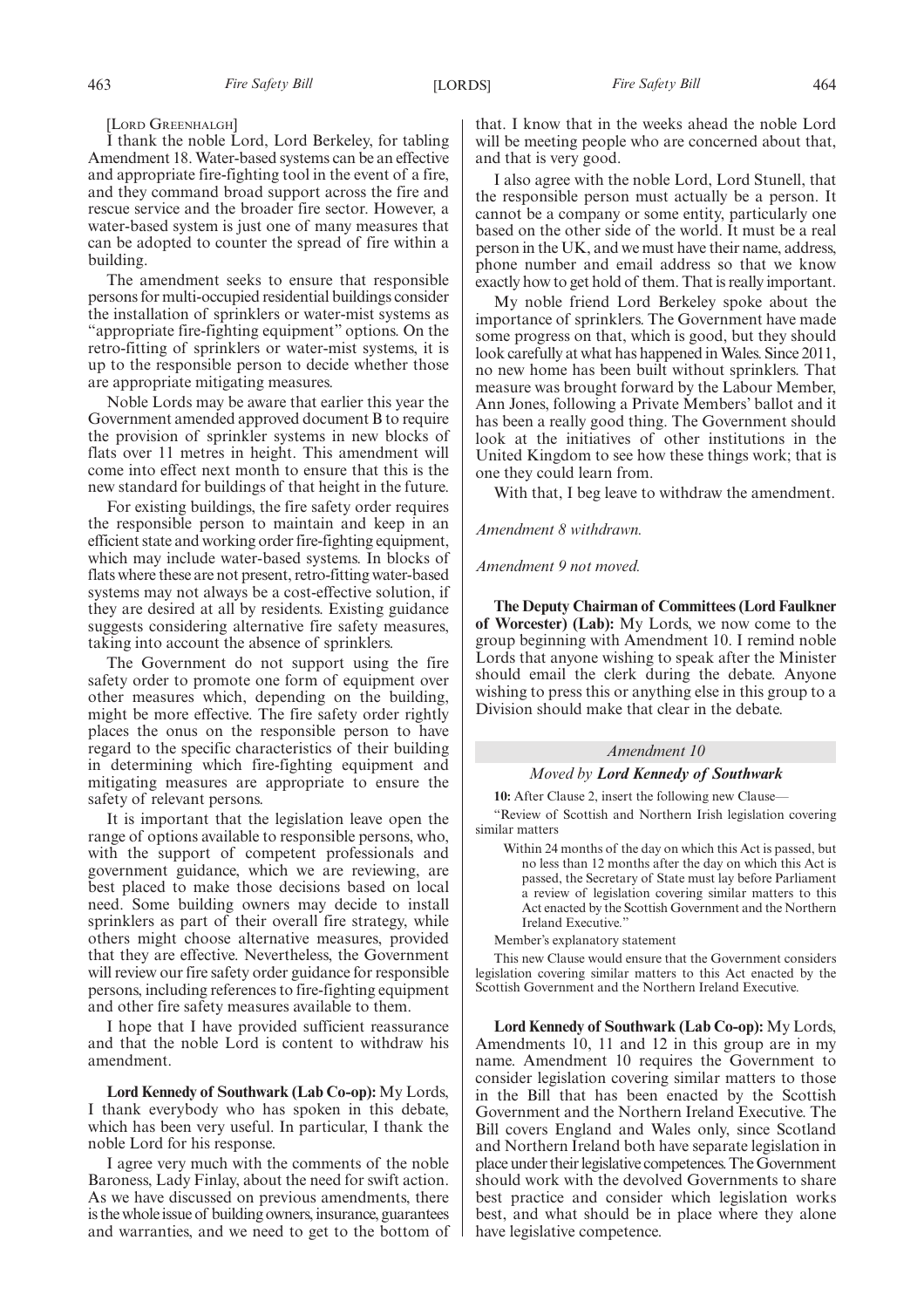[LORD GREENHALGH]

I thank the noble Lord, Lord Berkeley, for tabling Amendment 18. Water-based systems can be an effective and appropriate fire-fighting tool in the event of a fire, and they command broad support across the fire and rescue service and the broader fire sector. However, a water-based system is just one of many measures that can be adopted to counter the spread of fire within a building.

The amendment seeks to ensure that responsible persons for multi-occupied residential buildings consider the installation of sprinklers or water-mist systems as "appropriate fire-fighting equipment" options. On the retro-fitting of sprinklers or water-mist systems, it is up to the responsible person to decide whether those are appropriate mitigating measures.

Noble Lords may be aware that earlier this year the Government amended approved document B to require the provision of sprinkler systems in new blocks of flats over 11 metres in height. This amendment will come into effect next month to ensure that this is the new standard for buildings of that height in the future.

For existing buildings, the fire safety order requires the responsible person to maintain and keep in an efficient state and working order fire-fighting equipment, which may include water-based systems. In blocks of flats where these are not present, retro-fitting water-based systems may not always be a cost-effective solution, if they are desired at all by residents. Existing guidance suggests considering alternative fire safety measures, taking into account the absence of sprinklers.

The Government do not support using the fire safety order to promote one form of equipment over other measures which, depending on the building, might be more effective. The fire safety order rightly places the onus on the responsible person to have regard to the specific characteristics of their building in determining which fire-fighting equipment and mitigating measures are appropriate to ensure the safety of relevant persons.

It is important that the legislation leave open the range of options available to responsible persons, who, with the support of competent professionals and government guidance, which we are reviewing, are best placed to make those decisions based on local need. Some building owners may decide to install sprinklers as part of their overall fire strategy, while others might choose alternative measures, provided that they are effective. Nevertheless, the Government will review our fire safety order guidance for responsible persons, including references to fire-fighting equipment and other fire safety measures available to them.

I hope that I have provided sufficient reassurance and that the noble Lord is content to withdraw his amendment.

**Lord Kennedy of Southwark (Lab Co-op):** My Lords, I thank everybody who has spoken in this debate, which has been very useful. In particular, I thank the noble Lord for his response.

I agree very much with the comments of the noble Baroness, Lady Finlay, about the need for swift action. As we have discussed on previous amendments, there is the whole issue of building owners, insurance, guarantees and warranties, and we need to get to the bottom of that. I know that in the weeks ahead the noble Lord will be meeting people who are concerned about that, and that is very good.

I also agree with the noble Lord, Lord Stunell, that the responsible person must actually be a person. It cannot be a company or some entity, particularly one based on the other side of the world. It must be a real person in the UK, and we must have their name, address, phone number and email address so that we know exactly how to get hold of them. That is really important.

My noble friend Lord Berkeley spoke about the importance of sprinklers. The Government have made some progress on that, which is good, but they should look carefully at what has happened in Wales. Since 2011, no new home has been built without sprinklers. That measure was brought forward by the Labour Member, Ann Jones, following a Private Members' ballot and it has been a really good thing. The Government should look at the initiatives of other institutions in the United Kingdom to see how these things work; that is one they could learn from.

With that, I beg leave to withdraw the amendment.

*Amendment 8 withdrawn.*

*Amendment 9 not moved.*

**The Deputy Chairman of Committees (Lord Faulkner of Worcester) (Lab):** My Lords, we now come to the group beginning with Amendment 10. I remind noble Lords that anyone wishing to speak after the Minister should email the clerk during the debate. Anyone wishing to press this or anything else in this group to a Division should make that clear in the debate.

*Amendment 10*

*Moved by* ***Lord Kennedy of Southwark***

**10:** After Clause 2, insert the following new Clause—

"Review of Scottish and Northern Irish legislation covering similar matters

Within 24 months of the day on which this Act is passed, but no less than 12 months after the day on which this Act is passed, the Secretary of State must lay before Parliament a review of legislation covering similar matters to this Act enacted by the Scottish Government and the Northern Ireland Executive."

Member's explanatory statement

This new Clause would ensure that the Government considers legislation covering similar matters to this Act enacted by the Scottish Government and the Northern Ireland Executive.

**Lord Kennedy of Southwark (Lab Co-op):** My Lords, Amendments 10, 11 and 12 in this group are in my name. Amendment 10 requires the Government to consider legislation covering similar matters to those in the Bill that has been enacted by the Scottish Government and the Northern Ireland Executive. The Bill covers England and Wales only, since Scotland and Northern Ireland both have separate legislation in place under their legislative competences. The Government should work with the devolved Governments to share best practice and consider which legislation works best, and what should be in place where they alone have legislative competence.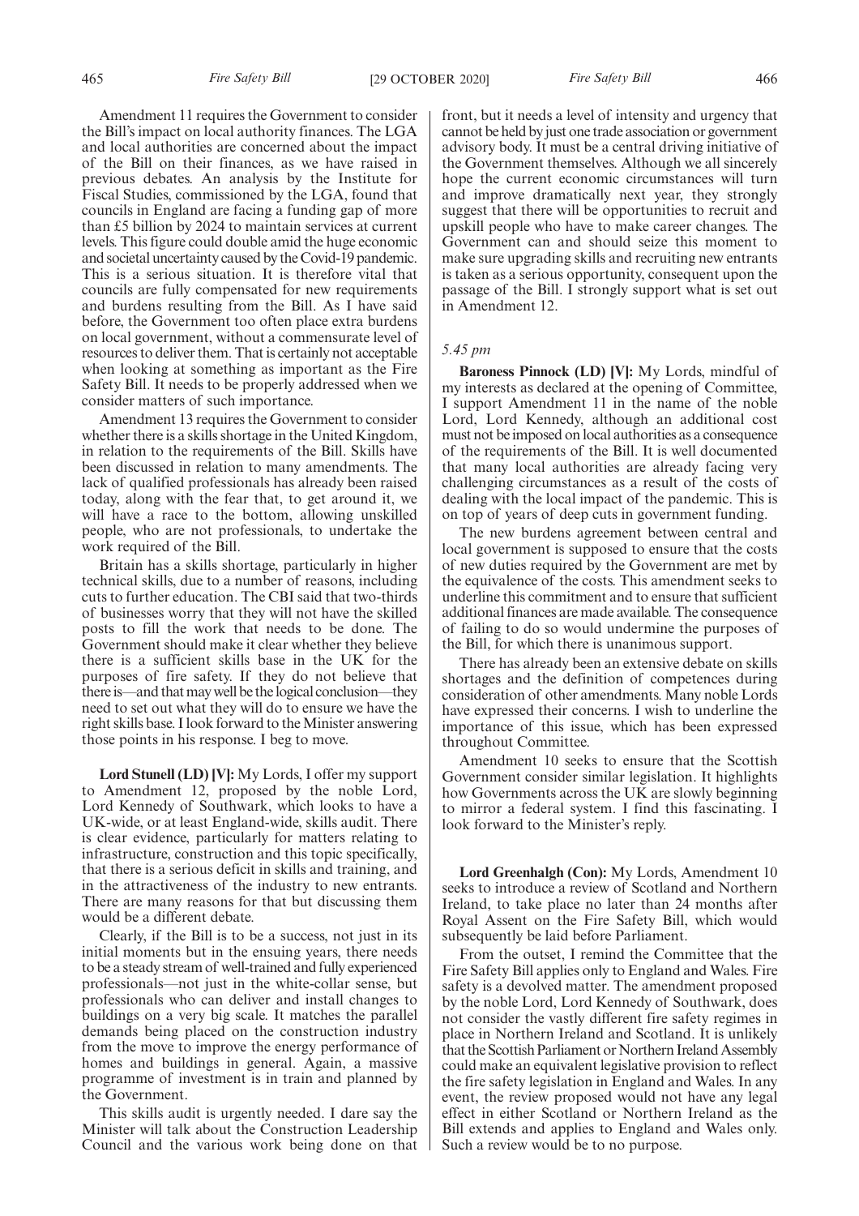Amendment 11 requires the Government to consider the Bill's impact on local authority finances. The LGA and local authorities are concerned about the impact of the Bill on their finances, as we have raised in previous debates. An analysis by the Institute for Fiscal Studies, commissioned by the LGA, found that councils in England are facing a funding gap of more than £5 billion by 2024 to maintain services at current levels. This figure could double amid the huge economic and societal uncertainty caused by the Covid-19 pandemic. This is a serious situation. It is therefore vital that councils are fully compensated for new requirements and burdens resulting from the Bill. As I have said before, the Government too often place extra burdens on local government, without a commensurate level of resources to deliver them. That is certainly not acceptable when looking at something as important as the Fire Safety Bill. It needs to be properly addressed when we consider matters of such importance.

Amendment 13 requires the Government to consider whether there is a skills shortage in the United Kingdom, in relation to the requirements of the Bill. Skills have been discussed in relation to many amendments. The lack of qualified professionals has already been raised today, along with the fear that, to get around it, we will have a race to the bottom, allowing unskilled people, who are not professionals, to undertake the work required of the Bill.

Britain has a skills shortage, particularly in higher technical skills, due to a number of reasons, including cuts to further education. The CBI said that two-thirds of businesses worry that they will not have the skilled posts to fill the work that needs to be done. The Government should make it clear whether they believe there is a sufficient skills base in the UK for the purposes of fire safety. If they do not believe that there is—and that may well be the logical conclusion—they need to set out what they will do to ensure we have the right skills base. I look forward to the Minister answering those points in his response. I beg to move.

**Lord Stunell (LD) [V]:** My Lords, I offer my support to Amendment 12, proposed by the noble Lord, Lord Kennedy of Southwark, which looks to have a UK-wide, or at least England-wide, skills audit. There is clear evidence, particularly for matters relating to infrastructure, construction and this topic specifically, that there is a serious deficit in skills and training, and in the attractiveness of the industry to new entrants. There are many reasons for that but discussing them would be a different debate.

Clearly, if the Bill is to be a success, not just in its initial moments but in the ensuing years, there needs to be a steady stream of well-trained and fully experienced professionals—not just in the white-collar sense, but professionals who can deliver and install changes to buildings on a very big scale. It matches the parallel demands being placed on the construction industry from the move to improve the energy performance of homes and buildings in general. Again, a massive programme of investment is in train and planned by the Government.

This skills audit is urgently needed. I dare say the Minister will talk about the Construction Leadership Council and the various work being done on that front, but it needs a level of intensity and urgency that cannot be held by just one trade association or government advisory body. It must be a central driving initiative of the Government themselves. Although we all sincerely hope the current economic circumstances will turn and improve dramatically next year, they strongly suggest that there will be opportunities to recruit and upskill people who have to make career changes. The Government can and should seize this moment to make sure upgrading skills and recruiting new entrants is taken as a serious opportunity, consequent upon the passage of the Bill. I strongly support what is set out in Amendment 12.

*5.45 pm*

**Baroness Pinnock (LD) [V]:** My Lords, mindful of my interests as declared at the opening of Committee, I support Amendment 11 in the name of the noble Lord, Lord Kennedy, although an additional cost must not be imposed on local authorities as a consequence of the requirements of the Bill. It is well documented that many local authorities are already facing very challenging circumstances as a result of the costs of dealing with the local impact of the pandemic. This is on top of years of deep cuts in government funding.

The new burdens agreement between central and local government is supposed to ensure that the costs of new duties required by the Government are met by the equivalence of the costs. This amendment seeks to underline this commitment and to ensure that sufficient additional finances are made available. The consequence of failing to do so would undermine the purposes of the Bill, for which there is unanimous support.

There has already been an extensive debate on skills shortages and the definition of competences during consideration of other amendments. Many noble Lords have expressed their concerns. I wish to underline the importance of this issue, which has been expressed throughout Committee.

Amendment 10 seeks to ensure that the Scottish Government consider similar legislation. It highlights how Governments across the UK are slowly beginning to mirror a federal system. I find this fascinating. I look forward to the Minister's reply.

**Lord Greenhalgh (Con):** My Lords, Amendment 10 seeks to introduce a review of Scotland and Northern Ireland, to take place no later than 24 months after Royal Assent on the Fire Safety Bill, which would subsequently be laid before Parliament.

From the outset, I remind the Committee that the Fire Safety Bill applies only to England and Wales. Fire safety is a devolved matter. The amendment proposed by the noble Lord, Lord Kennedy of Southwark, does not consider the vastly different fire safety regimes in place in Northern Ireland and Scotland. It is unlikely that the Scottish Parliament or Northern Ireland Assembly could make an equivalent legislative provision to reflect the fire safety legislation in England and Wales. In any event, the review proposed would not have any legal effect in either Scotland or Northern Ireland as the Bill extends and applies to England and Wales only. Such a review would be to no purpose.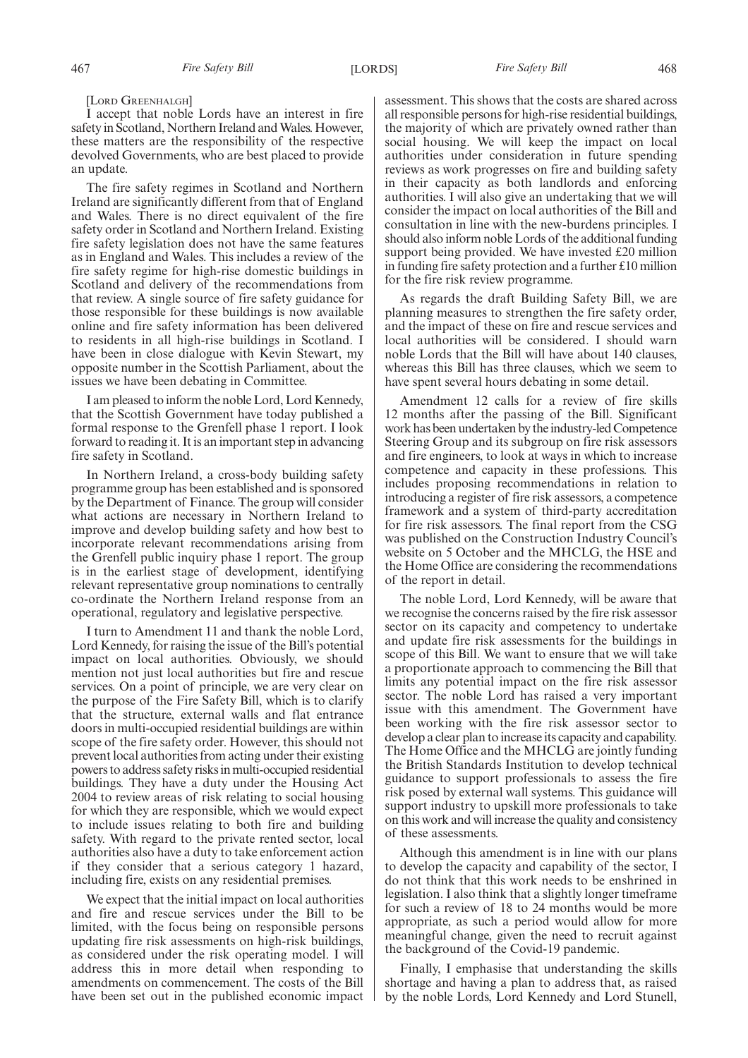[LORD GREENHALGH]

I accept that noble Lords have an interest in fire safety in Scotland, Northern Ireland and Wales. However, these matters are the responsibility of the respective devolved Governments, who are best placed to provide an update.

The fire safety regimes in Scotland and Northern Ireland are significantly different from that of England and Wales. There is no direct equivalent of the fire safety order in Scotland and Northern Ireland. Existing fire safety legislation does not have the same features as in England and Wales. This includes a review of the fire safety regime for high-rise domestic buildings in Scotland and delivery of the recommendations from that review. A single source of fire safety guidance for those responsible for these buildings is now available online and fire safety information has been delivered to residents in all high-rise buildings in Scotland. I have been in close dialogue with Kevin Stewart, my opposite number in the Scottish Parliament, about the issues we have been debating in Committee.

I am pleased to inform the noble Lord, Lord Kennedy, that the Scottish Government have today published a formal response to the Grenfell phase 1 report. I look forward to reading it. It is an important step in advancing fire safety in Scotland.

In Northern Ireland, a cross-body building safety programme group has been established and is sponsored by the Department of Finance. The group will consider what actions are necessary in Northern Ireland to improve and develop building safety and how best to incorporate relevant recommendations arising from the Grenfell public inquiry phase 1 report. The group is in the earliest stage of development, identifying relevant representative group nominations to centrally co-ordinate the Northern Ireland response from an operational, regulatory and legislative perspective.

I turn to Amendment 11 and thank the noble Lord, Lord Kennedy, for raising the issue of the Bill's potential impact on local authorities. Obviously, we should mention not just local authorities but fire and rescue services. On a point of principle, we are very clear on the purpose of the Fire Safety Bill, which is to clarify that the structure, external walls and flat entrance doors in multi-occupied residential buildings are within scope of the fire safety order. However, this should not prevent local authorities from acting under their existing powers to address safety risks in multi-occupied residential buildings. They have a duty under the Housing Act 2004 to review areas of risk relating to social housing for which they are responsible, which we would expect to include issues relating to both fire and building safety. With regard to the private rented sector, local authorities also have a duty to take enforcement action if they consider that a serious category 1 hazard, including fire, exists on any residential premises.

We expect that the initial impact on local authorities and fire and rescue services under the Bill to be limited, with the focus being on responsible persons updating fire risk assessments on high-risk buildings, as considered under the risk operating model. I will address this in more detail when responding to amendments on commencement. The costs of the Bill have been set out in the published economic impact assessment. This shows that the costs are shared across all responsible persons for high-rise residential buildings, the majority of which are privately owned rather than social housing. We will keep the impact on local authorities under consideration in future spending reviews as work progresses on fire and building safety in their capacity as both landlords and enforcing authorities. I will also give an undertaking that we will consider the impact on local authorities of the Bill and consultation in line with the new-burdens principles. I should also inform noble Lords of the additional funding support being provided. We have invested £20 million in funding fire safety protection and a further £10 million for the fire risk review programme.

As regards the draft Building Safety Bill, we are planning measures to strengthen the fire safety order, and the impact of these on fire and rescue services and local authorities will be considered. I should warn noble Lords that the Bill will have about 140 clauses, whereas this Bill has three clauses, which we seem to have spent several hours debating in some detail.

Amendment 12 calls for a review of fire skills 12 months after the passing of the Bill. Significant work has been undertaken by the industry-led Competence Steering Group and its subgroup on fire risk assessors and fire engineers, to look at ways in which to increase competence and capacity in these professions. This includes proposing recommendations in relation to introducing a register of fire risk assessors, a competence framework and a system of third-party accreditation for fire risk assessors. The final report from the CSG was published on the Construction Industry Council's website on 5 October and the MHCLG, the HSE and the Home Office are considering the recommendations of the report in detail.

The noble Lord, Lord Kennedy, will be aware that we recognise the concerns raised by the fire risk assessor sector on its capacity and competency to undertake and update fire risk assessments for the buildings in scope of this Bill. We want to ensure that we will take a proportionate approach to commencing the Bill that limits any potential impact on the fire risk assessor sector. The noble Lord has raised a very important issue with this amendment. The Government have been working with the fire risk assessor sector to develop a clear plan to increase its capacity and capability. The Home Office and the MHCLG are jointly funding the British Standards Institution to develop technical guidance to support professionals to assess the fire risk posed by external wall systems. This guidance will support industry to upskill more professionals to take on this work and will increase the quality and consistency of these assessments.

Although this amendment is in line with our plans to develop the capacity and capability of the sector, I do not think that this work needs to be enshrined in legislation. I also think that a slightly longer timeframe for such a review of 18 to 24 months would be more appropriate, as such a period would allow for more meaningful change, given the need to recruit against the background of the Covid-19 pandemic.

Finally, I emphasise that understanding the skills shortage and having a plan to address that, as raised by the noble Lords, Lord Kennedy and Lord Stunell,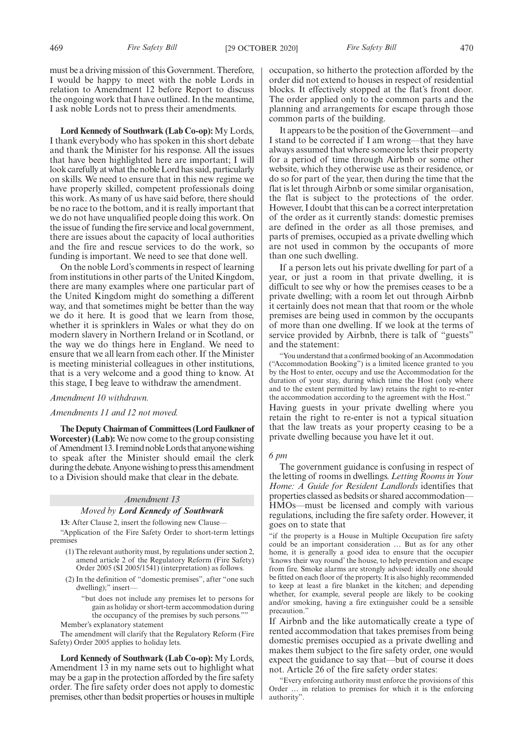must be a driving mission of this Government. Therefore, I would be happy to meet with the noble Lords in relation to Amendment 12 before Report to discuss the ongoing work that I have outlined. In the meantime, I ask noble Lords not to press their amendments.

**Lord Kennedy of Southwark (Lab Co-op):** My Lords, I thank everybody who has spoken in this short debate and thank the Minister for his response. All the issues that have been highlighted here are important; I will look carefully at what the noble Lord has said, particularly on skills. We need to ensure that in this new regime we have properly skilled, competent professionals doing this work. As many of us have said before, there should be no race to the bottom, and it is really important that we do not have unqualified people doing this work. On the issue of funding the fire service and local government, there are issues about the capacity of local authorities and the fire and rescue services to do the work, so funding is important. We need to see that done well.

On the noble Lord's comments in respect of learning from institutions in other parts of the United Kingdom, there are many examples where one particular part of the United Kingdom might do something a different way, and that sometimes might be better than the way we do it here. It is good that we learn from those, whether it is sprinklers in Wales or what they do on modern slavery in Northern Ireland or in Scotland, or the way we do things here in England. We need to ensure that we all learn from each other. If the Minister is meeting ministerial colleagues in other institutions, that is a very welcome and a good thing to know. At this stage, I beg leave to withdraw the amendment.

*Amendment 10 withdrawn.*

*Amendments 11 and 12 not moved.*

**The Deputy Chairman of Committees (Lord Faulkner of Worcester) (Lab):** We now come to the group consisting of Amendment 13. I remind noble Lords that anyone wishing to speak after the Minister should email the clerk during the debate. Anyone wishing to press this amendment to a Division should make that clear in the debate.

## *Amendment 13*

### *Moved by Lord Kennedy of Southwark*

**13:** After Clause 2, insert the following new Clause—

"Application of the Fire Safety Order to short-term lettings premises

(1) The relevant authority must, by regulations under section 2, amend article 2 of the Regulatory Reform (Fire Safety) Order 2005 (SI 2005/1541) (interpretation) as follows.

(2) In the definition of "domestic premises", after "one such dwelling);" insert—

"but does not include any premises let to persons for gain as holiday or short-term accommodation during the occupancy of the premises by such persons.""

Member's explanatory statement

The amendment will clarify that the Regulatory Reform (Fire Safety) Order 2005 applies to holiday lets.

**Lord Kennedy of Southwark (Lab Co-op):** My Lords, Amendment 13 in my name sets out to highlight what may be a gap in the protection afforded by the fire safety order. The fire safety order does not apply to domestic premises, other than bedsit properties or houses in multiple occupation, so hitherto the protection afforded by the order did not extend to houses in respect of residential blocks. It effectively stopped at the flat's front door. The order applied only to the common parts and the planning and arrangements for escape through those common parts of the building.

It appears to be the position of the Government—and I stand to be corrected if I am wrong—that they have always assumed that where someone lets their property for a period of time through Airbnb or some other website, which they otherwise use as their residence, or do so for part of the year, then during the time that the flat is let through Airbnb or some similar organisation, the flat is subject to the protections of the order. However, I doubt that this can be a correct interpretation of the order as it currently stands: domestic premises are defined in the order as all those premises, and parts of premises, occupied as a private dwelling which are not used in common by the occupants of more than one such dwelling.

If a person lets out his private dwelling for part of a year, or just a room in that private dwelling, it is difficult to see why or how the premises ceases to be a private dwelling; with a room let out through Airbnb it certainly does not mean that that room or the whole premises are being used in common by the occupants of more than one dwelling. If we look at the terms of service provided by Airbnb, there is talk of "guests" and the statement:

"You understand that a confirmed booking of an Accommodation ("Accommodation Booking") is a limited licence granted to you by the Host to enter, occupy and use the Accommodation for the duration of your stay, during which time the Host (only where and to the extent permitted by law) retains the right to re-enter the accommodation according to the agreement with the Host."

Having guests in your private dwelling where you retain the right to re-enter is not a typical situation that the law treats as your property ceasing to be a private dwelling because you have let it out.

*6 pm*

The government guidance is confusing in respect of the letting of rooms in dwellings. *Letting Rooms in Your Home: A Guide for Resident Landlords* identifies that properties classed as bedsits or shared accommodation—HMOs—must be licensed and comply with various regulations, including the fire safety order. However, it goes on to state that

"if the property is a House in Multiple Occupation fire safety could be an important consideration … But as for any other home, it is generally a good idea to ensure that the occupier 'knows their way round' the house, to help prevention and escape from fire. Smoke alarms are strongly advised: ideally one should be fitted on each floor of the property. It is also highly recommended to keep at least a fire blanket in the kitchen; and depending whether, for example, several people are likely to be cooking and/or smoking, having a fire extinguisher could be a sensible precaution."

If Airbnb and the like automatically create a type of rented accommodation that takes premises from being domestic premises occupied as a private dwelling and makes them subject to the fire safety order, one would expect the guidance to say that—but of course it does not. Article 26 of the fire safety order states:

"Every enforcing authority must enforce the provisions of this Order … in relation to premises for which it is the enforcing authority".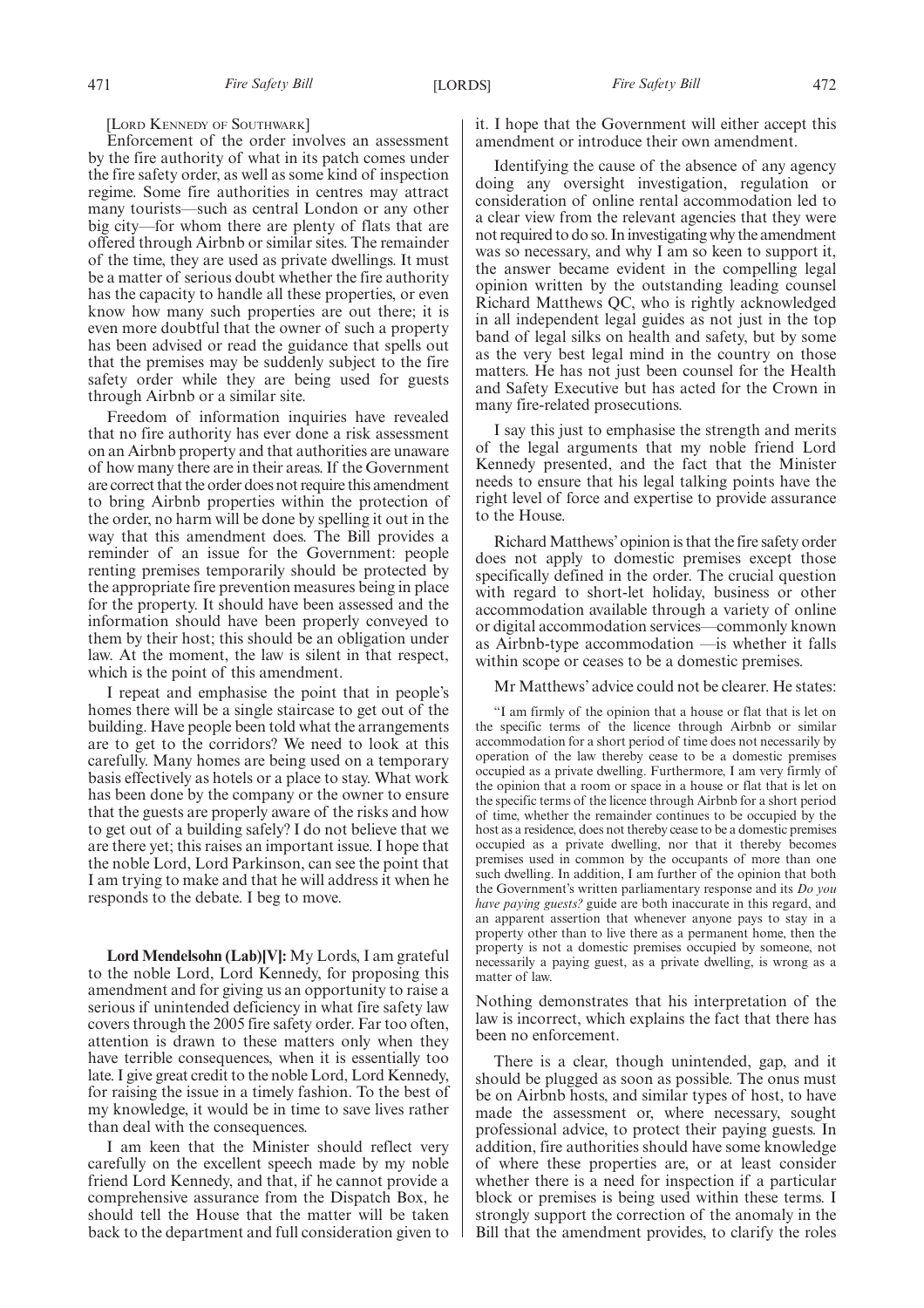[LORD KENNEDY OF SOUTHWARK]

Enforcement of the order involves an assessment by the fire authority of what in its patch comes under the fire safety order, as well as some kind of inspection regime. Some fire authorities in centres may attract many tourists—such as central London or any other big city—for whom there are plenty of flats that are offered through Airbnb or similar sites. The remainder of the time, they are used as private dwellings. It must be a matter of serious doubt whether the fire authority has the capacity to handle all these properties, or even know how many such properties are out there; it is even more doubtful that the owner of such a property has been advised or read the guidance that spells out that the premises may be suddenly subject to the fire safety order while they are being used for guests through Airbnb or a similar site.

Freedom of information inquiries have revealed that no fire authority has ever done a risk assessment on an Airbnb property and that authorities are unaware of how many there are in their areas. If the Government are correct that the order does not require this amendment to bring Airbnb properties within the protection of the order, no harm will be done by spelling it out in the way that this amendment does. The Bill provides a reminder of an issue for the Government: people renting premises temporarily should be protected by the appropriate fire prevention measures being in place for the property. It should have been assessed and the information should have been properly conveyed to them by their host; this should be an obligation under law. At the moment, the law is silent in that respect, which is the point of this amendment.

I repeat and emphasise the point that in people's homes there will be a single staircase to get out of the building. Have people been told what the arrangements are to get to the corridors? We need to look at this carefully. Many homes are being used on a temporary basis effectively as hotels or a place to stay. What work has been done by the company or the owner to ensure that the guests are properly aware of the risks and how to get out of a building safely? I do not believe that we are there yet; this raises an important issue. I hope that the noble Lord, Lord Parkinson, can see the point that I am trying to make and that he will address it when he responds to the debate. I beg to move.

**Lord Mendelsohn (Lab)[V]:** My Lords, I am grateful to the noble Lord, Lord Kennedy, for proposing this amendment and for giving us an opportunity to raise a serious if unintended deficiency in what fire safety law covers through the 2005 fire safety order. Far too often, attention is drawn to these matters only when they have terrible consequences, when it is essentially too late. I give great credit to the noble Lord, Lord Kennedy, for raising the issue in a timely fashion. To the best of my knowledge, it would be in time to save lives rather than deal with the consequences.

I am keen that the Minister should reflect very carefully on the excellent speech made by my noble friend Lord Kennedy, and that, if he cannot provide a comprehensive assurance from the Dispatch Box, he should tell the House that the matter will be taken back to the department and full consideration given to it. I hope that the Government will either accept this amendment or introduce their own amendment.

Identifying the cause of the absence of any agency doing any oversight investigation, regulation or consideration of online rental accommodation led to a clear view from the relevant agencies that they were not required to do so. In investigating why the amendment was so necessary, and why I am so keen to support it, the answer became evident in the compelling legal opinion written by the outstanding leading counsel Richard Matthews QC, who is rightly acknowledged in all independent legal guides as not just in the top band of legal silks on health and safety, but by some as the very best legal mind in the country on those matters. He has not just been counsel for the Health and Safety Executive but has acted for the Crown in many fire-related prosecutions.

I say this just to emphasise the strength and merits of the legal arguments that my noble friend Lord Kennedy presented, and the fact that the Minister needs to ensure that his legal talking points have the right level of force and expertise to provide assurance to the House.

Richard Matthews' opinion is that the fire safety order does not apply to domestic premises except those specifically defined in the order. The crucial question with regard to short-let holiday, business or other accommodation available through a variety of online or digital accommodation services—commonly known as Airbnb-type accommodation —is whether it falls within scope or ceases to be a domestic premises.

Mr Matthews' advice could not be clearer. He states:

> "I am firmly of the opinion that a house or flat that is let on the specific terms of the licence through Airbnb or similar accommodation for a short period of time does not necessarily by operation of the law thereby cease to be a domestic premises occupied as a private dwelling. Furthermore, I am very firmly of the opinion that a room or space in a house or flat that is let on the specific terms of the licence through Airbnb for a short period of time, whether the remainder continues to be occupied by the host as a residence, does not thereby cease to be a domestic premises occupied as a private dwelling, nor that it thereby becomes premises used in common by the occupants of more than one such dwelling. In addition, I am further of the opinion that both the Government's written parliamentary response and its *Do you have paying guests?* guide are both inaccurate in this regard, and an apparent assertion that whenever anyone pays to stay in a property other than to live there as a permanent home, then the property is not a domestic premises occupied by someone, not necessarily a paying guest, as a private dwelling, is wrong as a matter of law.

Nothing demonstrates that his interpretation of the law is incorrect, which explains the fact that there has been no enforcement.

There is a clear, though unintended, gap, and it should be plugged as soon as possible. The onus must be on Airbnb hosts, and similar types of host, to have made the assessment or, where necessary, sought professional advice, to protect their paying guests. In addition, fire authorities should have some knowledge of where these properties are, or at least consider whether there is a need for inspection if a particular block or premises is being used within these terms. I strongly support the correction of the anomaly in the Bill that the amendment provides, to clarify the roles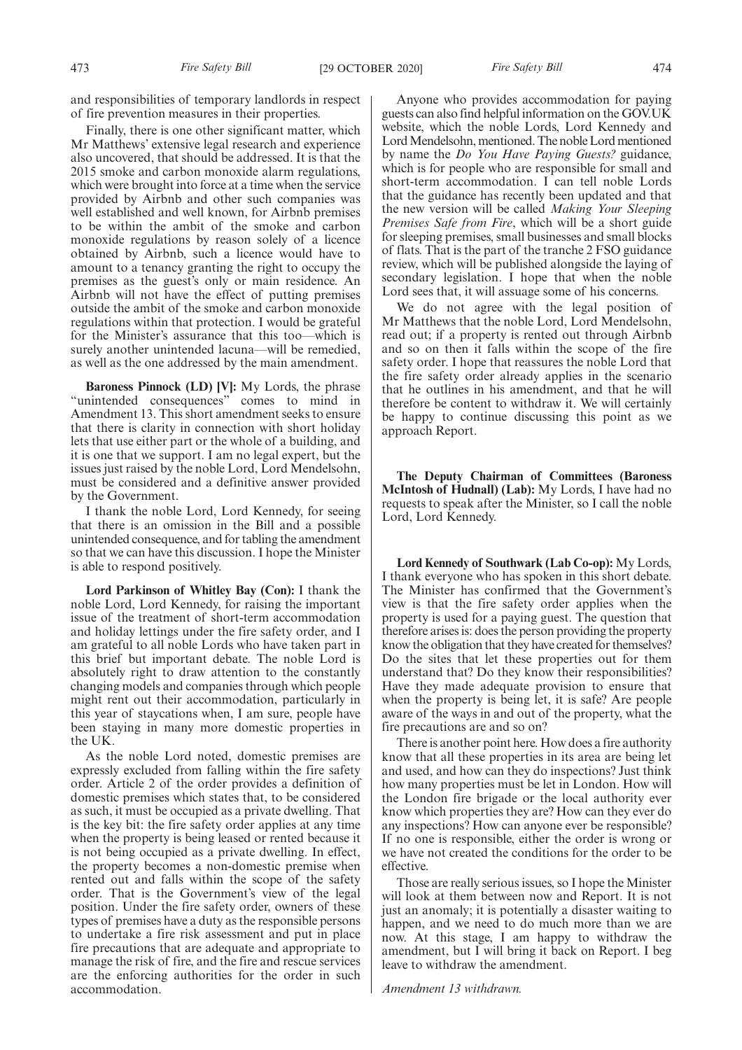and responsibilities of temporary landlords in respect of fire prevention measures in their properties.

Finally, there is one other significant matter, which Mr Matthews' extensive legal research and experience also uncovered, that should be addressed. It is that the 2015 smoke and carbon monoxide alarm regulations, which were brought into force at a time when the service provided by Airbnb and other such companies was well established and well known, for Airbnb premises to be within the ambit of the smoke and carbon monoxide regulations by reason solely of a licence obtained by Airbnb, such a licence would have to amount to a tenancy granting the right to occupy the premises as the guest's only or main residence. An Airbnb will not have the effect of putting premises outside the ambit of the smoke and carbon monoxide regulations within that protection. I would be grateful for the Minister's assurance that this too—which is surely another unintended lacuna—will be remedied, as well as the one addressed by the main amendment.

**Baroness Pinnock (LD) [V]:** My Lords, the phrase "unintended consequences" comes to mind in Amendment 13. This short amendment seeks to ensure that there is clarity in connection with short holiday lets that use either part or the whole of a building, and it is one that we support. I am no legal expert, but the issues just raised by the noble Lord, Lord Mendelsohn, must be considered and a definitive answer provided by the Government.

I thank the noble Lord, Lord Kennedy, for seeing that there is an omission in the Bill and a possible unintended consequence, and for tabling the amendment so that we can have this discussion. I hope the Minister is able to respond positively.

**Lord Parkinson of Whitley Bay (Con):** I thank the noble Lord, Lord Kennedy, for raising the important issue of the treatment of short-term accommodation and holiday lettings under the fire safety order, and I am grateful to all noble Lords who have taken part in this brief but important debate. The noble Lord is absolutely right to draw attention to the constantly changing models and companies through which people might rent out their accommodation, particularly in this year of staycations when, I am sure, people have been staying in many more domestic properties in the UK.

As the noble Lord noted, domestic premises are expressly excluded from falling within the fire safety order. Article 2 of the order provides a definition of domestic premises which states that, to be considered as such, it must be occupied as a private dwelling. That is the key bit: the fire safety order applies at any time when the property is being leased or rented because it is not being occupied as a private dwelling. In effect, the property becomes a non-domestic premise when rented out and falls within the scope of the safety order. That is the Government's view of the legal position. Under the fire safety order, owners of these types of premises have a duty as the responsible persons to undertake a fire risk assessment and put in place fire precautions that are adequate and appropriate to manage the risk of fire, and the fire and rescue services are the enforcing authorities for the order in such accommodation.

Anyone who provides accommodation for paying guests can also find helpful information on the GOV.UK website, which the noble Lords, Lord Kennedy and Lord Mendelsohn, mentioned. The noble Lord mentioned by name the *Do You Have Paying Guests?* guidance, which is for people who are responsible for small and short-term accommodation. I can tell noble Lords that the guidance has recently been updated and that the new version will be called *Making Your Sleeping Premises Safe from Fire*, which will be a short guide for sleeping premises, small businesses and small blocks of flats. That is the part of the tranche 2 FSO guidance review, which will be published alongside the laying of secondary legislation. I hope that when the noble Lord sees that, it will assuage some of his concerns.

We do not agree with the legal position of Mr Matthews that the noble Lord, Lord Mendelsohn, read out; if a property is rented out through Airbnb and so on then it falls within the scope of the fire safety order. I hope that reassures the noble Lord that the fire safety order already applies in the scenario that he outlines in his amendment, and that he will therefore be content to withdraw it. We will certainly be happy to continue discussing this point as we approach Report.

**The Deputy Chairman of Committees (Baroness McIntosh of Hudnall) (Lab):** My Lords, I have had no requests to speak after the Minister, so I call the noble Lord, Lord Kennedy.

**Lord Kennedy of Southwark (Lab Co-op):** My Lords, I thank everyone who has spoken in this short debate. The Minister has confirmed that the Government's view is that the fire safety order applies when the property is used for a paying guest. The question that therefore arises is: does the person providing the property know the obligation that they have created for themselves? Do the sites that let these properties out for them understand that? Do they know their responsibilities? Have they made adequate provision to ensure that when the property is being let, it is safe? Are people aware of the ways in and out of the property, what the fire precautions are and so on?

There is another point here. How does a fire authority know that all these properties in its area are being let and used, and how can they do inspections? Just think how many properties must be let in London. How will the London fire brigade or the local authority ever know which properties they are? How can they ever do any inspections? How can anyone ever be responsible? If no one is responsible, either the order is wrong or we have not created the conditions for the order to be effective.

Those are really serious issues, so I hope the Minister will look at them between now and Report. It is not just an anomaly; it is potentially a disaster waiting to happen, and we need to do much more than we are now. At this stage, I am happy to withdraw the amendment, but I will bring it back on Report. I beg leave to withdraw the amendment.

*Amendment 13 withdrawn.*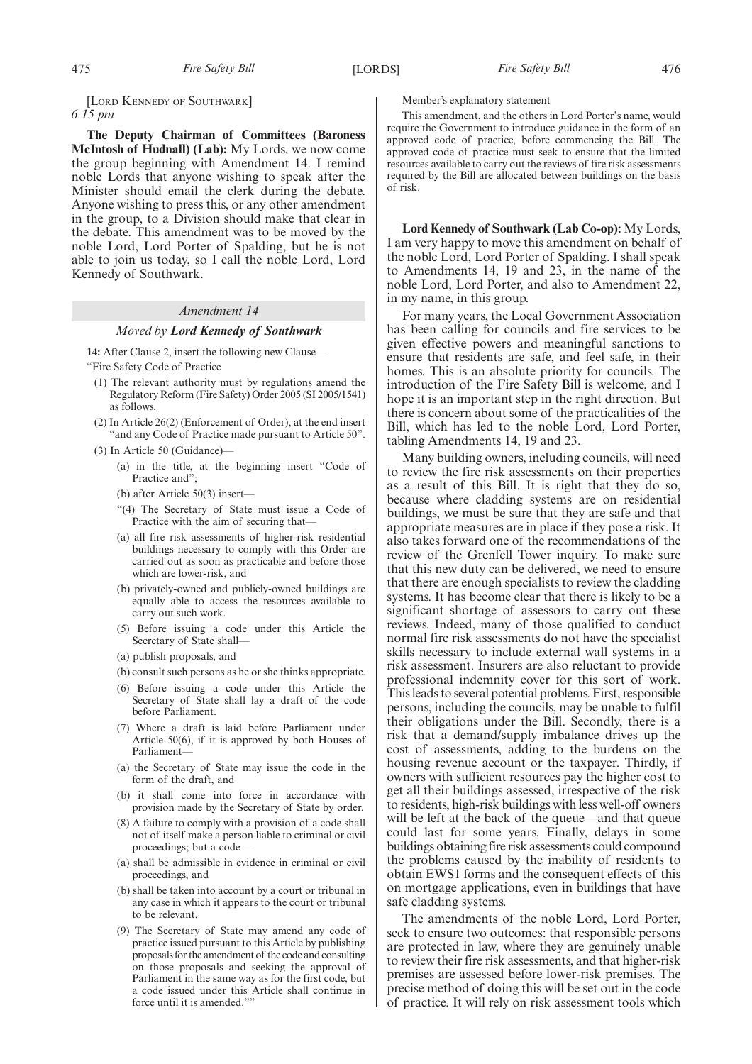[LORD KENNEDY OF SOUTHWARK]

*6.15 pm*

**The Deputy Chairman of Committees (Baroness McIntosh of Hudnall) (Lab):** My Lords, we now come the group beginning with Amendment 14. I remind noble Lords that anyone wishing to speak after the Minister should email the clerk during the debate. Anyone wishing to press this, or any other amendment in the group, to a Division should make that clear in the debate. This amendment was to be moved by the noble Lord, Lord Porter of Spalding, but he is not able to join us today, so I call the noble Lord, Lord Kennedy of Southwark.

*Amendment 14*

*Moved by **Lord Kennedy of Southwark***

**14:** After Clause 2, insert the following new Clause—

"Fire Safety Code of Practice

(1) The relevant authority must by regulations amend the Regulatory Reform (Fire Safety) Order 2005 (SI 2005/1541) as follows.

(2) In Article 26(2) (Enforcement of Order), at the end insert "and any Code of Practice made pursuant to Article 50".

(3) In Article 50 (Guidance)—

(a) in the title, at the beginning insert "Code of Practice and";

(b) after Article 50(3) insert—

"(4) The Secretary of State must issue a Code of Practice with the aim of securing that—

(a) all fire risk assessments of higher-risk residential buildings necessary to comply with this Order are carried out as soon as practicable and before those which are lower-risk, and

(b) privately-owned and publicly-owned buildings are equally able to access the resources available to carry out such work.

(5) Before issuing a code under this Article the Secretary of State shall—

(a) publish proposals, and

(b) consult such persons as he or she thinks appropriate.

(6) Before issuing a code under this Article the Secretary of State shall lay a draft of the code before Parliament.

(7) Where a draft is laid before Parliament under Article 50(6), if it is approved by both Houses of Parliament—

(a) the Secretary of State may issue the code in the form of the draft, and

(b) it shall come into force in accordance with provision made by the Secretary of State by order.

(8) A failure to comply with a provision of a code shall not of itself make a person liable to criminal or civil proceedings; but a code—

(a) shall be admissible in evidence in criminal or civil proceedings, and

(b) shall be taken into account by a court or tribunal in any case in which it appears to the court or tribunal to be relevant.

(9) The Secretary of State may amend any code of practice issued pursuant to this Article by publishing proposals for the amendment of the code and consulting on those proposals and seeking the approval of Parliament in the same way as for the first code, but a code issued under this Article shall continue in force until it is amended.""

Member's explanatory statement

This amendment, and the others in Lord Porter's name, would require the Government to introduce guidance in the form of an approved code of practice, before commencing the Bill. The approved code of practice must seek to ensure that the limited resources available to carry out the reviews of fire risk assessments required by the Bill are allocated between buildings on the basis of risk.

**Lord Kennedy of Southwark (Lab Co-op):** My Lords, I am very happy to move this amendment on behalf of the noble Lord, Lord Porter of Spalding. I shall speak to Amendments 14, 19 and 23, in the name of the noble Lord, Lord Porter, and also to Amendment 22, in my name, in this group.

For many years, the Local Government Association has been calling for councils and fire services to be given effective powers and meaningful sanctions to ensure that residents are safe, and feel safe, in their homes. This is an absolute priority for councils. The introduction of the Fire Safety Bill is welcome, and I hope it is an important step in the right direction. But there is concern about some of the practicalities of the Bill, which has led to the noble Lord, Lord Porter, tabling Amendments 14, 19 and 23.

Many building owners, including councils, will need to review the fire risk assessments on their properties as a result of this Bill. It is right that they do so, because where cladding systems are on residential buildings, we must be sure that they are safe and that appropriate measures are in place if they pose a risk. It also takes forward one of the recommendations of the review of the Grenfell Tower inquiry. To make sure that this new duty can be delivered, we need to ensure that there are enough specialists to review the cladding systems. It has become clear that there is likely to be a significant shortage of assessors to carry out these reviews. Indeed, many of those qualified to conduct normal fire risk assessments do not have the specialist skills necessary to include external wall systems in a risk assessment. Insurers are also reluctant to provide professional indemnity cover for this sort of work. This leads to several potential problems. First, responsible persons, including the councils, may be unable to fulfil their obligations under the Bill. Secondly, there is a risk that a demand/supply imbalance drives up the cost of assessments, adding to the burdens on the housing revenue account or the taxpayer. Thirdly, if owners with sufficient resources pay the higher cost to get all their buildings assessed, irrespective of the risk to residents, high-risk buildings with less well-off owners will be left at the back of the queue—and that queue could last for some years. Finally, delays in some buildings obtaining fire risk assessments could compound the problems caused by the inability of residents to obtain EWS1 forms and the consequent effects of this on mortgage applications, even in buildings that have safe cladding systems.

The amendments of the noble Lord, Lord Porter, seek to ensure two outcomes: that responsible persons are protected in law, where they are genuinely unable to review their fire risk assessments, and that higher-risk premises are assessed before lower-risk premises. The precise method of doing this will be set out in the code of practice. It will rely on risk assessment tools which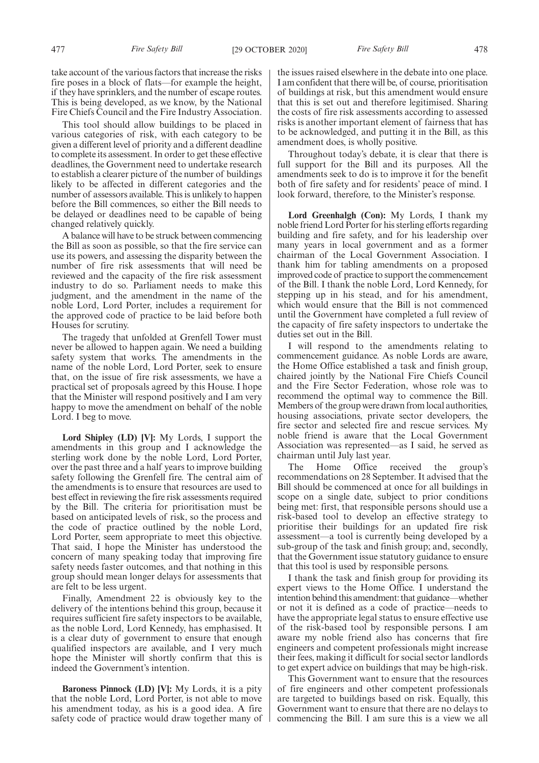take account of the various factors that increase the risks fire poses in a block of flats—for example the height, if they have sprinklers, and the number of escape routes. This is being developed, as we know, by the National Fire Chiefs Council and the Fire Industry Association.

This tool should allow buildings to be placed in various categories of risk, with each category to be given a different level of priority and a different deadline to complete its assessment. In order to get these effective deadlines, the Government need to undertake research to establish a clearer picture of the number of buildings likely to be affected in different categories and the number of assessors available. This is unlikely to happen before the Bill commences, so either the Bill needs to be delayed or deadlines need to be capable of being changed relatively quickly.

A balance will have to be struck between commencing the Bill as soon as possible, so that the fire service can use its powers, and assessing the disparity between the number of fire risk assessments that will need be reviewed and the capacity of the fire risk assessment industry to do so. Parliament needs to make this judgment, and the amendment in the name of the noble Lord, Lord Porter, includes a requirement for the approved code of practice to be laid before both Houses for scrutiny.

The tragedy that unfolded at Grenfell Tower must never be allowed to happen again. We need a building safety system that works. The amendments in the name of the noble Lord, Lord Porter, seek to ensure that, on the issue of fire risk assessments, we have a practical set of proposals agreed by this House. I hope that the Minister will respond positively and I am very happy to move the amendment on behalf of the noble Lord. I beg to move.

**Lord Shipley (LD) [V]:** My Lords, I support the amendments in this group and I acknowledge the sterling work done by the noble Lord, Lord Porter, over the past three and a half years to improve building safety following the Grenfell fire. The central aim of the amendments is to ensure that resources are used to best effect in reviewing the fire risk assessments required by the Bill. The criteria for prioritisation must be based on anticipated levels of risk, so the process and the code of practice outlined by the noble Lord, Lord Porter, seem appropriate to meet this objective. That said, I hope the Minister has understood the concern of many speaking today that improving fire safety needs faster outcomes, and that nothing in this group should mean longer delays for assessments that are felt to be less urgent.

Finally, Amendment 22 is obviously key to the delivery of the intentions behind this group, because it requires sufficient fire safety inspectors to be available, as the noble Lord, Lord Kennedy, has emphasised. It is a clear duty of government to ensure that enough qualified inspectors are available, and I very much hope the Minister will shortly confirm that this is indeed the Government's intention.

**Baroness Pinnock (LD) [V]:** My Lords, it is a pity that the noble Lord, Lord Porter, is not able to move his amendment today, as his is a good idea. A fire safety code of practice would draw together many of the issues raised elsewhere in the debate into one place. I am confident that there will be, of course, prioritisation of buildings at risk, but this amendment would ensure that this is set out and therefore legitimised. Sharing the costs of fire risk assessments according to assessed risks is another important element of fairness that has to be acknowledged, and putting it in the Bill, as this amendment does, is wholly positive.

Throughout today's debate, it is clear that there is full support for the Bill and its purposes. All the amendments seek to do is to improve it for the benefit both of fire safety and for residents' peace of mind. I look forward, therefore, to the Minister's response.

**Lord Greenhalgh (Con):** My Lords, I thank my noble friend Lord Porter for his sterling efforts regarding building and fire safety, and for his leadership over many years in local government and as a former chairman of the Local Government Association. I thank him for tabling amendments on a proposed improved code of practice to support the commencement of the Bill. I thank the noble Lord, Lord Kennedy, for stepping up in his stead, and for his amendment, which would ensure that the Bill is not commenced until the Government have completed a full review of the capacity of fire safety inspectors to undertake the duties set out in the Bill.

I will respond to the amendments relating to commencement guidance. As noble Lords are aware, the Home Office established a task and finish group, chaired jointly by the National Fire Chiefs Council and the Fire Sector Federation, whose role was to recommend the optimal way to commence the Bill. Members of the group were drawn from local authorities, housing associations, private sector developers, the fire sector and selected fire and rescue services. My noble friend is aware that the Local Government Association was represented—as I said, he served as chairman until July last year.

The Home Office received the group's recommendations on 28 September. It advised that the Bill should be commenced at once for all buildings in scope on a single date, subject to prior conditions being met: first, that responsible persons should use a risk-based tool to develop an effective strategy to prioritise their buildings for an updated fire risk assessment—a tool is currently being developed by a sub-group of the task and finish group; and, secondly, that the Government issue statutory guidance to ensure that this tool is used by responsible persons.

I thank the task and finish group for providing its expert views to the Home Office. I understand the intention behind this amendment: that guidance—whether or not it is defined as a code of practice—needs to have the appropriate legal status to ensure effective use of the risk-based tool by responsible persons. I am aware my noble friend also has concerns that fire engineers and competent professionals might increase their fees, making it difficult for social sector landlords to get expert advice on buildings that may be high-risk.

This Government want to ensure that the resources of fire engineers and other competent professionals are targeted to buildings based on risk. Equally, this Government want to ensure that there are no delays to commencing the Bill. I am sure this is a view we all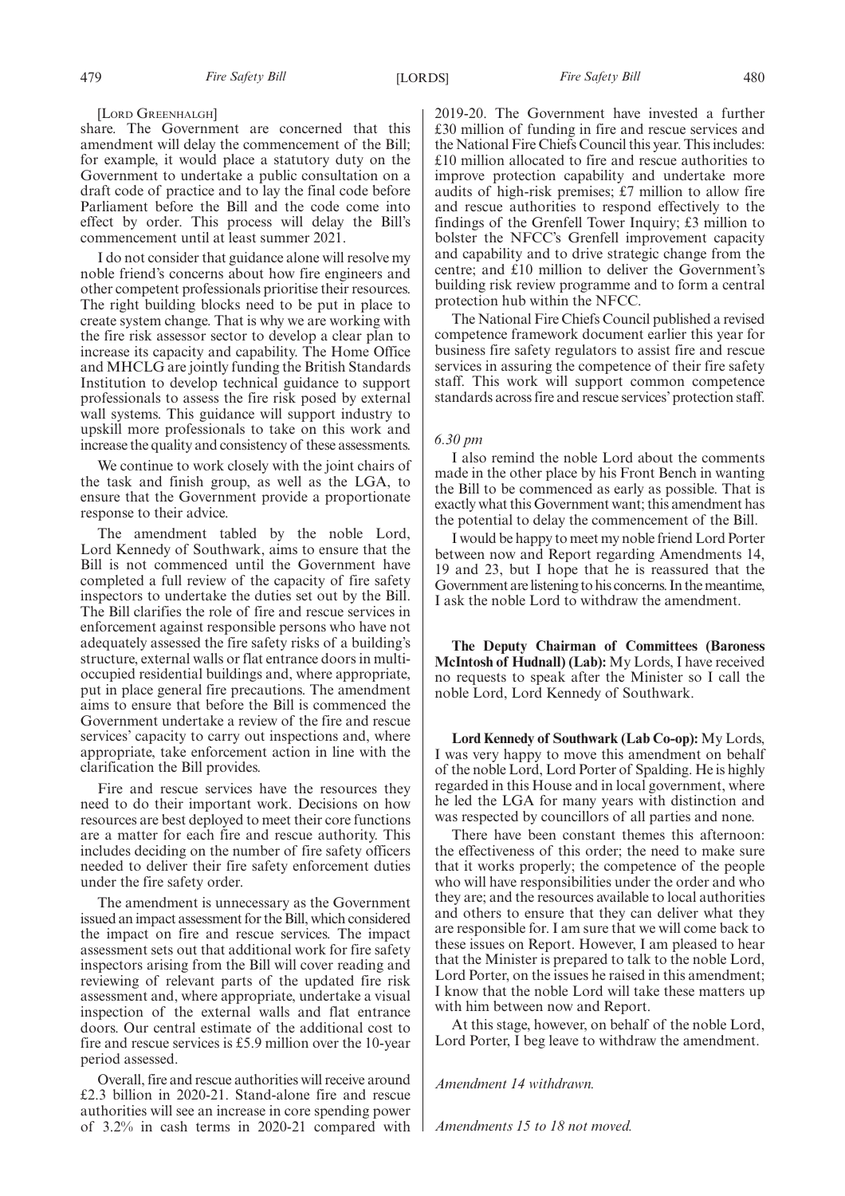[Lord Greenhalgh]

share. The Government are concerned that this amendment will delay the commencement of the Bill; for example, it would place a statutory duty on the Government to undertake a public consultation on a draft code of practice and to lay the final code before Parliament before the Bill and the code come into effect by order. This process will delay the Bill's commencement until at least summer 2021.

I do not consider that guidance alone will resolve my noble friend's concerns about how fire engineers and other competent professionals prioritise their resources. The right building blocks need to be put in place to create system change. That is why we are working with the fire risk assessor sector to develop a clear plan to increase its capacity and capability. The Home Office and MHCLG are jointly funding the British Standards Institution to develop technical guidance to support professionals to assess the fire risk posed by external wall systems. This guidance will support industry to upskill more professionals to take on this work and increase the quality and consistency of these assessments.

We continue to work closely with the joint chairs of the task and finish group, as well as the LGA, to ensure that the Government provide a proportionate response to their advice.

The amendment tabled by the noble Lord, Lord Kennedy of Southwark, aims to ensure that the Bill is not commenced until the Government have completed a full review of the capacity of fire safety inspectors to undertake the duties set out by the Bill. The Bill clarifies the role of fire and rescue services in enforcement against responsible persons who have not adequately assessed the fire safety risks of a building's structure, external walls or flat entrance doors in multi-occupied residential buildings and, where appropriate, put in place general fire precautions. The amendment aims to ensure that before the Bill is commenced the Government undertake a review of the fire and rescue services' capacity to carry out inspections and, where appropriate, take enforcement action in line with the clarification the Bill provides.

Fire and rescue services have the resources they need to do their important work. Decisions on how resources are best deployed to meet their core functions are a matter for each fire and rescue authority. This includes deciding on the number of fire safety officers needed to deliver their fire safety enforcement duties under the fire safety order.

The amendment is unnecessary as the Government issued an impact assessment for the Bill, which considered the impact on fire and rescue services. The impact assessment sets out that additional work for fire safety inspectors arising from the Bill will cover reading and reviewing of relevant parts of the updated fire risk assessment and, where appropriate, undertake a visual inspection of the external walls and flat entrance doors. Our central estimate of the additional cost to fire and rescue services is £5.9 million over the 10-year period assessed.

Overall, fire and rescue authorities will receive around £2.3 billion in 2020-21. Stand-alone fire and rescue authorities will see an increase in core spending power of 3.2% in cash terms in 2020-21 compared with 2019-20. The Government have invested a further £30 million of funding in fire and rescue services and the National Fire Chiefs Council this year. This includes: £10 million allocated to fire and rescue authorities to improve protection capability and undertake more audits of high-risk premises; £7 million to allow fire and rescue authorities to respond effectively to the findings of the Grenfell Tower Inquiry; £3 million to bolster the NFCC's Grenfell improvement capacity and capability and to drive strategic change from the centre; and £10 million to deliver the Government's building risk review programme and to form a central protection hub within the NFCC.

The National Fire Chiefs Council published a revised competence framework document earlier this year for business fire safety regulators to assist fire and rescue services in assuring the competence of their fire safety staff. This work will support common competence standards across fire and rescue services' protection staff.

*6.30 pm*

I also remind the noble Lord about the comments made in the other place by his Front Bench in wanting the Bill to be commenced as early as possible. That is exactly what this Government want; this amendment has the potential to delay the commencement of the Bill.

I would be happy to meet my noble friend Lord Porter between now and Report regarding Amendments 14, 19 and 23, but I hope that he is reassured that the Government are listening to his concerns. In the meantime, I ask the noble Lord to withdraw the amendment.

**The Deputy Chairman of Committees (Baroness McIntosh of Hudnall) (Lab):** My Lords, I have received no requests to speak after the Minister so I call the noble Lord, Lord Kennedy of Southwark.

**Lord Kennedy of Southwark (Lab Co-op):** My Lords, I was very happy to move this amendment on behalf of the noble Lord, Lord Porter of Spalding. He is highly regarded in this House and in local government, where he led the LGA for many years with distinction and was respected by councillors of all parties and none.

There have been constant themes this afternoon: the effectiveness of this order; the need to make sure that it works properly; the competence of the people who will have responsibilities under the order and who they are; and the resources available to local authorities and others to ensure that they can deliver what they are responsible for. I am sure that we will come back to these issues on Report. However, I am pleased to hear that the Minister is prepared to talk to the noble Lord, Lord Porter, on the issues he raised in this amendment; I know that the noble Lord will take these matters up with him between now and Report.

At this stage, however, on behalf of the noble Lord, Lord Porter, I beg leave to withdraw the amendment.

*Amendment 14 withdrawn.*

*Amendments 15 to 18 not moved.*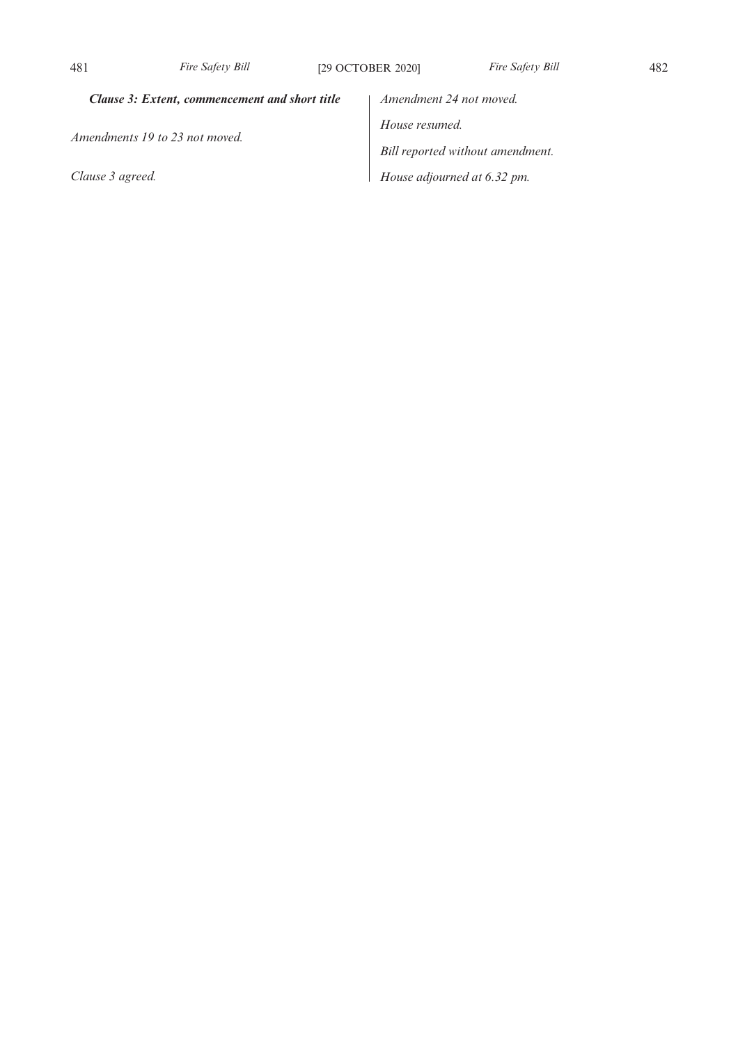***Clause 3: Extent, commencement and short title***

*Amendments 19 to 23 not moved.*

*Clause 3 agreed.*

*Amendment 24 not moved.*

*House resumed.*

*Bill reported without amendment.*

*House adjourned at 6.32 pm.*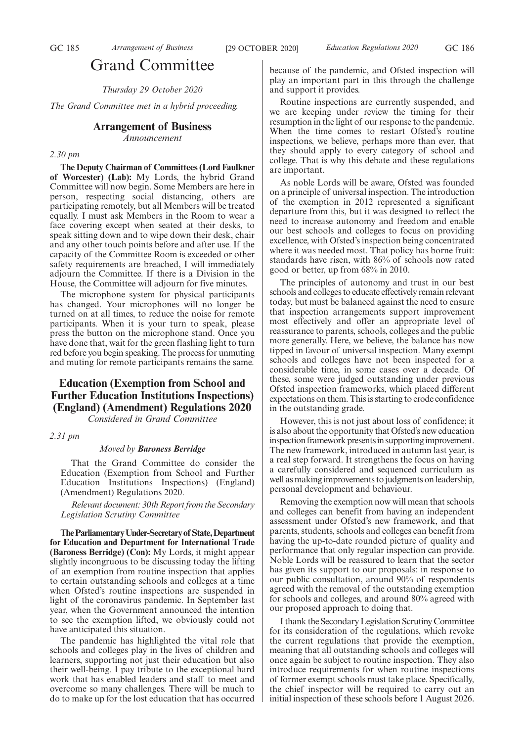# Grand Committee

*Thursday 29 October 2020*

*The Grand Committee met in a hybrid proceeding.*

## Arrangement of Business

*Announcement*

*2.30 pm*

**The Deputy Chairman of Committees (Lord Faulkner of Worcester) (Lab):** My Lords, the hybrid Grand Committee will now begin. Some Members are here in person, respecting social distancing, others are participating remotely, but all Members will be treated equally. I must ask Members in the Room to wear a face covering except when seated at their desks, to speak sitting down and to wipe down their desk, chair and any other touch points before and after use. If the capacity of the Committee Room is exceeded or other safety requirements are breached, I will immediately adjourn the Committee. If there is a Division in the House, the Committee will adjourn for five minutes.

The microphone system for physical participants has changed. Your microphones will no longer be turned on at all times, to reduce the noise for remote participants. When it is your turn to speak, please press the button on the microphone stand. Once you have done that, wait for the green flashing light to turn red before you begin speaking. The process for unmuting and muting for remote participants remains the same.

## Education (Exemption from School and Further Education Institutions Inspections) (England) (Amendment) Regulations 2020

*Considered in Grand Committee*

*2.31 pm*

*Moved by **Baroness Berridge***

That the Grand Committee do consider the Education (Exemption from School and Further Education Institutions Inspections) (England) (Amendment) Regulations 2020.

*Relevant document: 30th Report from the Secondary Legislation Scrutiny Committee*

**The Parliamentary Under-Secretary of State, Department for Education and Department for International Trade (Baroness Berridge) (Con):** My Lords, it might appear slightly incongruous to be discussing today the lifting of an exemption from routine inspection that applies to certain outstanding schools and colleges at a time when Ofsted's routine inspections are suspended in light of the coronavirus pandemic. In September last year, when the Government announced the intention to see the exemption lifted, we obviously could not have anticipated this situation.

The pandemic has highlighted the vital role that schools and colleges play in the lives of children and learners, supporting not just their education but also their well-being. I pay tribute to the exceptional hard work that has enabled leaders and staff to meet and overcome so many challenges. There will be much to do to make up for the lost education that has occurred because of the pandemic, and Ofsted inspection will play an important part in this through the challenge and support it provides.

Routine inspections are currently suspended, and we are keeping under review the timing for their resumption in the light of our response to the pandemic. When the time comes to restart Ofsted's routine inspections, we believe, perhaps more than ever, that they should apply to every category of school and college. That is why this debate and these regulations are important.

As noble Lords will be aware, Ofsted was founded on a principle of universal inspection. The introduction of the exemption in 2012 represented a significant departure from this, but it was designed to reflect the need to increase autonomy and freedom and enable our best schools and colleges to focus on providing excellence, with Ofsted's inspection being concentrated where it was needed most. That policy has borne fruit: standards have risen, with 86% of schools now rated good or better, up from 68% in 2010.

The principles of autonomy and trust in our best schools and colleges to educate effectively remain relevant today, but must be balanced against the need to ensure that inspection arrangements support improvement most effectively and offer an appropriate level of reassurance to parents, schools, colleges and the public more generally. Here, we believe, the balance has now tipped in favour of universal inspection. Many exempt schools and colleges have not been inspected for a considerable time, in some cases over a decade. Of these, some were judged outstanding under previous Ofsted inspection frameworks, which placed different expectations on them. This is starting to erode confidence in the outstanding grade.

However, this is not just about loss of confidence; it is also about the opportunity that Ofsted's new education inspection framework presents in supporting improvement. The new framework, introduced in autumn last year, is a real step forward. It strengthens the focus on having a carefully considered and sequenced curriculum as well as making improvements to judgments on leadership, personal development and behaviour.

Removing the exemption now will mean that schools and colleges can benefit from having an independent assessment under Ofsted's new framework, and that parents, students, schools and colleges can benefit from having the up-to-date rounded picture of quality and performance that only regular inspection can provide. Noble Lords will be reassured to learn that the sector has given its support to our proposals: in response to our public consultation, around 90% of respondents agreed with the removal of the outstanding exemption for schools and colleges, and around 80% agreed with our proposed approach to doing that.

I thank the Secondary Legislation Scrutiny Committee for its consideration of the regulations, which revoke the current regulations that provide the exemption, meaning that all outstanding schools and colleges will once again be subject to routine inspection. They also introduce requirements for when routine inspections of former exempt schools must take place. Specifically, the chief inspector will be required to carry out an initial inspection of these schools before 1 August 2026.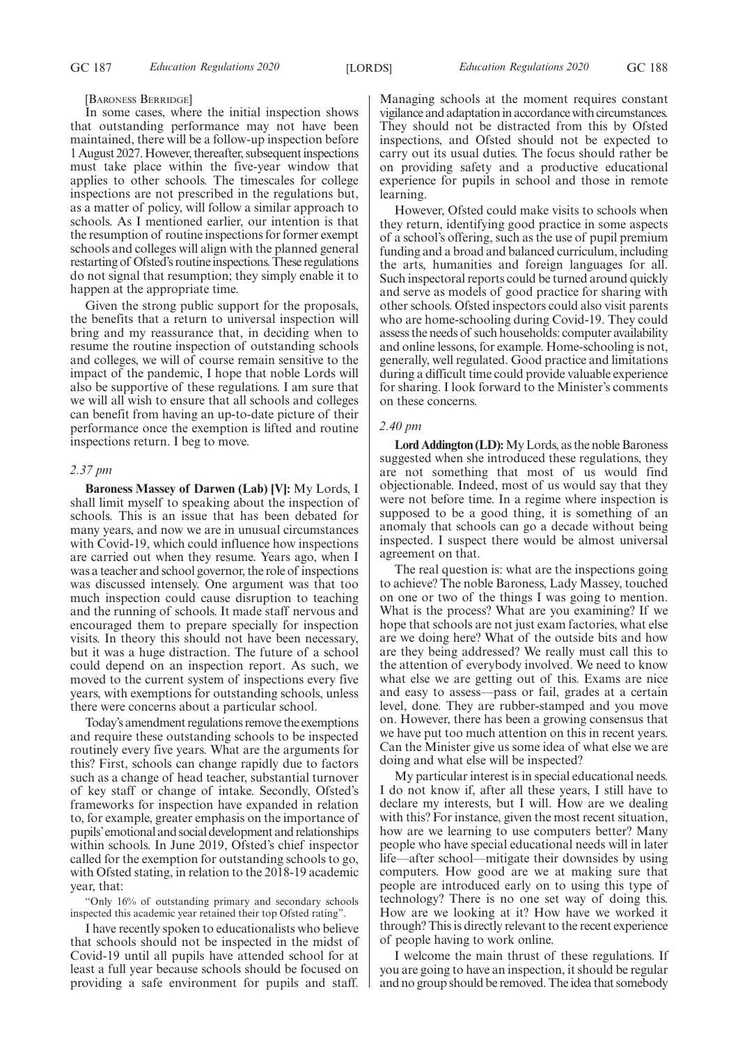[BARONESS BERRIDGE]

In some cases, where the initial inspection shows that outstanding performance may not have been maintained, there will be a follow-up inspection before 1 August 2027. However, thereafter, subsequent inspections must take place within the five-year window that applies to other schools. The timescales for college inspections are not prescribed in the regulations but, as a matter of policy, will follow a similar approach to schools. As I mentioned earlier, our intention is that the resumption of routine inspections for former exempt schools and colleges will align with the planned general restarting of Ofsted's routine inspections. These regulations do not signal that resumption; they simply enable it to happen at the appropriate time.

Given the strong public support for the proposals, the benefits that a return to universal inspection will bring and my reassurance that, in deciding when to resume the routine inspection of outstanding schools and colleges, we will of course remain sensitive to the impact of the pandemic, I hope that noble Lords will also be supportive of these regulations. I am sure that we will all wish to ensure that all schools and colleges can benefit from having an up-to-date picture of their performance once the exemption is lifted and routine inspections return. I beg to move.

*2.37 pm*

**Baroness Massey of Darwen (Lab) [V]:** My Lords, I shall limit myself to speaking about the inspection of schools. This is an issue that has been debated for many years, and now we are in unusual circumstances with Covid-19, which could influence how inspections are carried out when they resume. Years ago, when I was a teacher and school governor, the role of inspections was discussed intensely. One argument was that too much inspection could cause disruption to teaching and the running of schools. It made staff nervous and encouraged them to prepare specially for inspection visits. In theory this should not have been necessary, but it was a huge distraction. The future of a school could depend on an inspection report. As such, we moved to the current system of inspections every five years, with exemptions for outstanding schools, unless there were concerns about a particular school.

Today's amendment regulations remove the exemptions and require these outstanding schools to be inspected routinely every five years. What are the arguments for this? First, schools can change rapidly due to factors such as a change of head teacher, substantial turnover of key staff or change of intake. Secondly, Ofsted's frameworks for inspection have expanded in relation to, for example, greater emphasis on the importance of pupils' emotional and social development and relationships within schools. In June 2019, Ofsted's chief inspector called for the exemption for outstanding schools to go, with Ofsted stating, in relation to the 2018-19 academic year, that:

"Only 16% of outstanding primary and secondary schools inspected this academic year retained their top Ofsted rating".

I have recently spoken to educationalists who believe that schools should not be inspected in the midst of Covid-19 until all pupils have attended school for at least a full year because schools should be focused on providing a safe environment for pupils and staff. Managing schools at the moment requires constant vigilance and adaptation in accordance with circumstances. They should not be distracted from this by Ofsted inspections, and Ofsted should not be expected to carry out its usual duties. The focus should rather be on providing safety and a productive educational experience for pupils in school and those in remote learning.

However, Ofsted could make visits to schools when they return, identifying good practice in some aspects of a school's offering, such as the use of pupil premium funding and a broad and balanced curriculum, including the arts, humanities and foreign languages for all. Such inspectoral reports could be turned around quickly and serve as models of good practice for sharing with other schools. Ofsted inspectors could also visit parents who are home-schooling during Covid-19. They could assess the needs of such households: computer availability and online lessons, for example. Home-schooling is not, generally, well regulated. Good practice and limitations during a difficult time could provide valuable experience for sharing. I look forward to the Minister's comments on these concerns.

*2.40 pm*

**Lord Addington (LD):** My Lords, as the noble Baroness suggested when she introduced these regulations, they are not something that most of us would find objectionable. Indeed, most of us would say that they were not before time. In a regime where inspection is supposed to be a good thing, it is something of an anomaly that schools can go a decade without being inspected. I suspect there would be almost universal agreement on that.

The real question is: what are the inspections going to achieve? The noble Baroness, Lady Massey, touched on one or two of the things I was going to mention. What is the process? What are you examining? If we hope that schools are not just exam factories, what else are we doing here? What of the outside bits and how are they being addressed? We really must call this to the attention of everybody involved. We need to know what else we are getting out of this. Exams are nice and easy to assess—pass or fail, grades at a certain level, done. They are rubber-stamped and you move on. However, there has been a growing consensus that we have put too much attention on this in recent years. Can the Minister give us some idea of what else we are doing and what else will be inspected?

My particular interest is in special educational needs. I do not know if, after all these years, I still have to declare my interests, but I will. How are we dealing with this? For instance, given the most recent situation, how are we learning to use computers better? Many people who have special educational needs will in later life—after school—mitigate their downsides by using computers. How good are we at making sure that people are introduced early on to using this type of technology? There is no one set way of doing this. How are we looking at it? How have we worked it through? This is directly relevant to the recent experience of people having to work online.

I welcome the main thrust of these regulations. If you are going to have an inspection, it should be regular and no group should be removed. The idea that somebody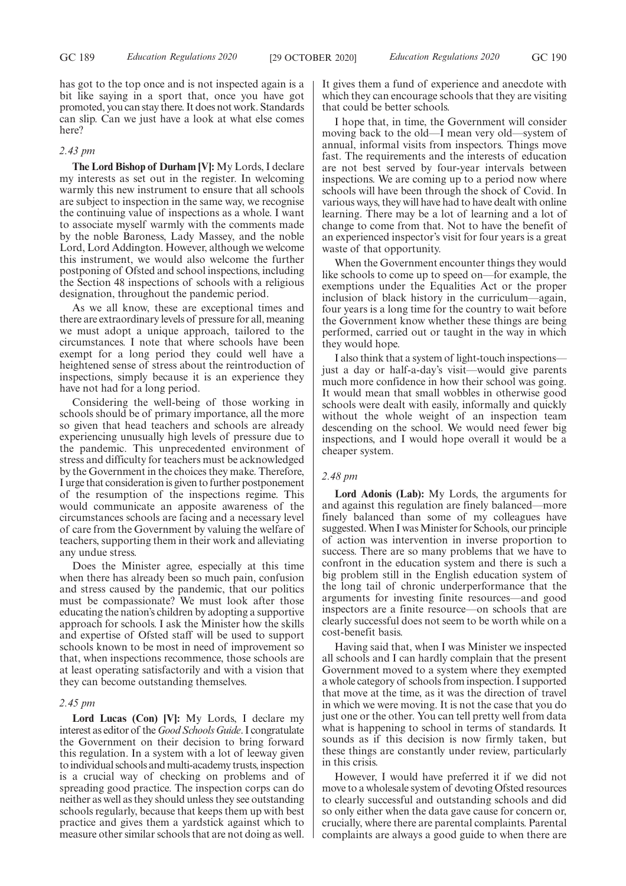has got to the top once and is not inspected again is a bit like saying in a sport that, once you have got promoted, you can stay there. It does not work. Standards can slip. Can we just have a look at what else comes here?

*2.43 pm*

**The Lord Bishop of Durham [V]:** My Lords, I declare my interests as set out in the register. In welcoming warmly this new instrument to ensure that all schools are subject to inspection in the same way, we recognise the continuing value of inspections as a whole. I want to associate myself warmly with the comments made by the noble Baroness, Lady Massey, and the noble Lord, Lord Addington. However, although we welcome this instrument, we would also welcome the further postponing of Ofsted and school inspections, including the Section 48 inspections of schools with a religious designation, throughout the pandemic period.

As we all know, these are exceptional times and there are extraordinary levels of pressure for all, meaning we must adopt a unique approach, tailored to the circumstances. I note that where schools have been exempt for a long period they could well have a heightened sense of stress about the reintroduction of inspections, simply because it is an experience they have not had for a long period.

Considering the well-being of those working in schools should be of primary importance, all the more so given that head teachers and schools are already experiencing unusually high levels of pressure due to the pandemic. This unprecedented environment of stress and difficulty for teachers must be acknowledged by the Government in the choices they make. Therefore, I urge that consideration is given to further postponement of the resumption of the inspections regime. This would communicate an apposite awareness of the circumstances schools are facing and a necessary level of care from the Government by valuing the welfare of teachers, supporting them in their work and alleviating any undue stress.

Does the Minister agree, especially at this time when there has already been so much pain, confusion and stress caused by the pandemic, that our politics must be compassionate? We must look after those educating the nation's children by adopting a supportive approach for schools. I ask the Minister how the skills and expertise of Ofsted staff will be used to support schools known to be most in need of improvement so that, when inspections recommence, those schools are at least operating satisfactorily and with a vision that they can become outstanding themselves.

*2.45 pm*

**Lord Lucas (Con) [V]:** My Lords, I declare my interest as editor of the *Good Schools Guide*. I congratulate the Government on their decision to bring forward this regulation. In a system with a lot of leeway given to individual schools and multi-academy trusts, inspection is a crucial way of checking on problems and of spreading good practice. The inspection corps can do neither as well as they should unless they see outstanding schools regularly, because that keeps them up with best practice and gives them a yardstick against which to measure other similar schools that are not doing as well. It gives them a fund of experience and anecdote with which they can encourage schools that they are visiting that could be better schools.

I hope that, in time, the Government will consider moving back to the old—I mean very old—system of annual, informal visits from inspectors. Things move fast. The requirements and the interests of education are not best served by four-year intervals between inspections. We are coming up to a period now where schools will have been through the shock of Covid. In various ways, they will have had to have dealt with online learning. There may be a lot of learning and a lot of change to come from that. Not to have the benefit of an experienced inspector's visit for four years is a great waste of that opportunity.

When the Government encounter things they would like schools to come up to speed on—for example, the exemptions under the Equalities Act or the proper inclusion of black history in the curriculum—again, four years is a long time for the country to wait before the Government know whether these things are being performed, carried out or taught in the way in which they would hope.

I also think that a system of light-touch inspections—just a day or half-a-day's visit—would give parents much more confidence in how their school was going. It would mean that small wobbles in otherwise good schools were dealt with easily, informally and quickly without the whole weight of an inspection team descending on the school. We would need fewer big inspections, and I would hope overall it would be a cheaper system.

*2.48 pm*

**Lord Adonis (Lab):** My Lords, the arguments for and against this regulation are finely balanced—more finely balanced than some of my colleagues have suggested. When I was Minister for Schools, our principle of action was intervention in inverse proportion to success. There are so many problems that we have to confront in the education system and there is such a big problem still in the English education system of the long tail of chronic underperformance that the arguments for investing finite resources—and good inspectors are a finite resource—on schools that are clearly successful does not seem to be worth while on a cost-benefit basis.

Having said that, when I was Minister we inspected all schools and I can hardly complain that the present Government moved to a system where they exempted a whole category of schools from inspection. I supported that move at the time, as it was the direction of travel in which we were moving. It is not the case that you do just one or the other. You can tell pretty well from data what is happening to school in terms of standards. It sounds as if this decision is now firmly taken, but these things are constantly under review, particularly in this crisis.

However, I would have preferred it if we did not move to a wholesale system of devoting Ofsted resources to clearly successful and outstanding schools and did so only either when the data gave cause for concern or, crucially, where there are parental complaints. Parental complaints are always a good guide to when there are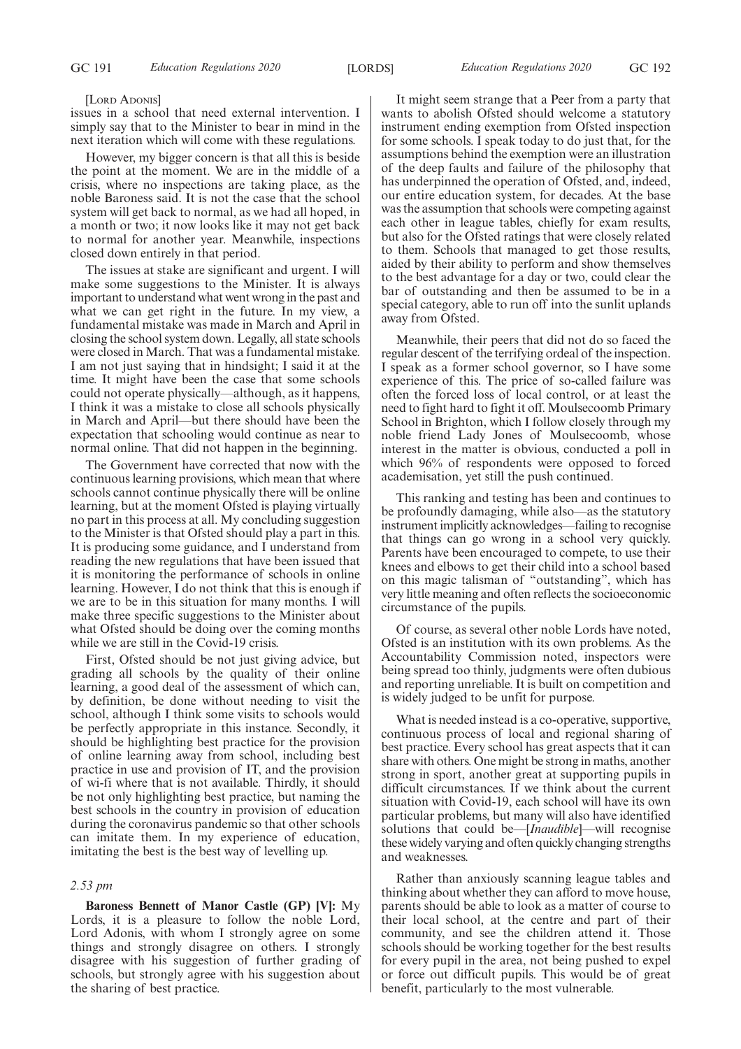[LORD ADONIS]

issues in a school that need external intervention. I simply say that to the Minister to bear in mind in the next iteration which will come with these regulations.

However, my bigger concern is that all this is beside the point at the moment. We are in the middle of a crisis, where no inspections are taking place, as the noble Baroness said. It is not the case that the school system will get back to normal, as we had all hoped, in a month or two; it now looks like it may not get back to normal for another year. Meanwhile, inspections closed down entirely in that period.

The issues at stake are significant and urgent. I will make some suggestions to the Minister. It is always important to understand what went wrong in the past and what we can get right in the future. In my view, a fundamental mistake was made in March and April in closing the school system down. Legally, all state schools were closed in March. That was a fundamental mistake. I am not just saying that in hindsight; I said it at the time. It might have been the case that some schools could not operate physically—although, as it happens, I think it was a mistake to close all schools physically in March and April—but there should have been the expectation that schooling would continue as near to normal online. That did not happen in the beginning.

The Government have corrected that now with the continuous learning provisions, which mean that where schools cannot continue physically there will be online learning, but at the moment Ofsted is playing virtually no part in this process at all. My concluding suggestion to the Minister is that Ofsted should play a part in this. It is producing some guidance, and I understand from reading the new regulations that have been issued that it is monitoring the performance of schools in online learning. However, I do not think that this is enough if we are to be in this situation for many months. I will make three specific suggestions to the Minister about what Ofsted should be doing over the coming months while we are still in the Covid-19 crisis.

First, Ofsted should be not just giving advice, but grading all schools by the quality of their online learning, a good deal of the assessment of which can, by definition, be done without needing to visit the school, although I think some visits to schools would be perfectly appropriate in this instance. Secondly, it should be highlighting best practice for the provision of online learning away from school, including best practice in use and provision of IT, and the provision of wi-fi where that is not available. Thirdly, it should be not only highlighting best practice, but naming the best schools in the country in provision of education during the coronavirus pandemic so that other schools can imitate them. In my experience of education, imitating the best is the best way of levelling up.

*2.53 pm*

**Baroness Bennett of Manor Castle (GP) [V]:** My Lords, it is a pleasure to follow the noble Lord, Lord Adonis, with whom I strongly agree on some things and strongly disagree on others. I strongly disagree with his suggestion of further grading of schools, but strongly agree with his suggestion about the sharing of best practice.

It might seem strange that a Peer from a party that wants to abolish Ofsted should welcome a statutory instrument ending exemption from Ofsted inspection for some schools. I speak today to do just that, for the assumptions behind the exemption were an illustration of the deep faults and failure of the philosophy that has underpinned the operation of Ofsted, and, indeed, our entire education system, for decades. At the base was the assumption that schools were competing against each other in league tables, chiefly for exam results, but also for the Ofsted ratings that were closely related to them. Schools that managed to get those results, aided by their ability to perform and show themselves to the best advantage for a day or two, could clear the bar of outstanding and then be assumed to be in a special category, able to run off into the sunlit uplands away from Ofsted.

Meanwhile, their peers that did not do so faced the regular descent of the terrifying ordeal of the inspection. I speak as a former school governor, so I have some experience of this. The price of so-called failure was often the forced loss of local control, or at least the need to fight hard to fight it off. Moulsecoomb Primary School in Brighton, which I follow closely through my noble friend Lady Jones of Moulsecoomb, whose interest in the matter is obvious, conducted a poll in which 96% of respondents were opposed to forced academisation, yet still the push continued.

This ranking and testing has been and continues to be profoundly damaging, while also—as the statutory instrument implicitly acknowledges—failing to recognise that things can go wrong in a school very quickly. Parents have been encouraged to compete, to use their knees and elbows to get their child into a school based on this magic talisman of "outstanding", which has very little meaning and often reflects the socioeconomic circumstance of the pupils.

Of course, as several other noble Lords have noted, Ofsted is an institution with its own problems. As the Accountability Commission noted, inspectors were being spread too thinly, judgments were often dubious and reporting unreliable. It is built on competition and is widely judged to be unfit for purpose.

What is needed instead is a co-operative, supportive, continuous process of local and regional sharing of best practice. Every school has great aspects that it can share with others. One might be strong in maths, another strong in sport, another great at supporting pupils in difficult circumstances. If we think about the current situation with Covid-19, each school will have its own particular problems, but many will also have identified solutions that could be—[*Inaudible*]—will recognise these widely varying and often quickly changing strengths and weaknesses.

Rather than anxiously scanning league tables and thinking about whether they can afford to move house, parents should be able to look as a matter of course to their local school, at the centre and part of their community, and see the children attend it. Those schools should be working together for the best results for every pupil in the area, not being pushed to expel or force out difficult pupils. This would be of great benefit, particularly to the most vulnerable.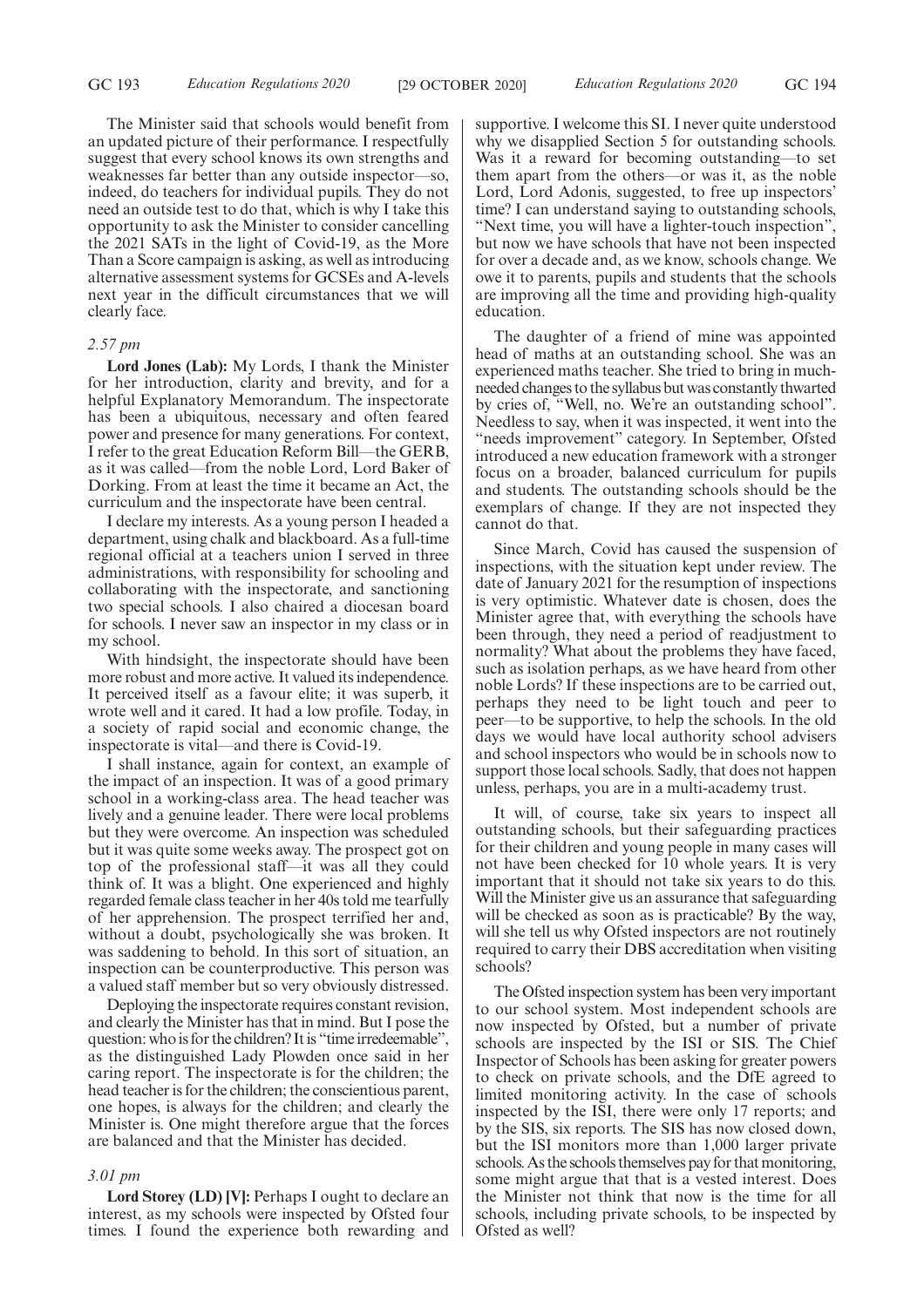The Minister said that schools would benefit from an updated picture of their performance. I respectfully suggest that every school knows its own strengths and weaknesses far better than any outside inspector—so, indeed, do teachers for individual pupils. They do not need an outside test to do that, which is why I take this opportunity to ask the Minister to consider cancelling the 2021 SATs in the light of Covid-19, as the More Than a Score campaign is asking, as well as introducing alternative assessment systems for GCSEs and A-levels next year in the difficult circumstances that we will clearly face.

*2.57 pm*

**Lord Jones (Lab):** My Lords, I thank the Minister for her introduction, clarity and brevity, and for a helpful Explanatory Memorandum. The inspectorate has been a ubiquitous, necessary and often feared power and presence for many generations. For context, I refer to the great Education Reform Bill—the GERB, as it was called—from the noble Lord, Lord Baker of Dorking. From at least the time it became an Act, the curriculum and the inspectorate have been central.

I declare my interests. As a young person I headed a department, using chalk and blackboard. As a full-time regional official at a teachers union I served in three administrations, with responsibility for schooling and collaborating with the inspectorate, and sanctioning two special schools. I also chaired a diocesan board for schools. I never saw an inspector in my class or in my school.

With hindsight, the inspectorate should have been more robust and more active. It valued its independence. It perceived itself as a favour elite; it was superb, it wrote well and it cared. It had a low profile. Today, in a society of rapid social and economic change, the inspectorate is vital—and there is Covid-19.

I shall instance, again for context, an example of the impact of an inspection. It was of a good primary school in a working-class area. The head teacher was lively and a genuine leader. There were local problems but they were overcome. An inspection was scheduled but it was quite some weeks away. The prospect got on top of the professional staff—it was all they could think of. It was a blight. One experienced and highly regarded female class teacher in her 40s told me tearfully of her apprehension. The prospect terrified her and, without a doubt, psychologically she was broken. It was saddening to behold. In this sort of situation, an inspection can be counterproductive. This person was a valued staff member but so very obviously distressed.

Deploying the inspectorate requires constant revision, and clearly the Minister has that in mind. But I pose the question: who is for the children? It is "time irredeemable", as the distinguished Lady Plowden once said in her caring report. The inspectorate is for the children; the head teacher is for the children; the conscientious parent, one hopes, is always for the children; and clearly the Minister is. One might therefore argue that the forces are balanced and that the Minister has decided.

*3.01 pm*

**Lord Storey (LD) [V]:** Perhaps I ought to declare an interest, as my schools were inspected by Ofsted four times. I found the experience both rewarding and supportive. I welcome this SI. I never quite understood why we disapplied Section 5 for outstanding schools. Was it a reward for becoming outstanding—to set them apart from the others—or was it, as the noble Lord, Lord Adonis, suggested, to free up inspectors' time? I can understand saying to outstanding schools, "Next time, you will have a lighter-touch inspection", but now we have schools that have not been inspected for over a decade and, as we know, schools change. We owe it to parents, pupils and students that the schools are improving all the time and providing high-quality education.

The daughter of a friend of mine was appointed head of maths at an outstanding school. She was an experienced maths teacher. She tried to bring in much-needed changes to the syllabus but was constantly thwarted by cries of, "Well, no. We're an outstanding school". Needless to say, when it was inspected, it went into the "needs improvement" category. In September, Ofsted introduced a new education framework with a stronger focus on a broader, balanced curriculum for pupils and students. The outstanding schools should be the exemplars of change. If they are not inspected they cannot do that.

Since March, Covid has caused the suspension of inspections, with the situation kept under review. The date of January 2021 for the resumption of inspections is very optimistic. Whatever date is chosen, does the Minister agree that, with everything the schools have been through, they need a period of readjustment to normality? What about the problems they have faced, such as isolation perhaps, as we have heard from other noble Lords? If these inspections are to be carried out, perhaps they need to be light touch and peer to peer—to be supportive, to help the schools. In the old days we would have local authority school advisers and school inspectors who would be in schools now to support those local schools. Sadly, that does not happen unless, perhaps, you are in a multi-academy trust.

It will, of course, take six years to inspect all outstanding schools, but their safeguarding practices for their children and young people in many cases will not have been checked for 10 whole years. It is very important that it should not take six years to do this. Will the Minister give us an assurance that safeguarding will be checked as soon as is practicable? By the way, will she tell us why Ofsted inspectors are not routinely required to carry their DBS accreditation when visiting schools?

The Ofsted inspection system has been very important to our school system. Most independent schools are now inspected by Ofsted, but a number of private schools are inspected by the ISI or SIS. The Chief Inspector of Schools has been asking for greater powers to check on private schools, and the DfE agreed to limited monitoring activity. In the case of schools inspected by the ISI, there were only 17 reports; and by the SIS, six reports. The SIS has now closed down, but the ISI monitors more than 1,000 larger private schools. As the schools themselves pay for that monitoring, some might argue that that is a vested interest. Does the Minister not think that now is the time for all schools, including private schools, to be inspected by Ofsted as well?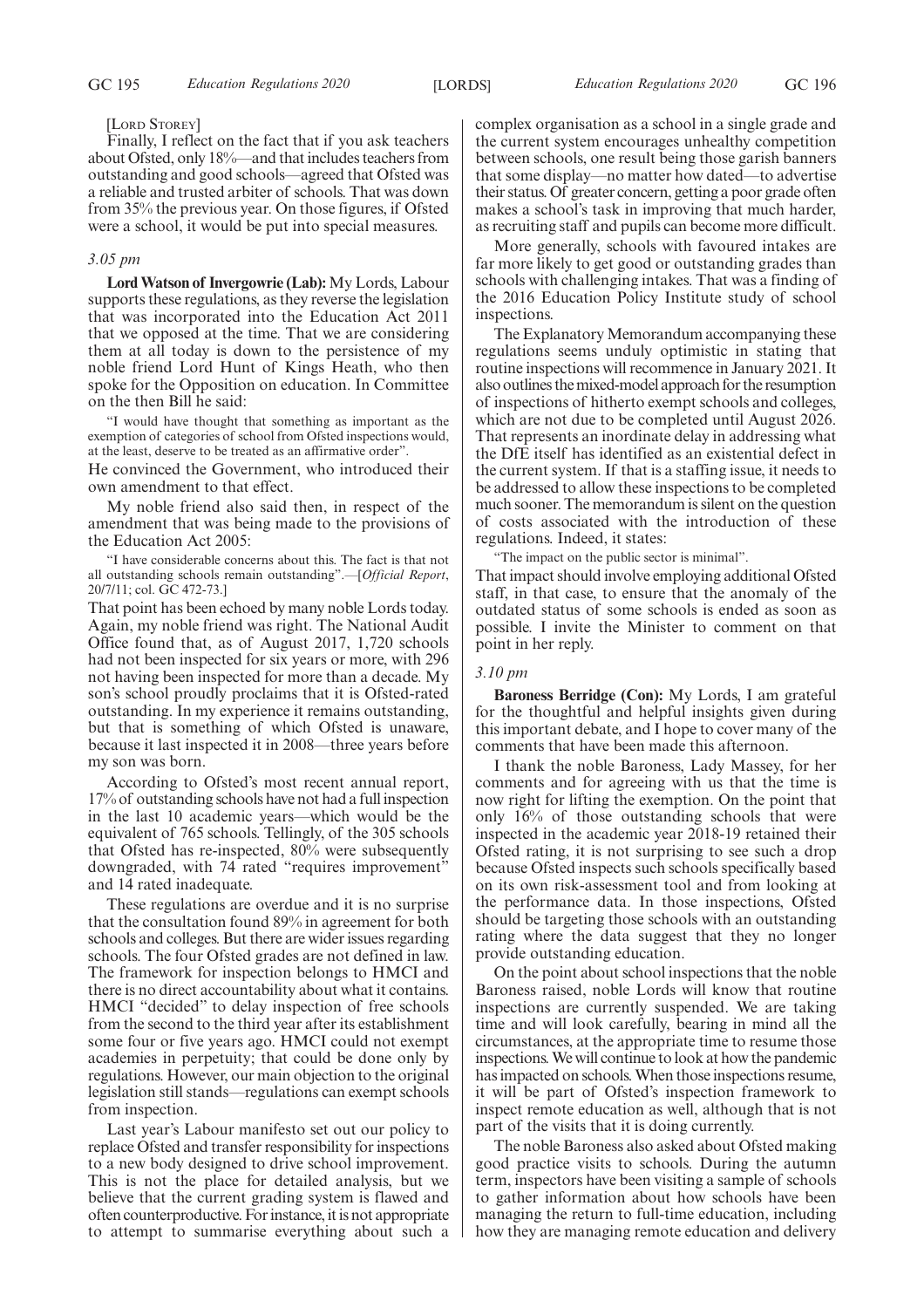[LORD STOREY]

Finally, I reflect on the fact that if you ask teachers about Ofsted, only 18%—and that includes teachers from outstanding and good schools—agreed that Ofsted was a reliable and trusted arbiter of schools. That was down from 35% the previous year. On those figures, if Ofsted were a school, it would be put into special measures.

*3.05 pm*

**Lord Watson of Invergowrie (Lab):** My Lords, Labour supports these regulations, as they reverse the legislation that was incorporated into the Education Act 2011 that we opposed at the time. That we are considering them at all today is down to the persistence of my noble friend Lord Hunt of Kings Heath, who then spoke for the Opposition on education. In Committee on the then Bill he said:

"I would have thought that something as important as the exemption of categories of school from Ofsted inspections would, at the least, deserve to be treated as an affirmative order".

He convinced the Government, who introduced their own amendment to that effect.

My noble friend also said then, in respect of the amendment that was being made to the provisions of the Education Act 2005:

"I have considerable concerns about this. The fact is that not all outstanding schools remain outstanding".—[*Official Report*, 20/7/11; col. GC 472-73.]

That point has been echoed by many noble Lords today. Again, my noble friend was right. The National Audit Office found that, as of August 2017, 1,720 schools had not been inspected for six years or more, with 296 not having been inspected for more than a decade. My son's school proudly proclaims that it is Ofsted-rated outstanding. In my experience it remains outstanding, but that is something of which Ofsted is unaware, because it last inspected it in 2008—three years before my son was born.

According to Ofsted's most recent annual report, 17% of outstanding schools have not had a full inspection in the last 10 academic years—which would be the equivalent of 765 schools. Tellingly, of the 305 schools that Ofsted has re-inspected, 80% were subsequently downgraded, with 74 rated "requires improvement" and 14 rated inadequate.

These regulations are overdue and it is no surprise that the consultation found 89% in agreement for both schools and colleges. But there are wider issues regarding schools. The four Ofsted grades are not defined in law. The framework for inspection belongs to HMCI and there is no direct accountability about what it contains. HMCI "decided" to delay inspection of free schools from the second to the third year after its establishment some four or five years ago. HMCI could not exempt academies in perpetuity; that could be done only by regulations. However, our main objection to the original legislation still stands—regulations can exempt schools from inspection.

Last year's Labour manifesto set out our policy to replace Ofsted and transfer responsibility for inspections to a new body designed to drive school improvement. This is not the place for detailed analysis, but we believe that the current grading system is flawed and often counterproductive. For instance, it is not appropriate to attempt to summarise everything about such a complex organisation as a school in a single grade and the current system encourages unhealthy competition between schools, one result being those garish banners that some display—no matter how dated—to advertise their status. Of greater concern, getting a poor grade often makes a school's task in improving that much harder, as recruiting staff and pupils can become more difficult.

More generally, schools with favoured intakes are far more likely to get good or outstanding grades than schools with challenging intakes. That was a finding of the 2016 Education Policy Institute study of school inspections.

The Explanatory Memorandum accompanying these regulations seems unduly optimistic in stating that routine inspections will recommence in January 2021. It also outlines the mixed-model approach for the resumption of inspections of hitherto exempt schools and colleges, which are not due to be completed until August 2026. That represents an inordinate delay in addressing what the DfE itself has identified as an existential defect in the current system. If that is a staffing issue, it needs to be addressed to allow these inspections to be completed much sooner. The memorandum is silent on the question of costs associated with the introduction of these regulations. Indeed, it states:

"The impact on the public sector is minimal".

That impact should involve employing additional Ofsted staff, in that case, to ensure that the anomaly of the outdated status of some schools is ended as soon as possible. I invite the Minister to comment on that point in her reply.

*3.10 pm*

**Baroness Berridge (Con):** My Lords, I am grateful for the thoughtful and helpful insights given during this important debate, and I hope to cover many of the comments that have been made this afternoon.

I thank the noble Baroness, Lady Massey, for her comments and for agreeing with us that the time is now right for lifting the exemption. On the point that only 16% of those outstanding schools that were inspected in the academic year 2018-19 retained their Ofsted rating, it is not surprising to see such a drop because Ofsted inspects such schools specifically based on its own risk-assessment tool and from looking at the performance data. In those inspections, Ofsted should be targeting those schools with an outstanding rating where the data suggest that they no longer provide outstanding education.

On the point about school inspections that the noble Baroness raised, noble Lords will know that routine inspections are currently suspended. We are taking time and will look carefully, bearing in mind all the circumstances, at the appropriate time to resume those inspections. We will continue to look at how the pandemic has impacted on schools. When those inspections resume, it will be part of Ofsted's inspection framework to inspect remote education as well, although that is not part of the visits that it is doing currently.

The noble Baroness also asked about Ofsted making good practice visits to schools. During the autumn term, inspectors have been visiting a sample of schools to gather information about how schools have been managing the return to full-time education, including how they are managing remote education and delivery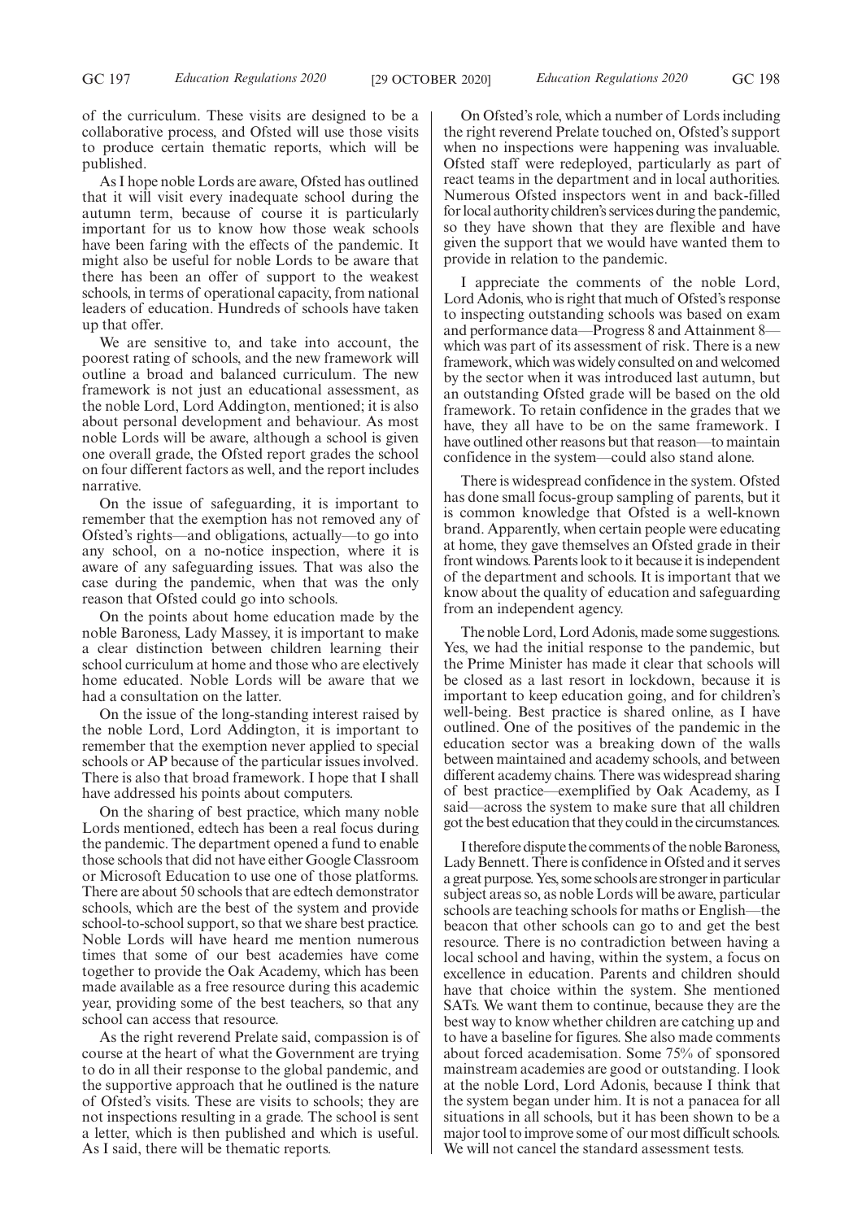of the curriculum. These visits are designed to be a collaborative process, and Ofsted will use those visits to produce certain thematic reports, which will be published.

As I hope noble Lords are aware, Ofsted has outlined that it will visit every inadequate school during the autumn term, because of course it is particularly important for us to know how those weak schools have been faring with the effects of the pandemic. It might also be useful for noble Lords to be aware that there has been an offer of support to the weakest schools, in terms of operational capacity, from national leaders of education. Hundreds of schools have taken up that offer.

We are sensitive to, and take into account, the poorest rating of schools, and the new framework will outline a broad and balanced curriculum. The new framework is not just an educational assessment, as the noble Lord, Lord Addington, mentioned; it is also about personal development and behaviour. As most noble Lords will be aware, although a school is given one overall grade, the Ofsted report grades the school on four different factors as well, and the report includes narrative.

On the issue of safeguarding, it is important to remember that the exemption has not removed any of Ofsted's rights—and obligations, actually—to go into any school, on a no-notice inspection, where it is aware of any safeguarding issues. That was also the case during the pandemic, when that was the only reason that Ofsted could go into schools.

On the points about home education made by the noble Baroness, Lady Massey, it is important to make a clear distinction between children learning their school curriculum at home and those who are electively home educated. Noble Lords will be aware that we had a consultation on the latter.

On the issue of the long-standing interest raised by the noble Lord, Lord Addington, it is important to remember that the exemption never applied to special schools or AP because of the particular issues involved. There is also that broad framework. I hope that I shall have addressed his points about computers.

On the sharing of best practice, which many noble Lords mentioned, edtech has been a real focus during the pandemic. The department opened a fund to enable those schools that did not have either Google Classroom or Microsoft Education to use one of those platforms. There are about 50 schools that are edtech demonstrator schools, which are the best of the system and provide school-to-school support, so that we share best practice. Noble Lords will have heard me mention numerous times that some of our best academies have come together to provide the Oak Academy, which has been made available as a free resource during this academic year, providing some of the best teachers, so that any school can access that resource.

As the right reverend Prelate said, compassion is of course at the heart of what the Government are trying to do in all their response to the global pandemic, and the supportive approach that he outlined is the nature of Ofsted's visits. These are visits to schools; they are not inspections resulting in a grade. The school is sent a letter, which is then published and which is useful. As I said, there will be thematic reports.

On Ofsted's role, which a number of Lords including the right reverend Prelate touched on, Ofsted's support when no inspections were happening was invaluable. Ofsted staff were redeployed, particularly as part of react teams in the department and in local authorities. Numerous Ofsted inspectors went in and back-filled for local authority children's services during the pandemic, so they have shown that they are flexible and have given the support that we would have wanted them to provide in relation to the pandemic.

I appreciate the comments of the noble Lord, Lord Adonis, who is right that much of Ofsted's response to inspecting outstanding schools was based on exam and performance data—Progress 8 and Attainment 8—which was part of its assessment of risk. There is a new framework, which was widely consulted on and welcomed by the sector when it was introduced last autumn, but an outstanding Ofsted grade will be based on the old framework. To retain confidence in the grades that we have, they all have to be on the same framework. I have outlined other reasons but that reason—to maintain confidence in the system—could also stand alone.

There is widespread confidence in the system. Ofsted has done small focus-group sampling of parents, but it is common knowledge that Ofsted is a well-known brand. Apparently, when certain people were educating at home, they gave themselves an Ofsted grade in their front windows. Parents look to it because it is independent of the department and schools. It is important that we know about the quality of education and safeguarding from an independent agency.

The noble Lord, Lord Adonis, made some suggestions. Yes, we had the initial response to the pandemic, but the Prime Minister has made it clear that schools will be closed as a last resort in lockdown, because it is important to keep education going, and for children's well-being. Best practice is shared online, as I have outlined. One of the positives of the pandemic in the education sector was a breaking down of the walls between maintained and academy schools, and between different academy chains. There was widespread sharing of best practice—exemplified by Oak Academy, as I said—across the system to make sure that all children got the best education that they could in the circumstances.

I therefore dispute the comments of the noble Baroness, Lady Bennett. There is confidence in Ofsted and it serves a great purpose. Yes, some schools are stronger in particular subject areas so, as noble Lords will be aware, particular schools are teaching schools for maths or English—the beacon that other schools can go to and get the best resource. There is no contradiction between having a local school and having, within the system, a focus on excellence in education. Parents and children should have that choice within the system. She mentioned SATs. We want them to continue, because they are the best way to know whether children are catching up and to have a baseline for figures. She also made comments about forced academisation. Some 75% of sponsored mainstream academies are good or outstanding. I look at the noble Lord, Lord Adonis, because I think that the system began under him. It is not a panacea for all situations in all schools, but it has been shown to be a major tool to improve some of our most difficult schools. We will not cancel the standard assessment tests.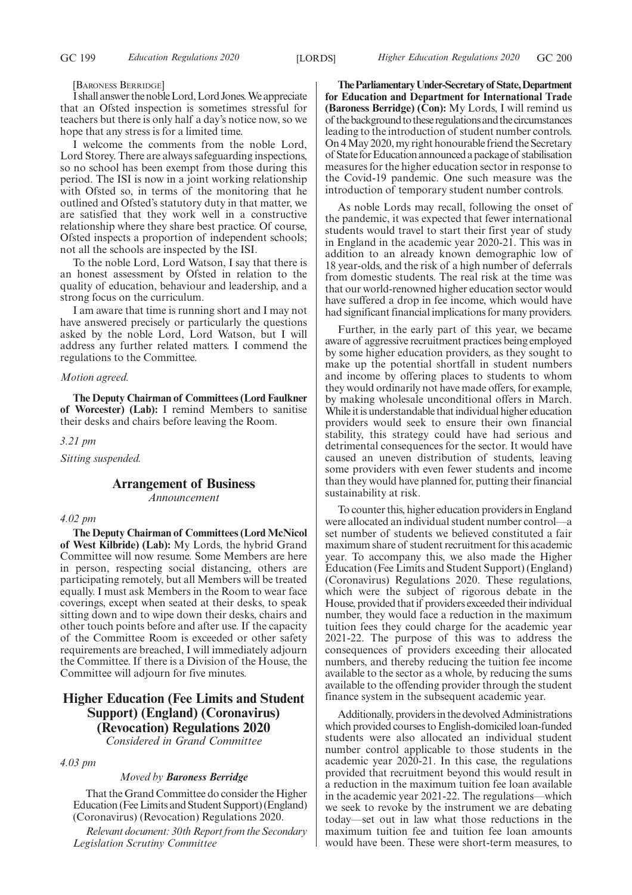[BARONESS BERRIDGE]

I shall answer the noble Lord, Lord Jones. We appreciate that an Ofsted inspection is sometimes stressful for teachers but there is only half a day's notice now, so we hope that any stress is for a limited time.

I welcome the comments from the noble Lord, Lord Storey. There are always safeguarding inspections, so no school has been exempt from those during this period. The ISI is now in a joint working relationship with Ofsted so, in terms of the monitoring that he outlined and Ofsted's statutory duty in that matter, we are satisfied that they work well in a constructive relationship where they share best practice. Of course, Ofsted inspects a proportion of independent schools; not all the schools are inspected by the ISI.

To the noble Lord, Lord Watson, I say that there is an honest assessment by Ofsted in relation to the quality of education, behaviour and leadership, and a strong focus on the curriculum.

I am aware that time is running short and I may not have answered precisely or particularly the questions asked by the noble Lord, Lord Watson, but I will address any further related matters. I commend the regulations to the Committee.

*Motion agreed.*

**The Deputy Chairman of Committees (Lord Faulkner of Worcester) (Lab):** I remind Members to sanitise their desks and chairs before leaving the Room.

*3.21 pm*

*Sitting suspended.*

## Arrangement of Business

*Announcement*

*4.02 pm*

**The Deputy Chairman of Committees (Lord McNicol of West Kilbride) (Lab):** My Lords, the hybrid Grand Committee will now resume. Some Members are here in person, respecting social distancing, others are participating remotely, but all Members will be treated equally. I must ask Members in the Room to wear face coverings, except when seated at their desks, to speak sitting down and to wipe down their desks, chairs and other touch points before and after use. If the capacity of the Committee Room is exceeded or other safety requirements are breached, I will immediately adjourn the Committee. If there is a Division of the House, the Committee will adjourn for five minutes.

## Higher Education (Fee Limits and Student Support) (England) (Coronavirus) (Revocation) Regulations 2020

*Considered in Grand Committee*

*4.03 pm*

*Moved by* ***Baroness Berridge***

That the Grand Committee do consider the Higher Education (Fee Limits and Student Support) (England) (Coronavirus) (Revocation) Regulations 2020.

*Relevant document: 30th Report from the Secondary Legislation Scrutiny Committee*

**The Parliamentary Under-Secretary of State, Department for Education and Department for International Trade (Baroness Berridge) (Con):** My Lords, I will remind us of the background to these regulations and the circumstances leading to the introduction of student number controls. On 4 May 2020, my right honourable friend the Secretary of State for Education announced a package of stabilisation measures for the higher education sector in response to the Covid-19 pandemic. One such measure was the introduction of temporary student number controls.

As noble Lords may recall, following the onset of the pandemic, it was expected that fewer international students would travel to start their first year of study in England in the academic year 2020-21. This was in addition to an already known demographic low of 18 year-olds, and the risk of a high number of deferrals from domestic students. The real risk at the time was that our world-renowned higher education sector would have suffered a drop in fee income, which would have had significant financial implications for many providers.

Further, in the early part of this year, we became aware of aggressive recruitment practices being employed by some higher education providers, as they sought to make up the potential shortfall in student numbers and income by offering places to students to whom they would ordinarily not have made offers, for example, by making wholesale unconditional offers in March. While it is understandable that individual higher education providers would seek to ensure their own financial stability, this strategy could have had serious and detrimental consequences for the sector. It would have caused an uneven distribution of students, leaving some providers with even fewer students and income than they would have planned for, putting their financial sustainability at risk.

To counter this, higher education providers in England were allocated an individual student number control—a set number of students we believed constituted a fair maximum share of student recruitment for this academic year. To accompany this, we also made the Higher Education (Fee Limits and Student Support) (England) (Coronavirus) Regulations 2020. These regulations, which were the subject of rigorous debate in the House, provided that if providers exceeded their individual number, they would face a reduction in the maximum tuition fees they could charge for the academic year 2021-22. The purpose of this was to address the consequences of providers exceeding their allocated numbers, and thereby reducing the tuition fee income available to the sector as a whole, by reducing the sums available to the offending provider through the student finance system in the subsequent academic year.

Additionally, providers in the devolved Administrations which provided courses to English-domiciled loan-funded students were also allocated an individual student number control applicable to those students in the academic year 2020-21. In this case, the regulations provided that recruitment beyond this would result in a reduction in the maximum tuition fee loan available in the academic year 2021-22. The regulations—which we seek to revoke by the instrument we are debating today—set out in law what those reductions in the maximum tuition fee and tuition fee loan amounts would have been. These were short-term measures, to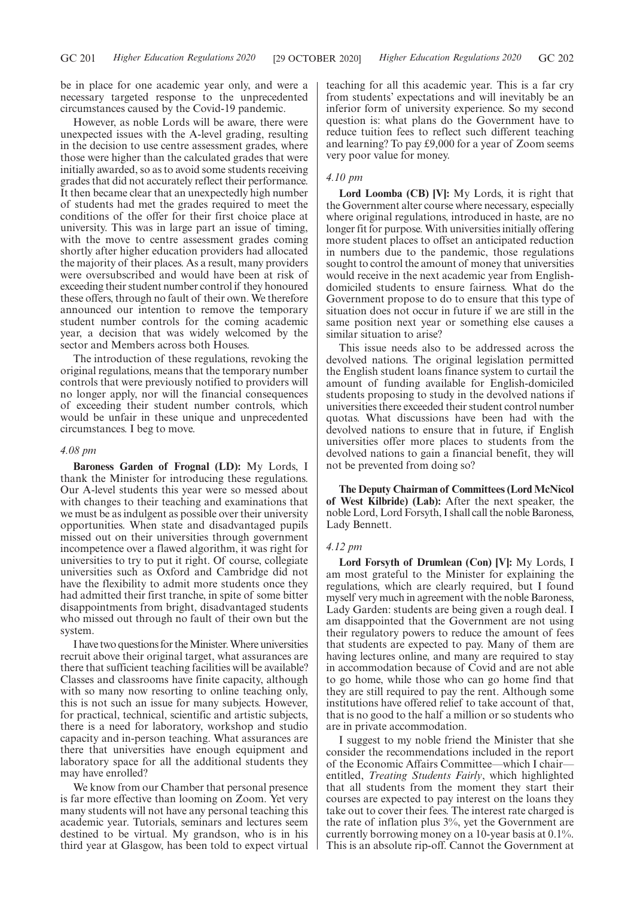be in place for one academic year only, and were a necessary targeted response to the unprecedented circumstances caused by the Covid-19 pandemic.

However, as noble Lords will be aware, there were unexpected issues with the A-level grading, resulting in the decision to use centre assessment grades, where those were higher than the calculated grades that were initially awarded, so as to avoid some students receiving grades that did not accurately reflect their performance. It then became clear that an unexpectedly high number of students had met the grades required to meet the conditions of the offer for their first choice place at university. This was in large part an issue of timing, with the move to centre assessment grades coming shortly after higher education providers had allocated the majority of their places. As a result, many providers were oversubscribed and would have been at risk of exceeding their student number control if they honoured these offers, through no fault of their own. We therefore announced our intention to remove the temporary student number controls for the coming academic year, a decision that was widely welcomed by the sector and Members across both Houses.

The introduction of these regulations, revoking the original regulations, means that the temporary number controls that were previously notified to providers will no longer apply, nor will the financial consequences of exceeding their student number controls, which would be unfair in these unique and unprecedented circumstances. I beg to move.

*4.08 pm*

**Baroness Garden of Frognal (LD):** My Lords, I thank the Minister for introducing these regulations. Our A-level students this year were so messed about with changes to their teaching and examinations that we must be as indulgent as possible over their university opportunities. When state and disadvantaged pupils missed out on their universities through government incompetence over a flawed algorithm, it was right for universities to try to put it right. Of course, collegiate universities such as Oxford and Cambridge did not have the flexibility to admit more students once they had admitted their first tranche, in spite of some bitter disappointments from bright, disadvantaged students who missed out through no fault of their own but the system.

I have two questions for the Minister. Where universities recruit above their original target, what assurances are there that sufficient teaching facilities will be available? Classes and classrooms have finite capacity, although with so many now resorting to online teaching only, this is not such an issue for many subjects. However, for practical, technical, scientific and artistic subjects, there is a need for laboratory, workshop and studio capacity and in-person teaching. What assurances are there that universities have enough equipment and laboratory space for all the additional students they may have enrolled?

We know from our Chamber that personal presence is far more effective than looming on Zoom. Yet very many students will not have any personal teaching this academic year. Tutorials, seminars and lectures seem destined to be virtual. My grandson, who is in his third year at Glasgow, has been told to expect virtual teaching for all this academic year. This is a far cry from students' expectations and will inevitably be an inferior form of university experience. So my second question is: what plans do the Government have to reduce tuition fees to reflect such different teaching and learning? To pay £9,000 for a year of Zoom seems very poor value for money.

*4.10 pm*

**Lord Loomba (CB) [V]:** My Lords, it is right that the Government alter course where necessary, especially where original regulations, introduced in haste, are no longer fit for purpose. With universities initially offering more student places to offset an anticipated reduction in numbers due to the pandemic, those regulations sought to control the amount of money that universities would receive in the next academic year from English-domiciled students to ensure fairness. What do the Government propose to do to ensure that this type of situation does not occur in future if we are still in the same position next year or something else causes a similar situation to arise?

This issue needs also to be addressed across the devolved nations. The original legislation permitted the English student loans finance system to curtail the amount of funding available for English-domiciled students proposing to study in the devolved nations if universities there exceeded their student control number quotas. What discussions have been had with the devolved nations to ensure that in future, if English universities offer more places to students from the devolved nations to gain a financial benefit, they will not be prevented from doing so?

**The Deputy Chairman of Committees (Lord McNicol of West Kilbride) (Lab):** After the next speaker, the noble Lord, Lord Forsyth, I shall call the noble Baroness, Lady Bennett.

*4.12 pm*

**Lord Forsyth of Drumlean (Con) [V]:** My Lords, I am most grateful to the Minister for explaining the regulations, which are clearly required, but I found myself very much in agreement with the noble Baroness, Lady Garden: students are being given a rough deal. I am disappointed that the Government are not using their regulatory powers to reduce the amount of fees that students are expected to pay. Many of them are having lectures online, and many are required to stay in accommodation because of Covid and are not able to go home, while those who can go home find that they are still required to pay the rent. Although some institutions have offered relief to take account of that, that is no good to the half a million or so students who are in private accommodation.

I suggest to my noble friend the Minister that she consider the recommendations included in the report of the Economic Affairs Committee—which I chair—entitled, *Treating Students Fairly*, which highlighted that all students from the moment they start their courses are expected to pay interest on the loans they take out to cover their fees. The interest rate charged is the rate of inflation plus 3%, yet the Government are currently borrowing money on a 10-year basis at 0.1%. This is an absolute rip-off. Cannot the Government at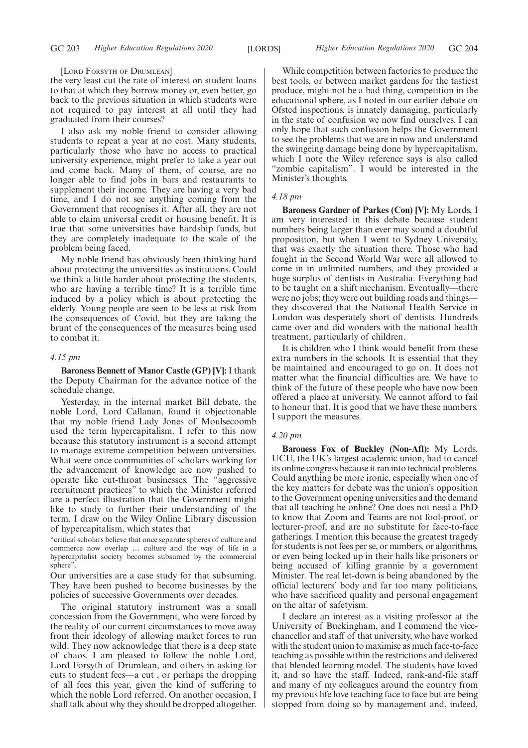[LORD FORSYTH OF DRUMLEAN]

the very least cut the rate of interest on student loans to that at which they borrow money or, even better, go back to the previous situation in which students were not required to pay interest at all until they had graduated from their courses?

I also ask my noble friend to consider allowing students to repeat a year at no cost. Many students, particularly those who have no access to practical university experience, might prefer to take a year out and come back. Many of them, of course, are no longer able to find jobs in bars and restaurants to supplement their income. They are having a very bad time, and I do not see anything coming from the Government that recognises it. After all, they are not able to claim universal credit or housing benefit. It is true that some universities have hardship funds, but they are completely inadequate to the scale of the problem being faced.

My noble friend has obviously been thinking hard about protecting the universities as institutions. Could we think a little harder about protecting the students, who are having a terrible time? It is a terrible time induced by a policy which is about protecting the elderly. Young people are seen to be less at risk from the consequences of Covid, but they are taking the brunt of the consequences of the measures being used to combat it.

*4.15 pm*

**Baroness Bennett of Manor Castle (GP) [V]:** I thank the Deputy Chairman for the advance notice of the schedule change.

Yesterday, in the internal market Bill debate, the noble Lord, Lord Callanan, found it objectionable that my noble friend Lady Jones of Moulsecoomb used the term hypercapitalism. I refer to this now because this statutory instrument is a second attempt to manage extreme competition between universities. What were once communities of scholars working for the advancement of knowledge are now pushed to operate like cut-throat businesses. The "aggressive recruitment practices" to which the Minister referred are a perfect illustration that the Government might like to study to further their understanding of the term. I draw on the Wiley Online Library discussion of hypercapitalism, which states that

"critical scholars believe that once separate spheres of culture and commerce now overlap … culture and the way of life in a hypercapitalist society becomes subsumed by the commercial sphere".

Our universities are a case study for that subsuming. They have been pushed to become businesses by the policies of successive Governments over decades.

The original statutory instrument was a small concession from the Government, who were forced by the reality of our current circumstances to move away from their ideology of allowing market forces to run wild. They now acknowledge that there is a deep state of chaos. I am pleased to follow the noble Lord, Lord Forsyth of Drumlean, and others in asking for cuts to student fees—a cut , or perhaps the dropping of all fees this year, given the kind of suffering to which the noble Lord referred. On another occasion, I shall talk about why they should be dropped altogether.

While competition between factories to produce the best tools, or between market gardens for the tastiest produce, might not be a bad thing, competition in the educational sphere, as I noted in our earlier debate on Ofsted inspections, is innately damaging, particularly in the state of confusion we now find ourselves. I can only hope that such confusion helps the Government to see the problems that we are in now and understand the swingeing damage being done by hypercapitalism, which I note the Wiley reference says is also called "zombie capitalism". I would be interested in the Minister's thoughts.

*4.18 pm*

**Baroness Gardner of Parkes (Con) [V]:** My Lords, I am very interested in this debate because student numbers being larger than ever may sound a doubtful proposition, but when I went to Sydney University, that was exactly the situation there. Those who had fought in the Second World War were all allowed to come in in unlimited numbers, and they provided a huge surplus of dentists in Australia. Everything had to be taught on a shift mechanism. Eventually—there were no jobs; they were out building roads and things—they discovered that the National Health Service in London was desperately short of dentists. Hundreds came over and did wonders with the national health treatment, particularly of children.

It is children who I think would benefit from these extra numbers in the schools. It is essential that they be maintained and encouraged to go on. It does not matter what the financial difficulties are. We have to think of the future of these people who have now been offered a place at university. We cannot afford to fail to honour that. It is good that we have these numbers. I support the measures.

*4.20 pm*

**Baroness Fox of Buckley (Non-Afl):** My Lords, UCU, the UK's largest academic union, had to cancel its online congress because it ran into technical problems. Could anything be more ironic, especially when one of the key matters for debate was the union's opposition to the Government opening universities and the demand that all teaching be online? One does not need a PhD to know that Zoom and Teams are not fool-proof, or lecturer-proof, and are no substitute for face-to-face gatherings. I mention this because the greatest tragedy for students is not fees per se, or numbers, or algorithms, or even being locked up in their halls like prisoners or being accused of killing grannie by a government Minister. The real let-down is being abandoned by the official lecturers' body and far too many politicians, who have sacrificed quality and personal engagement on the altar of safetyism.

I declare an interest as a visiting professor at the University of Buckingham, and I commend the vice-chancellor and staff of that university, who have worked with the student union to maximise as much face-to-face teaching as possible within the restrictions and delivered that blended learning model. The students have loved it, and so have the staff. Indeed, rank-and-file staff and many of my colleagues around the country from my previous life love teaching face to face but are being stopped from doing so by management and, indeed,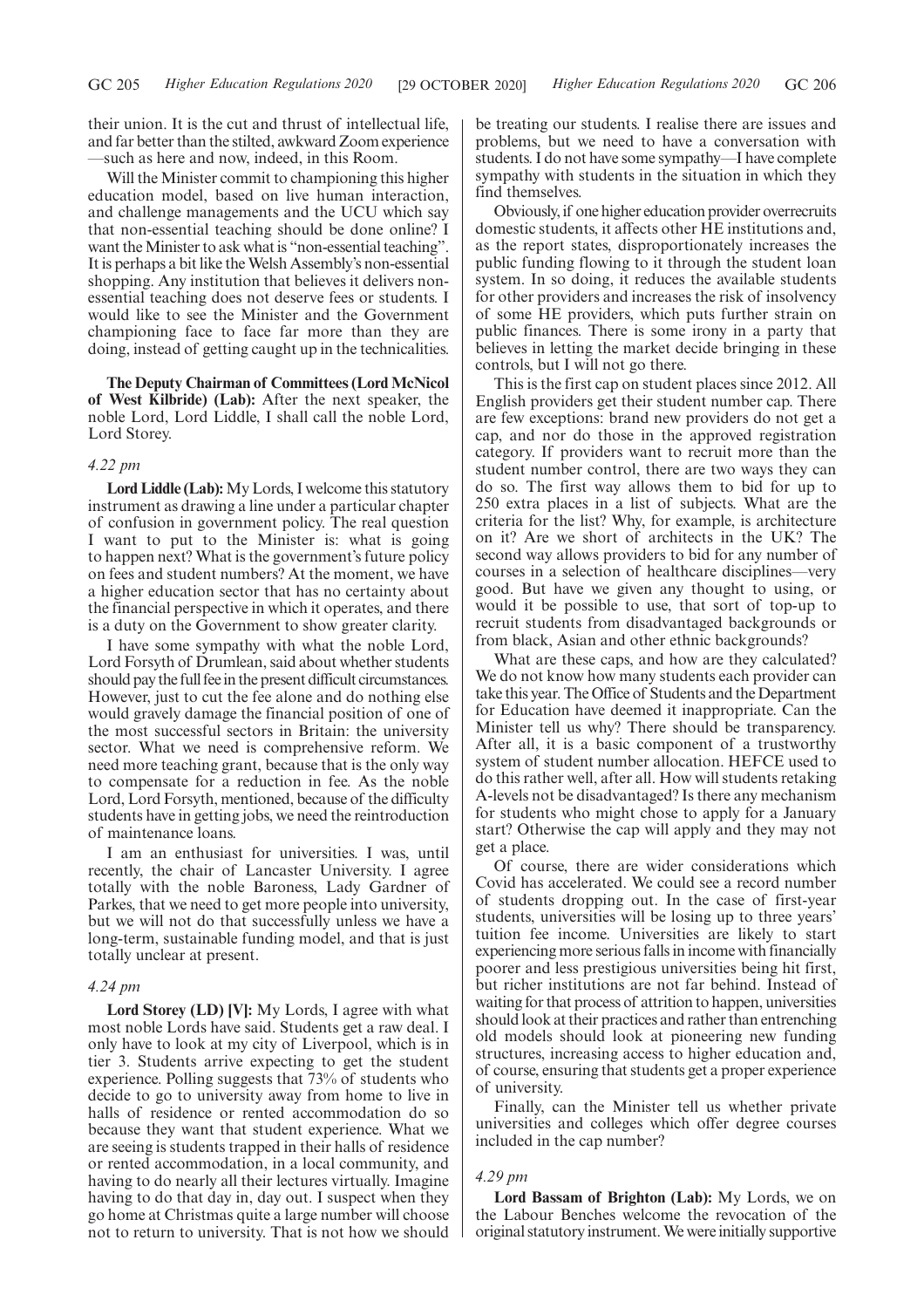their union. It is the cut and thrust of intellectual life, and far better than the stilted, awkward Zoom experience —such as here and now, indeed, in this Room.

Will the Minister commit to championing this higher education model, based on live human interaction, and challenge managements and the UCU which say that non-essential teaching should be done online? I want the Minister to ask what is "non-essential teaching". It is perhaps a bit like the Welsh Assembly's non-essential shopping. Any institution that believes it delivers non-essential teaching does not deserve fees or students. I would like to see the Minister and the Government championing face to face far more than they are doing, instead of getting caught up in the technicalities.

**The Deputy Chairman of Committees (Lord McNicol of West Kilbride) (Lab):** After the next speaker, the noble Lord, Lord Liddle, I shall call the noble Lord, Lord Storey.

*4.22 pm*

**Lord Liddle (Lab):** My Lords, I welcome this statutory instrument as drawing a line under a particular chapter of confusion in government policy. The real question I want to put to the Minister is: what is going to happen next? What is the government's future policy on fees and student numbers? At the moment, we have a higher education sector that has no certainty about the financial perspective in which it operates, and there is a duty on the Government to show greater clarity.

I have some sympathy with what the noble Lord, Lord Forsyth of Drumlean, said about whether students should pay the full fee in the present difficult circumstances. However, just to cut the fee alone and do nothing else would gravely damage the financial position of one of the most successful sectors in Britain: the university sector. What we need is comprehensive reform. We need more teaching grant, because that is the only way to compensate for a reduction in fee. As the noble Lord, Lord Forsyth, mentioned, because of the difficulty students have in getting jobs, we need the reintroduction of maintenance loans.

I am an enthusiast for universities. I was, until recently, the chair of Lancaster University. I agree totally with the noble Baroness, Lady Gardner of Parkes, that we need to get more people into university, but we will not do that successfully unless we have a long-term, sustainable funding model, and that is just totally unclear at present.

*4.24 pm*

**Lord Storey (LD) [V]:** My Lords, I agree with what most noble Lords have said. Students get a raw deal. I only have to look at my city of Liverpool, which is in tier 3. Students arrive expecting to get the student experience. Polling suggests that 73% of students who decide to go to university away from home to live in halls of residence or rented accommodation do so because they want that student experience. What we are seeing is students trapped in their halls of residence or rented accommodation, in a local community, and having to do nearly all their lectures virtually. Imagine having to do that day in, day out. I suspect when they go home at Christmas quite a large number will choose not to return to university. That is not how we should be treating our students. I realise there are issues and problems, but we need to have a conversation with students. I do not have some sympathy—I have complete sympathy with students in the situation in which they find themselves.

Obviously, if one higher education provider overrecruits domestic students, it affects other HE institutions and, as the report states, disproportionately increases the public funding flowing to it through the student loan system. In so doing, it reduces the available students for other providers and increases the risk of insolvency of some HE providers, which puts further strain on public finances. There is some irony in a party that believes in letting the market decide bringing in these controls, but I will not go there.

This is the first cap on student places since 2012. All English providers get their student number cap. There are few exceptions: brand new providers do not get a cap, and nor do those in the approved registration category. If providers want to recruit more than the student number control, there are two ways they can do so. The first way allows them to bid for up to 250 extra places in a list of subjects. What are the criteria for the list? Why, for example, is architecture on it? Are we short of architects in the UK? The second way allows providers to bid for any number of courses in a selection of healthcare disciplines—very good. But have we given any thought to using, or would it be possible to use, that sort of top-up to recruit students from disadvantaged backgrounds or from black, Asian and other ethnic backgrounds?

What are these caps, and how are they calculated? We do not know how many students each provider can take this year. The Office of Students and the Department for Education have deemed it inappropriate. Can the Minister tell us why? There should be transparency. After all, it is a basic component of a trustworthy system of student number allocation. HEFCE used to do this rather well, after all. How will students retaking A-levels not be disadvantaged? Is there any mechanism for students who might chose to apply for a January start? Otherwise the cap will apply and they may not get a place.

Of course, there are wider considerations which Covid has accelerated. We could see a record number of students dropping out. In the case of first-year students, universities will be losing up to three years' tuition fee income. Universities are likely to start experiencing more serious falls in income with financially poorer and less prestigious universities being hit first, but richer institutions are not far behind. Instead of waiting for that process of attrition to happen, universities should look at their practices and rather than entrenching old models should look at pioneering new funding structures, increasing access to higher education and, of course, ensuring that students get a proper experience of university.

Finally, can the Minister tell us whether private universities and colleges which offer degree courses included in the cap number?

*4.29 pm*

**Lord Bassam of Brighton (Lab):** My Lords, we on the Labour Benches welcome the revocation of the original statutory instrument. We were initially supportive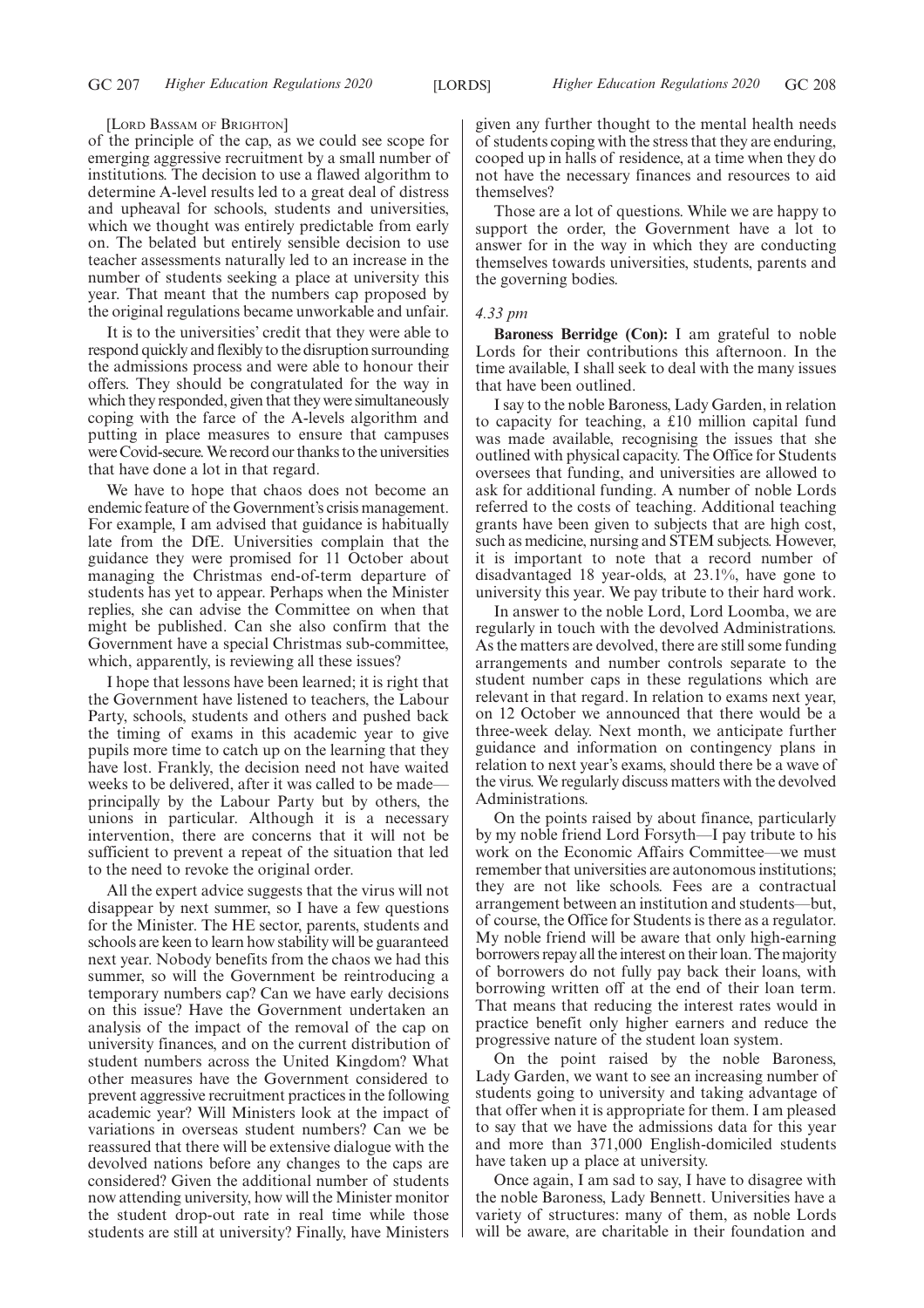[LORD BASSAM OF BRIGHTON]

of the principle of the cap, as we could see scope for emerging aggressive recruitment by a small number of institutions. The decision to use a flawed algorithm to determine A-level results led to a great deal of distress and upheaval for schools, students and universities, which we thought was entirely predictable from early on. The belated but entirely sensible decision to use teacher assessments naturally led to an increase in the number of students seeking a place at university this year. That meant that the numbers cap proposed by the original regulations became unworkable and unfair.

It is to the universities' credit that they were able to respond quickly and flexibly to the disruption surrounding the admissions process and were able to honour their offers. They should be congratulated for the way in which they responded, given that they were simultaneously coping with the farce of the A-levels algorithm and putting in place measures to ensure that campuses were Covid-secure. We record our thanks to the universities that have done a lot in that regard.

We have to hope that chaos does not become an endemic feature of the Government's crisis management. For example, I am advised that guidance is habitually late from the DfE. Universities complain that the guidance they were promised for 11 October about managing the Christmas end-of-term departure of students has yet to appear. Perhaps when the Minister replies, she can advise the Committee on when that might be published. Can she also confirm that the Government have a special Christmas sub-committee, which, apparently, is reviewing all these issues?

I hope that lessons have been learned; it is right that the Government have listened to teachers, the Labour Party, schools, students and others and pushed back the timing of exams in this academic year to give pupils more time to catch up on the learning that they have lost. Frankly, the decision need not have waited weeks to be delivered, after it was called to be made—principally by the Labour Party but by others, the unions in particular. Although it is a necessary intervention, there are concerns that it will not be sufficient to prevent a repeat of the situation that led to the need to revoke the original order.

All the expert advice suggests that the virus will not disappear by next summer, so I have a few questions for the Minister. The HE sector, parents, students and schools are keen to learn how stability will be guaranteed next year. Nobody benefits from the chaos we had this summer, so will the Government be reintroducing a temporary numbers cap? Can we have early decisions on this issue? Have the Government undertaken an analysis of the impact of the removal of the cap on university finances, and on the current distribution of student numbers across the United Kingdom? What other measures have the Government considered to prevent aggressive recruitment practices in the following academic year? Will Ministers look at the impact of variations in overseas student numbers? Can we be reassured that there will be extensive dialogue with the devolved nations before any changes to the caps are considered? Given the additional number of students now attending university, how will the Minister monitor the student drop-out rate in real time while those students are still at university? Finally, have Ministers given any further thought to the mental health needs of students coping with the stress that they are enduring, cooped up in halls of residence, at a time when they do not have the necessary finances and resources to aid themselves?

Those are a lot of questions. While we are happy to support the order, the Government have a lot to answer for in the way in which they are conducting themselves towards universities, students, parents and the governing bodies.

*4.33 pm*

**Baroness Berridge (Con):** I am grateful to noble Lords for their contributions this afternoon. In the time available, I shall seek to deal with the many issues that have been outlined.

I say to the noble Baroness, Lady Garden, in relation to capacity for teaching, a £10 million capital fund was made available, recognising the issues that she outlined with physical capacity. The Office for Students oversees that funding, and universities are allowed to ask for additional funding. A number of noble Lords referred to the costs of teaching. Additional teaching grants have been given to subjects that are high cost, such as medicine, nursing and STEM subjects. However, it is important to note that a record number of disadvantaged 18 year-olds, at 23.1%, have gone to university this year. We pay tribute to their hard work.

In answer to the noble Lord, Lord Loomba, we are regularly in touch with the devolved Administrations. As the matters are devolved, there are still some funding arrangements and number controls separate to the student number caps in these regulations which are relevant in that regard. In relation to exams next year, on 12 October we announced that there would be a three-week delay. Next month, we anticipate further guidance and information on contingency plans in relation to next year's exams, should there be a wave of the virus. We regularly discuss matters with the devolved Administrations.

On the points raised by about finance, particularly by my noble friend Lord Forsyth—I pay tribute to his work on the Economic Affairs Committee—we must remember that universities are autonomous institutions; they are not like schools. Fees are a contractual arrangement between an institution and students—but, of course, the Office for Students is there as a regulator. My noble friend will be aware that only high-earning borrowers repay all the interest on their loan. The majority of borrowers do not fully pay back their loans, with borrowing written off at the end of their loan term. That means that reducing the interest rates would in practice benefit only higher earners and reduce the progressive nature of the student loan system.

On the point raised by the noble Baroness, Lady Garden, we want to see an increasing number of students going to university and taking advantage of that offer when it is appropriate for them. I am pleased to say that we have the admissions data for this year and more than 371,000 English-domiciled students have taken up a place at university.

Once again, I am sad to say, I have to disagree with the noble Baroness, Lady Bennett. Universities have a variety of structures: many of them, as noble Lords will be aware, are charitable in their foundation and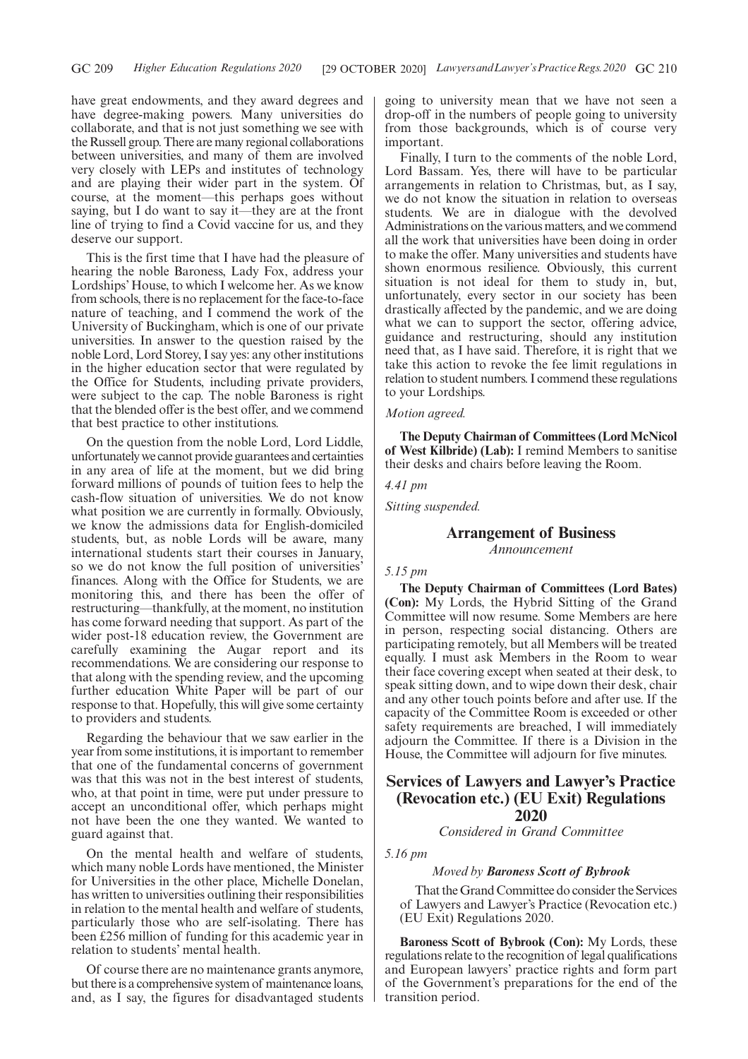have great endowments, and they award degrees and have degree-making powers. Many universities do collaborate, and that is not just something we see with the Russell group. There are many regional collaborations between universities, and many of them are involved very closely with LEPs and institutes of technology and are playing their wider part in the system. Of course, at the moment—this perhaps goes without saying, but I do want to say it—they are at the front line of trying to find a Covid vaccine for us, and they deserve our support.

This is the first time that I have had the pleasure of hearing the noble Baroness, Lady Fox, address your Lordships' House, to which I welcome her. As we know from schools, there is no replacement for the face-to-face nature of teaching, and I commend the work of the University of Buckingham, which is one of our private universities. In answer to the question raised by the noble Lord, Lord Storey, I say yes: any other institutions in the higher education sector that were regulated by the Office for Students, including private providers, were subject to the cap. The noble Baroness is right that the blended offer is the best offer, and we commend that best practice to other institutions.

On the question from the noble Lord, Lord Liddle, unfortunately we cannot provide guarantees and certainties in any area of life at the moment, but we did bring forward millions of pounds of tuition fees to help the cash-flow situation of universities. We do not know what position we are currently in formally. Obviously, we know the admissions data for English-domiciled students, but, as noble Lords will be aware, many international students start their courses in January, so we do not know the full position of universities' finances. Along with the Office for Students, we are monitoring this, and there has been the offer of restructuring—thankfully, at the moment, no institution has come forward needing that support. As part of the wider post-18 education review, the Government are carefully examining the Augar report and its recommendations. We are considering our response to that along with the spending review, and the upcoming further education White Paper will be part of our response to that. Hopefully, this will give some certainty to providers and students.

Regarding the behaviour that we saw earlier in the year from some institutions, it is important to remember that one of the fundamental concerns of government was that this was not in the best interest of students, who, at that point in time, were put under pressure to accept an unconditional offer, which perhaps might not have been the one they wanted. We wanted to guard against that.

On the mental health and welfare of students, which many noble Lords have mentioned, the Minister for Universities in the other place, Michelle Donelan, has written to universities outlining their responsibilities in relation to the mental health and welfare of students, particularly those who are self-isolating. There has been £256 million of funding for this academic year in relation to students' mental health.

Of course there are no maintenance grants anymore, but there is a comprehensive system of maintenance loans, and, as I say, the figures for disadvantaged students going to university mean that we have not seen a drop-off in the numbers of people going to university from those backgrounds, which is of course very important.

Finally, I turn to the comments of the noble Lord, Lord Bassam. Yes, there will have to be particular arrangements in relation to Christmas, but, as I say, we do not know the situation in relation to overseas students. We are in dialogue with the devolved Administrations on the various matters, and we commend all the work that universities have been doing in order to make the offer. Many universities and students have shown enormous resilience. Obviously, this current situation is not ideal for them to study in, but, unfortunately, every sector in our society has been drastically affected by the pandemic, and we are doing what we can to support the sector, offering advice, guidance and restructuring, should any institution need that, as I have said. Therefore, it is right that we take this action to revoke the fee limit regulations in relation to student numbers. I commend these regulations to your Lordships.

*Motion agreed.*

**The Deputy Chairman of Committees (Lord McNicol of West Kilbride) (Lab):** I remind Members to sanitise their desks and chairs before leaving the Room.

*4.41 pm*

*Sitting suspended.*

## Arrangement of Business

*Announcement*

*5.15 pm*

**The Deputy Chairman of Committees (Lord Bates) (Con):** My Lords, the Hybrid Sitting of the Grand Committee will now resume. Some Members are here in person, respecting social distancing. Others are participating remotely, but all Members will be treated equally. I must ask Members in the Room to wear their face covering except when seated at their desk, to speak sitting down, and to wipe down their desk, chair and any other touch points before and after use. If the capacity of the Committee Room is exceeded or other safety requirements are breached, I will immediately adjourn the Committee. If there is a Division in the House, the Committee will adjourn for five minutes.

## Services of Lawyers and Lawyer's Practice (Revocation etc.) (EU Exit) Regulations 2020

*Considered in Grand Committee*

*5.16 pm*

*Moved by* ***Baroness Scott of Bybrook***

That the Grand Committee do consider the Services of Lawyers and Lawyer's Practice (Revocation etc.) (EU Exit) Regulations 2020.

**Baroness Scott of Bybrook (Con):** My Lords, these regulations relate to the recognition of legal qualifications and European lawyers' practice rights and form part of the Government's preparations for the end of the transition period.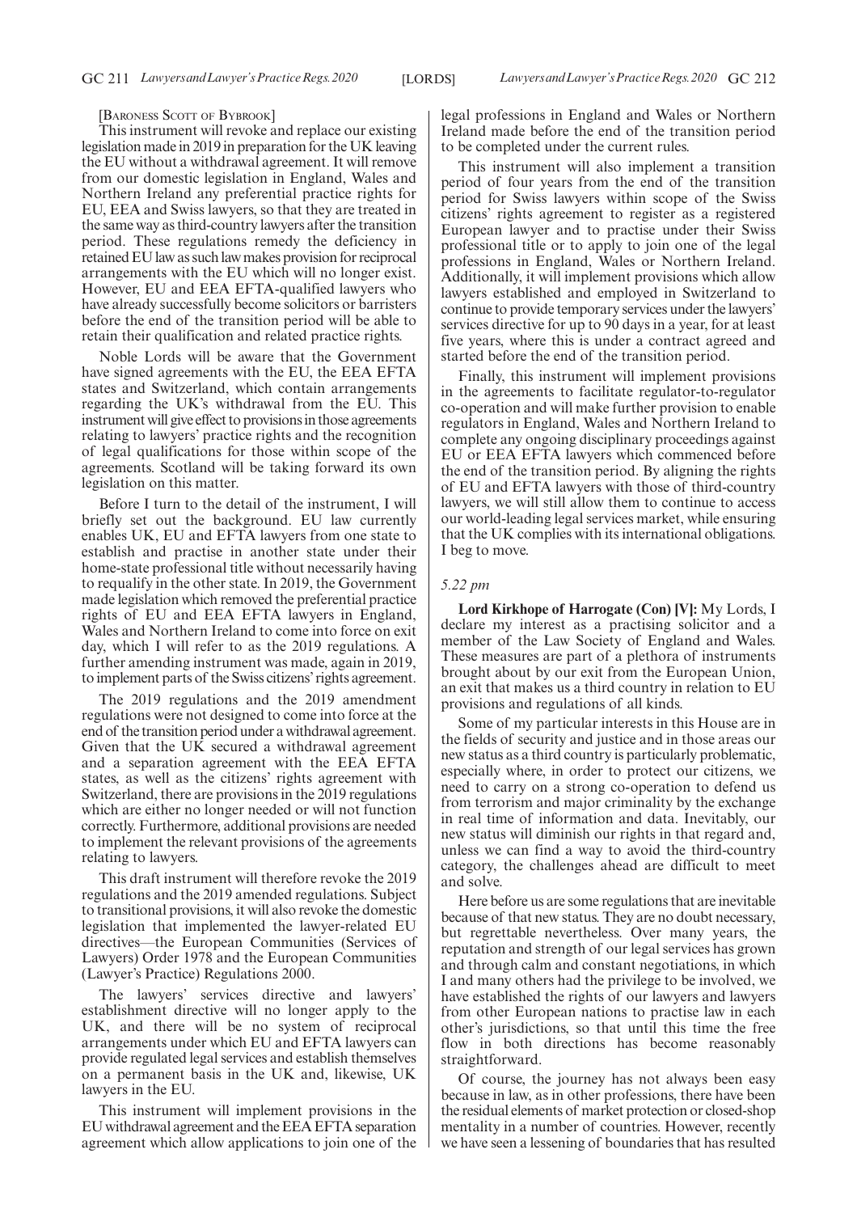[Baroness Scott of Bybrook]

This instrument will revoke and replace our existing legislation made in 2019 in preparation for the UK leaving the EU without a withdrawal agreement. It will remove from our domestic legislation in England, Wales and Northern Ireland any preferential practice rights for EU, EEA and Swiss lawyers, so that they are treated in the same way as third-country lawyers after the transition period. These regulations remedy the deficiency in retained EU law as such law makes provision for reciprocal arrangements with the EU which will no longer exist. However, EU and EEA EFTA-qualified lawyers who have already successfully become solicitors or barristers before the end of the transition period will be able to retain their qualification and related practice rights.

Noble Lords will be aware that the Government have signed agreements with the EU, the EEA EFTA states and Switzerland, which contain arrangements regarding the UK's withdrawal from the EU. This instrument will give effect to provisions in those agreements relating to lawyers' practice rights and the recognition of legal qualifications for those within scope of the agreements. Scotland will be taking forward its own legislation on this matter.

Before I turn to the detail of the instrument, I will briefly set out the background. EU law currently enables UK, EU and EFTA lawyers from one state to establish and practise in another state under their home-state professional title without necessarily having to requalify in the other state. In 2019, the Government made legislation which removed the preferential practice rights of EU and EEA EFTA lawyers in England, Wales and Northern Ireland to come into force on exit day, which I will refer to as the 2019 regulations. A further amending instrument was made, again in 2019, to implement parts of the Swiss citizens' rights agreement.

The 2019 regulations and the 2019 amendment regulations were not designed to come into force at the end of the transition period under a withdrawal agreement. Given that the UK secured a withdrawal agreement and a separation agreement with the EEA EFTA states, as well as the citizens' rights agreement with Switzerland, there are provisions in the 2019 regulations which are either no longer needed or will not function correctly. Furthermore, additional provisions are needed to implement the relevant provisions of the agreements relating to lawyers.

This draft instrument will therefore revoke the 2019 regulations and the 2019 amended regulations. Subject to transitional provisions, it will also revoke the domestic legislation that implemented the lawyer-related EU directives—the European Communities (Services of Lawyers) Order 1978 and the European Communities (Lawyer's Practice) Regulations 2000.

The lawyers' services directive and lawyers' establishment directive will no longer apply to the UK, and there will be no system of reciprocal arrangements under which EU and EFTA lawyers can provide regulated legal services and establish themselves on a permanent basis in the UK and, likewise, UK lawyers in the EU.

This instrument will implement provisions in the EU withdrawal agreement and the EEA EFTA separation agreement which allow applications to join one of the legal professions in England and Wales or Northern Ireland made before the end of the transition period to be completed under the current rules.

This instrument will also implement a transition period of four years from the end of the transition period for Swiss lawyers within scope of the Swiss citizens' rights agreement to register as a registered European lawyer and to practise under their Swiss professional title or to apply to join one of the legal professions in England, Wales or Northern Ireland. Additionally, it will implement provisions which allow lawyers established and employed in Switzerland to continue to provide temporary services under the lawyers' services directive for up to 90 days in a year, for at least five years, where this is under a contract agreed and started before the end of the transition period.

Finally, this instrument will implement provisions in the agreements to facilitate regulator-to-regulator co-operation and will make further provision to enable regulators in England, Wales and Northern Ireland to complete any ongoing disciplinary proceedings against EU or EEA EFTA lawyers which commenced before the end of the transition period. By aligning the rights of EU and EFTA lawyers with those of third-country lawyers, we will still allow them to continue to access our world-leading legal services market, while ensuring that the UK complies with its international obligations. I beg to move.

*5.22 pm*

**Lord Kirkhope of Harrogate (Con) [V]:** My Lords, I declare my interest as a practising solicitor and a member of the Law Society of England and Wales. These measures are part of a plethora of instruments brought about by our exit from the European Union, an exit that makes us a third country in relation to EU provisions and regulations of all kinds.

Some of my particular interests in this House are in the fields of security and justice and in those areas our new status as a third country is particularly problematic, especially where, in order to protect our citizens, we need to carry on a strong co-operation to defend us from terrorism and major criminality by the exchange in real time of information and data. Inevitably, our new status will diminish our rights in that regard and, unless we can find a way to avoid the third-country category, the challenges ahead are difficult to meet and solve.

Here before us are some regulations that are inevitable because of that new status. They are no doubt necessary, but regrettable nevertheless. Over many years, the reputation and strength of our legal services has grown and through calm and constant negotiations, in which I and many others had the privilege to be involved, we have established the rights of our lawyers and lawyers from other European nations to practise law in each other's jurisdictions, so that until this time the free flow in both directions has become reasonably straightforward.

Of course, the journey has not always been easy because in law, as in other professions, there have been the residual elements of market protection or closed-shop mentality in a number of countries. However, recently we have seen a lessening of boundaries that has resulted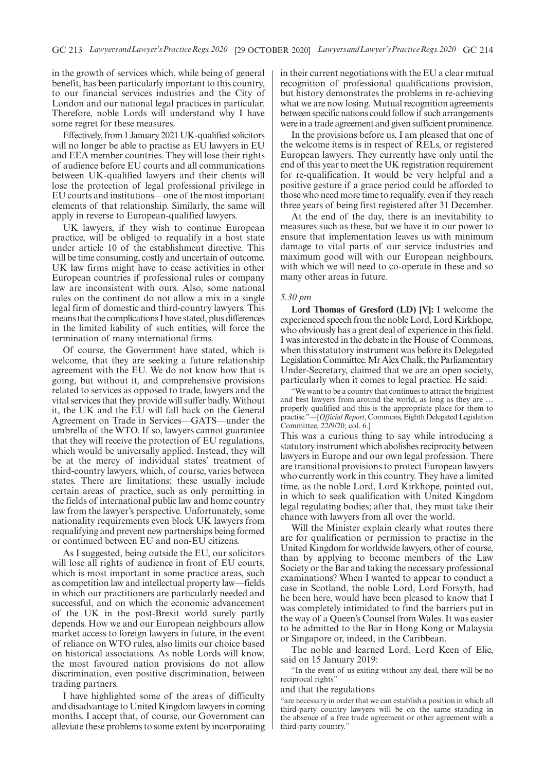in the growth of services which, while being of general benefit, has been particularly important to this country, to our financial services industries and the City of London and our national legal practices in particular. Therefore, noble Lords will understand why I have some regret for these measures.

Effectively, from 1 January 2021 UK-qualified solicitors will no longer be able to practise as EU lawyers in EU and EEA member countries. They will lose their rights of audience before EU courts and all communications between UK-qualified lawyers and their clients will lose the protection of legal professional privilege in EU courts and institutions—one of the most important elements of that relationship. Similarly, the same will apply in reverse to European-qualified lawyers.

UK lawyers, if they wish to continue European practice, will be obliged to requalify in a host state under article 10 of the establishment directive. This will be time consuming, costly and uncertain of outcome. UK law firms might have to cease activities in other European countries if professional rules or company law are inconsistent with ours. Also, some national rules on the continent do not allow a mix in a single legal firm of domestic and third-country lawyers. This means that the complications I have stated, plus differences in the limited liability of such entities, will force the termination of many international firms.

Of course, the Government have stated, which is welcome, that they are seeking a future relationship agreement with the EU. We do not know how that is going, but without it, and comprehensive provisions related to services as opposed to trade, lawyers and the vital services that they provide will suffer badly. Without it, the UK and the EU will fall back on the General Agreement on Trade in Services—GATS—under the umbrella of the WTO. If so, lawyers cannot guarantee that they will receive the protection of EU regulations, which would be universally applied. Instead, they will be at the mercy of individual states' treatment of third-country lawyers, which, of course, varies between states. There are limitations; these usually include certain areas of practice, such as only permitting in the fields of international public law and home country law from the lawyer's perspective. Unfortunately, some nationality requirements even block UK lawyers from requalifying and prevent new partnerships being formed or continued between EU and non-EU citizens.

As I suggested, being outside the EU, our solicitors will lose all rights of audience in front of EU courts, which is most important in some practice areas, such as competition law and intellectual property law—fields in which our practitioners are particularly needed and successful, and on which the economic advancement of the UK in the post-Brexit world surely partly depends. How we and our European neighbours allow market access to foreign lawyers in future, in the event of reliance on WTO rules, also limits our choice based on historical associations. As noble Lords will know, the most favoured nation provisions do not allow discrimination, even positive discrimination, between trading partners.

I have highlighted some of the areas of difficulty and disadvantage to United Kingdom lawyers in coming months. I accept that, of course, our Government can alleviate these problems to some extent by incorporating in their current negotiations with the EU a clear mutual recognition of professional qualifications provision, but history demonstrates the problems in re-achieving what we are now losing. Mutual recognition agreements between specific nations could follow if such arrangements were in a trade agreement and given sufficient prominence.

In the provisions before us, I am pleased that one of the welcome items is in respect of RELs, or registered European lawyers. They currently have only until the end of this year to meet the UK registration requirement for re-qualification. It would be very helpful and a positive gesture if a grace period could be afforded to those who need more time to requalify, even if they reach three years of being first registered after 31 December.

At the end of the day, there is an inevitability to measures such as these, but we have it in our power to ensure that implementation leaves us with minimum damage to vital parts of our service industries and maximum good will with our European neighbours, with which we will need to co-operate in these and so many other areas in future.

*5.30 pm*

**Lord Thomas of Gresford (LD) [V]:** I welcome the experienced speech from the noble Lord, Lord Kirkhope, who obviously has a great deal of experience in this field. I was interested in the debate in the House of Commons, when this statutory instrument was before its Delegated Legislation Committee. Mr Alex Chalk, the Parliamentary Under-Secretary, claimed that we are an open society, particularly when it comes to legal practice. He said:

> "We want to be a country that continues to attract the brightest and best lawyers from around the world, as long as they are … properly qualified and this is the appropriate place for them to practise."—[*Official Report*, Commons, Eighth Delegated Legislation Committee, 22/9/20; col. 6.]

This was a curious thing to say while introducing a statutory instrument which abolishes reciprocity between lawyers in Europe and our own legal profession. There are transitional provisions to protect European lawyers who currently work in this country. They have a limited time, as the noble Lord, Lord Kirkhope, pointed out, in which to seek qualification with United Kingdom legal regulating bodies; after that, they must take their chance with lawyers from all over the world.

Will the Minister explain clearly what routes there are for qualification or permission to practise in the United Kingdom for worldwide lawyers, other of course, than by applying to become members of the Law Society or the Bar and taking the necessary professional examinations? When I wanted to appear to conduct a case in Scotland, the noble Lord, Lord Forsyth, had he been here, would have been pleased to know that I was completely intimidated to find the barriers put in the way of a Queen's Counsel from Wales. It was easier to be admitted to the Bar in Hong Kong or Malaysia or Singapore or, indeed, in the Caribbean.

The noble and learned Lord, Lord Keen of Elie, said on 15 January 2019:

> "In the event of us exiting without any deal, there will be no reciprocal rights"

and that the regulations

> "are necessary in order that we can establish a position in which all third-party country lawyers will be on the same standing in the absence of a free trade agreement or other agreement with a third-party country."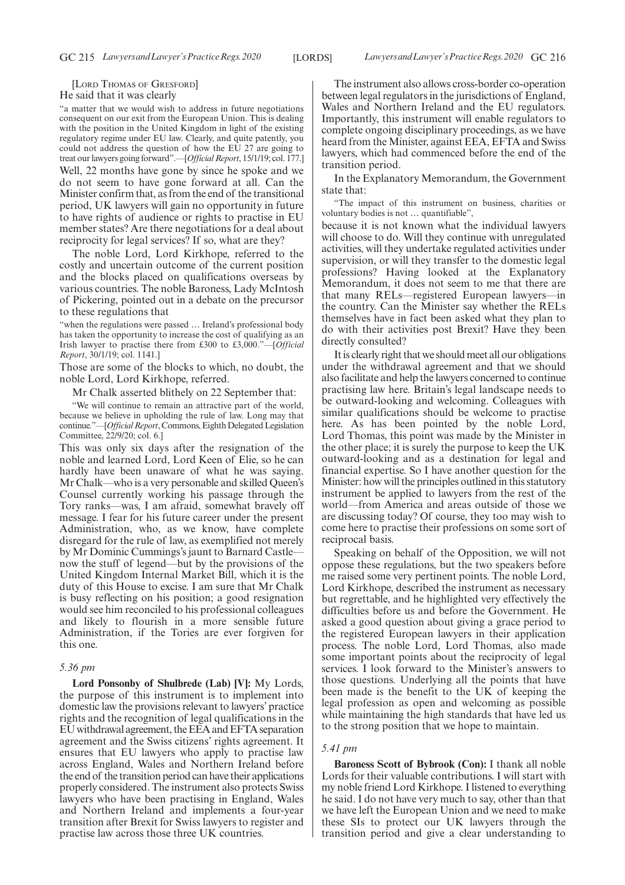[LORD THOMAS OF GRESFORD]

He said that it was clearly

"a matter that we would wish to address in future negotiations consequent on our exit from the European Union. This is dealing with the position in the United Kingdom in light of the existing regulatory regime under EU law. Clearly, and quite patently, you could not address the question of how the EU 27 are going to treat our lawyers going forward".—[*Official Report*, 15/1/19; col. 177.]

Well, 22 months have gone by since he spoke and we do not seem to have gone forward at all. Can the Minister confirm that, as from the end of the transitional period, UK lawyers will gain no opportunity in future to have rights of audience or rights to practise in EU member states? Are there negotiations for a deal about reciprocity for legal services? If so, what are they?

The noble Lord, Lord Kirkhope, referred to the costly and uncertain outcome of the current position and the blocks placed on qualifications overseas by various countries. The noble Baroness, Lady McIntosh of Pickering, pointed out in a debate on the precursor to these regulations that

"when the regulations were passed … Ireland's professional body has taken the opportunity to increase the cost of qualifying as an Irish lawyer to practise there from £300 to £3,000."—[*Official Report*, 30/1/19; col. 1141.]

Those are some of the blocks to which, no doubt, the noble Lord, Lord Kirkhope, referred.

Mr Chalk asserted blithely on 22 September that:

"We will continue to remain an attractive part of the world, because we believe in upholding the rule of law. Long may that continue."—[*Official Report*, Commons, Eighth Delegated Legislation Committee, 22/9/20; col. 6.]

This was only six days after the resignation of the noble and learned Lord, Lord Keen of Elie, so he can hardly have been unaware of what he was saying. Mr Chalk—who is a very personable and skilled Queen's Counsel currently working his passage through the Tory ranks—was, I am afraid, somewhat bravely off message. I fear for his future career under the present Administration, who, as we know, have complete disregard for the rule of law, as exemplified not merely by Mr Dominic Cummings's jaunt to Barnard Castle—now the stuff of legend—but by the provisions of the United Kingdom Internal Market Bill, which it is the duty of this House to excise. I am sure that Mr Chalk is busy reflecting on his position; a good resignation would see him reconciled to his professional colleagues and likely to flourish in a more sensible future Administration, if the Tories are ever forgiven for this one.

*5.36 pm*

**Lord Ponsonby of Shulbrede (Lab) [V]:** My Lords, the purpose of this instrument is to implement into domestic law the provisions relevant to lawyers' practice rights and the recognition of legal qualifications in the EU withdrawal agreement, the EEA and EFTA separation agreement and the Swiss citizens' rights agreement. It ensures that EU lawyers who apply to practise law across England, Wales and Northern Ireland before the end of the transition period can have their applications properly considered. The instrument also protects Swiss lawyers who have been practising in England, Wales and Northern Ireland and implements a four-year transition after Brexit for Swiss lawyers to register and practise law across those three UK countries.

The instrument also allows cross-border co-operation between legal regulators in the jurisdictions of England, Wales and Northern Ireland and the EU regulators. Importantly, this instrument will enable regulators to complete ongoing disciplinary proceedings, as we have heard from the Minister, against EEA, EFTA and Swiss lawyers, which had commenced before the end of the transition period.

In the Explanatory Memorandum, the Government state that:

"The impact of this instrument on business, charities or voluntary bodies is not … quantifiable",

because it is not known what the individual lawyers will choose to do. Will they continue with unregulated activities, will they undertake regulated activities under supervision, or will they transfer to the domestic legal professions? Having looked at the Explanatory Memorandum, it does not seem to me that there are that many RELs—registered European lawyers—in the country. Can the Minister say whether the RELs themselves have in fact been asked what they plan to do with their activities post Brexit? Have they been directly consulted?

It is clearly right that we should meet all our obligations under the withdrawal agreement and that we should also facilitate and help the lawyers concerned to continue practising law here. Britain's legal landscape needs to be outward-looking and welcoming. Colleagues with similar qualifications should be welcome to practise here. As has been pointed by the noble Lord, Lord Thomas, this point was made by the Minister in the other place; it is surely the purpose to keep the UK outward-looking and as a destination for legal and financial expertise. So I have another question for the Minister: how will the principles outlined in this statutory instrument be applied to lawyers from the rest of the world—from America and areas outside of those we are discussing today? Of course, they too may wish to come here to practise their professions on some sort of reciprocal basis.

Speaking on behalf of the Opposition, we will not oppose these regulations, but the two speakers before me raised some very pertinent points. The noble Lord, Lord Kirkhope, described the instrument as necessary but regrettable, and he highlighted very effectively the difficulties before us and before the Government. He asked a good question about giving a grace period to the registered European lawyers in their application process. The noble Lord, Lord Thomas, also made some important points about the reciprocity of legal services. I look forward to the Minister's answers to those questions. Underlying all the points that have been made is the benefit to the UK of keeping the legal profession as open and welcoming as possible while maintaining the high standards that have led us to the strong position that we hope to maintain.

*5.41 pm*

**Baroness Scott of Bybrook (Con):** I thank all noble Lords for their valuable contributions. I will start with my noble friend Lord Kirkhope. I listened to everything he said. I do not have very much to say, other than that we have left the European Union and we need to make these SIs to protect our UK lawyers through the transition period and give a clear understanding to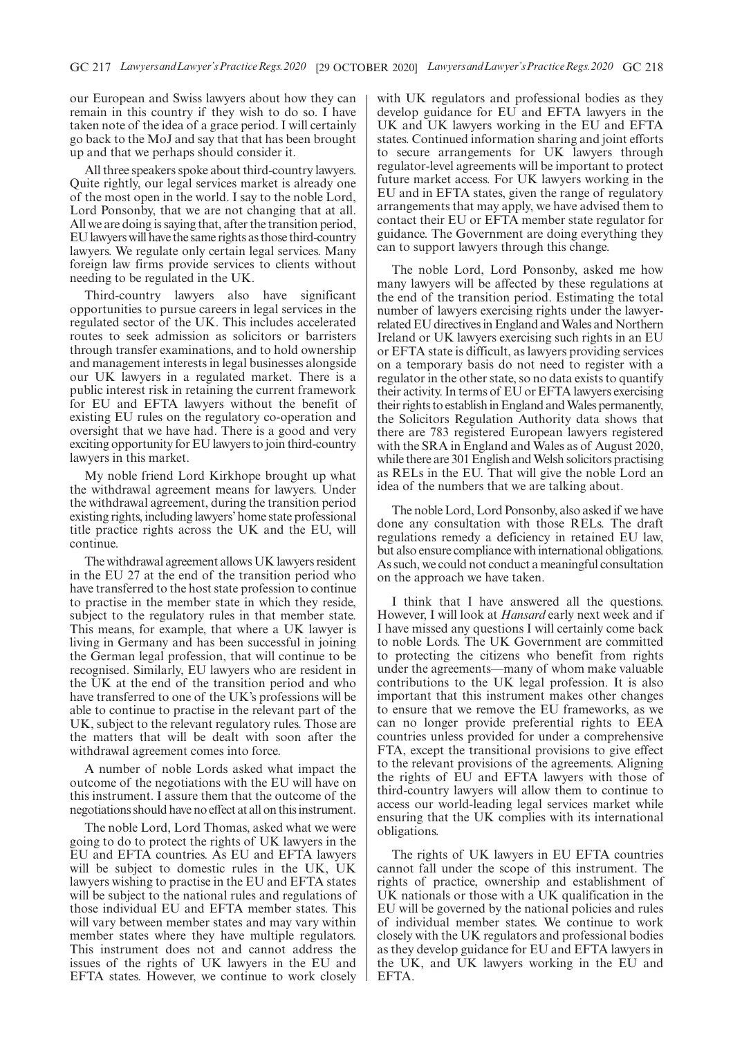our European and Swiss lawyers about how they can remain in this country if they wish to do so. I have taken note of the idea of a grace period. I will certainly go back to the MoJ and say that that has been brought up and that we perhaps should consider it.

All three speakers spoke about third-country lawyers. Quite rightly, our legal services market is already one of the most open in the world. I say to the noble Lord, Lord Ponsonby, that we are not changing that at all. All we are doing is saying that, after the transition period, EU lawyers will have the same rights as those third-country lawyers. We regulate only certain legal services. Many foreign law firms provide services to clients without needing to be regulated in the UK.

Third-country lawyers also have significant opportunities to pursue careers in legal services in the regulated sector of the UK. This includes accelerated routes to seek admission as solicitors or barristers through transfer examinations, and to hold ownership and management interests in legal businesses alongside our UK lawyers in a regulated market. There is a public interest risk in retaining the current framework for EU and EFTA lawyers without the benefit of existing EU rules on the regulatory co-operation and oversight that we have had. There is a good and very exciting opportunity for EU lawyers to join third-country lawyers in this market.

My noble friend Lord Kirkhope brought up what the withdrawal agreement means for lawyers. Under the withdrawal agreement, during the transition period existing rights, including lawyers' home state professional title practice rights across the UK and the EU, will continue.

The withdrawal agreement allows UK lawyers resident in the EU 27 at the end of the transition period who have transferred to the host state profession to continue to practise in the member state in which they reside, subject to the regulatory rules in that member state. This means, for example, that where a UK lawyer is living in Germany and has been successful in joining the German legal profession, that will continue to be recognised. Similarly, EU lawyers who are resident in the UK at the end of the transition period and who have transferred to one of the UK's professions will be able to continue to practise in the relevant part of the UK, subject to the relevant regulatory rules. Those are the matters that will be dealt with soon after the withdrawal agreement comes into force.

A number of noble Lords asked what impact the outcome of the negotiations with the EU will have on this instrument. I assure them that the outcome of the negotiations should have no effect at all on this instrument.

The noble Lord, Lord Thomas, asked what we were going to do to protect the rights of UK lawyers in the EU and EFTA countries. As EU and EFTA lawyers will be subject to domestic rules in the UK, UK lawyers wishing to practise in the EU and EFTA states will be subject to the national rules and regulations of those individual EU and EFTA member states. This will vary between member states and may vary within member states where they have multiple regulators. This instrument does not and cannot address the issues of the rights of UK lawyers in the EU and EFTA states. However, we continue to work closely with UK regulators and professional bodies as they develop guidance for EU and EFTA lawyers in the UK and UK lawyers working in the EU and EFTA states. Continued information sharing and joint efforts to secure arrangements for UK lawyers through regulator-level agreements will be important to protect future market access. For UK lawyers working in the EU and in EFTA states, given the range of regulatory arrangements that may apply, we have advised them to contact their EU or EFTA member state regulator for guidance. The Government are doing everything they can to support lawyers through this change.

The noble Lord, Lord Ponsonby, asked me how many lawyers will be affected by these regulations at the end of the transition period. Estimating the total number of lawyers exercising rights under the lawyer-related EU directives in England and Wales and Northern Ireland or UK lawyers exercising such rights in an EU or EFTA state is difficult, as lawyers providing services on a temporary basis do not need to register with a regulator in the other state, so no data exists to quantify their activity. In terms of EU or EFTA lawyers exercising their rights to establish in England and Wales permanently, the Solicitors Regulation Authority data shows that there are 783 registered European lawyers registered with the SRA in England and Wales as of August 2020, while there are 301 English and Welsh solicitors practising as RELs in the EU. That will give the noble Lord an idea of the numbers that we are talking about.

The noble Lord, Lord Ponsonby, also asked if we have done any consultation with those RELs. The draft regulations remedy a deficiency in retained EU law, but also ensure compliance with international obligations. As such, we could not conduct a meaningful consultation on the approach we have taken.

I think that I have answered all the questions. However, I will look at *Hansard* early next week and if I have missed any questions I will certainly come back to noble Lords. The UK Government are committed to protecting the citizens who benefit from rights under the agreements—many of whom make valuable contributions to the UK legal profession. It is also important that this instrument makes other changes to ensure that we remove the EU frameworks, as we can no longer provide preferential rights to EEA countries unless provided for under a comprehensive FTA, except the transitional provisions to give effect to the relevant provisions of the agreements. Aligning the rights of EU and EFTA lawyers with those of third-country lawyers will allow them to continue to access our world-leading legal services market while ensuring that the UK complies with its international obligations.

The rights of UK lawyers in EU EFTA countries cannot fall under the scope of this instrument. The rights of practice, ownership and establishment of UK nationals or those with a UK qualification in the EU will be governed by the national policies and rules of individual member states. We continue to work closely with the UK regulators and professional bodies as they develop guidance for EU and EFTA lawyers in the UK, and UK lawyers working in the EU and EFTA.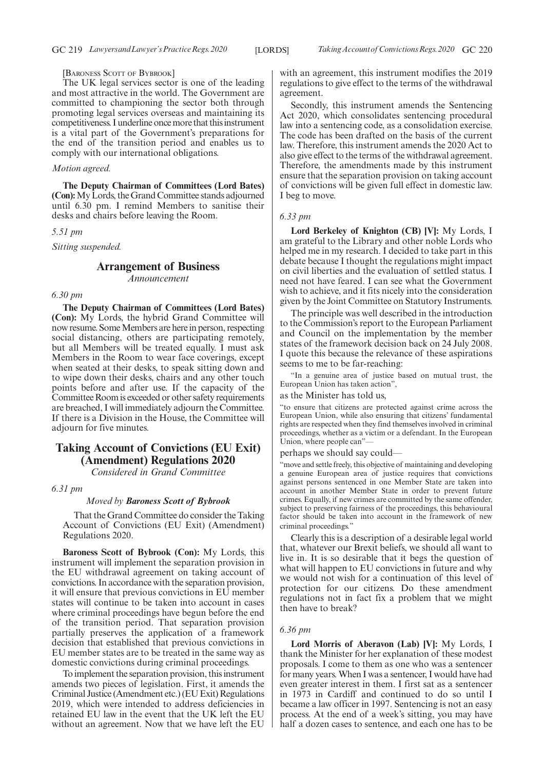[Baroness Scott of Bybrook]

The UK legal services sector is one of the leading and most attractive in the world. The Government are committed to championing the sector both through promoting legal services overseas and maintaining its competitiveness. I underline once more that this instrument is a vital part of the Government's preparations for the end of the transition period and enables us to comply with our international obligations.

*Motion agreed.*

**The Deputy Chairman of Committees (Lord Bates) (Con):** My Lords, the Grand Committee stands adjourned until 6.30 pm. I remind Members to sanitise their desks and chairs before leaving the Room.

*5.51 pm*

*Sitting suspended.*

## Arrangement of Business

*Announcement*

*6.30 pm*

**The Deputy Chairman of Committees (Lord Bates) (Con):** My Lords, the hybrid Grand Committee will now resume. Some Members are here in person, respecting social distancing, others are participating remotely, but all Members will be treated equally. I must ask Members in the Room to wear face coverings, except when seated at their desks, to speak sitting down and to wipe down their desks, chairs and any other touch points before and after use. If the capacity of the Committee Room is exceeded or other safety requirements are breached, I will immediately adjourn the Committee. If there is a Division in the House, the Committee will adjourn for five minutes.

## Taking Account of Convictions (EU Exit) (Amendment) Regulations 2020

*Considered in Grand Committee*

*6.31 pm*

*Moved by* ***Baroness Scott of Bybrook***

That the Grand Committee do consider the Taking Account of Convictions (EU Exit) (Amendment) Regulations 2020.

**Baroness Scott of Bybrook (Con):** My Lords, this instrument will implement the separation provision in the EU withdrawal agreement on taking account of convictions. In accordance with the separation provision, it will ensure that previous convictions in EU member states will continue to be taken into account in cases where criminal proceedings have begun before the end of the transition period. That separation provision partially preserves the application of a framework decision that established that previous convictions in EU member states are to be treated in the same way as domestic convictions during criminal proceedings.

To implement the separation provision, this instrument amends two pieces of legislation. First, it amends the Criminal Justice (Amendment etc.) (EU Exit) Regulations 2019, which were intended to address deficiencies in retained EU law in the event that the UK left the EU without an agreement. Now that we have left the EU with an agreement, this instrument modifies the 2019 regulations to give effect to the terms of the withdrawal agreement.

Secondly, this instrument amends the Sentencing Act 2020, which consolidates sentencing procedural law into a sentencing code, as a consolidation exercise. The code has been drafted on the basis of the current law. Therefore, this instrument amends the 2020 Act to also give effect to the terms of the withdrawal agreement. Therefore, the amendments made by this instrument ensure that the separation provision on taking account of convictions will be given full effect in domestic law. I beg to move.

*6.33 pm*

**Lord Berkeley of Knighton (CB) [V]:** My Lords, I am grateful to the Library and other noble Lords who helped me in my research. I decided to take part in this debate because I thought the regulations might impact on civil liberties and the evaluation of settled status. I need not have feared. I can see what the Government wish to achieve, and it fits nicely into the consideration given by the Joint Committee on Statutory Instruments.

The principle was well described in the introduction to the Commission's report to the European Parliament and Council on the implementation by the member states of the framework decision back on 24 July 2008. I quote this because the relevance of these aspirations seems to me to be far-reaching:

> "In a genuine area of justice based on mutual trust, the European Union has taken action",

as the Minister has told us,

> "to ensure that citizens are protected against crime across the European Union, while also ensuring that citizens' fundamental rights are respected when they find themselves involved in criminal proceedings, whether as a victim or a defendant. In the European Union, where people can"—

perhaps we should say could—

> "move and settle freely, this objective of maintaining and developing a genuine European area of justice requires that convictions against persons sentenced in one Member State are taken into account in another Member State in order to prevent future crimes. Equally, if new crimes are committed by the same offender, subject to preserving fairness of the proceedings, this behavioural factor should be taken into account in the framework of new criminal proceedings."

Clearly this is a description of a desirable legal world that, whatever our Brexit beliefs, we should all want to live in. It is so desirable that it begs the question of what will happen to EU convictions in future and why we would not wish for a continuation of this level of protection for our citizens. Do these amendment regulations not in fact fix a problem that we might then have to break?

*6.36 pm*

**Lord Morris of Aberavon (Lab) [V]:** My Lords, I thank the Minister for her explanation of these modest proposals. I come to them as one who was a sentencer for many years. When I was a sentencer, I would have had even greater interest in them. I first sat as a sentencer in 1973 in Cardiff and continued to do so until I became a law officer in 1997. Sentencing is not an easy process. At the end of a week's sitting, you may have half a dozen cases to sentence, and each one has to be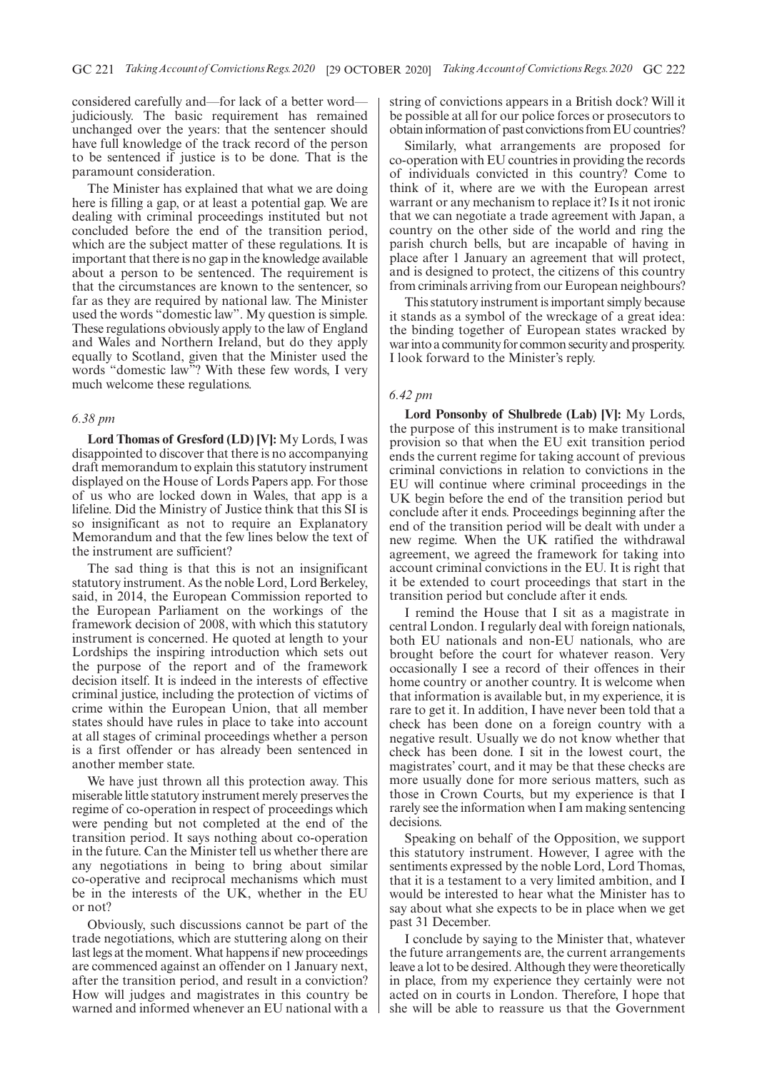considered carefully and—for lack of a better word—judiciously. The basic requirement has remained unchanged over the years: that the sentencer should have full knowledge of the track record of the person to be sentenced if justice is to be done. That is the paramount consideration.

The Minister has explained that what we are doing here is filling a gap, or at least a potential gap. We are dealing with criminal proceedings instituted but not concluded before the end of the transition period, which are the subject matter of these regulations. It is important that there is no gap in the knowledge available about a person to be sentenced. The requirement is that the circumstances are known to the sentencer, so far as they are required by national law. The Minister used the words "domestic law". My question is simple. These regulations obviously apply to the law of England and Wales and Northern Ireland, but do they apply equally to Scotland, given that the Minister used the words "domestic law"? With these few words, I very much welcome these regulations.

*6.38 pm*

**Lord Thomas of Gresford (LD) [V]:** My Lords, I was disappointed to discover that there is no accompanying draft memorandum to explain this statutory instrument displayed on the House of Lords Papers app. For those of us who are locked down in Wales, that app is a lifeline. Did the Ministry of Justice think that this SI is so insignificant as not to require an Explanatory Memorandum and that the few lines below the text of the instrument are sufficient?

The sad thing is that this is not an insignificant statutory instrument. As the noble Lord, Lord Berkeley, said, in 2014, the European Commission reported to the European Parliament on the workings of the framework decision of 2008, with which this statutory instrument is concerned. He quoted at length to your Lordships the inspiring introduction which sets out the purpose of the report and of the framework decision itself. It is indeed in the interests of effective criminal justice, including the protection of victims of crime within the European Union, that all member states should have rules in place to take into account at all stages of criminal proceedings whether a person is a first offender or has already been sentenced in another member state.

We have just thrown all this protection away. This miserable little statutory instrument merely preserves the regime of co-operation in respect of proceedings which were pending but not completed at the end of the transition period. It says nothing about co-operation in the future. Can the Minister tell us whether there are any negotiations in being to bring about similar co-operative and reciprocal mechanisms which must be in the interests of the UK, whether in the EU or not?

Obviously, such discussions cannot be part of the trade negotiations, which are stuttering along on their last legs at the moment. What happens if new proceedings are commenced against an offender on 1 January next, after the transition period, and result in a conviction? How will judges and magistrates in this country be warned and informed whenever an EU national with a string of convictions appears in a British dock? Will it be possible at all for our police forces or prosecutors to obtain information of past convictions from EU countries?

Similarly, what arrangements are proposed for co-operation with EU countries in providing the records of individuals convicted in this country? Come to think of it, where are we with the European arrest warrant or any mechanism to replace it? Is it not ironic that we can negotiate a trade agreement with Japan, a country on the other side of the world and ring the parish church bells, but are incapable of having in place after 1 January an agreement that will protect, and is designed to protect, the citizens of this country from criminals arriving from our European neighbours?

This statutory instrument is important simply because it stands as a symbol of the wreckage of a great idea: the binding together of European states wracked by war into a community for common security and prosperity. I look forward to the Minister's reply.

*6.42 pm*

**Lord Ponsonby of Shulbrede (Lab) [V]:** My Lords, the purpose of this instrument is to make transitional provision so that when the EU exit transition period ends the current regime for taking account of previous criminal convictions in relation to convictions in the EU will continue where criminal proceedings in the UK begin before the end of the transition period but conclude after it ends. Proceedings beginning after the end of the transition period will be dealt with under a new regime. When the UK ratified the withdrawal agreement, we agreed the framework for taking into account criminal convictions in the EU. It is right that it be extended to court proceedings that start in the transition period but conclude after it ends.

I remind the House that I sit as a magistrate in central London. I regularly deal with foreign nationals, both EU nationals and non-EU nationals, who are brought before the court for whatever reason. Very occasionally I see a record of their offences in their home country or another country. It is welcome when that information is available but, in my experience, it is rare to get it. In addition, I have never been told that a check has been done on a foreign country with a negative result. Usually we do not know whether that check has been done. I sit in the lowest court, the magistrates' court, and it may be that these checks are more usually done for more serious matters, such as those in Crown Courts, but my experience is that I rarely see the information when I am making sentencing decisions.

Speaking on behalf of the Opposition, we support this statutory instrument. However, I agree with the sentiments expressed by the noble Lord, Lord Thomas, that it is a testament to a very limited ambition, and I would be interested to hear what the Minister has to say about what she expects to be in place when we get past 31 December.

I conclude by saying to the Minister that, whatever the future arrangements are, the current arrangements leave a lot to be desired. Although they were theoretically in place, from my experience they certainly were not acted on in courts in London. Therefore, I hope that she will be able to reassure us that the Government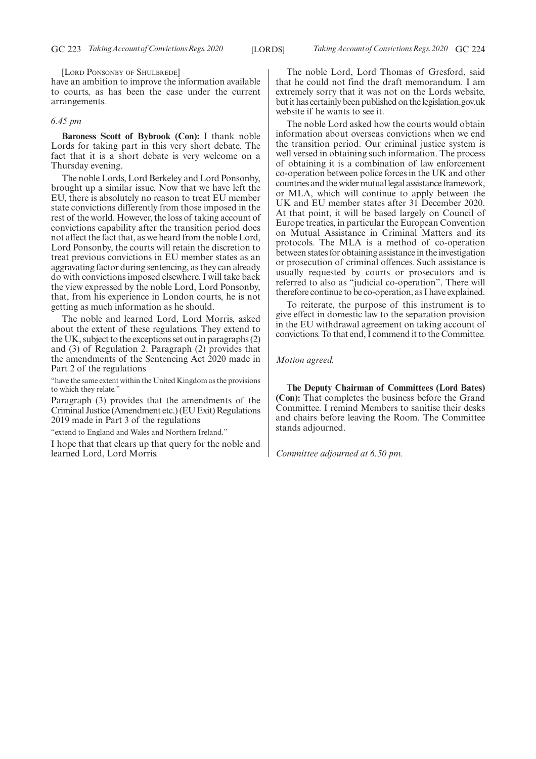[Lord Ponsonby of Shulbrede]

have an ambition to improve the information available to courts, as has been the case under the current arrangements.

*6.45 pm*

**Baroness Scott of Bybrook (Con):** I thank noble Lords for taking part in this very short debate. The fact that it is a short debate is very welcome on a Thursday evening.

The noble Lords, Lord Berkeley and Lord Ponsonby, brought up a similar issue. Now that we have left the EU, there is absolutely no reason to treat EU member state convictions differently from those imposed in the rest of the world. However, the loss of taking account of convictions capability after the transition period does not affect the fact that, as we heard from the noble Lord, Lord Ponsonby, the courts will retain the discretion to treat previous convictions in EU member states as an aggravating factor during sentencing, as they can already do with convictions imposed elsewhere. I will take back the view expressed by the noble Lord, Lord Ponsonby, that, from his experience in London courts, he is not getting as much information as he should.

The noble and learned Lord, Lord Morris, asked about the extent of these regulations. They extend to the UK, subject to the exceptions set out in paragraphs (2) and (3) of Regulation 2. Paragraph (2) provides that the amendments of the Sentencing Act 2020 made in Part 2 of the regulations

"have the same extent within the United Kingdom as the provisions to which they relate."

Paragraph (3) provides that the amendments of the Criminal Justice (Amendment etc.) (EU Exit) Regulations 2019 made in Part 3 of the regulations

"extend to England and Wales and Northern Ireland."

I hope that that clears up that query for the noble and learned Lord, Lord Morris.

The noble Lord, Lord Thomas of Gresford, said that he could not find the draft memorandum. I am extremely sorry that it was not on the Lords website, but it has certainly been published on the legislation.gov.uk website if he wants to see it.

The noble Lord asked how the courts would obtain information about overseas convictions when we end the transition period. Our criminal justice system is well versed in obtaining such information. The process of obtaining it is a combination of law enforcement co-operation between police forces in the UK and other countries and the wider mutual legal assistance framework, or MLA, which will continue to apply between the UK and EU member states after 31 December 2020. At that point, it will be based largely on Council of Europe treaties, in particular the European Convention on Mutual Assistance in Criminal Matters and its protocols. The MLA is a method of co-operation between states for obtaining assistance in the investigation or prosecution of criminal offences. Such assistance is usually requested by courts or prosecutors and is referred to also as "judicial co-operation". There will therefore continue to be co-operation, as I have explained.

To reiterate, the purpose of this instrument is to give effect in domestic law to the separation provision in the EU withdrawal agreement on taking account of convictions. To that end, I commend it to the Committee.

*Motion agreed.*

**The Deputy Chairman of Committees (Lord Bates) (Con):** That completes the business before the Grand Committee. I remind Members to sanitise their desks and chairs before leaving the Room. The Committee stands adjourned.

*Committee adjourned at 6.50 pm.*